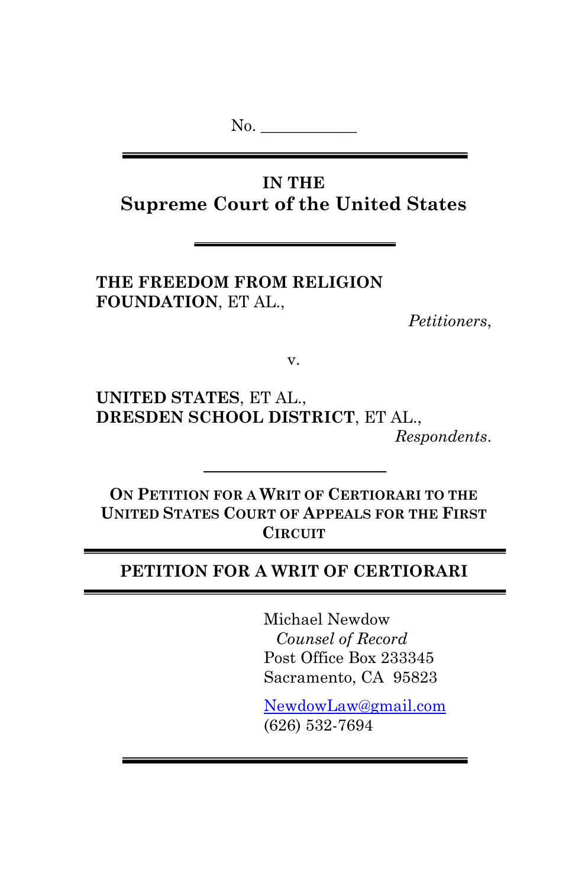No. ____________

**IN THE**
**Supreme Court of the United States**

---

**THE FREEDOM FROM RELIGION FOUNDATION**, ET AL.,

*Petitioners*,

v.

**UNITED STATES**, ET AL.,
**DRESDEN SCHOOL DISTRICT**, ET AL.,

*Respondents*.

---

**ON PETITION FOR A WRIT OF CERTIORARI TO THE UNITED STATES COURT OF APPEALS FOR THE FIRST CIRCUIT**

---

## PETITION FOR A WRIT OF CERTIORARI

---

Michael Newdow
*Counsel of Record*
Post Office Box 233345
Sacramento, CA 95823

NewdowLaw@gmail.com
(626) 532-7694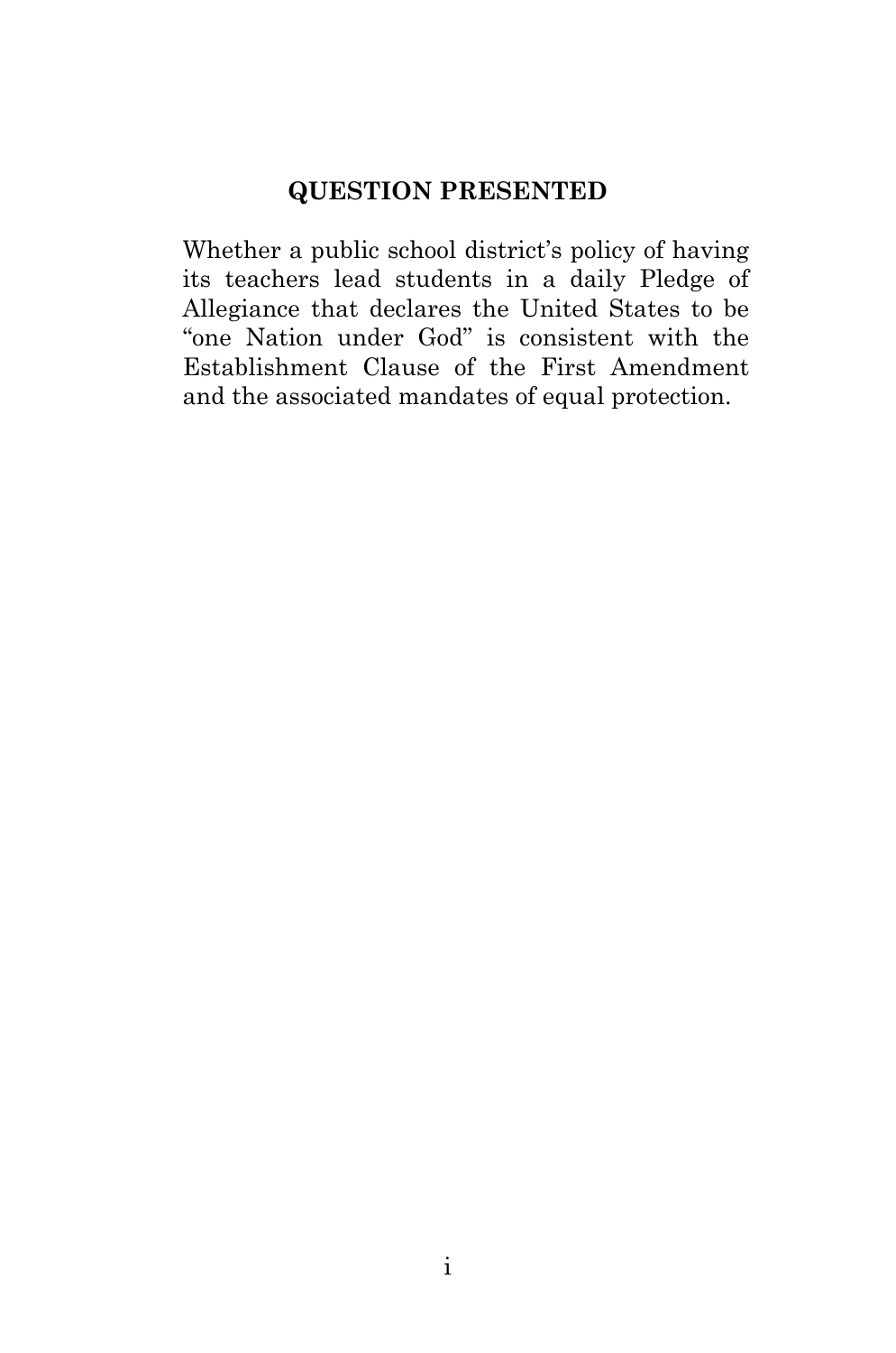## QUESTION PRESENTED

Whether a public school district's policy of having its teachers lead students in a daily Pledge of Allegiance that declares the United States to be "one Nation under God" is consistent with the Establishment Clause of the First Amendment and the associated mandates of equal protection.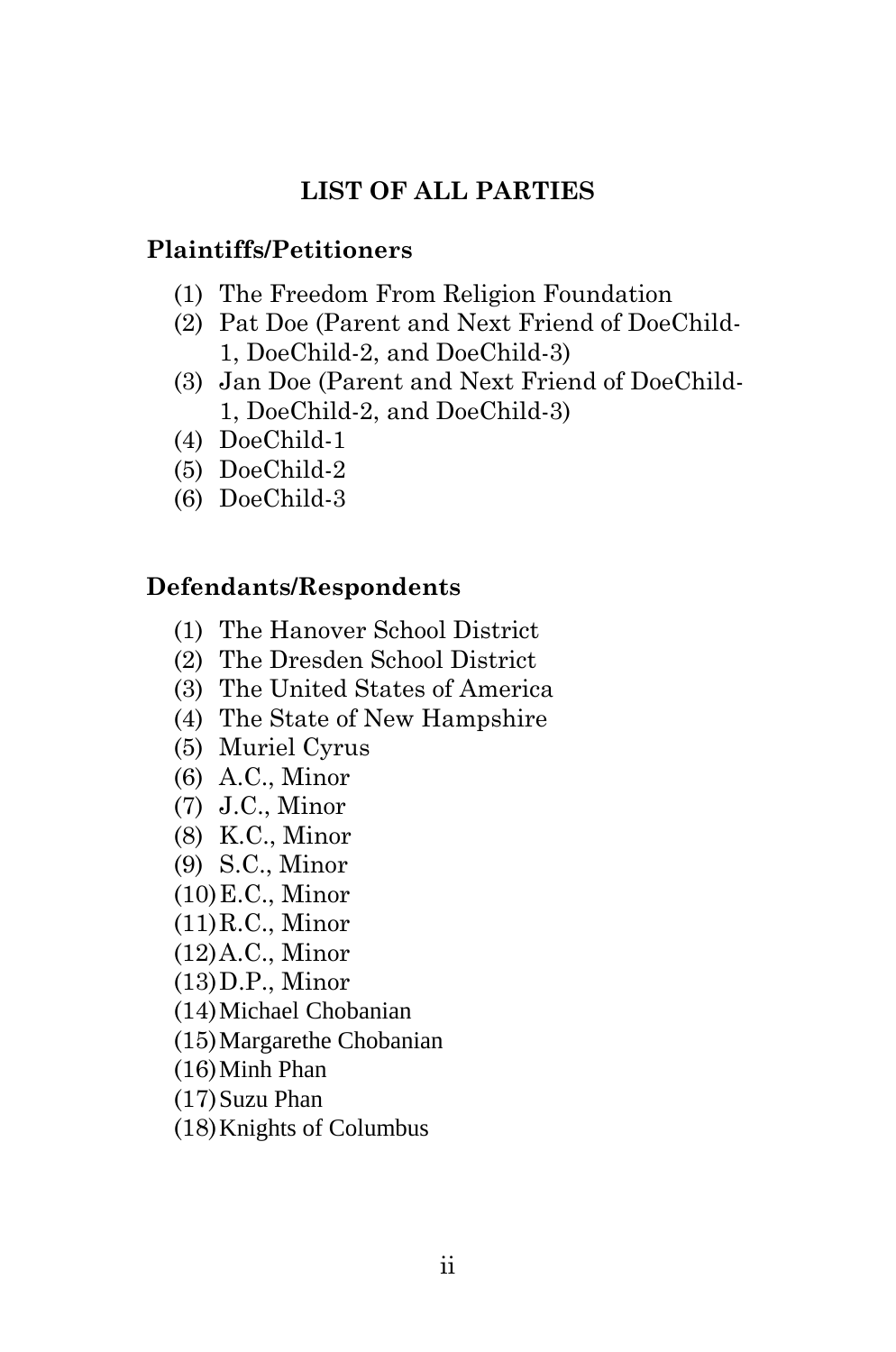## LIST OF ALL PARTIES

### Plaintiffs/Petitioners

(1) The Freedom From Religion Foundation
(2) Pat Doe (Parent and Next Friend of DoeChild-1, DoeChild-2, and DoeChild-3)
(3) Jan Doe (Parent and Next Friend of DoeChild-1, DoeChild-2, and DoeChild-3)
(4) DoeChild-1
(5) DoeChild-2
(6) DoeChild-3

### Defendants/Respondents

(1) The Hanover School District
(2) The Dresden School District
(3) The United States of America
(4) The State of New Hampshire
(5) Muriel Cyrus
(6) A.C., Minor
(7) J.C., Minor
(8) K.C., Minor
(9) S.C., Minor
(10) E.C., Minor
(11) R.C., Minor
(12) A.C., Minor
(13) D.P., Minor
(14) Michael Chobanian
(15) Margarethe Chobanian
(16) Minh Phan
(17) Suzu Phan
(18) Knights of Columbus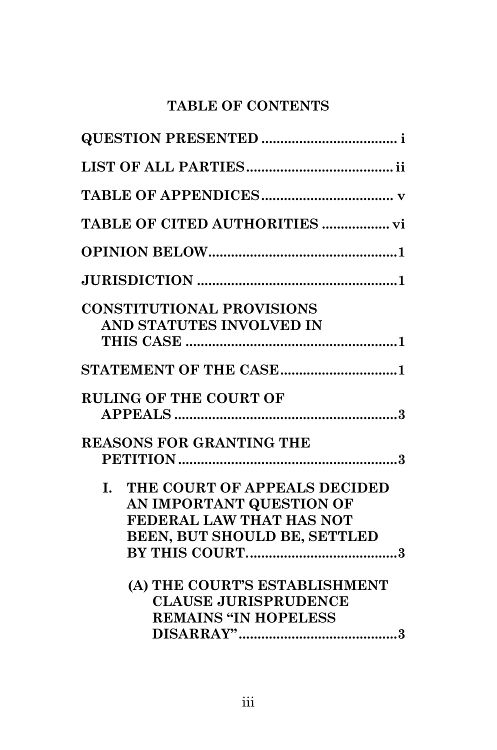# TABLE OF CONTENTS

**QUESTION PRESENTED** .................................... i

**LIST OF ALL PARTIES** ....................................... ii

**TABLE OF APPENDICES** .................................. v

**TABLE OF CITED AUTHORITIES** ................. vi

**OPINION BELOW** .................................................. 1

**JURISDICTION** ..................................................... 1

**CONSTITUTIONAL PROVISIONS AND STATUTES INVOLVED IN THIS CASE** ........................................................ 1

**STATEMENT OF THE CASE** .............................. 1

**RULING OF THE COURT OF APPEALS** ........................................................... 3

**REASONS FOR GRANTING THE PETITION** ........................................................... 3

- **I. THE COURT OF APPEALS DECIDED AN IMPORTANT QUESTION OF FEDERAL LAW THAT HAS NOT BEEN, BUT SHOULD BE, SETTLED BY THIS COURT.** ....................................... 3
  - **(A) THE COURT'S ESTABLISHMENT CLAUSE JURISPRUDENCE REMAINS "IN HOPELESS DISARRAY"** .......................................... 3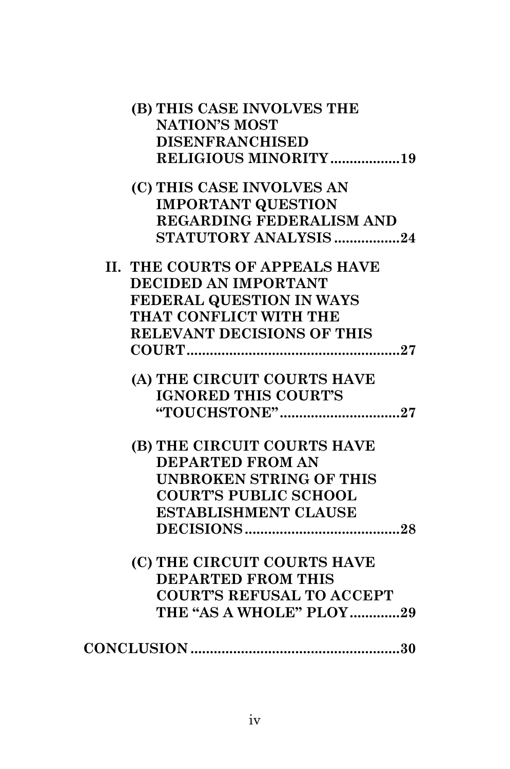**(B) THIS CASE INVOLVES THE NATION'S MOST DISENFRANCHISED RELIGIOUS MINORITY .................. 19**

**(C) THIS CASE INVOLVES AN IMPORTANT QUESTION REGARDING FEDERALISM AND STATUTORY ANALYSIS .................. 24**

**II. THE COURTS OF APPEALS HAVE DECIDED AN IMPORTANT FEDERAL QUESTION IN WAYS THAT CONFLICT WITH THE RELEVANT DECISIONS OF THIS COURT .................. 27**

**(A) THE CIRCUIT COURTS HAVE IGNORED THIS COURT'S "TOUCHSTONE" .................. 27**

**(B) THE CIRCUIT COURTS HAVE DEPARTED FROM AN UNBROKEN STRING OF THIS COURT'S PUBLIC SCHOOL ESTABLISHMENT CLAUSE DECISIONS .................. 28**

**(C) THE CIRCUIT COURTS HAVE DEPARTED FROM THIS COURT'S REFUSAL TO ACCEPT THE "AS A WHOLE" PLOY .................. 29**

**CONCLUSION .................. 30**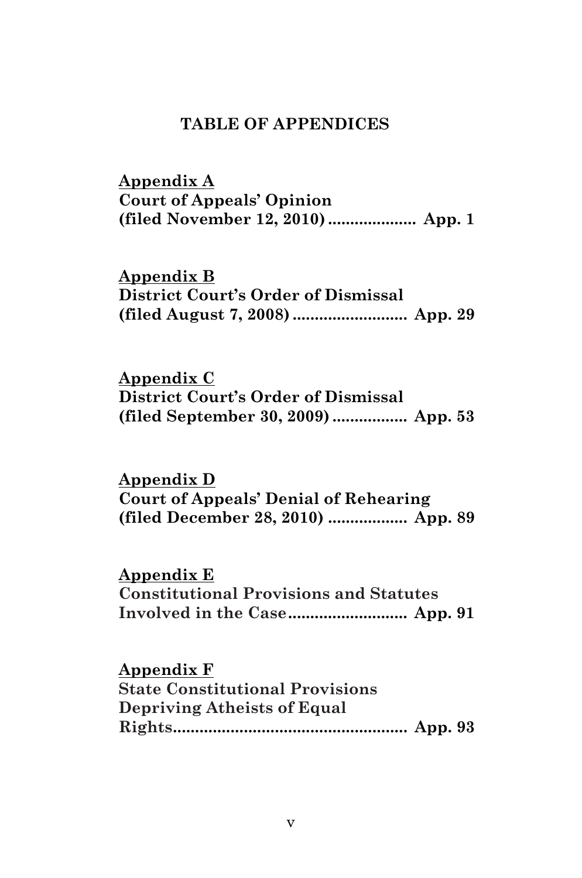## TABLE OF APPENDICES

**Appendix A**
**Court of Appeals' Opinion**
**(filed November 12, 2010) .................... App. 1**

**Appendix B**
**District Court's Order of Dismissal**
**(filed August 7, 2008) .......................... App. 29**

**Appendix C**
**District Court's Order of Dismissal**
**(filed September 30, 2009) ................. App. 53**

**Appendix D**
**Court of Appeals' Denial of Rehearing**
**(filed December 28, 2010) .................. App. 89**

**Appendix E**
**Constitutional Provisions and Statutes**
**Involved in the Case........................... App. 91**

**Appendix F**
**State Constitutional Provisions**
**Depriving Atheists of Equal**
**Rights...................................................... App. 93**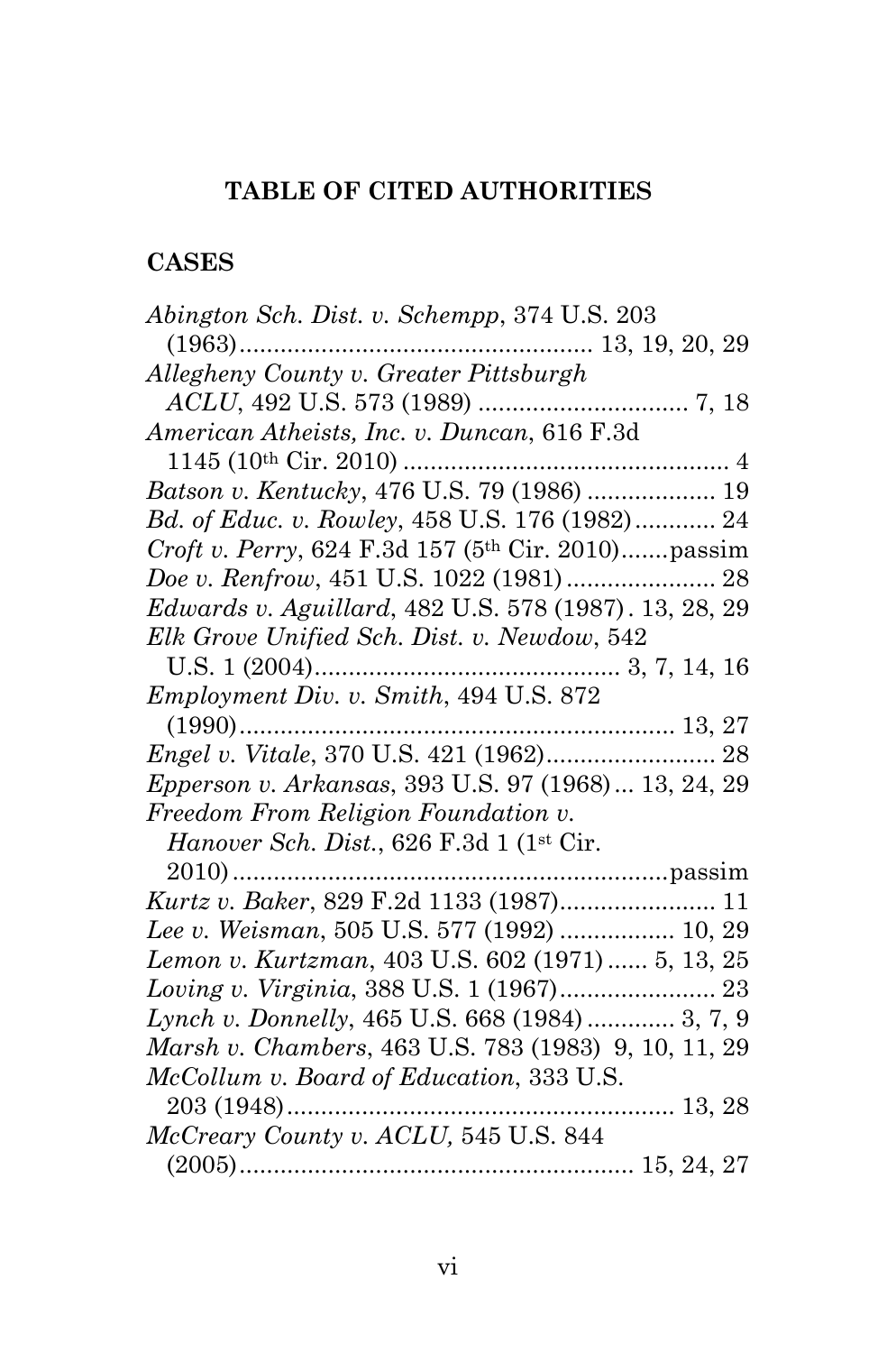## TABLE OF CITED AUTHORITIES

### CASES

*Abington Sch. Dist. v. Schempp*, 374 U.S. 203 (1963)................................................... 13, 19, 20, 29

*Allegheny County v. Greater Pittsburgh ACLU*, 492 U.S. 573 (1989) ............................... 7, 18

*American Atheists, Inc. v. Duncan*, 616 F.3d 1145 (10th Cir. 2010) ................................................ 4

*Batson v. Kentucky*, 476 U.S. 79 (1986) ................... 19

*Bd. of Educ. v. Rowley*, 458 U.S. 176 (1982)............ 24

*Croft v. Perry*, 624 F.3d 157 (5th Cir. 2010).......passim

*Doe v. Renfrow*, 451 U.S. 1022 (1981)...................... 28

*Edwards v. Aguillard*, 482 U.S. 578 (1987). 13, 28, 29

*Elk Grove Unified Sch. Dist. v. Newdow*, 542 U.S. 1 (2004)............................................ 3, 7, 14, 16

*Employment Div. v. Smith*, 494 U.S. 872 (1990)............................................................... 13, 27

*Engel v. Vitale*, 370 U.S. 421 (1962)......................... 28

*Epperson v. Arkansas*, 393 U.S. 97 (1968)... 13, 24, 29

*Freedom From Religion Foundation v. Hanover Sch. Dist.*, 626 F.3d 1 (1st Cir. 2010)................................................................passim

*Kurtz v. Baker*, 829 F.2d 1133 (1987)....................... 11

*Lee v. Weisman*, 505 U.S. 577 (1992) ................. 10, 29

*Lemon v. Kurtzman*, 403 U.S. 602 (1971)...... 5, 13, 25

*Loving v. Virginia*, 388 U.S. 1 (1967)....................... 23

*Lynch v. Donnelly*, 465 U.S. 668 (1984) ............. 3, 7, 9

*Marsh v. Chambers*, 463 U.S. 783 (1983) 9, 10, 11, 29

*McCollum v. Board of Education*, 333 U.S. 203 (1948)......................................................... 13, 28

*McCreary County v. ACLU,* 545 U.S. 844 (2005).......................................................... 15, 24, 27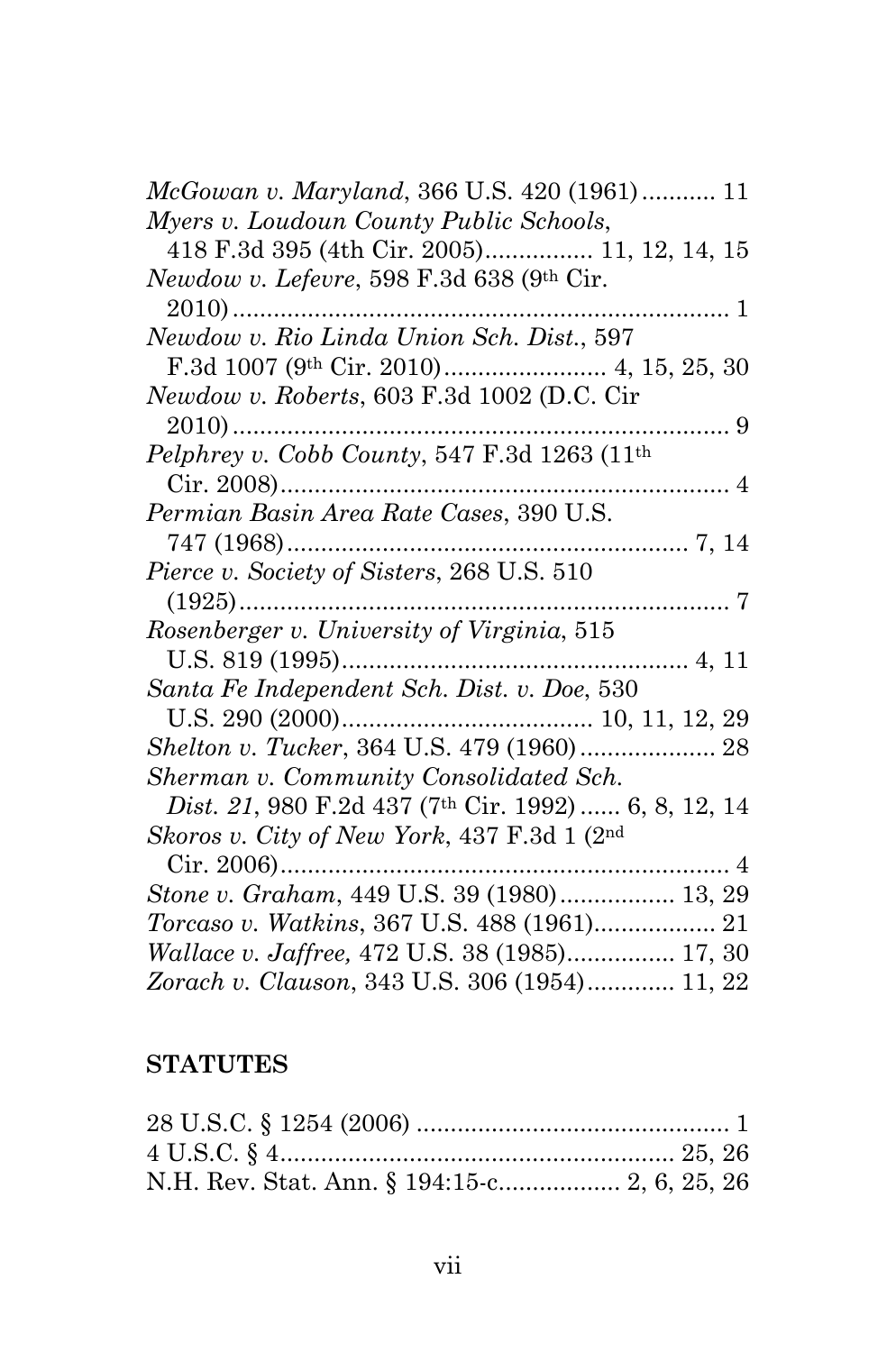*McGowan v. Maryland*, 366 U.S. 420 (1961) ........... 11

*Myers v. Loudoun County Public Schools*, 418 F.3d 395 (4th Cir. 2005)................ 11, 12, 14, 15

*Newdow v. Lefevre*, 598 F.3d 638 (9th Cir. 2010) ........................................................................ 1

*Newdow v. Rio Linda Union Sch. Dist.*, 597 F.3d 1007 (9th Cir. 2010)........................ 4, 15, 25, 30

*Newdow v. Roberts*, 603 F.3d 1002 (D.C. Cir 2010) ........................................................................ 9

*Pelphrey v. Cobb County*, 547 F.3d 1263 (11th Cir. 2008).................................................................. 4

*Permian Basin Area Rate Cases*, 390 U.S. 747 (1968)........................................................... 7, 14

*Pierce v. Society of Sisters*, 268 U.S. 510 (1925)....................................................................... 7

*Rosenberger v. University of Virginia*, 515 U.S. 819 (1995).................................................. 4, 11

*Santa Fe Independent Sch. Dist. v. Doe*, 530 U.S. 290 (2000).................................... 10, 11, 12, 29

*Shelton v. Tucker*, 364 U.S. 479 (1960) .................... 28

*Sherman v. Community Consolidated Sch. Dist. 21*, 980 F.2d 437 (7th Cir. 1992) ...... 6, 8, 12, 14

*Skoros v. City of New York*, 437 F.3d 1 (2nd Cir. 2006)................................................................... 4

*Stone v. Graham*, 449 U.S. 39 (1980)................. 13, 29

*Torcaso v. Watkins*, 367 U.S. 488 (1961).................. 21

*Wallace v. Jaffree,* 472 U.S. 38 (1985)................ 17, 30

*Zorach v. Clauson*, 343 U.S. 306 (1954)............ 11, 22

## STATUTES

28 U.S.C. § 1254 (2006) .............................................. 1

4 U.S.C. § 4.......................................................... 25, 26

N.H. Rev. Stat. Ann. § 194:15-c.................. 2, 6, 25, 26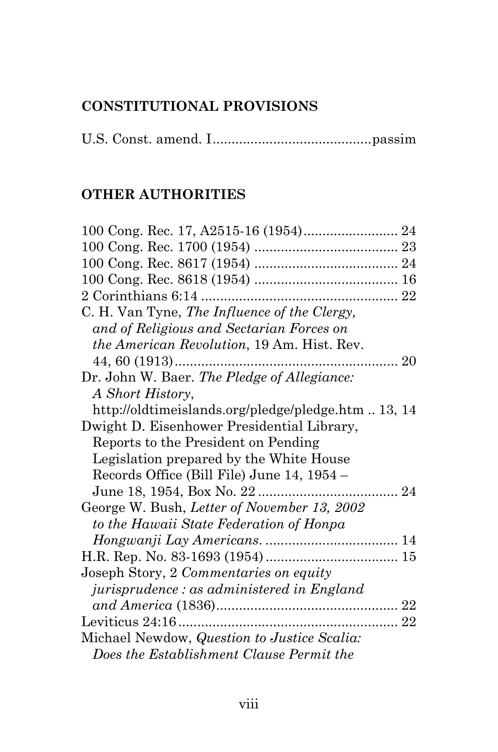## CONSTITUTIONAL PROVISIONS

U.S. Const. amend. I.........................................passim

## OTHER AUTHORITIES

100 Cong. Rec. 17, A2515-16 (1954)......................... 24

100 Cong. Rec. 1700 (1954) ...................................... 23

100 Cong. Rec. 8617 (1954) ...................................... 24

100 Cong. Rec. 8618 (1954) ...................................... 16

2 Corinthians 6:14 .................................................... 22

C. H. Van Tyne, *The Influence of the Clergy, and of Religious and Sectarian Forces on the American Revolution*, 19 Am. Hist. Rev. 44, 60 (1913)........................................................... 20

Dr. John W. Baer. *The Pledge of Allegiance: A Short History*, http://oldtimeislands.org/pledge/pledge.htm .. 13, 14

Dwight D. Eisenhower Presidential Library, Reports to the President on Pending Legislation prepared by the White House Records Office (Bill File) June 14, 1954 – June 18, 1954, Box No. 22 ..................................... 24

George W. Bush, *Letter of November 13, 2002 to the Hawaii State Federation of Honpa Hongwanji Lay Americans*. .................................. 14

H.R. Rep. No. 83-1693 (1954) .................................. 15

Joseph Story, 2 *Commentaries on equity jurisprudence : as administered in England and America* (1836)................................................ 22

Leviticus 24:16.......................................................... 22

Michael Newdow, *Question to Justice Scalia: Does the Establishment Clause Permit the*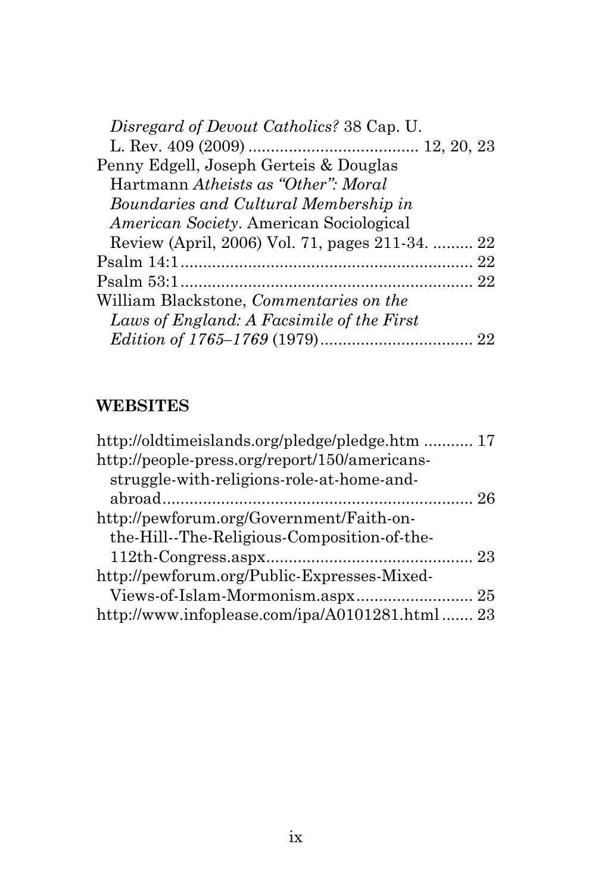*Disregard of Devout Catholics?* 38 Cap. U. L. Rev. 409 (2009) ..................................... 12, 20, 23

Penny Edgell, Joseph Gerteis & Douglas Hartmann *Atheists as "Other": Moral Boundaries and Cultural Membership in American Society*. American Sociological Review (April, 2006) Vol. 71, pages 211-34. ......... 22

Psalm 14:1................................................................ 22

Psalm 53:1................................................................ 22

William Blackstone, *Commentaries on the Laws of England: A Facsimile of the First Edition of 1765–1769* (1979).................................. 22

**WEBSITES**

http://oldtimeislands.org/pledge/pledge.htm ........... 17

http://people-press.org/report/150/americans-struggle-with-religions-role-at-home-and-abroad.................................................................... 26

http://pewforum.org/Government/Faith-on-the-Hill--The-Religious-Composition-of-the-112th-Congress.aspx............................................. 23

http://pewforum.org/Public-Expresses-Mixed-Views-of-Islam-Mormonism.aspx.......................... 25

http://www.infoplease.com/ipa/A0101281.html....... 23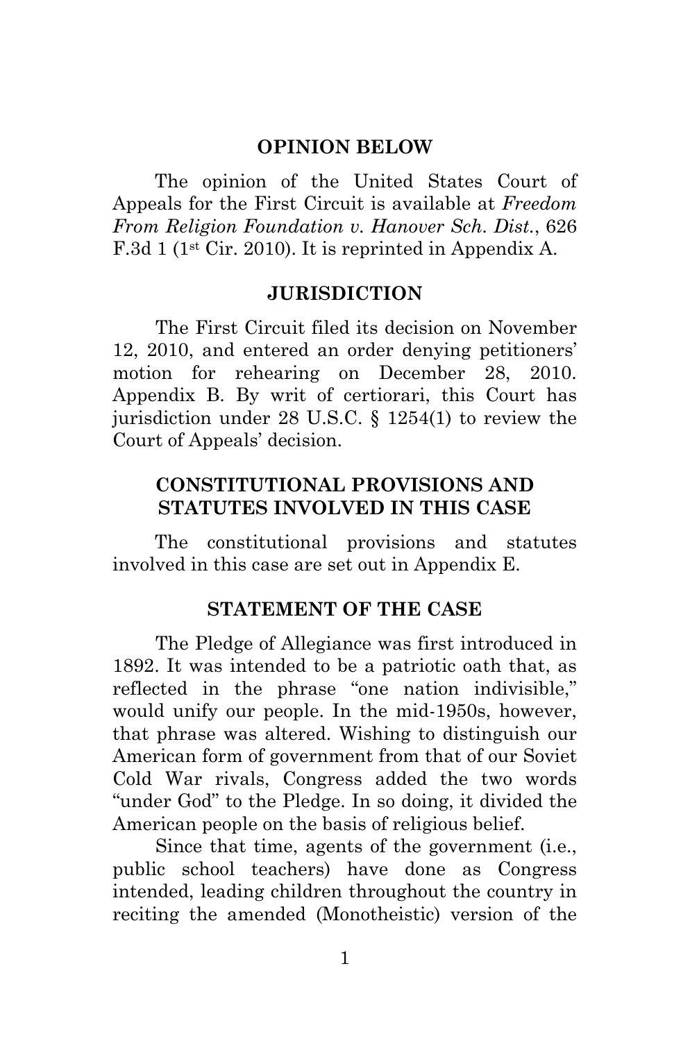## OPINION BELOW

The opinion of the United States Court of Appeals for the First Circuit is available at *Freedom From Religion Foundation v. Hanover Sch. Dist.*, 626 F.3d 1 (1st Cir. 2010). It is reprinted in Appendix A.

## JURISDICTION

The First Circuit filed its decision on November 12, 2010, and entered an order denying petitioners' motion for rehearing on December 28, 2010. Appendix B. By writ of certiorari, this Court has jurisdiction under 28 U.S.C. § 1254(1) to review the Court of Appeals' decision.

## CONSTITUTIONAL PROVISIONS AND STATUTES INVOLVED IN THIS CASE

The constitutional provisions and statutes involved in this case are set out in Appendix E.

## STATEMENT OF THE CASE

The Pledge of Allegiance was first introduced in 1892. It was intended to be a patriotic oath that, as reflected in the phrase "one nation indivisible," would unify our people. In the mid-1950s, however, that phrase was altered. Wishing to distinguish our American form of government from that of our Soviet Cold War rivals, Congress added the two words "under God" to the Pledge. In so doing, it divided the American people on the basis of religious belief.

Since that time, agents of the government (i.e., public school teachers) have done as Congress intended, leading children throughout the country in reciting the amended (Monotheistic) version of the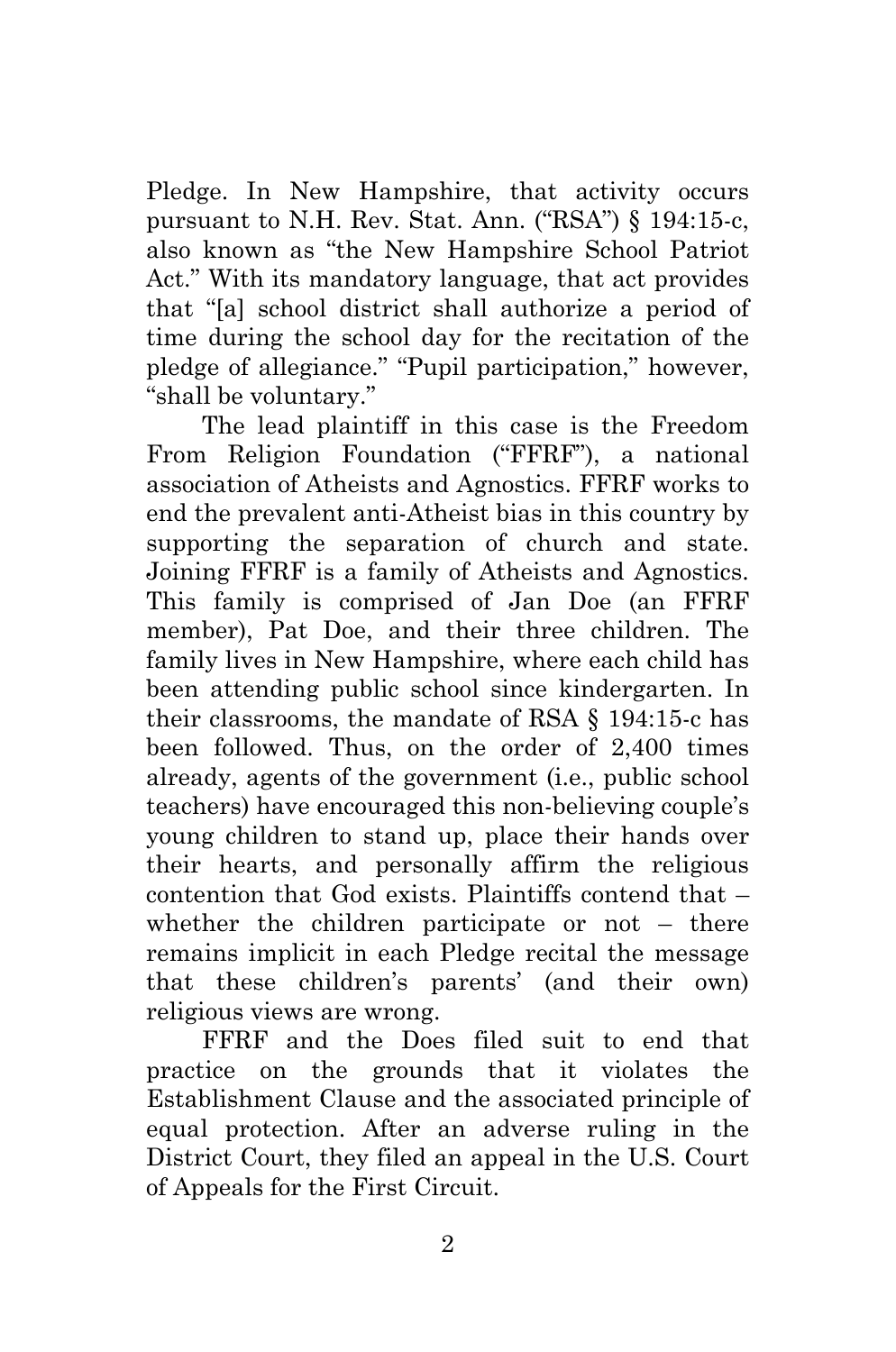Pledge. In New Hampshire, that activity occurs pursuant to N.H. Rev. Stat. Ann. ("RSA") § 194:15-c, also known as "the New Hampshire School Patriot Act." With its mandatory language, that act provides that "[a] school district shall authorize a period of time during the school day for the recitation of the pledge of allegiance." "Pupil participation," however, "shall be voluntary."

The lead plaintiff in this case is the Freedom From Religion Foundation ("FFRF"), a national association of Atheists and Agnostics. FFRF works to end the prevalent anti-Atheist bias in this country by supporting the separation of church and state. Joining FFRF is a family of Atheists and Agnostics. This family is comprised of Jan Doe (an FFRF member), Pat Doe, and their three children. The family lives in New Hampshire, where each child has been attending public school since kindergarten. In their classrooms, the mandate of RSA § 194:15-c has been followed. Thus, on the order of 2,400 times already, agents of the government (i.e., public school teachers) have encouraged this non-believing couple's young children to stand up, place their hands over their hearts, and personally affirm the religious contention that God exists. Plaintiffs contend that – whether the children participate or not – there remains implicit in each Pledge recital the message that these children's parents' (and their own) religious views are wrong.

FFRF and the Does filed suit to end that practice on the grounds that it violates the Establishment Clause and the associated principle of equal protection. After an adverse ruling in the District Court, they filed an appeal in the U.S. Court of Appeals for the First Circuit.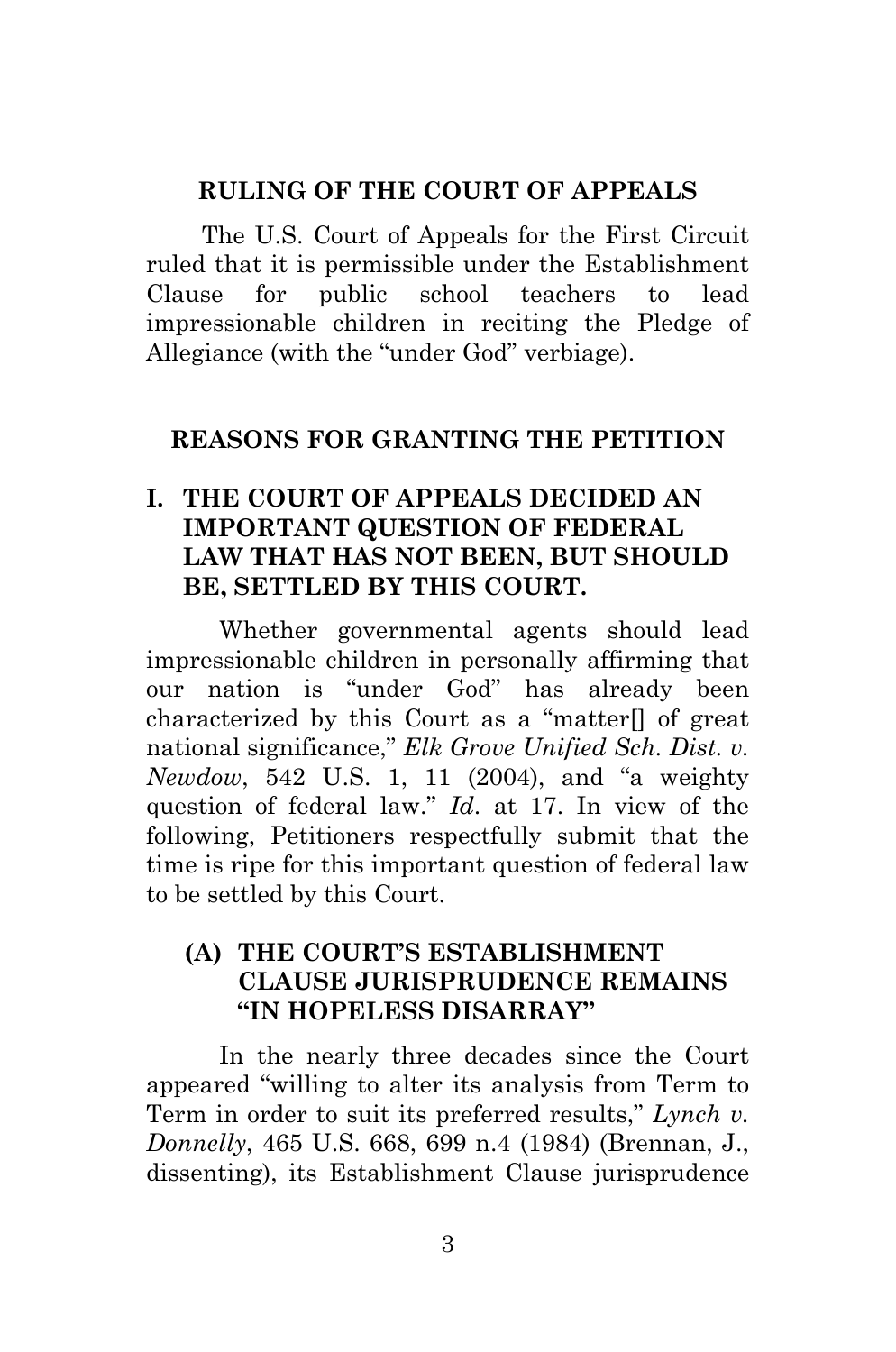## RULING OF THE COURT OF APPEALS

The U.S. Court of Appeals for the First Circuit ruled that it is permissible under the Establishment Clause for public school teachers to lead impressionable children in reciting the Pledge of Allegiance (with the "under God" verbiage).

## REASONS FOR GRANTING THE PETITION

### I. THE COURT OF APPEALS DECIDED AN IMPORTANT QUESTION OF FEDERAL LAW THAT HAS NOT BEEN, BUT SHOULD BE, SETTLED BY THIS COURT.

Whether governmental agents should lead impressionable children in personally affirming that our nation is "under God" has already been characterized by this Court as a "matter[] of great national significance," *Elk Grove Unified Sch. Dist. v. Newdow*, 542 U.S. 1, 11 (2004), and "a weighty question of federal law." *Id.* at 17. In view of the following, Petitioners respectfully submit that the time is ripe for this important question of federal law to be settled by this Court.

#### (A) THE COURT'S ESTABLISHMENT CLAUSE JURISPRUDENCE REMAINS "IN HOPELESS DISARRAY"

In the nearly three decades since the Court appeared "willing to alter its analysis from Term to Term in order to suit its preferred results," *Lynch v. Donnelly*, 465 U.S. 668, 699 n.4 (1984) (Brennan, J., dissenting), its Establishment Clause jurisprudence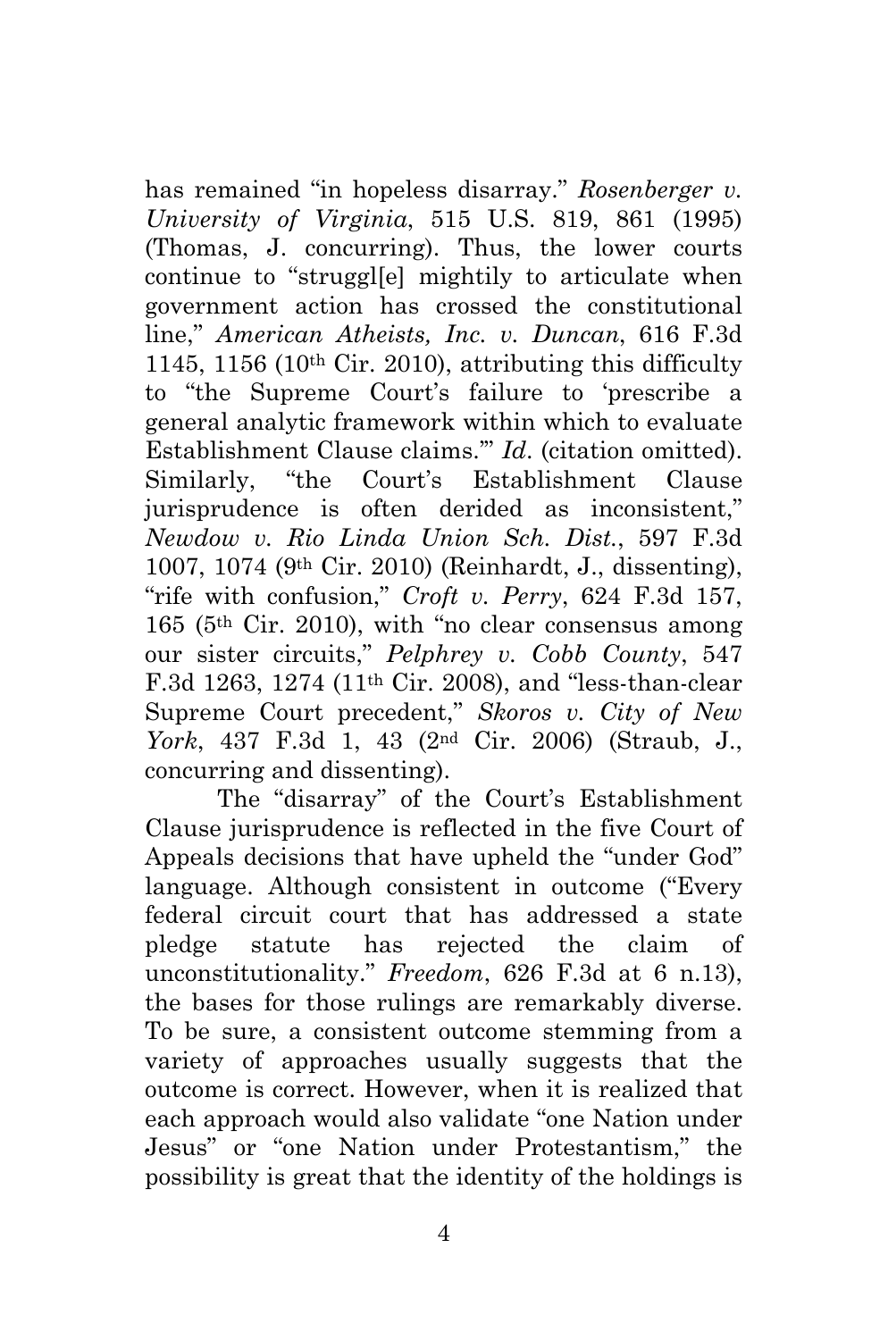has remained "in hopeless disarray." *Rosenberger v. University of Virginia*, 515 U.S. 819, 861 (1995) (Thomas, J. concurring). Thus, the lower courts continue to "struggl[e] mightily to articulate when government action has crossed the constitutional line," *American Atheists, Inc. v. Duncan*, 616 F.3d 1145, 1156 (10th Cir. 2010), attributing this difficulty to "the Supreme Court's failure to 'prescribe a general analytic framework within which to evaluate Establishment Clause claims.'" *Id*. (citation omitted). Similarly, "the Court's Establishment Clause jurisprudence is often derided as inconsistent," *Newdow v. Rio Linda Union Sch. Dist.*, 597 F.3d 1007, 1074 (9th Cir. 2010) (Reinhardt, J., dissenting), "rife with confusion," *Croft v. Perry*, 624 F.3d 157, 165 (5th Cir. 2010), with "no clear consensus among our sister circuits," *Pelphrey v. Cobb County*, 547 F.3d 1263, 1274 (11th Cir. 2008), and "less-than-clear Supreme Court precedent," *Skoros v. City of New York*, 437 F.3d 1, 43 (2nd Cir. 2006) (Straub, J., concurring and dissenting).

The "disarray" of the Court's Establishment Clause jurisprudence is reflected in the five Court of Appeals decisions that have upheld the "under God" language. Although consistent in outcome ("Every federal circuit court that has addressed a state pledge statute has rejected the claim of unconstitutionality." *Freedom*, 626 F.3d at 6 n.13), the bases for those rulings are remarkably diverse. To be sure, a consistent outcome stemming from a variety of approaches usually suggests that the outcome is correct. However, when it is realized that each approach would also validate "one Nation under Jesus" or "one Nation under Protestantism," the possibility is great that the identity of the holdings is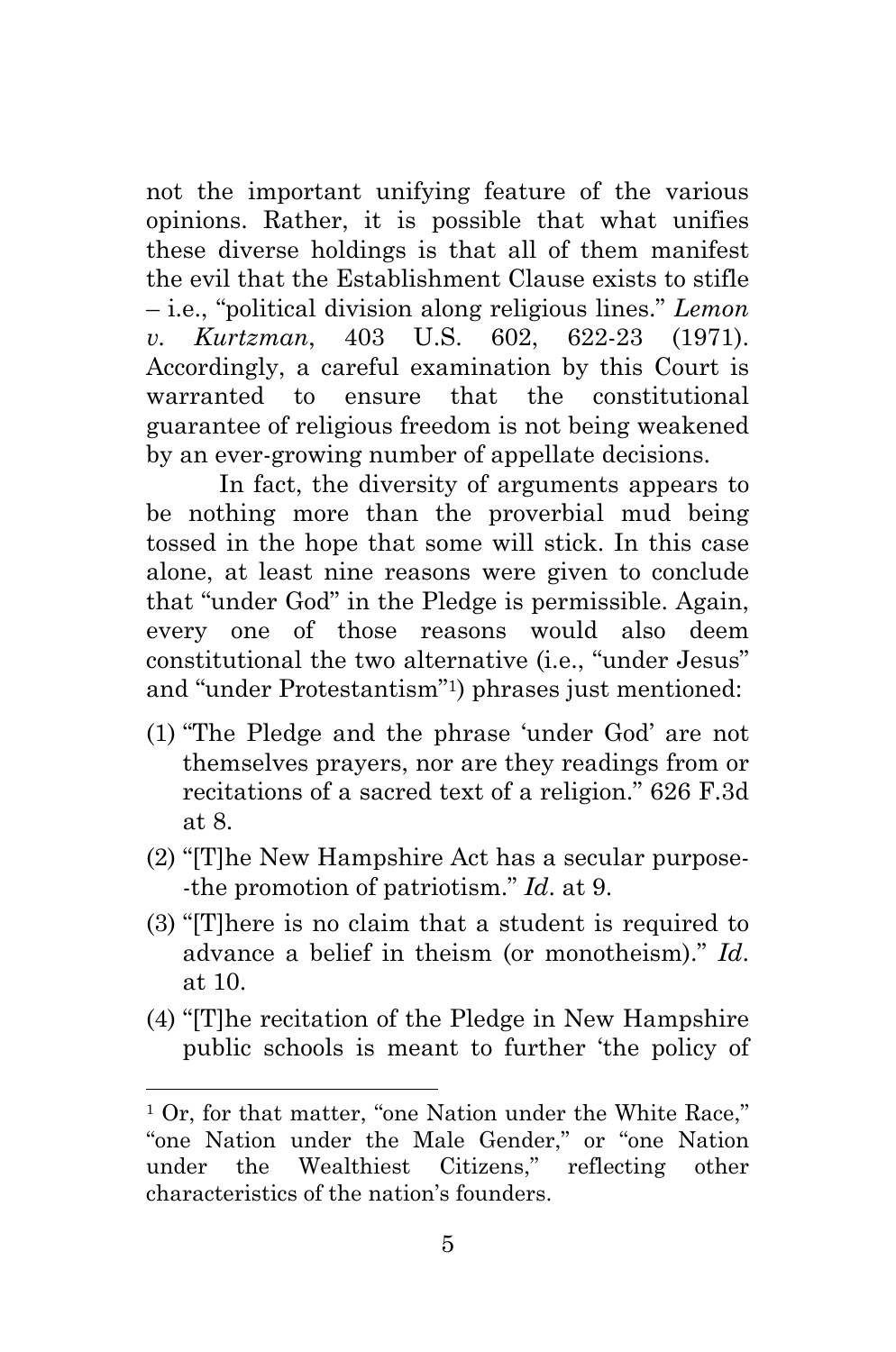not the important unifying feature of the various opinions. Rather, it is possible that what unifies these diverse holdings is that all of them manifest the evil that the Establishment Clause exists to stifle – i.e., "political division along religious lines." *Lemon v. Kurtzman*, 403 U.S. 602, 622-23 (1971). Accordingly, a careful examination by this Court is warranted to ensure that the constitutional guarantee of religious freedom is not being weakened by an ever-growing number of appellate decisions.

In fact, the diversity of arguments appears to be nothing more than the proverbial mud being tossed in the hope that some will stick. In this case alone, at least nine reasons were given to conclude that "under God" in the Pledge is permissible. Again, every one of those reasons would also deem constitutional the two alternative (i.e., "under Jesus" and "under Protestantism"[1]) phrases just mentioned:

(1) "The Pledge and the phrase 'under God' are not themselves prayers, nor are they readings from or recitations of a sacred text of a religion." 626 F.3d at 8.

(2) "[T]he New Hampshire Act has a secular purpose--the promotion of patriotism." *Id*. at 9.

(3) "[T]here is no claim that a student is required to advance a belief in theism (or monotheism)." *Id*. at 10.

(4) "[T]he recitation of the Pledge in New Hampshire public schools is meant to further 'the policy of

---

[1] Or, for that matter, "one Nation under the White Race," "one Nation under the Male Gender," or "one Nation under the Wealthiest Citizens," reflecting other characteristics of the nation's founders.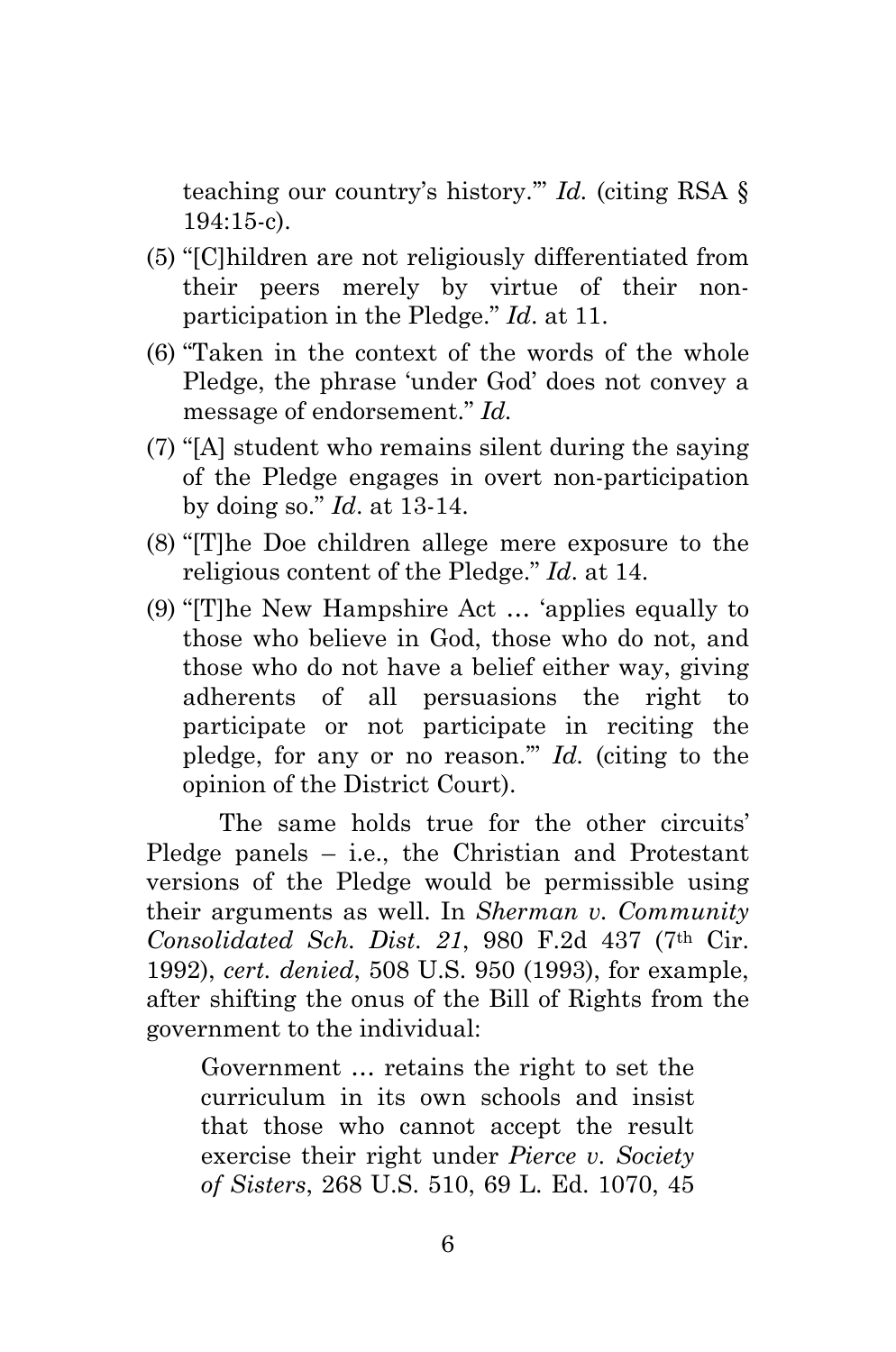teaching our country's history.'" *Id.* (citing RSA § 194:15-c).

(5) "[C]hildren are not religiously differentiated from their peers merely by virtue of their non-participation in the Pledge." *Id*. at 11.

(6) "Taken in the context of the words of the whole Pledge, the phrase 'under God' does not convey a message of endorsement." *Id.*

(7) "[A] student who remains silent during the saying of the Pledge engages in overt non-participation by doing so." *Id*. at 13-14.

(8) "[T]he Doe children allege mere exposure to the religious content of the Pledge." *Id*. at 14.

(9) "[T]he New Hampshire Act … 'applies equally to those who believe in God, those who do not, and those who do not have a belief either way, giving adherents of all persuasions the right to participate or not participate in reciting the pledge, for any or no reason.'" *Id.* (citing to the opinion of the District Court).

The same holds true for the other circuits' Pledge panels – i.e., the Christian and Protestant versions of the Pledge would be permissible using their arguments as well. In *Sherman v. Community Consolidated Sch. Dist. 21*, 980 F.2d 437 (7th Cir. 1992), *cert. denied*, 508 U.S. 950 (1993), for example, after shifting the onus of the Bill of Rights from the government to the individual:

> Government … retains the right to set the curriculum in its own schools and insist that those who cannot accept the result exercise their right under *Pierce v. Society of Sisters*, 268 U.S. 510, 69 L. Ed. 1070, 45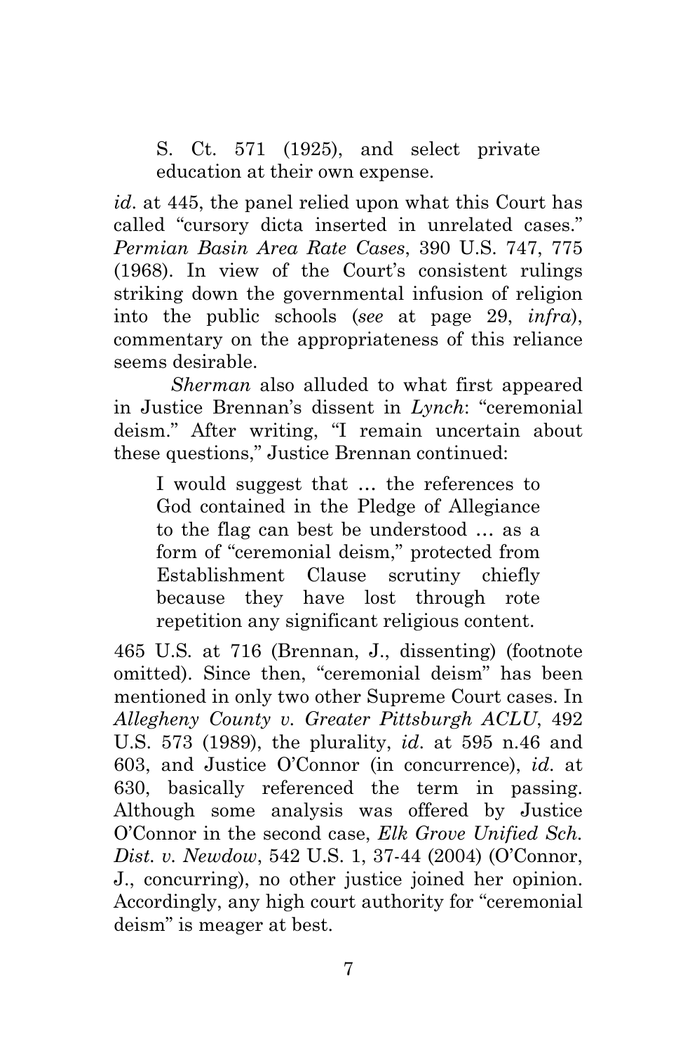> S. Ct. 571 (1925), and select private education at their own expense.

*id*. at 445, the panel relied upon what this Court has called "cursory dicta inserted in unrelated cases." *Permian Basin Area Rate Cases*, 390 U.S. 747, 775 (1968). In view of the Court's consistent rulings striking down the governmental infusion of religion into the public schools (*see* at page 29, *infra*), commentary on the appropriateness of this reliance seems desirable.

*Sherman* also alluded to what first appeared in Justice Brennan's dissent in *Lynch*: "ceremonial deism." After writing, "I remain uncertain about these questions," Justice Brennan continued:

> I would suggest that … the references to God contained in the Pledge of Allegiance to the flag can best be understood … as a form of "ceremonial deism," protected from Establishment Clause scrutiny chiefly because they have lost through rote repetition any significant religious content.

465 U.S. at 716 (Brennan, J., dissenting) (footnote omitted). Since then, "ceremonial deism" has been mentioned in only two other Supreme Court cases. In *Allegheny County v. Greater Pittsburgh ACLU*, 492 U.S. 573 (1989), the plurality, *id*. at 595 n.46 and 603, and Justice O'Connor (in concurrence), *id*. at 630, basically referenced the term in passing. Although some analysis was offered by Justice O'Connor in the second case, *Elk Grove Unified Sch. Dist. v. Newdow*, 542 U.S. 1, 37-44 (2004) (O'Connor, J., concurring), no other justice joined her opinion. Accordingly, any high court authority for "ceremonial deism" is meager at best.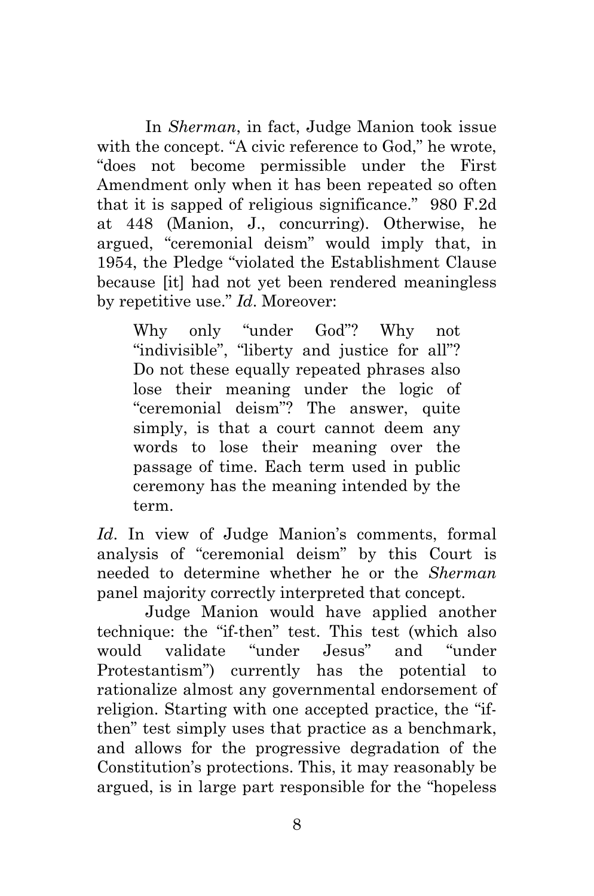In *Sherman*, in fact, Judge Manion took issue with the concept. "A civic reference to God," he wrote, "does not become permissible under the First Amendment only when it has been repeated so often that it is sapped of religious significance." 980 F.2d at 448 (Manion, J., concurring). Otherwise, he argued, "ceremonial deism" would imply that, in 1954, the Pledge "violated the Establishment Clause because [it] had not yet been rendered meaningless by repetitive use." *Id*. Moreover:

> Why only "under God"? Why not "indivisible", "liberty and justice for all"? Do not these equally repeated phrases also lose their meaning under the logic of "ceremonial deism"? The answer, quite simply, is that a court cannot deem any words to lose their meaning over the passage of time. Each term used in public ceremony has the meaning intended by the term.

*Id*. In view of Judge Manion's comments, formal analysis of "ceremonial deism" by this Court is needed to determine whether he or the *Sherman* panel majority correctly interpreted that concept.

Judge Manion would have applied another technique: the "if-then" test. This test (which also would validate "under Jesus" and "under Protestantism") currently has the potential to rationalize almost any governmental endorsement of religion. Starting with one accepted practice, the "if-then" test simply uses that practice as a benchmark, and allows for the progressive degradation of the Constitution's protections. This, it may reasonably be argued, is in large part responsible for the "hopeless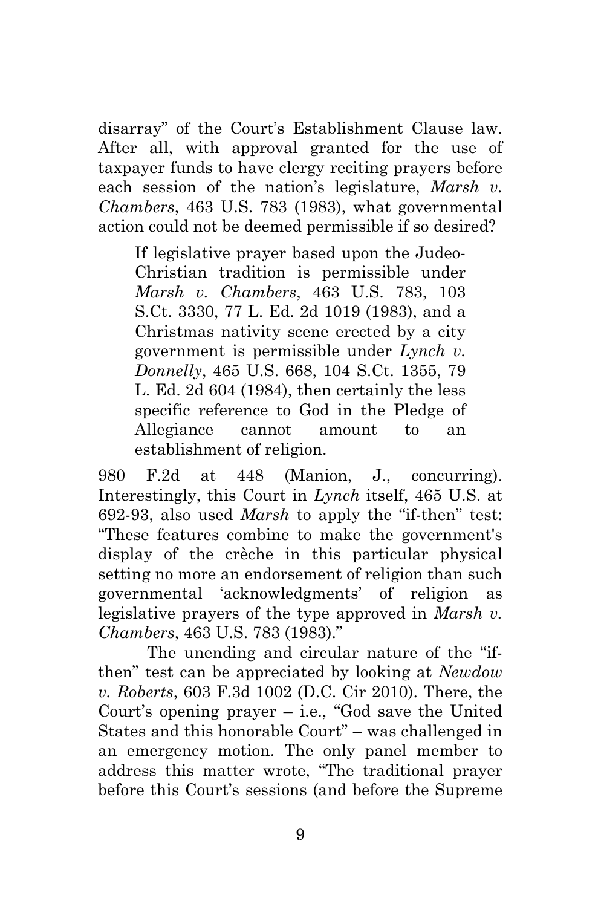disarray" of the Court's Establishment Clause law. After all, with approval granted for the use of taxpayer funds to have clergy reciting prayers before each session of the nation's legislature, *Marsh v. Chambers*, 463 U.S. 783 (1983), what governmental action could not be deemed permissible if so desired?

> If legislative prayer based upon the Judeo-Christian tradition is permissible under *Marsh v. Chambers*, 463 U.S. 783, 103 S.Ct. 3330, 77 L. Ed. 2d 1019 (1983), and a Christmas nativity scene erected by a city government is permissible under *Lynch v. Donnelly*, 465 U.S. 668, 104 S.Ct. 1355, 79 L. Ed. 2d 604 (1984), then certainly the less specific reference to God in the Pledge of Allegiance cannot amount to an establishment of religion.

980 F.2d at 448 (Manion, J., concurring). Interestingly, this Court in *Lynch* itself, 465 U.S. at 692-93, also used *Marsh* to apply the "if-then" test: "These features combine to make the government's display of the crèche in this particular physical setting no more an endorsement of religion than such governmental 'acknowledgments' of religion as legislative prayers of the type approved in *Marsh v. Chambers*, 463 U.S. 783 (1983)."

The unending and circular nature of the "if-then" test can be appreciated by looking at *Newdow v. Roberts*, 603 F.3d 1002 (D.C. Cir 2010). There, the Court's opening prayer – i.e., "God save the United States and this honorable Court" – was challenged in an emergency motion. The only panel member to address this matter wrote, "The traditional prayer before this Court's sessions (and before the Supreme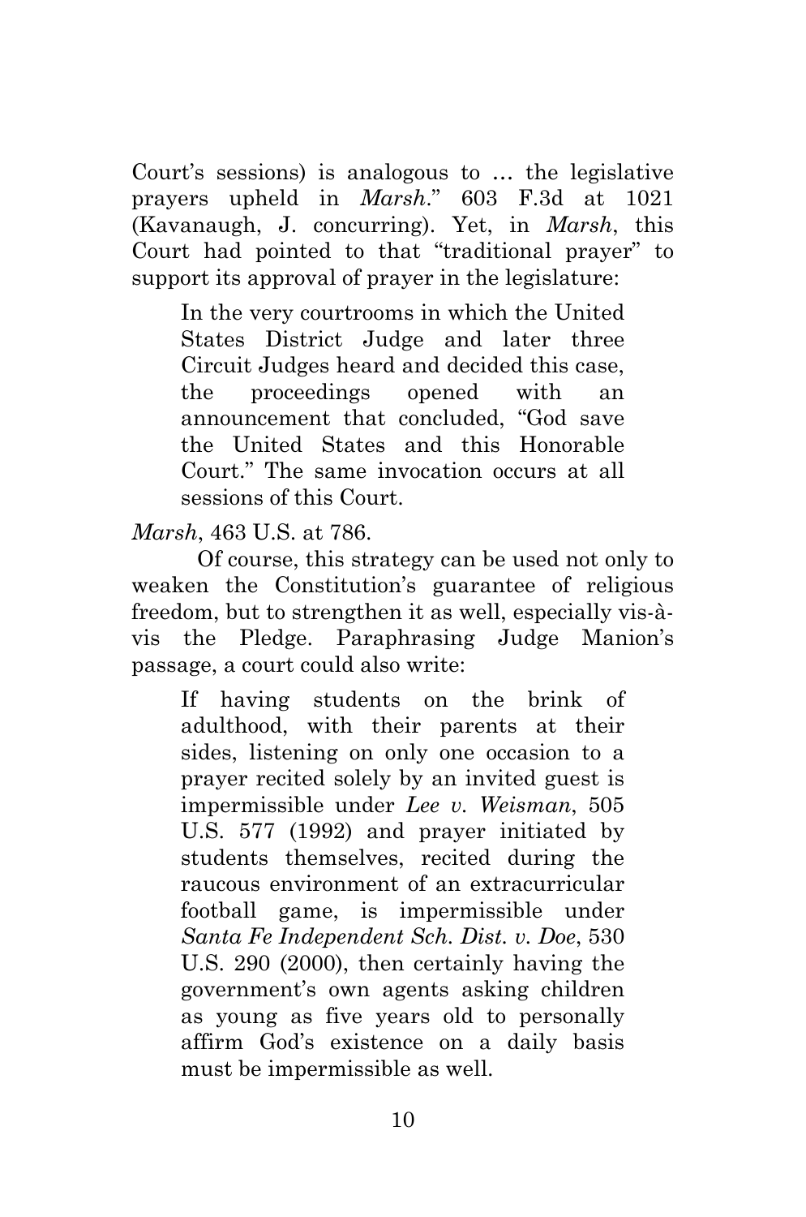Court's sessions) is analogous to … the legislative prayers upheld in *Marsh*." 603 F.3d at 1021 (Kavanaugh, J. concurring). Yet, in *Marsh*, this Court had pointed to that "traditional prayer" to support its approval of prayer in the legislature:

> In the very courtrooms in which the United States District Judge and later three Circuit Judges heard and decided this case, the proceedings opened with an announcement that concluded, "God save the United States and this Honorable Court." The same invocation occurs at all sessions of this Court.

*Marsh*, 463 U.S. at 786.

Of course, this strategy can be used not only to weaken the Constitution's guarantee of religious freedom, but to strengthen it as well, especially vis-à-vis the Pledge. Paraphrasing Judge Manion's passage, a court could also write:

> If having students on the brink of adulthood, with their parents at their sides, listening on only one occasion to a prayer recited solely by an invited guest is impermissible under *Lee v. Weisman*, 505 U.S. 577 (1992) and prayer initiated by students themselves, recited during the raucous environment of an extracurricular football game, is impermissible under *Santa Fe Independent Sch. Dist. v. Doe*, 530 U.S. 290 (2000), then certainly having the government's own agents asking children as young as five years old to personally affirm God's existence on a daily basis must be impermissible as well.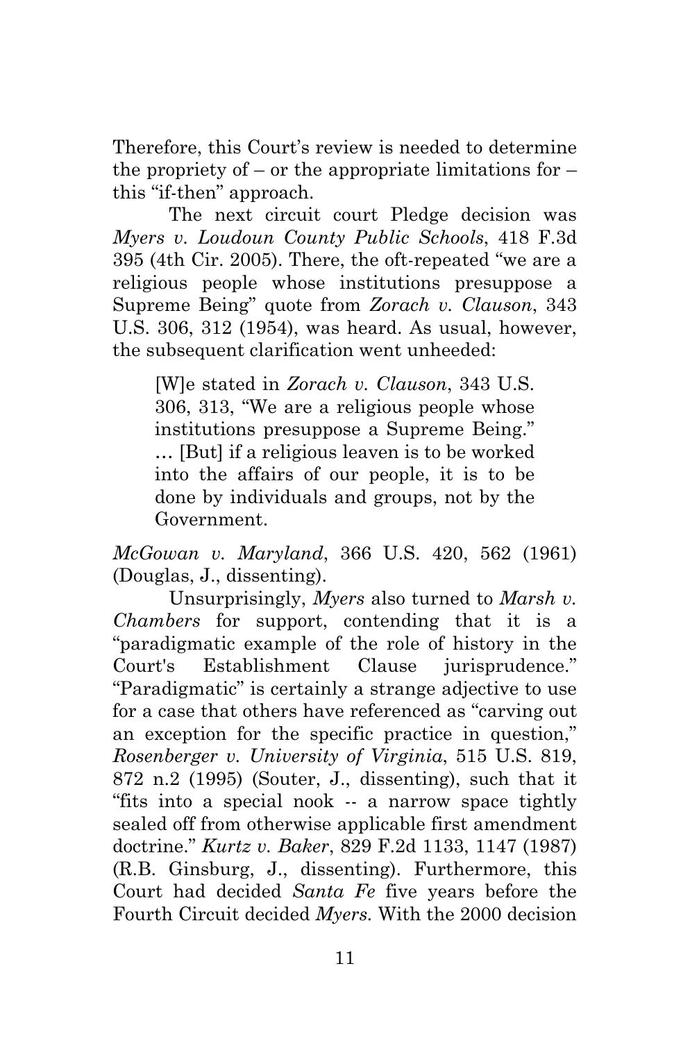Therefore, this Court's review is needed to determine the propriety of – or the appropriate limitations for – this "if-then" approach.

The next circuit court Pledge decision was *Myers v. Loudoun County Public Schools*, 418 F.3d 395 (4th Cir. 2005). There, the oft-repeated "we are a religious people whose institutions presuppose a Supreme Being" quote from *Zorach v. Clauson*, 343 U.S. 306, 312 (1954), was heard. As usual, however, the subsequent clarification went unheeded:

> [W]e stated in *Zorach v. Clauson*, 343 U.S. 306, 313, "We are a religious people whose institutions presuppose a Supreme Being." … [But] if a religious leaven is to be worked into the affairs of our people, it is to be done by individuals and groups, not by the Government.

*McGowan v. Maryland*, 366 U.S. 420, 562 (1961) (Douglas, J., dissenting).

Unsurprisingly, *Myers* also turned to *Marsh v. Chambers* for support, contending that it is a "paradigmatic example of the role of history in the Court's Establishment Clause jurisprudence." "Paradigmatic" is certainly a strange adjective to use for a case that others have referenced as "carving out an exception for the specific practice in question," *Rosenberger v. University of Virginia*, 515 U.S. 819, 872 n.2 (1995) (Souter, J., dissenting), such that it "fits into a special nook -- a narrow space tightly sealed off from otherwise applicable first amendment doctrine." *Kurtz v. Baker*, 829 F.2d 1133, 1147 (1987) (R.B. Ginsburg, J., dissenting). Furthermore, this Court had decided *Santa Fe* five years before the Fourth Circuit decided *Myers*. With the 2000 decision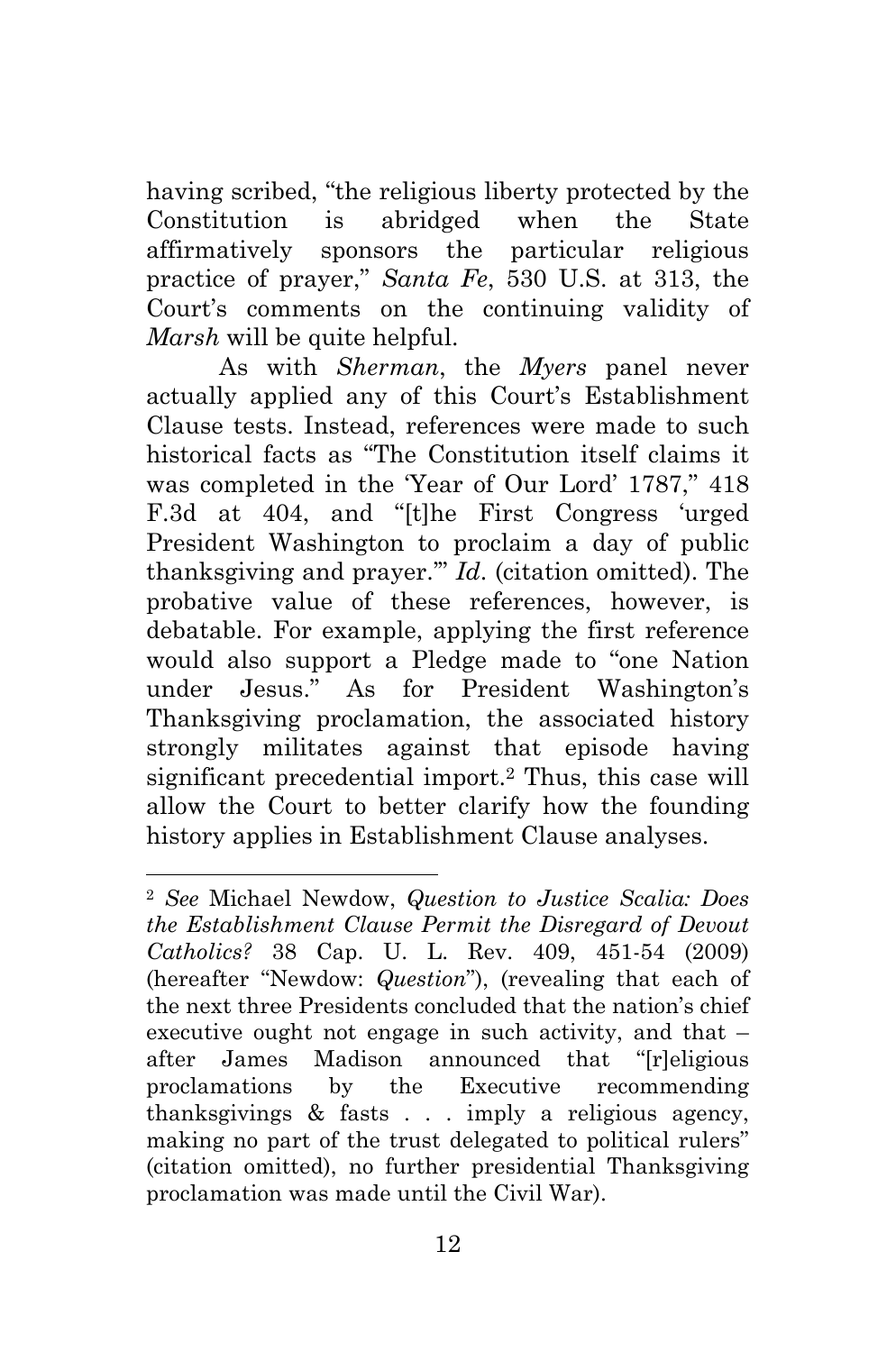having scribed, "the religious liberty protected by the Constitution is abridged when the State affirmatively sponsors the particular religious practice of prayer," *Santa Fe*, 530 U.S. at 313, the Court's comments on the continuing validity of *Marsh* will be quite helpful.

As with *Sherman*, the *Myers* panel never actually applied any of this Court's Establishment Clause tests. Instead, references were made to such historical facts as "The Constitution itself claims it was completed in the 'Year of Our Lord' 1787," 418 F.3d at 404, and "[t]he First Congress 'urged President Washington to proclaim a day of public thanksgiving and prayer.'" *Id*. (citation omitted). The probative value of these references, however, is debatable. For example, applying the first reference would also support a Pledge made to "one Nation under Jesus." As for President Washington's Thanksgiving proclamation, the associated history strongly militates against that episode having significant precedential import.[2] Thus, this case will allow the Court to better clarify how the founding history applies in Establishment Clause analyses.

---

[2] *See* Michael Newdow, *Question to Justice Scalia: Does the Establishment Clause Permit the Disregard of Devout Catholics?* 38 Cap. U. L. Rev. 409, 451-54 (2009) (hereafter "Newdow: *Question*"), (revealing that each of the next three Presidents concluded that the nation's chief executive ought not engage in such activity, and that – after James Madison announced that "[r]eligious proclamations by the Executive recommending thanksgivings & fasts . . . imply a religious agency, making no part of the trust delegated to political rulers" (citation omitted), no further presidential Thanksgiving proclamation was made until the Civil War).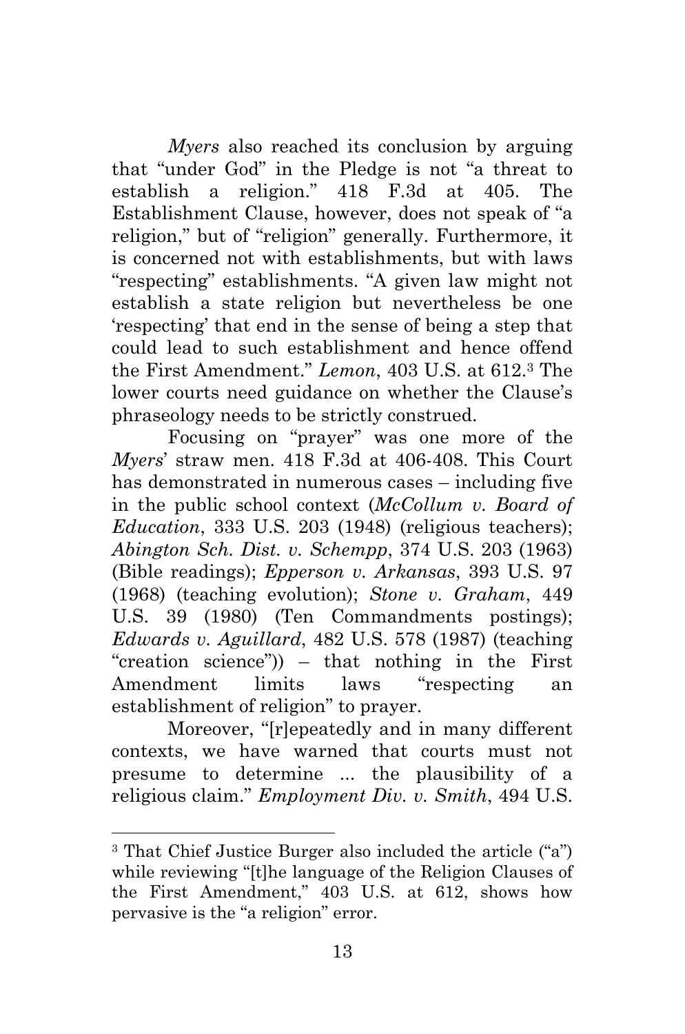*Myers* also reached its conclusion by arguing that "under God" in the Pledge is not "a threat to establish a religion." 418 F.3d at 405. The Establishment Clause, however, does not speak of "a religion," but of "religion" generally. Furthermore, it is concerned not with establishments, but with laws "respecting" establishments. "A given law might not establish a state religion but nevertheless be one 'respecting' that end in the sense of being a step that could lead to such establishment and hence offend the First Amendment." *Lemon*, 403 U.S. at 612.[3] The lower courts need guidance on whether the Clause's phraseology needs to be strictly construed.

Focusing on "prayer" was one more of the *Myers*' straw men. 418 F.3d at 406-408. This Court has demonstrated in numerous cases – including five in the public school context (*McCollum v. Board of Education*, 333 U.S. 203 (1948) (religious teachers); *Abington Sch. Dist. v. Schempp*, 374 U.S. 203 (1963) (Bible readings); *Epperson v. Arkansas*, 393 U.S. 97 (1968) (teaching evolution); *Stone v. Graham*, 449 U.S. 39 (1980) (Ten Commandments postings); *Edwards v. Aguillard*, 482 U.S. 578 (1987) (teaching "creation science")) – that nothing in the First Amendment limits laws "respecting an establishment of religion" to prayer.

Moreover, "[r]epeatedly and in many different contexts, we have warned that courts must not presume to determine ... the plausibility of a religious claim." *Employment Div. v. Smith*, 494 U.S.

---

[3] That Chief Justice Burger also included the article ("a") while reviewing "[t]he language of the Religion Clauses of the First Amendment," 403 U.S. at 612, shows how pervasive is the "a religion" error.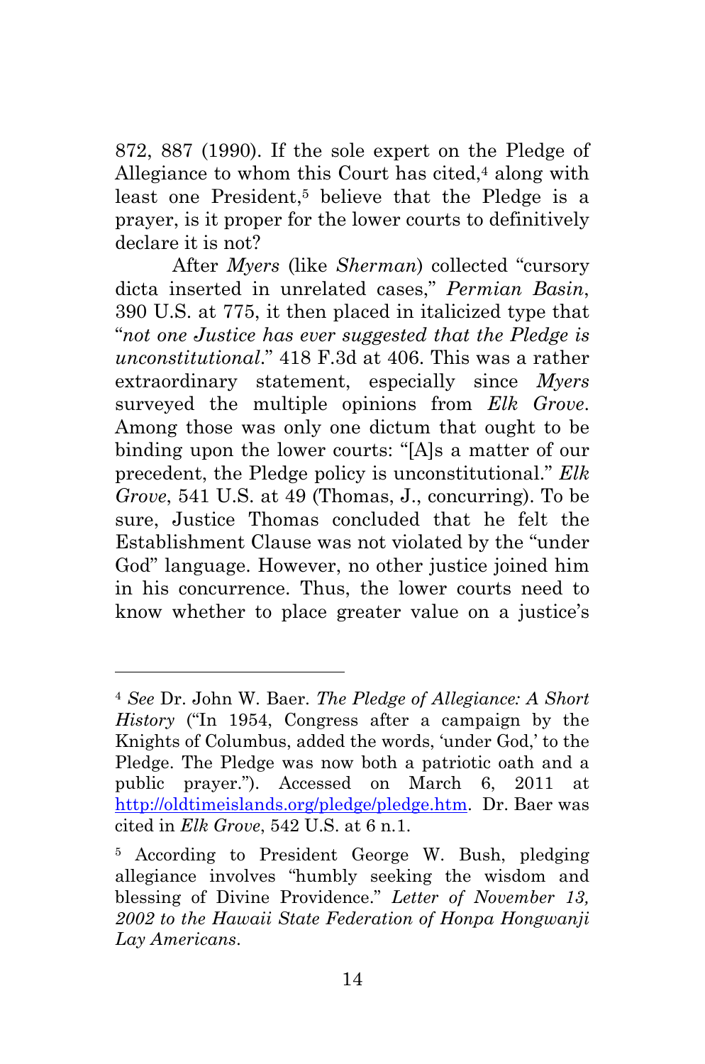872, 887 (1990). If the sole expert on the Pledge of Allegiance to whom this Court has cited,[4] along with least one President,[5] believe that the Pledge is a prayer, is it proper for the lower courts to definitively declare it is not?

After *Myers* (like *Sherman*) collected "cursory dicta inserted in unrelated cases," *Permian Basin*, 390 U.S. at 775, it then placed in italicized type that "*not one Justice has ever suggested that the Pledge is unconstitutional*." 418 F.3d at 406. This was a rather extraordinary statement, especially since *Myers* surveyed the multiple opinions from *Elk Grove*. Among those was only one dictum that ought to be binding upon the lower courts: "[A]s a matter of our precedent, the Pledge policy is unconstitutional." *Elk Grove*, 541 U.S. at 49 (Thomas, J., concurring). To be sure, Justice Thomas concluded that he felt the Establishment Clause was not violated by the "under God" language. However, no other justice joined him in his concurrence. Thus, the lower courts need to know whether to place greater value on a justice's

---

[4] *See* Dr. John W. Baer. *The Pledge of Allegiance: A Short History* ("In 1954, Congress after a campaign by the Knights of Columbus, added the words, 'under God,' to the Pledge. The Pledge was now both a patriotic oath and a public prayer."). Accessed on March 6, 2011 at http://oldtimeislands.org/pledge/pledge.htm. Dr. Baer was cited in *Elk Grove*, 542 U.S. at 6 n.1.

[5] According to President George W. Bush, pledging allegiance involves "humbly seeking the wisdom and blessing of Divine Providence." *Letter of November 13, 2002 to the Hawaii State Federation of Honpa Hongwanji Lay Americans*.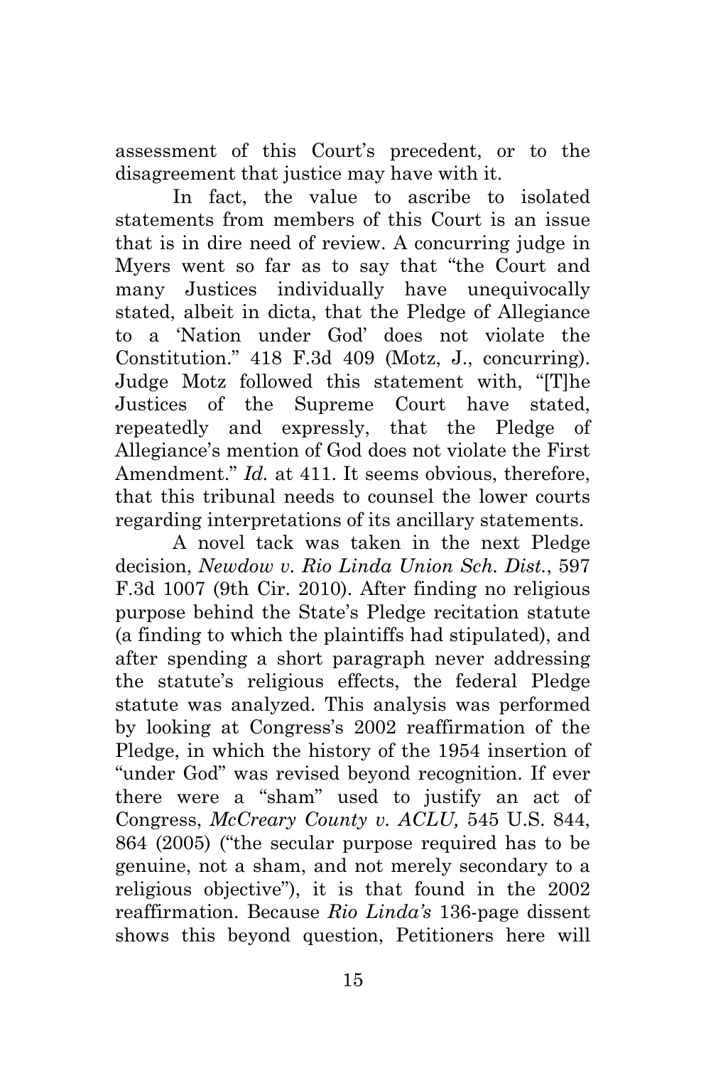assessment of this Court's precedent, or to the disagreement that justice may have with it.

In fact, the value to ascribe to isolated statements from members of this Court is an issue that is in dire need of review. A concurring judge in Myers went so far as to say that "the Court and many Justices individually have unequivocally stated, albeit in dicta, that the Pledge of Allegiance to a 'Nation under God' does not violate the Constitution." 418 F.3d 409 (Motz, J., concurring). Judge Motz followed this statement with, "[T]he Justices of the Supreme Court have stated, repeatedly and expressly, that the Pledge of Allegiance's mention of God does not violate the First Amendment." *Id.* at 411. It seems obvious, therefore, that this tribunal needs to counsel the lower courts regarding interpretations of its ancillary statements.

A novel tack was taken in the next Pledge decision, *Newdow v. Rio Linda Union Sch. Dist.*, 597 F.3d 1007 (9th Cir. 2010). After finding no religious purpose behind the State's Pledge recitation statute (a finding to which the plaintiffs had stipulated), and after spending a short paragraph never addressing the statute's religious effects, the federal Pledge statute was analyzed. This analysis was performed by looking at Congress's 2002 reaffirmation of the Pledge, in which the history of the 1954 insertion of "under God" was revised beyond recognition. If ever there were a "sham" used to justify an act of Congress, *McCreary County v. ACLU,* 545 U.S. 844, 864 (2005) ("the secular purpose required has to be genuine, not a sham, and not merely secondary to a religious objective"), it is that found in the 2002 reaffirmation. Because *Rio Linda's* 136-page dissent shows this beyond question, Petitioners here will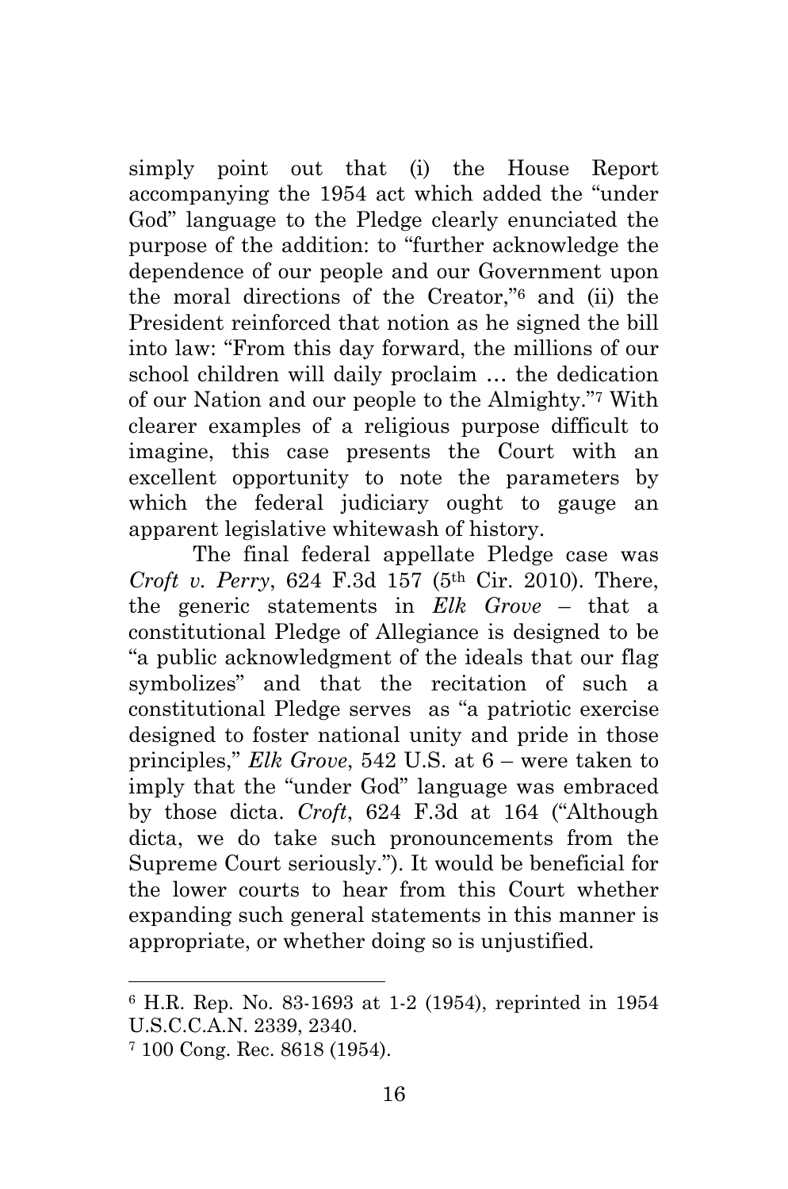simply point out that (i) the House Report accompanying the 1954 act which added the "under God" language to the Pledge clearly enunciated the purpose of the addition: to "further acknowledge the dependence of our people and our Government upon the moral directions of the Creator,"[6] and (ii) the President reinforced that notion as he signed the bill into law: "From this day forward, the millions of our school children will daily proclaim … the dedication of our Nation and our people to the Almighty."[7] With clearer examples of a religious purpose difficult to imagine, this case presents the Court with an excellent opportunity to note the parameters by which the federal judiciary ought to gauge an apparent legislative whitewash of history.

The final federal appellate Pledge case was *Croft v. Perry*, 624 F.3d 157 (5th Cir. 2010). There, the generic statements in *Elk Grove* – that a constitutional Pledge of Allegiance is designed to be "a public acknowledgment of the ideals that our flag symbolizes" and that the recitation of such a constitutional Pledge serves as "a patriotic exercise designed to foster national unity and pride in those principles," *Elk Grove*, 542 U.S. at 6 – were taken to imply that the "under God" language was embraced by those dicta. *Croft*, 624 F.3d at 164 ("Although dicta, we do take such pronouncements from the Supreme Court seriously."). It would be beneficial for the lower courts to hear from this Court whether expanding such general statements in this manner is appropriate, or whether doing so is unjustified.

---

[6] H.R. Rep. No. 83-1693 at 1-2 (1954), reprinted in 1954 U.S.C.C.A.N. 2339, 2340.

[7] 100 Cong. Rec. 8618 (1954).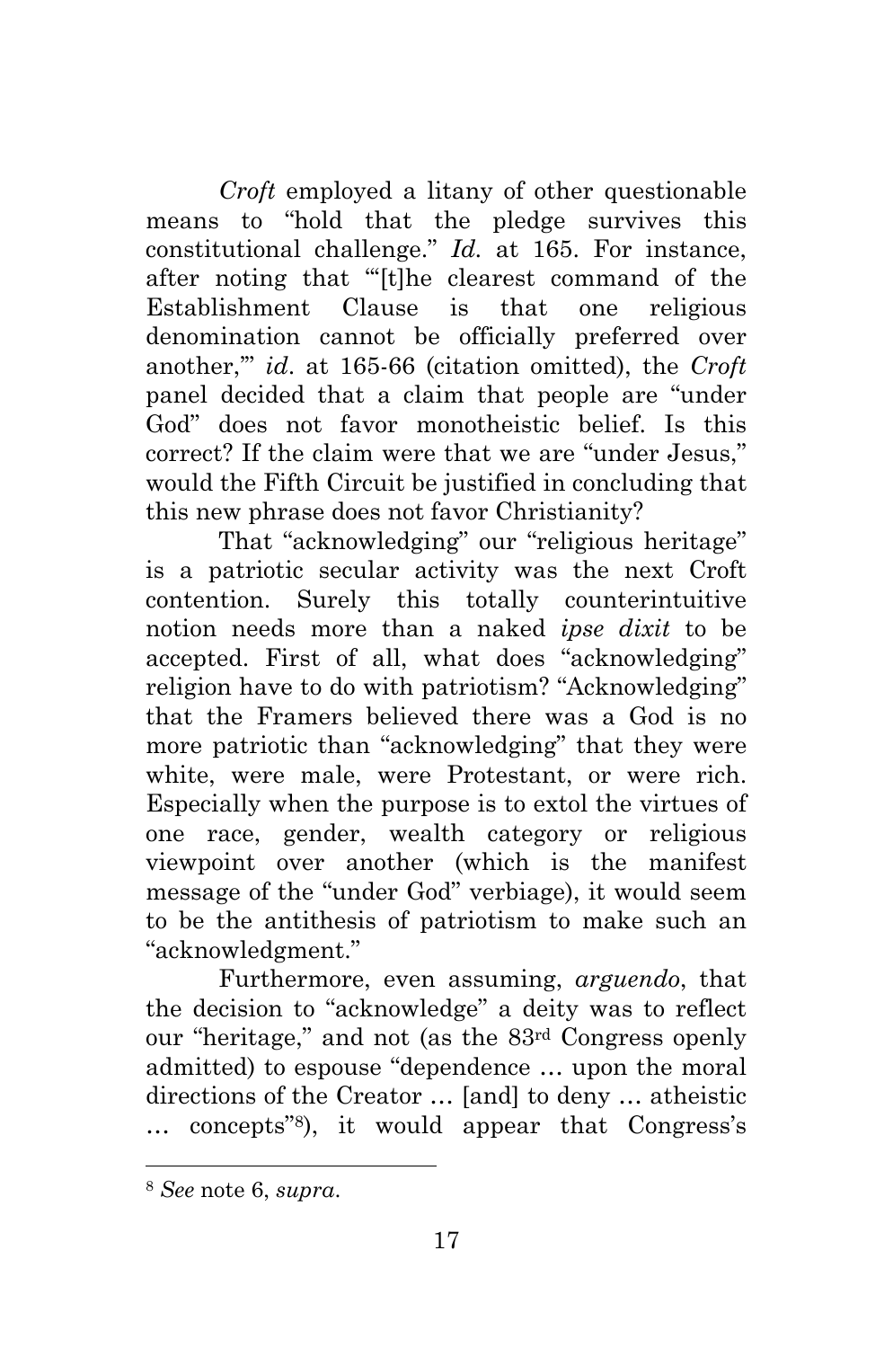*Croft* employed a litany of other questionable means to "hold that the pledge survives this constitutional challenge." *Id.* at 165. For instance, after noting that "'[t]he clearest command of the Establishment Clause is that one religious denomination cannot be officially preferred over another,'" *id*. at 165-66 (citation omitted), the *Croft* panel decided that a claim that people are "under God" does not favor monotheistic belief. Is this correct? If the claim were that we are "under Jesus," would the Fifth Circuit be justified in concluding that this new phrase does not favor Christianity?

That "acknowledging" our "religious heritage" is a patriotic secular activity was the next Croft contention. Surely this totally counterintuitive notion needs more than a naked *ipse dixit* to be accepted. First of all, what does "acknowledging" religion have to do with patriotism? "Acknowledging" that the Framers believed there was a God is no more patriotic than "acknowledging" that they were white, were male, were Protestant, or were rich. Especially when the purpose is to extol the virtues of one race, gender, wealth category or religious viewpoint over another (which is the manifest message of the "under God" verbiage), it would seem to be the antithesis of patriotism to make such an "acknowledgment."

Furthermore, even assuming, *arguendo*, that the decision to "acknowledge" a deity was to reflect our "heritage," and not (as the 83rd Congress openly admitted) to espouse "dependence … upon the moral directions of the Creator … [and] to deny … atheistic … concepts"[8]), it would appear that Congress's

---

[8] *See* note 6, *supra*.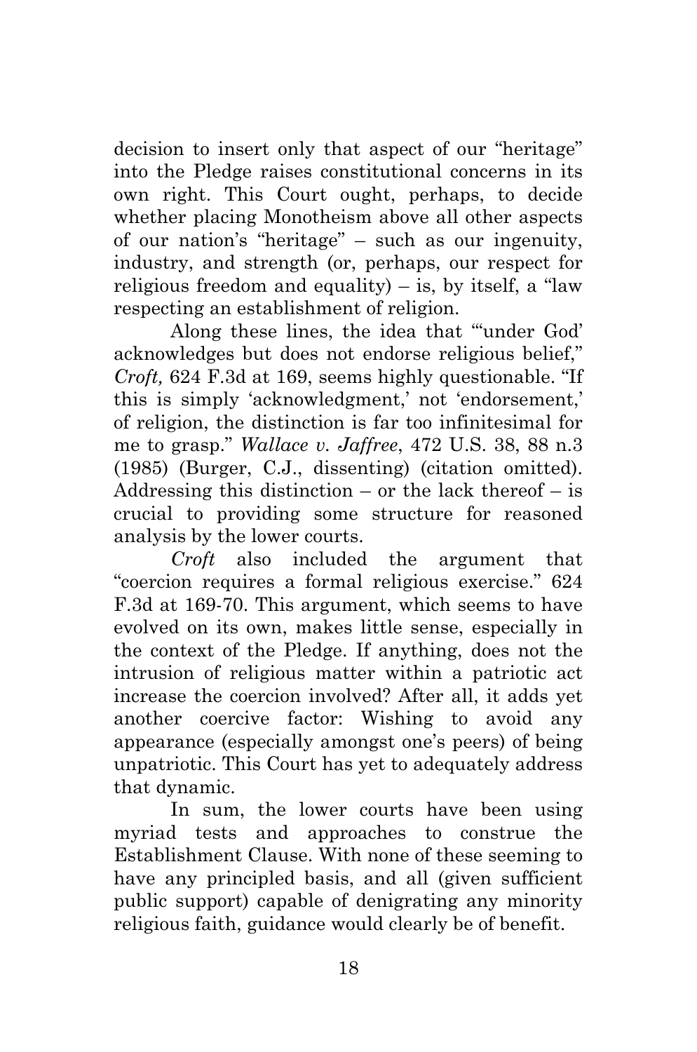decision to insert only that aspect of our "heritage" into the Pledge raises constitutional concerns in its own right. This Court ought, perhaps, to decide whether placing Monotheism above all other aspects of our nation's "heritage" – such as our ingenuity, industry, and strength (or, perhaps, our respect for religious freedom and equality) – is, by itself, a "law respecting an establishment of religion.

Along these lines, the idea that "'under God' acknowledges but does not endorse religious belief," *Croft,* 624 F.3d at 169, seems highly questionable. "If this is simply 'acknowledgment,' not 'endorsement,' of religion, the distinction is far too infinitesimal for me to grasp." *Wallace v. Jaffree*, 472 U.S. 38, 88 n.3 (1985) (Burger, C.J., dissenting) (citation omitted). Addressing this distinction – or the lack thereof – is crucial to providing some structure for reasoned analysis by the lower courts.

*Croft* also included the argument that "coercion requires a formal religious exercise." 624 F.3d at 169-70. This argument, which seems to have evolved on its own, makes little sense, especially in the context of the Pledge. If anything, does not the intrusion of religious matter within a patriotic act increase the coercion involved? After all, it adds yet another coercive factor: Wishing to avoid any appearance (especially amongst one's peers) of being unpatriotic. This Court has yet to adequately address that dynamic.

In sum, the lower courts have been using myriad tests and approaches to construe the Establishment Clause. With none of these seeming to have any principled basis, and all (given sufficient public support) capable of denigrating any minority religious faith, guidance would clearly be of benefit.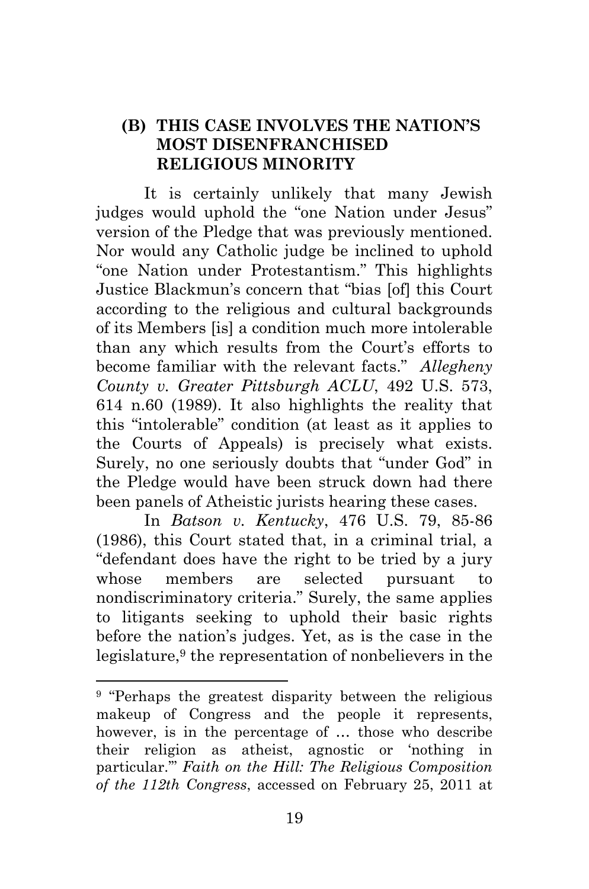### (B) THIS CASE INVOLVES THE NATION'S MOST DISENFRANCHISED RELIGIOUS MINORITY

It is certainly unlikely that many Jewish judges would uphold the "one Nation under Jesus" version of the Pledge that was previously mentioned. Nor would any Catholic judge be inclined to uphold "one Nation under Protestantism." This highlights Justice Blackmun's concern that "bias [of] this Court according to the religious and cultural backgrounds of its Members [is] a condition much more intolerable than any which results from the Court's efforts to become familiar with the relevant facts." *Allegheny County v. Greater Pittsburgh ACLU*, 492 U.S. 573, 614 n.60 (1989). It also highlights the reality that this "intolerable" condition (at least as it applies to the Courts of Appeals) is precisely what exists. Surely, no one seriously doubts that "under God" in the Pledge would have been struck down had there been panels of Atheistic jurists hearing these cases.

In *Batson v. Kentucky*, 476 U.S. 79, 85-86 (1986), this Court stated that, in a criminal trial, a "defendant does have the right to be tried by a jury whose members are selected pursuant to nondiscriminatory criteria." Surely, the same applies to litigants seeking to uphold their basic rights before the nation's judges. Yet, as is the case in the legislature,[9] the representation of nonbelievers in the

---

[9] "Perhaps the greatest disparity between the religious makeup of Congress and the people it represents, however, is in the percentage of … those who describe their religion as atheist, agnostic or 'nothing in particular.'" *Faith on the Hill: The Religious Composition of the 112th Congress*, accessed on February 25, 2011 at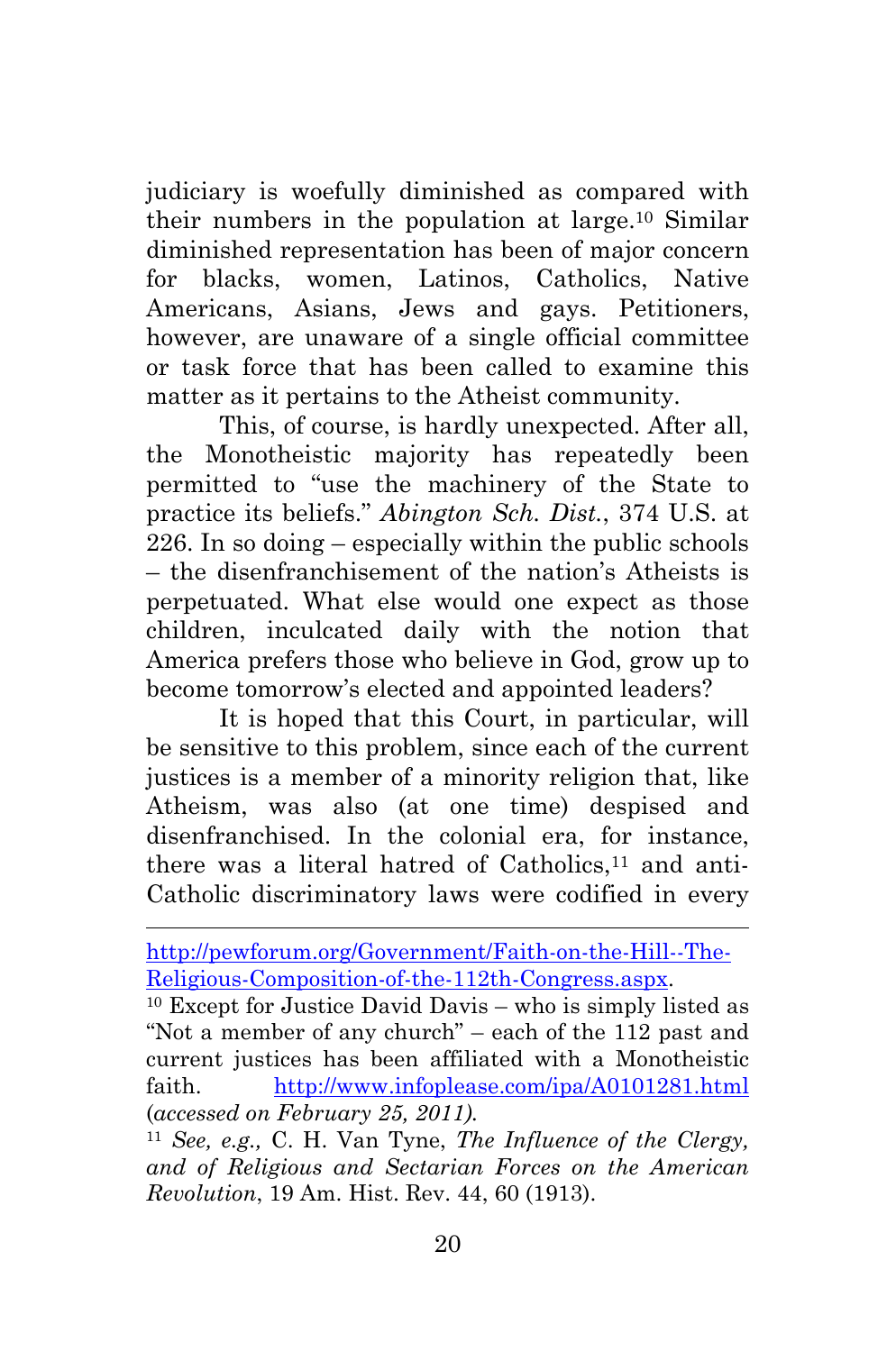judiciary is woefully diminished as compared with their numbers in the population at large.[10] Similar diminished representation has been of major concern for blacks, women, Latinos, Catholics, Native Americans, Asians, Jews and gays. Petitioners, however, are unaware of a single official committee or task force that has been called to examine this matter as it pertains to the Atheist community.

This, of course, is hardly unexpected. After all, the Monotheistic majority has repeatedly been permitted to "use the machinery of the State to practice its beliefs." *Abington Sch. Dist.*, 374 U.S. at 226. In so doing – especially within the public schools – the disenfranchisement of the nation's Atheists is perpetuated. What else would one expect as those children, inculcated daily with the notion that America prefers those who believe in God, grow up to become tomorrow's elected and appointed leaders?

It is hoped that this Court, in particular, will be sensitive to this problem, since each of the current justices is a member of a minority religion that, like Atheism, was also (at one time) despised and disenfranchised. In the colonial era, for instance, there was a literal hatred of Catholics,[11] and anti-Catholic discriminatory laws were codified in every

---

http://pewforum.org/Government/Faith-on-the-Hill--The-Religious-Composition-of-the-112th-Congress.aspx.

[10] Except for Justice David Davis – who is simply listed as "Not a member of any church" – each of the 112 past and current justices has been affiliated with a Monotheistic faith. http://www.infoplease.com/ipa/A0101281.html (*accessed on February 25, 2011*).

[11] *See, e.g.,* C. H. Van Tyne, *The Influence of the Clergy, and of Religious and Sectarian Forces on the American Revolution*, 19 Am. Hist. Rev. 44, 60 (1913).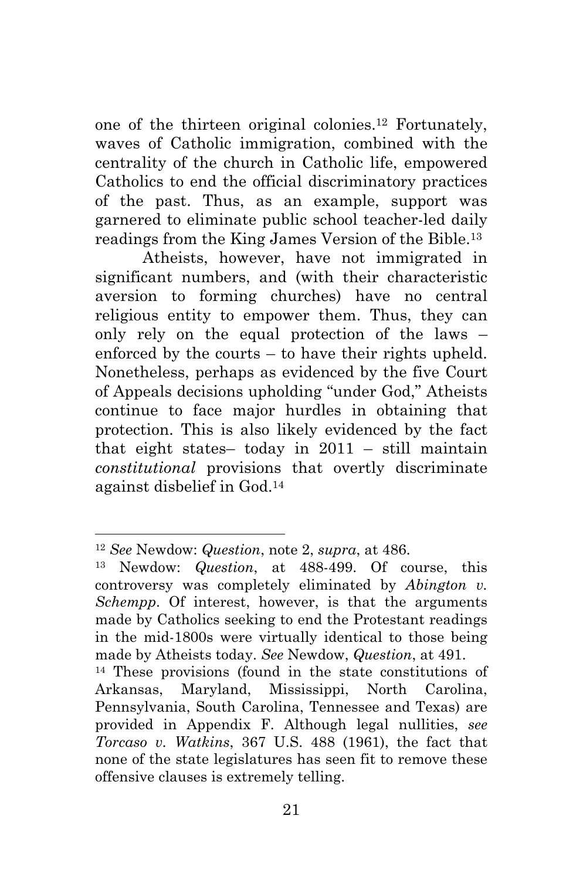one of the thirteen original colonies.[12] Fortunately, waves of Catholic immigration, combined with the centrality of the church in Catholic life, empowered Catholics to end the official discriminatory practices of the past. Thus, as an example, support was garnered to eliminate public school teacher-led daily readings from the King James Version of the Bible.[13]

Atheists, however, have not immigrated in significant numbers, and (with their characteristic aversion to forming churches) have no central religious entity to empower them. Thus, they can only rely on the equal protection of the laws – enforced by the courts – to have their rights upheld. Nonetheless, perhaps as evidenced by the five Court of Appeals decisions upholding "under God," Atheists continue to face major hurdles in obtaining that protection. This is also likely evidenced by the fact that eight states– today in 2011 – still maintain *constitutional* provisions that overtly discriminate against disbelief in God.[14]

---

[12] *See* Newdow: *Question*, note 2, *supra*, at 486.

[13] Newdow: *Question*, at 488-499. Of course, this controversy was completely eliminated by *Abington v. Schempp*. Of interest, however, is that the arguments made by Catholics seeking to end the Protestant readings in the mid-1800s were virtually identical to those being made by Atheists today. *See* Newdow, *Question*, at 491.

[14] These provisions (found in the state constitutions of Arkansas, Maryland, Mississippi, North Carolina, Pennsylvania, South Carolina, Tennessee and Texas) are provided in Appendix F. Although legal nullities, *see Torcaso v. Watkins*, 367 U.S. 488 (1961), the fact that none of the state legislatures has seen fit to remove these offensive clauses is extremely telling.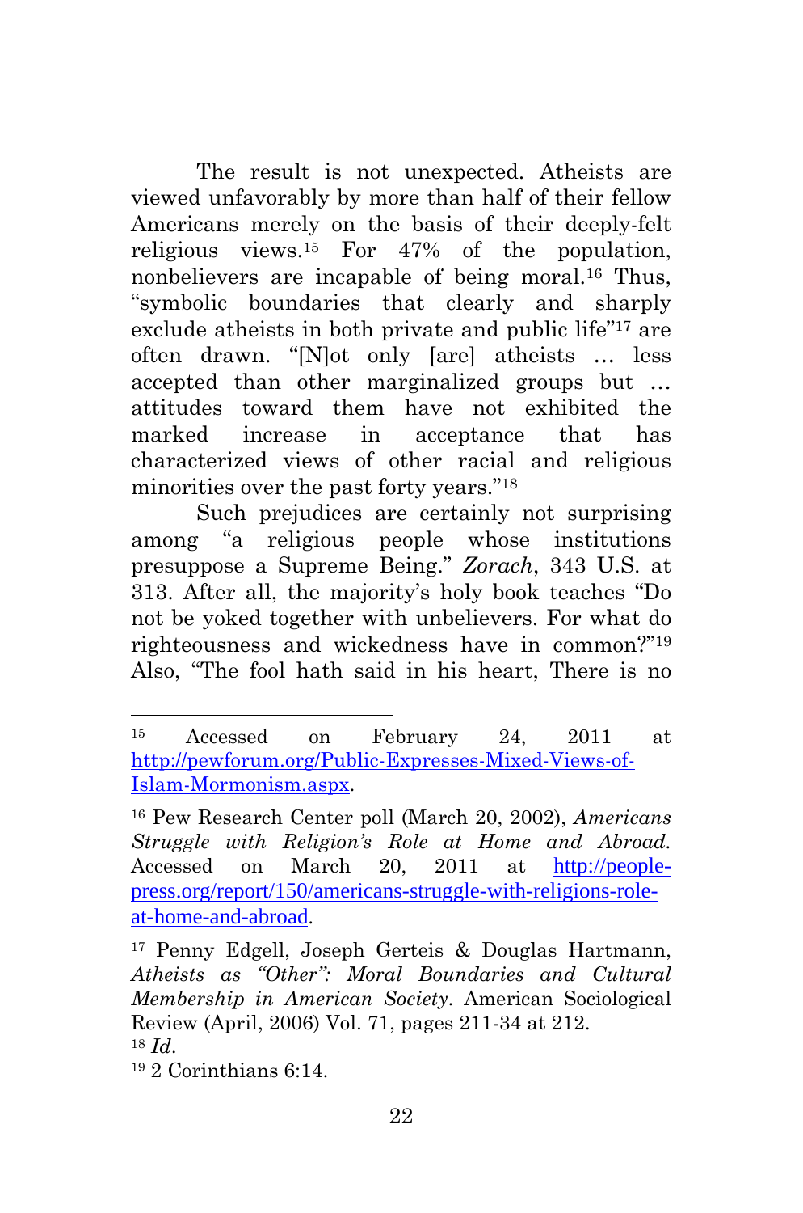The result is not unexpected. Atheists are viewed unfavorably by more than half of their fellow Americans merely on the basis of their deeply-felt religious views.[15] For 47% of the population, nonbelievers are incapable of being moral.[16] Thus, "symbolic boundaries that clearly and sharply exclude atheists in both private and public life"[17] are often drawn. "[N]ot only [are] atheists … less accepted than other marginalized groups but … attitudes toward them have not exhibited the marked increase in acceptance that has characterized views of other racial and religious minorities over the past forty years."[18]

Such prejudices are certainly not surprising among "a religious people whose institutions presuppose a Supreme Being." *Zorach*, 343 U.S. at 313. After all, the majority's holy book teaches "Do not be yoked together with unbelievers. For what do righteousness and wickedness have in common?"[19] Also, "The fool hath said in his heart, There is no

---

[15] Accessed on February 24, 2011 at http://pewforum.org/Public-Expresses-Mixed-Views-of-Islam-Mormonism.aspx.

[16] Pew Research Center poll (March 20, 2002), *Americans Struggle with Religion's Role at Home and Abroad.* Accessed on March 20, 2011 at http://people-press.org/report/150/americans-struggle-with-religions-role-at-home-and-abroad.

[17] Penny Edgell, Joseph Gerteis & Douglas Hartmann, *Atheists as "Other": Moral Boundaries and Cultural Membership in American Society*. American Sociological Review (April, 2006) Vol. 71, pages 211-34 at 212.

[18] *Id.*

[19] 2 Corinthians 6:14.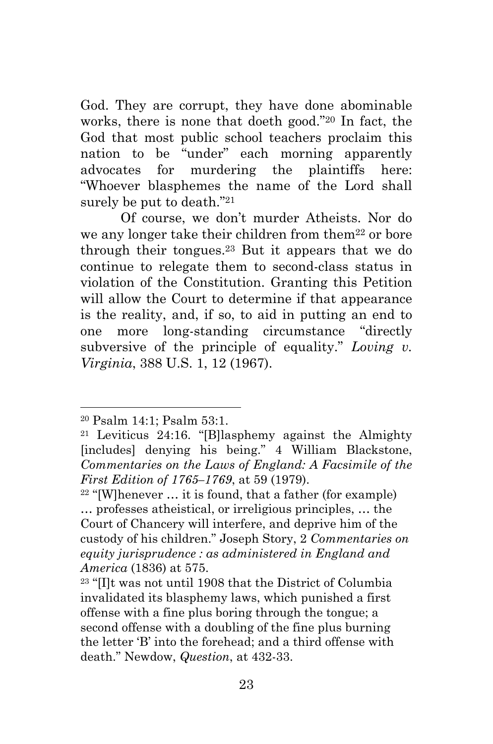God. They are corrupt, they have done abominable works, there is none that doeth good."[20] In fact, the God that most public school teachers proclaim this nation to be "under" each morning apparently advocates for murdering the plaintiffs here: "Whoever blasphemes the name of the Lord shall surely be put to death."[21]

Of course, we don't murder Atheists. Nor do we any longer take their children from them[22] or bore through their tongues.[23] But it appears that we do continue to relegate them to second-class status in violation of the Constitution. Granting this Petition will allow the Court to determine if that appearance is the reality, and, if so, to aid in putting an end to one more long-standing circumstance "directly subversive of the principle of equality." *Loving v. Virginia*, 388 U.S. 1, 12 (1967).

---

[20] Psalm 14:1; Psalm 53:1.

[21] Leviticus 24:16. "[B]lasphemy against the Almighty [includes] denying his being." 4 William Blackstone, *Commentaries on the Laws of England: A Facsimile of the First Edition of 1765–1769*, at 59 (1979).

[22] "[W]henever … it is found, that a father (for example) … professes atheistical, or irreligious principles, … the Court of Chancery will interfere, and deprive him of the custody of his children." Joseph Story, 2 *Commentaries on equity jurisprudence : as administered in England and America* (1836) at 575.

[23] "[I]t was not until 1908 that the District of Columbia invalidated its blasphemy laws, which punished a first offense with a fine plus boring through the tongue; a second offense with a doubling of the fine plus burning the letter 'B' into the forehead; and a third offense with death." Newdow, *Question*, at 432-33.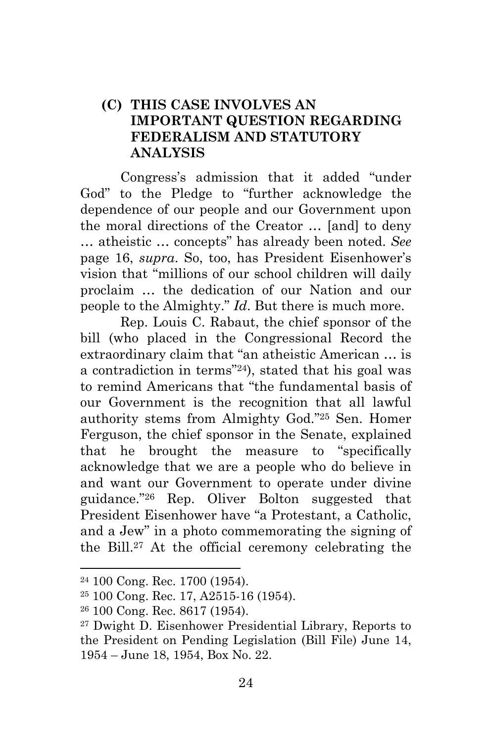### (C) THIS CASE INVOLVES AN IMPORTANT QUESTION REGARDING FEDERALISM AND STATUTORY ANALYSIS

Congress's admission that it added "under God" to the Pledge to "further acknowledge the dependence of our people and our Government upon the moral directions of the Creator … [and] to deny … atheistic … concepts" has already been noted. *See* page 16, *supra*. So, too, has President Eisenhower's vision that "millions of our school children will daily proclaim … the dedication of our Nation and our people to the Almighty." *Id*. But there is much more.

Rep. Louis C. Rabaut, the chief sponsor of the bill (who placed in the Congressional Record the extraordinary claim that "an atheistic American … is a contradiction in terms"[24]), stated that his goal was to remind Americans that "the fundamental basis of our Government is the recognition that all lawful authority stems from Almighty God."[25] Sen. Homer Ferguson, the chief sponsor in the Senate, explained that he brought the measure to "specifically acknowledge that we are a people who do believe in and want our Government to operate under divine guidance."[26] Rep. Oliver Bolton suggested that President Eisenhower have "a Protestant, a Catholic, and a Jew" in a photo commemorating the signing of the Bill.[27] At the official ceremony celebrating the

---

[24] 100 Cong. Rec. 1700 (1954).

[25] 100 Cong. Rec. 17, A2515-16 (1954).

[26] 100 Cong. Rec. 8617 (1954).

[27] Dwight D. Eisenhower Presidential Library, Reports to the President on Pending Legislation (Bill File) June 14, 1954 – June 18, 1954, Box No. 22.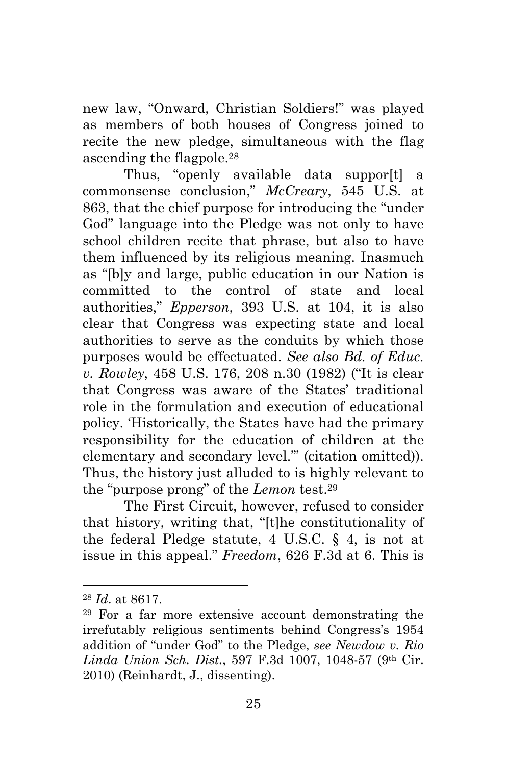new law, "Onward, Christian Soldiers!" was played as members of both houses of Congress joined to recite the new pledge, simultaneous with the flag ascending the flagpole.[28]

Thus, "openly available data suppor[t] a commonsense conclusion," *McCreary*, 545 U.S. at 863, that the chief purpose for introducing the "under God" language into the Pledge was not only to have school children recite that phrase, but also to have them influenced by its religious meaning. Inasmuch as "[b]y and large, public education in our Nation is committed to the control of state and local authorities," *Epperson*, 393 U.S. at 104, it is also clear that Congress was expecting state and local authorities to serve as the conduits by which those purposes would be effectuated. *See also Bd. of Educ. v. Rowley*, 458 U.S. 176, 208 n.30 (1982) ("It is clear that Congress was aware of the States' traditional role in the formulation and execution of educational policy. 'Historically, the States have had the primary responsibility for the education of children at the elementary and secondary level.'" (citation omitted)). Thus, the history just alluded to is highly relevant to the "purpose prong" of the *Lemon* test.[29]

The First Circuit, however, refused to consider that history, writing that, "[t]he constitutionality of the federal Pledge statute, 4 U.S.C. § 4, is not at issue in this appeal." *Freedom*, 626 F.3d at 6. This is

---

[28] *Id*. at 8617.

[29] For a far more extensive account demonstrating the irrefutably religious sentiments behind Congress's 1954 addition of "under God" to the Pledge, *see Newdow v. Rio Linda Union Sch. Dist.*, 597 F.3d 1007, 1048-57 (9th Cir. 2010) (Reinhardt, J., dissenting).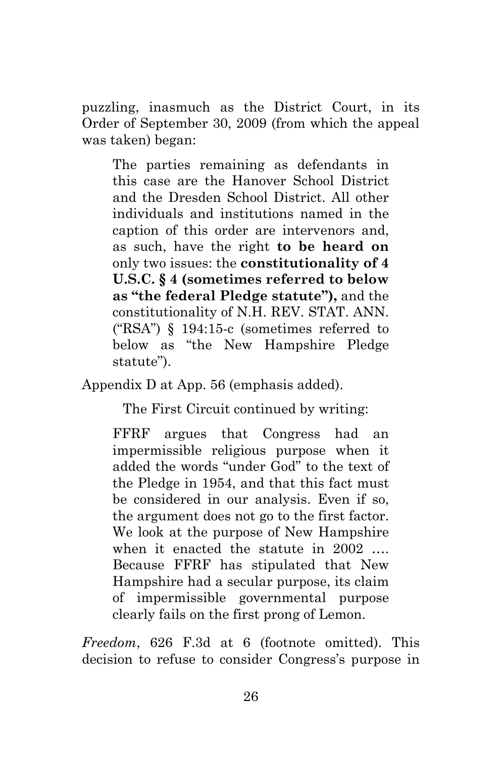puzzling, inasmuch as the District Court, in its Order of September 30, 2009 (from which the appeal was taken) began:

> The parties remaining as defendants in this case are the Hanover School District and the Dresden School District. All other individuals and institutions named in the caption of this order are intervenors and, as such, have the right **to be heard on** only two issues: the **constitutionality of 4 U.S.C. § 4 (sometimes referred to below as "the federal Pledge statute"),** and the constitutionality of N.H. REV. STAT. ANN. ("RSA") § 194:15-c (sometimes referred to below as "the New Hampshire Pledge statute").

Appendix D at App. 56 (emphasis added).

The First Circuit continued by writing:

> FFRF argues that Congress had an impermissible religious purpose when it added the words "under God" to the text of the Pledge in 1954, and that this fact must be considered in our analysis. Even if so, the argument does not go to the first factor. We look at the purpose of New Hampshire when it enacted the statute in 2002 …. Because FFRF has stipulated that New Hampshire had a secular purpose, its claim of impermissible governmental purpose clearly fails on the first prong of Lemon.

*Freedom*, 626 F.3d at 6 (footnote omitted). This decision to refuse to consider Congress's purpose in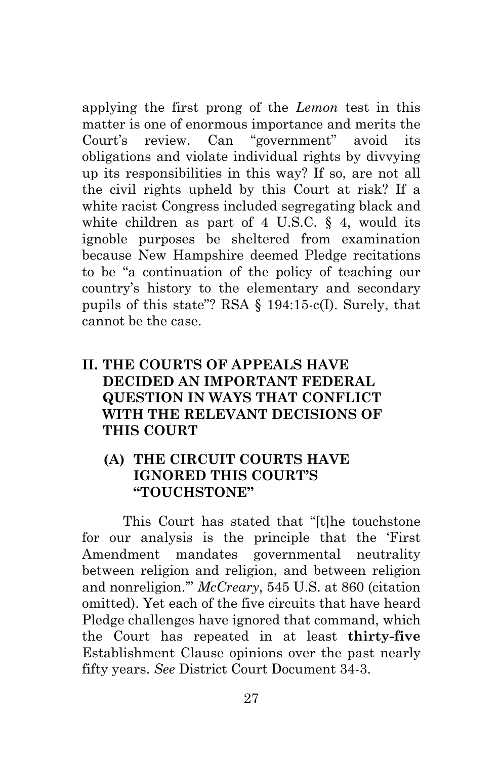applying the first prong of the *Lemon* test in this matter is one of enormous importance and merits the Court's review. Can "government" avoid its obligations and violate individual rights by divvying up its responsibilities in this way? If so, are not all the civil rights upheld by this Court at risk? If a white racist Congress included segregating black and white children as part of 4 U.S.C. § 4, would its ignoble purposes be sheltered from examination because New Hampshire deemed Pledge recitations to be "a continuation of the policy of teaching our country's history to the elementary and secondary pupils of this state"? RSA § 194:15-c(I). Surely, that cannot be the case.

## II. THE COURTS OF APPEALS HAVE DECIDED AN IMPORTANT FEDERAL QUESTION IN WAYS THAT CONFLICT WITH THE RELEVANT DECISIONS OF THIS COURT

### (A) THE CIRCUIT COURTS HAVE IGNORED THIS COURT'S "TOUCHSTONE"

This Court has stated that "[t]he touchstone for our analysis is the principle that the 'First Amendment mandates governmental neutrality between religion and religion, and between religion and nonreligion.'" *McCreary*, 545 U.S. at 860 (citation omitted). Yet each of the five circuits that have heard Pledge challenges have ignored that command, which the Court has repeated in at least **thirty-five** Establishment Clause opinions over the past nearly fifty years. *See* District Court Document 34-3.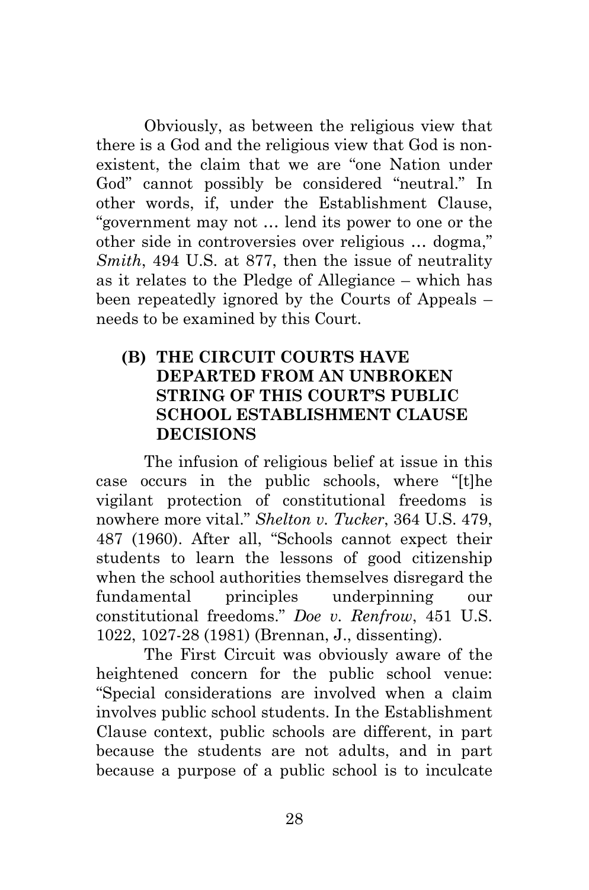Obviously, as between the religious view that there is a God and the religious view that God is non-existent, the claim that we are "one Nation under God" cannot possibly be considered "neutral." In other words, if, under the Establishment Clause, "government may not … lend its power to one or the other side in controversies over religious … dogma," *Smith*, 494 U.S. at 877, then the issue of neutrality as it relates to the Pledge of Allegiance – which has been repeatedly ignored by the Courts of Appeals – needs to be examined by this Court.

### (B) THE CIRCUIT COURTS HAVE DEPARTED FROM AN UNBROKEN STRING OF THIS COURT'S PUBLIC SCHOOL ESTABLISHMENT CLAUSE DECISIONS

The infusion of religious belief at issue in this case occurs in the public schools, where "[t]he vigilant protection of constitutional freedoms is nowhere more vital." *Shelton v. Tucker*, 364 U.S. 479, 487 (1960). After all, "Schools cannot expect their students to learn the lessons of good citizenship when the school authorities themselves disregard the fundamental principles underpinning our constitutional freedoms." *Doe v. Renfrow*, 451 U.S. 1022, 1027-28 (1981) (Brennan, J., dissenting).

The First Circuit was obviously aware of the heightened concern for the public school venue: "Special considerations are involved when a claim involves public school students. In the Establishment Clause context, public schools are different, in part because the students are not adults, and in part because a purpose of a public school is to inculcate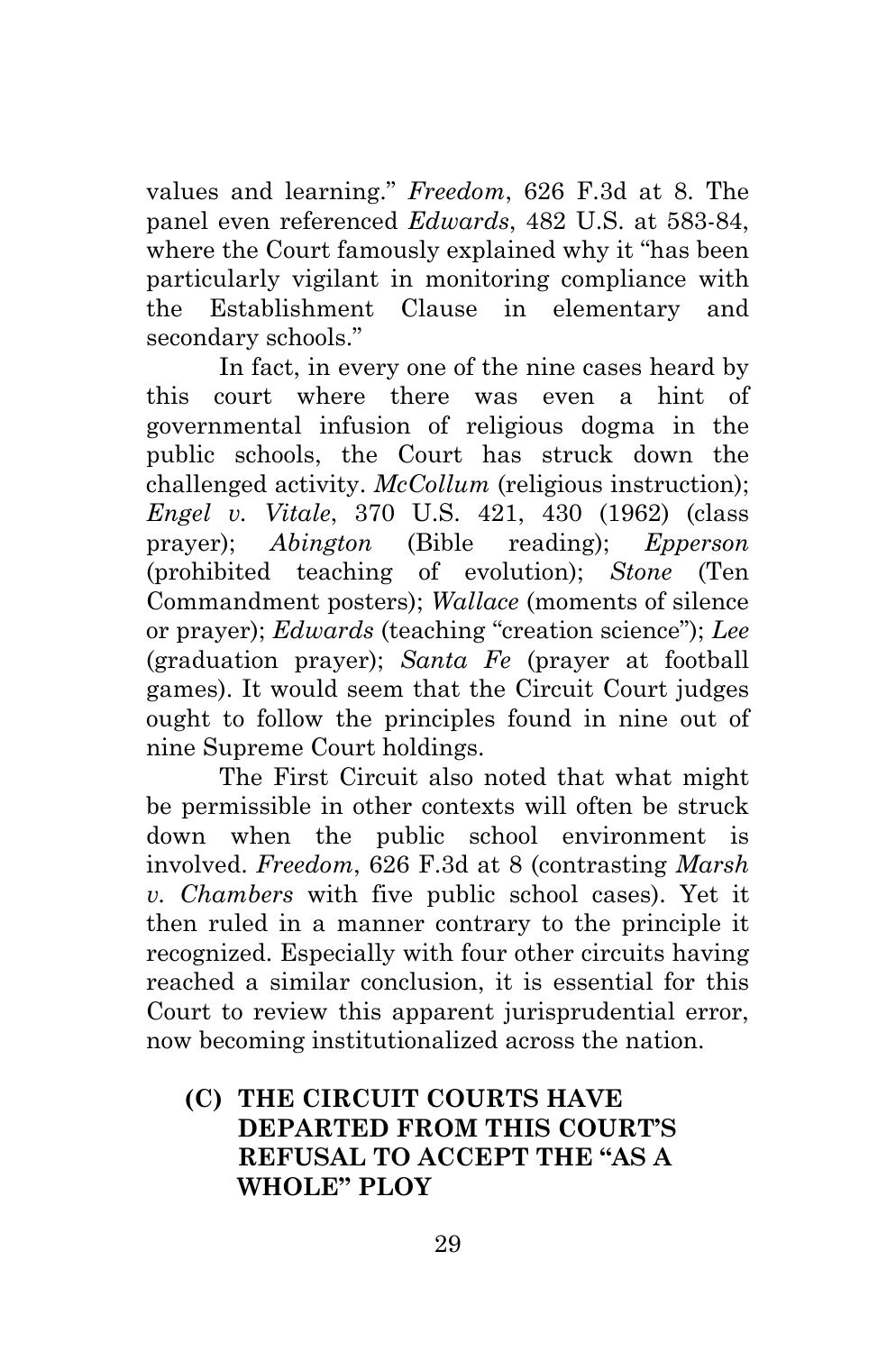values and learning." *Freedom*, 626 F.3d at 8. The panel even referenced *Edwards*, 482 U.S. at 583-84, where the Court famously explained why it "has been particularly vigilant in monitoring compliance with the Establishment Clause in elementary and secondary schools."

In fact, in every one of the nine cases heard by this court where there was even a hint of governmental infusion of religious dogma in the public schools, the Court has struck down the challenged activity. *McCollum* (religious instruction); *Engel v. Vitale*, 370 U.S. 421, 430 (1962) (class prayer); *Abington* (Bible reading); *Epperson* (prohibited teaching of evolution); *Stone* (Ten Commandment posters); *Wallace* (moments of silence or prayer); *Edwards* (teaching "creation science"); *Lee* (graduation prayer); *Santa Fe* (prayer at football games). It would seem that the Circuit Court judges ought to follow the principles found in nine out of nine Supreme Court holdings.

The First Circuit also noted that what might be permissible in other contexts will often be struck down when the public school environment is involved. *Freedom*, 626 F.3d at 8 (contrasting *Marsh v. Chambers* with five public school cases). Yet it then ruled in a manner contrary to the principle it recognized. Especially with four other circuits having reached a similar conclusion, it is essential for this Court to review this apparent jurisprudential error, now becoming institutionalized across the nation.

### (C) THE CIRCUIT COURTS HAVE DEPARTED FROM THIS COURT'S REFUSAL TO ACCEPT THE "AS A WHOLE" PLOY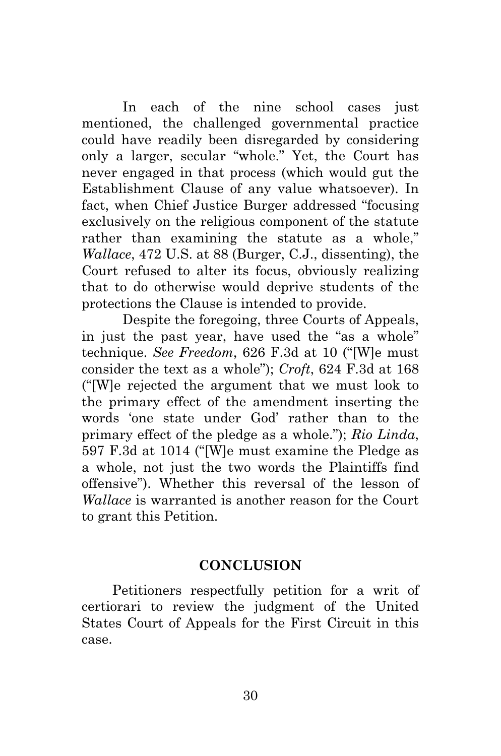In each of the nine school cases just mentioned, the challenged governmental practice could have readily been disregarded by considering only a larger, secular "whole." Yet, the Court has never engaged in that process (which would gut the Establishment Clause of any value whatsoever). In fact, when Chief Justice Burger addressed "focusing exclusively on the religious component of the statute rather than examining the statute as a whole," *Wallace*, 472 U.S. at 88 (Burger, C.J., dissenting), the Court refused to alter its focus, obviously realizing that to do otherwise would deprive students of the protections the Clause is intended to provide.

Despite the foregoing, three Courts of Appeals, in just the past year, have used the "as a whole" technique. *See Freedom*, 626 F.3d at 10 ("[W]e must consider the text as a whole"); *Croft*, 624 F.3d at 168 ("[W]e rejected the argument that we must look to the primary effect of the amendment inserting the words 'one state under God' rather than to the primary effect of the pledge as a whole."); *Rio Linda*, 597 F.3d at 1014 ("[W]e must examine the Pledge as a whole, not just the two words the Plaintiffs find offensive"). Whether this reversal of the lesson of *Wallace* is warranted is another reason for the Court to grant this Petition.

## CONCLUSION

Petitioners respectfully petition for a writ of certiorari to review the judgment of the United States Court of Appeals for the First Circuit in this case.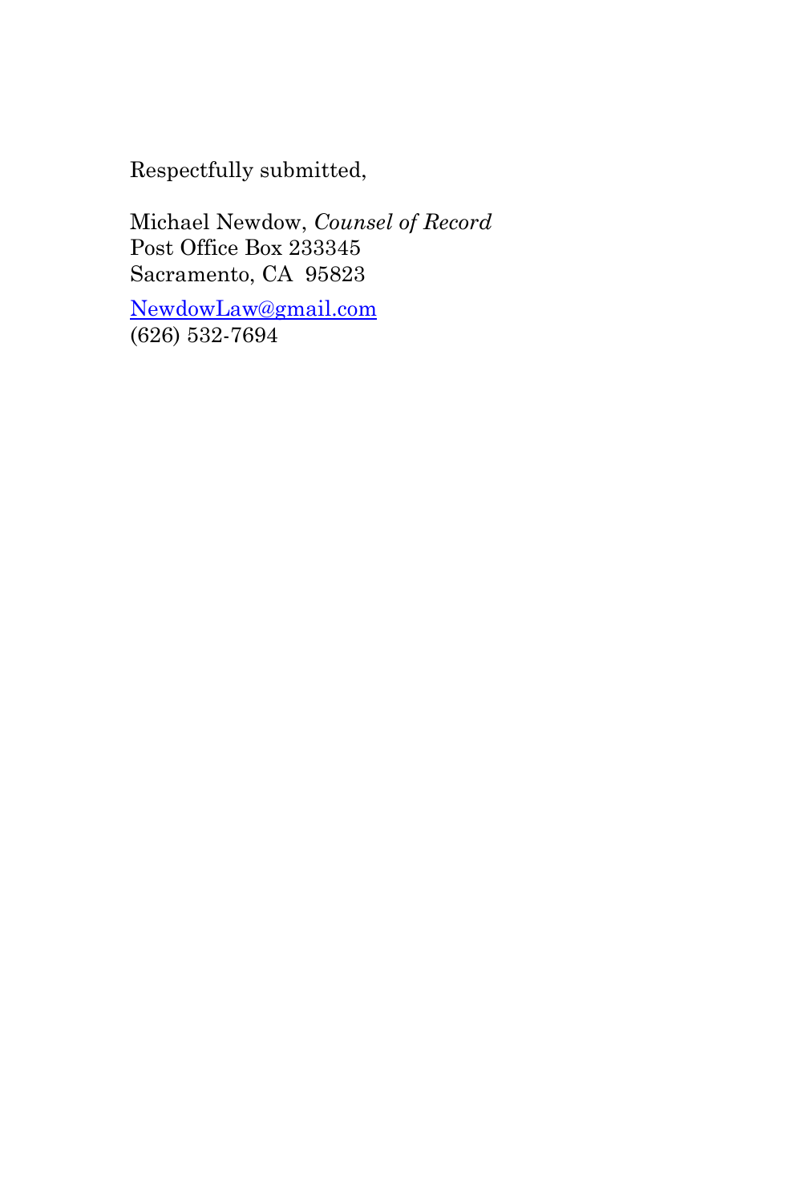Respectfully submitted,

Michael Newdow, *Counsel of Record*  
Post Office Box 233345  
Sacramento, CA 95823

NewdowLaw@gmail.com  
(626) 532-7694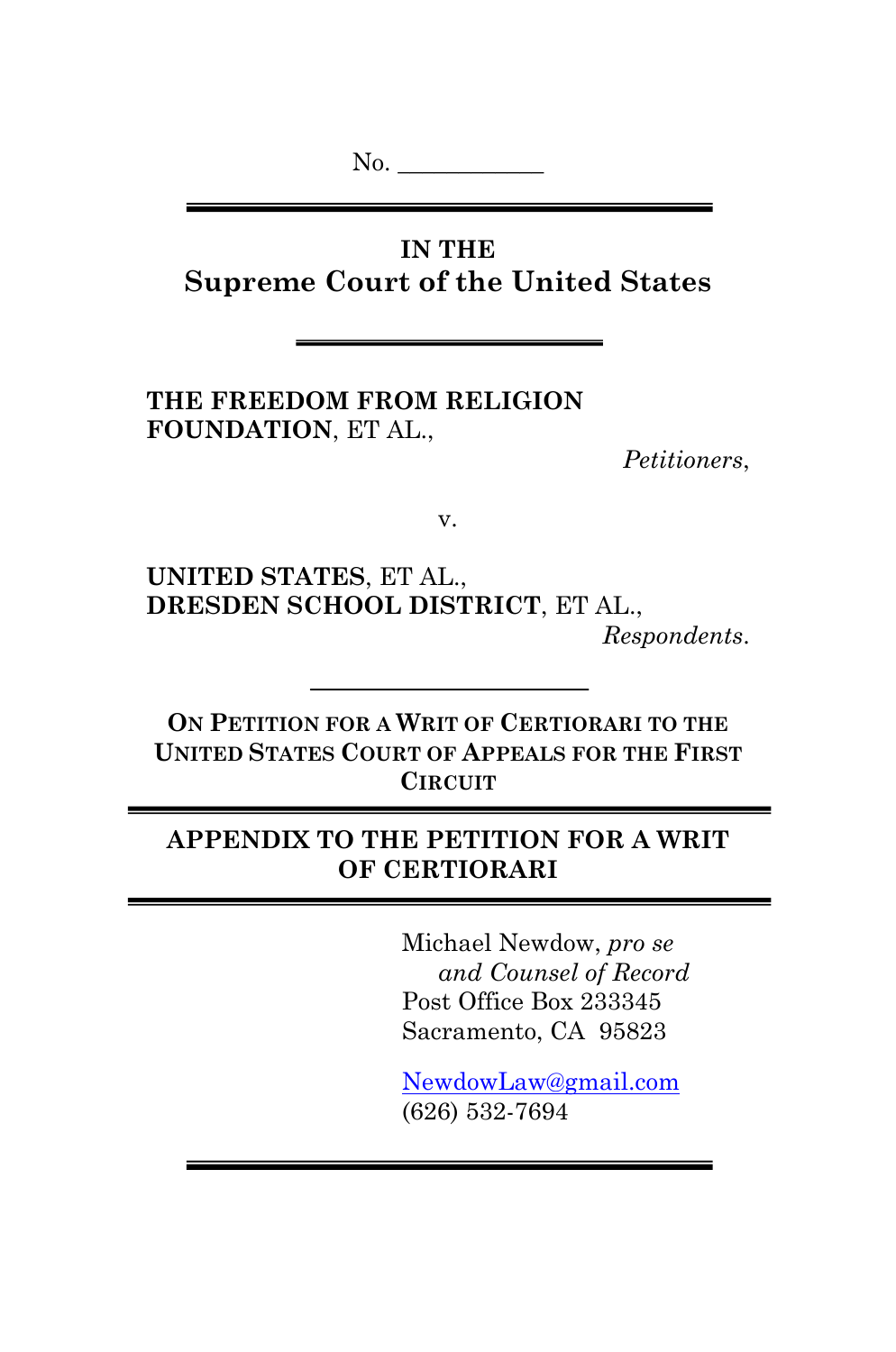No. \_\_\_\_\_\_\_\_\_\_\_\_

# IN THE
# Supreme Court of the United States

**THE FREEDOM FROM RELIGION FOUNDATION**, ET AL.,

*Petitioners*,

v.

**UNITED STATES**, ET AL.,
**DRESDEN SCHOOL DISTRICT**, ET AL.,

*Respondents*.

**ON PETITION FOR A WRIT OF CERTIORARI TO THE UNITED STATES COURT OF APPEALS FOR THE FIRST CIRCUIT**

## APPENDIX TO THE PETITION FOR A WRIT OF CERTIORARI

Michael Newdow, *pro se and Counsel of Record*
Post Office Box 233345
Sacramento, CA 95823

NewdowLaw@gmail.com
(626) 532-7694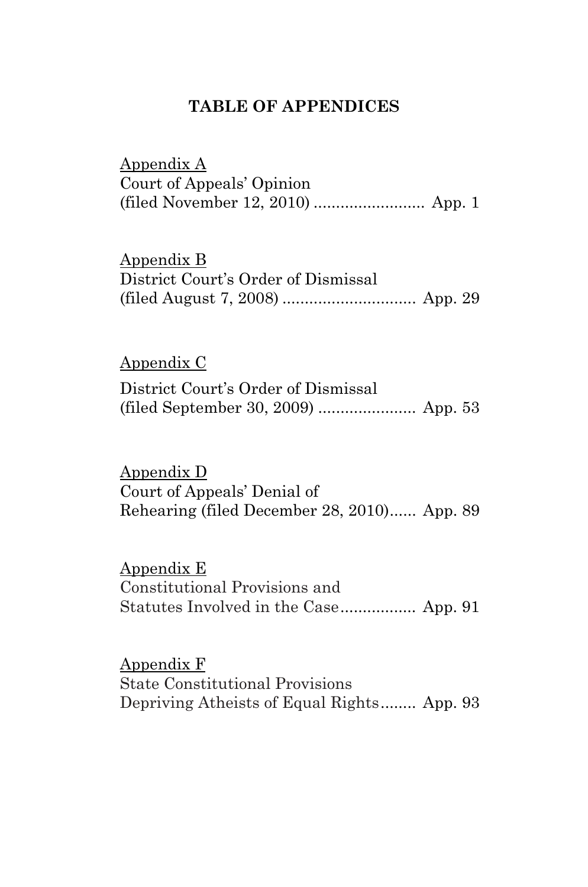## TABLE OF APPENDICES

Appendix A
Court of Appeals' Opinion
(filed November 12, 2010) ......................... App. 1

Appendix B
District Court's Order of Dismissal
(filed August 7, 2008) .............................. App. 29

Appendix C
District Court's Order of Dismissal
(filed September 30, 2009) ...................... App. 53

Appendix D
Court of Appeals' Denial of
Rehearing (filed December 28, 2010)...... App. 89

Appendix E
Constitutional Provisions and
Statutes Involved in the Case................. App. 91

Appendix F
State Constitutional Provisions
Depriving Atheists of Equal Rights........ App. 93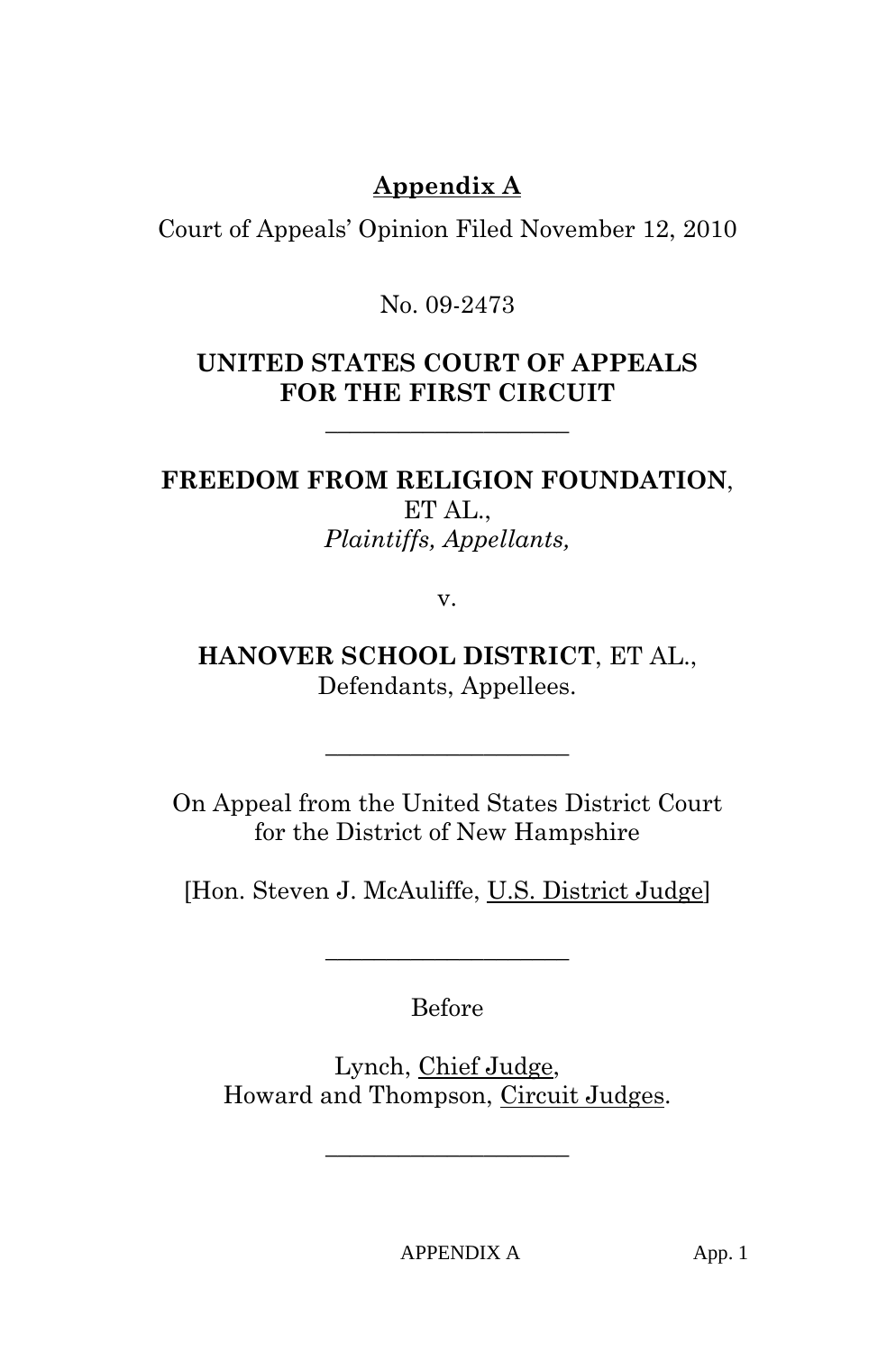**Appendix A**

Court of Appeals' Opinion Filed November 12, 2010

No. 09-2473

**UNITED STATES COURT OF APPEALS**
**FOR THE FIRST CIRCUIT**

\_\_\_\_\_\_\_\_\_\_\_\_\_\_\_\_\_\_\_\_

**FREEDOM FROM RELIGION FOUNDATION**, ET AL.,
*Plaintiffs, Appellants,*

v.

**HANOVER SCHOOL DISTRICT**, ET AL.,
Defendants, Appellees.

\_\_\_\_\_\_\_\_\_\_\_\_\_\_\_\_\_\_\_\_

On Appeal from the United States District Court for the District of New Hampshire

[Hon. Steven J. McAuliffe, U.S. District Judge]

\_\_\_\_\_\_\_\_\_\_\_\_\_\_\_\_\_\_\_\_

Before

Lynch, Chief Judge,
Howard and Thompson, Circuit Judges.

\_\_\_\_\_\_\_\_\_\_\_\_\_\_\_\_\_\_\_\_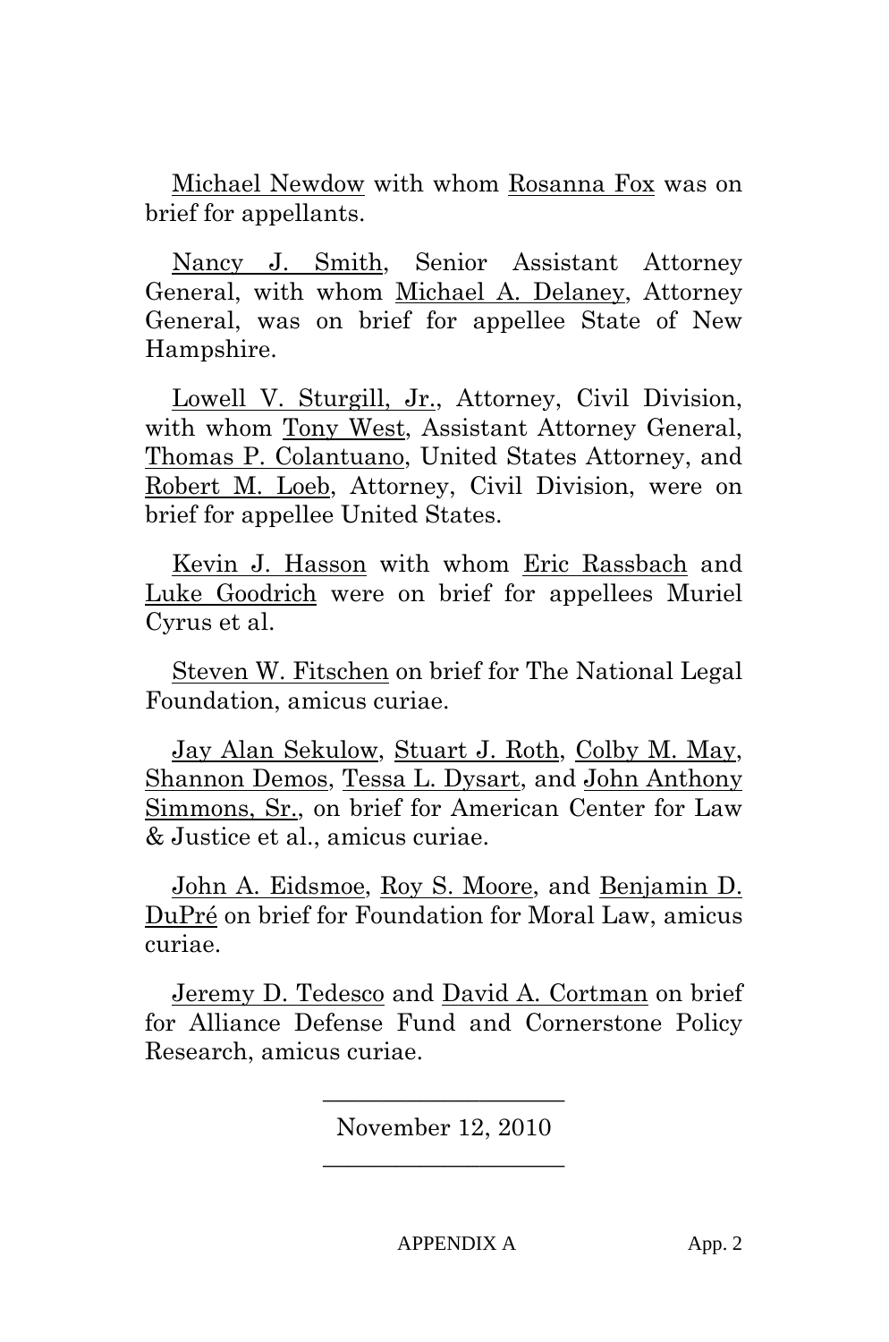Michael Newdow with whom Rosanna Fox was on brief for appellants.

Nancy J. Smith, Senior Assistant Attorney General, with whom Michael A. Delaney, Attorney General, was on brief for appellee State of New Hampshire.

Lowell V. Sturgill, Jr., Attorney, Civil Division, with whom Tony West, Assistant Attorney General, Thomas P. Colantuano, United States Attorney, and Robert M. Loeb, Attorney, Civil Division, were on brief for appellee United States.

Kevin J. Hasson with whom Eric Rassbach and Luke Goodrich were on brief for appellees Muriel Cyrus et al.

Steven W. Fitschen on brief for The National Legal Foundation, amicus curiae.

Jay Alan Sekulow, Stuart J. Roth, Colby M. May, Shannon Demos, Tessa L. Dysart, and John Anthony Simmons, Sr., on brief for American Center for Law & Justice et al., amicus curiae.

John A. Eidsmoe, Roy S. Moore, and Benjamin D. DuPré on brief for Foundation for Moral Law, amicus curiae.

Jeremy D. Tedesco and David A. Cortman on brief for Alliance Defense Fund and Cornerstone Policy Research, amicus curiae.

---

November 12, 2010

---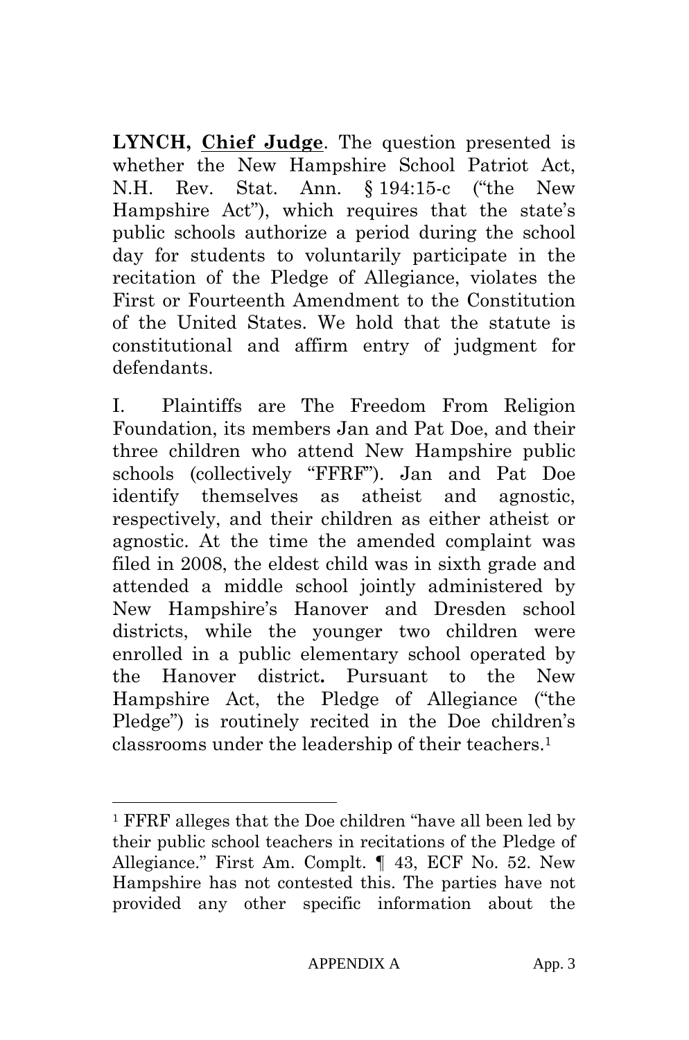**LYNCH, Chief Judge**. The question presented is whether the New Hampshire School Patriot Act, N.H. Rev. Stat. Ann. § 194:15-c ("the New Hampshire Act"), which requires that the state's public schools authorize a period during the school day for students to voluntarily participate in the recitation of the Pledge of Allegiance, violates the First or Fourteenth Amendment to the Constitution of the United States. We hold that the statute is constitutional and affirm entry of judgment for defendants.

I. Plaintiffs are The Freedom From Religion Foundation, its members Jan and Pat Doe, and their three children who attend New Hampshire public schools (collectively "FFRF"). Jan and Pat Doe identify themselves as atheist and agnostic, respectively, and their children as either atheist or agnostic. At the time the amended complaint was filed in 2008, the eldest child was in sixth grade and attended a middle school jointly administered by New Hampshire's Hanover and Dresden school districts, while the younger two children were enrolled in a public elementary school operated by the Hanover district**.** Pursuant to the New Hampshire Act, the Pledge of Allegiance ("the Pledge") is routinely recited in the Doe children's classrooms under the leadership of their teachers.[1]

---

[1] FFRF alleges that the Doe children "have all been led by their public school teachers in recitations of the Pledge of Allegiance." First Am. Compl. ¶ 43, ECF No. 52. New Hampshire has not contested this. The parties have not provided any other specific information about the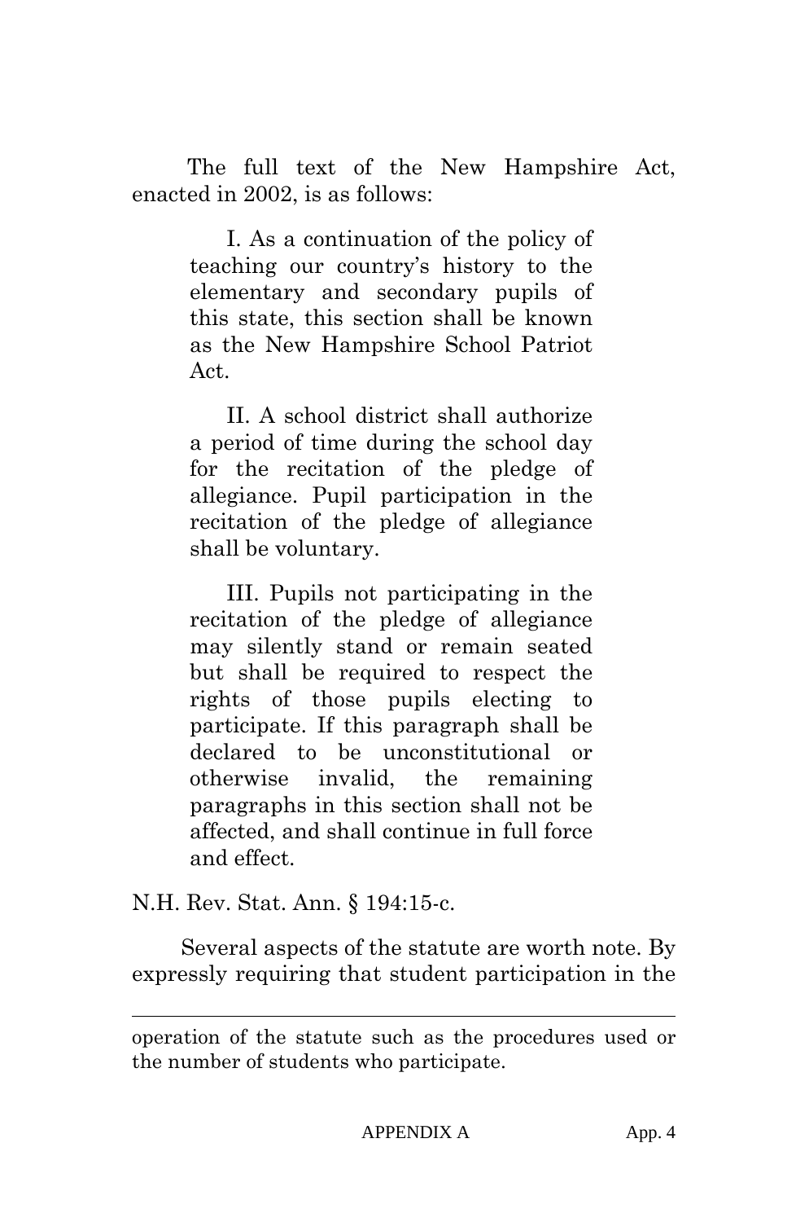The full text of the New Hampshire Act, enacted in 2002, is as follows:

> I. As a continuation of the policy of teaching our country's history to the elementary and secondary pupils of this state, this section shall be known as the New Hampshire School Patriot Act.
>
> II. A school district shall authorize a period of time during the school day for the recitation of the pledge of allegiance. Pupil participation in the recitation of the pledge of allegiance shall be voluntary.
>
> III. Pupils not participating in the recitation of the pledge of allegiance may silently stand or remain seated but shall be required to respect the rights of those pupils electing to participate. If this paragraph shall be declared to be unconstitutional or otherwise invalid, the remaining paragraphs in this section shall not be affected, and shall continue in full force and effect.

N.H. Rev. Stat. Ann. § 194:15-c.

Several aspects of the statute are worth note. By expressly requiring that student participation in the

---

operation of the statute such as the procedures used or the number of students who participate.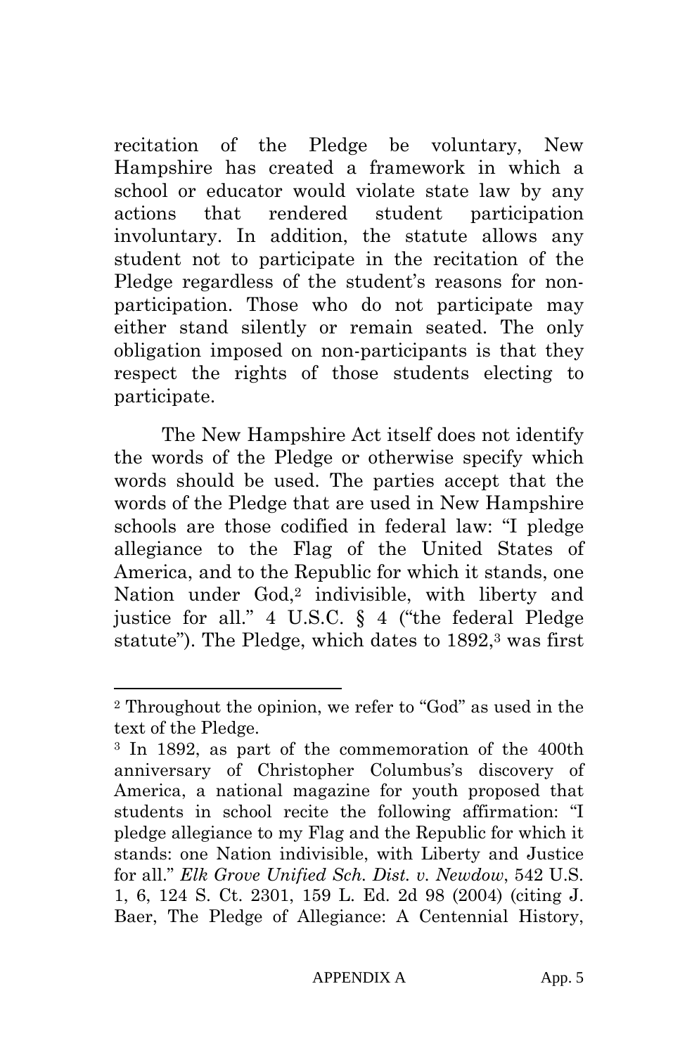recitation of the Pledge be voluntary, New Hampshire has created a framework in which a school or educator would violate state law by any actions that rendered student participation involuntary. In addition, the statute allows any student not to participate in the recitation of the Pledge regardless of the student's reasons for non-participation. Those who do not participate may either stand silently or remain seated. The only obligation imposed on non-participants is that they respect the rights of those students electing to participate.

The New Hampshire Act itself does not identify the words of the Pledge or otherwise specify which words should be used. The parties accept that the words of the Pledge that are used in New Hampshire schools are those codified in federal law: "I pledge allegiance to the Flag of the United States of America, and to the Republic for which it stands, one Nation under God,[2] indivisible, with liberty and justice for all." 4 U.S.C. § 4 ("the federal Pledge statute"). The Pledge, which dates to 1892,[3] was first

---

[2] Throughout the opinion, we refer to "God" as used in the text of the Pledge.

[3] In 1892, as part of the commemoration of the 400th anniversary of Christopher Columbus's discovery of America, a national magazine for youth proposed that students in school recite the following affirmation: "I pledge allegiance to my Flag and the Republic for which it stands: one Nation indivisible, with Liberty and Justice for all." *Elk Grove Unified Sch. Dist. v. Newdow*, 542 U.S. 1, 6, 124 S. Ct. 2301, 159 L. Ed. 2d 98 (2004) (citing J. Baer, The Pledge of Allegiance: A Centennial History,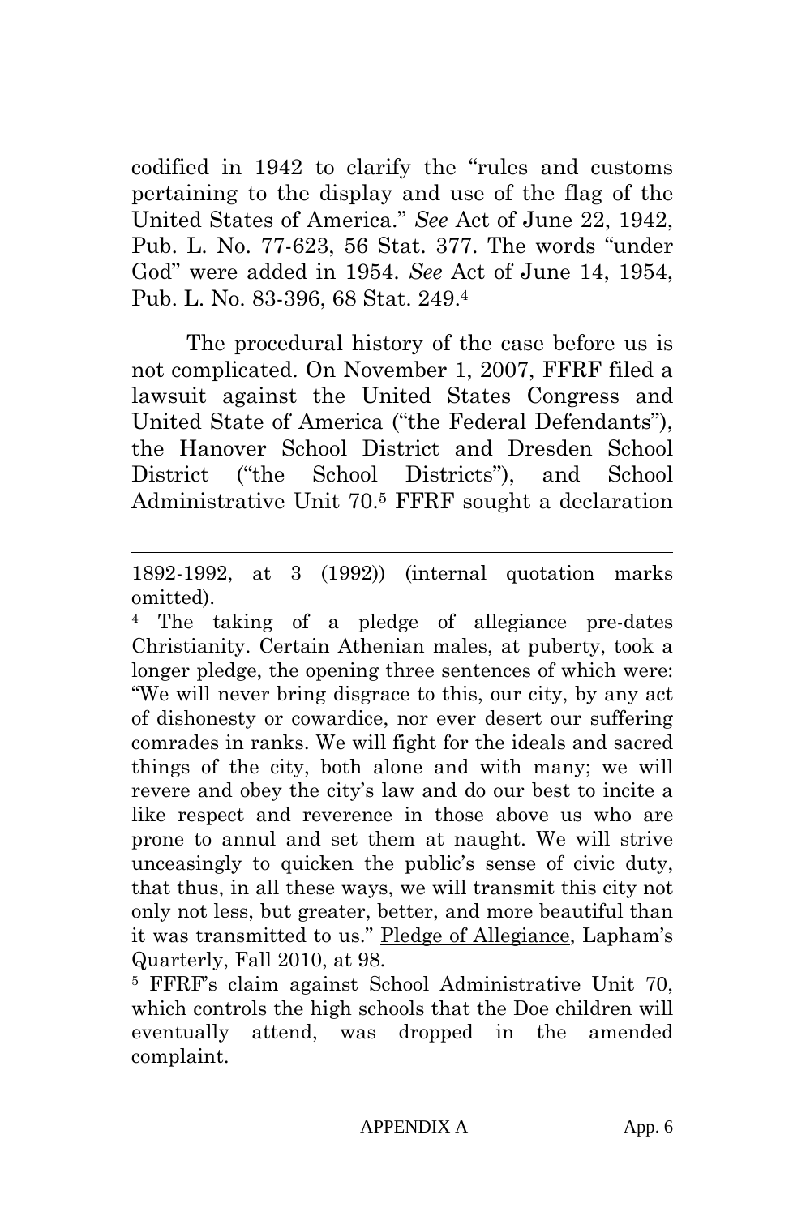codified in 1942 to clarify the "rules and customs pertaining to the display and use of the flag of the United States of America." *See* Act of June 22, 1942, Pub. L. No. 77-623, 56 Stat. 377. The words "under God" were added in 1954. *See* Act of June 14, 1954, Pub. L. No. 83-396, 68 Stat. 249.[4]

The procedural history of the case before us is not complicated. On November 1, 2007, FFRF filed a lawsuit against the United States Congress and United State of America ("the Federal Defendants"), the Hanover School District and Dresden School District ("the School Districts"), and School Administrative Unit 70.[5] FFRF sought a declaration

---

1892-1992, at 3 (1992)) (internal quotation marks omitted).

[4] The taking of a pledge of allegiance pre-dates Christianity. Certain Athenian males, at puberty, took a longer pledge, the opening three sentences of which were: "We will never bring disgrace to this, our city, by any act of dishonesty or cowardice, nor ever desert our suffering comrades in ranks. We will fight for the ideals and sacred things of the city, both alone and with many; we will revere and obey the city's law and do our best to incite a like respect and reverence in those above us who are prone to annul and set them at naught. We will strive unceasingly to quicken the public's sense of civic duty, that thus, in all these ways, we will transmit this city not only not less, but greater, better, and more beautiful than it was transmitted to us." Pledge of Allegiance, Lapham's Quarterly, Fall 2010, at 98.

[5] FFRF's claim against School Administrative Unit 70, which controls the high schools that the Doe children will eventually attend, was dropped in the amended complaint.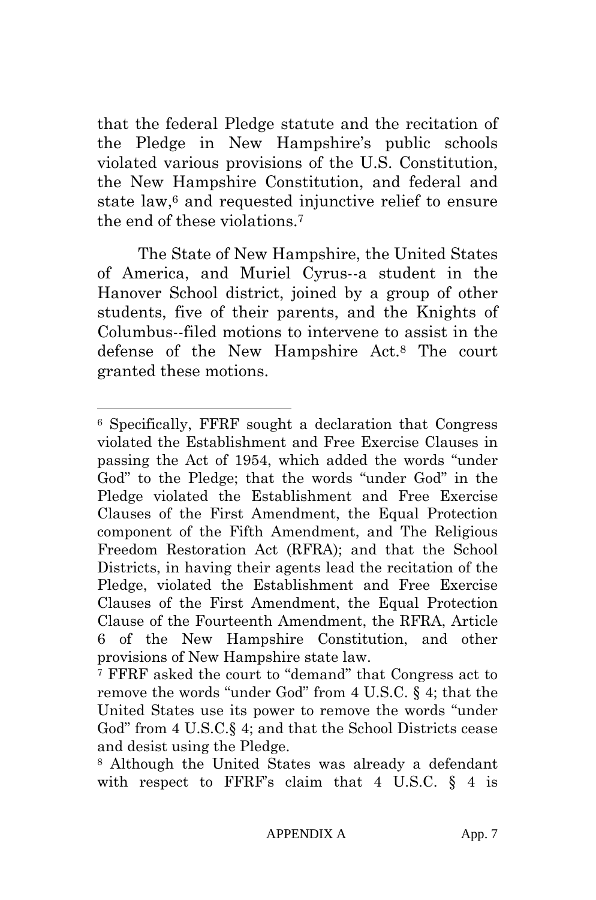that the federal Pledge statute and the recitation of the Pledge in New Hampshire's public schools violated various provisions of the U.S. Constitution, the New Hampshire Constitution, and federal and state law,[6] and requested injunctive relief to ensure the end of these violations.[7]

The State of New Hampshire, the United States of America, and Muriel Cyrus--a student in the Hanover School district, joined by a group of other students, five of their parents, and the Knights of Columbus--filed motions to intervene to assist in the defense of the New Hampshire Act.[8] The court granted these motions.

---

[6] Specifically, FFRF sought a declaration that Congress violated the Establishment and Free Exercise Clauses in passing the Act of 1954, which added the words "under God" to the Pledge; that the words "under God" in the Pledge violated the Establishment and Free Exercise Clauses of the First Amendment, the Equal Protection component of the Fifth Amendment, and The Religious Freedom Restoration Act (RFRA); and that the School Districts, in having their agents lead the recitation of the Pledge, violated the Establishment and Free Exercise Clauses of the First Amendment, the Equal Protection Clause of the Fourteenth Amendment, the RFRA, Article 6 of the New Hampshire Constitution, and other provisions of New Hampshire state law.

[7] FFRF asked the court to "demand" that Congress act to remove the words "under God" from 4 U.S.C. § 4; that the United States use its power to remove the words "under God" from 4 U.S.C.§ 4; and that the School Districts cease and desist using the Pledge.

[8] Although the United States was already a defendant with respect to FFRF's claim that 4 U.S.C. § 4 is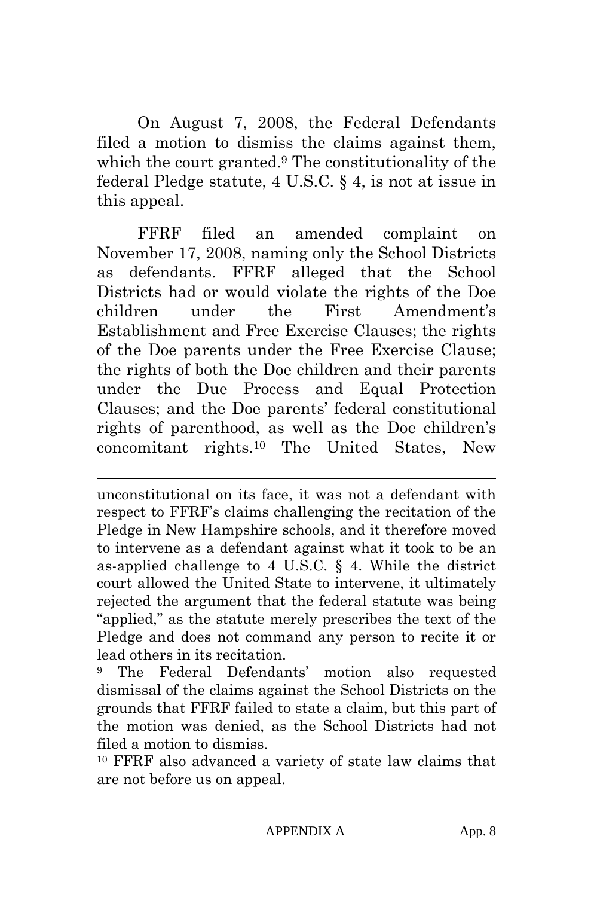On August 7, 2008, the Federal Defendants filed a motion to dismiss the claims against them, which the court granted.[9] The constitutionality of the federal Pledge statute, 4 U.S.C. § 4, is not at issue in this appeal.

FFRF filed an amended complaint on November 17, 2008, naming only the School Districts as defendants. FFRF alleged that the School Districts had or would violate the rights of the Doe children under the First Amendment's Establishment and Free Exercise Clauses; the rights of the Doe parents under the Free Exercise Clause; the rights of both the Doe children and their parents under the Due Process and Equal Protection Clauses; and the Doe parents' federal constitutional rights of parenthood, as well as the Doe children's concomitant rights.[10] The United States, New

---

unconstitutional on its face, it was not a defendant with respect to FFRF's claims challenging the recitation of the Pledge in New Hampshire schools, and it therefore moved to intervene as a defendant against what it took to be an as-applied challenge to 4 U.S.C. § 4. While the district court allowed the United State to intervene, it ultimately rejected the argument that the federal statute was being "applied," as the statute merely prescribes the text of the Pledge and does not command any person to recite it or lead others in its recitation.

[9] The Federal Defendants' motion also requested dismissal of the claims against the School Districts on the grounds that FFRF failed to state a claim, but this part of the motion was denied, as the School Districts had not filed a motion to dismiss.

[10] FFRF also advanced a variety of state law claims that are not before us on appeal.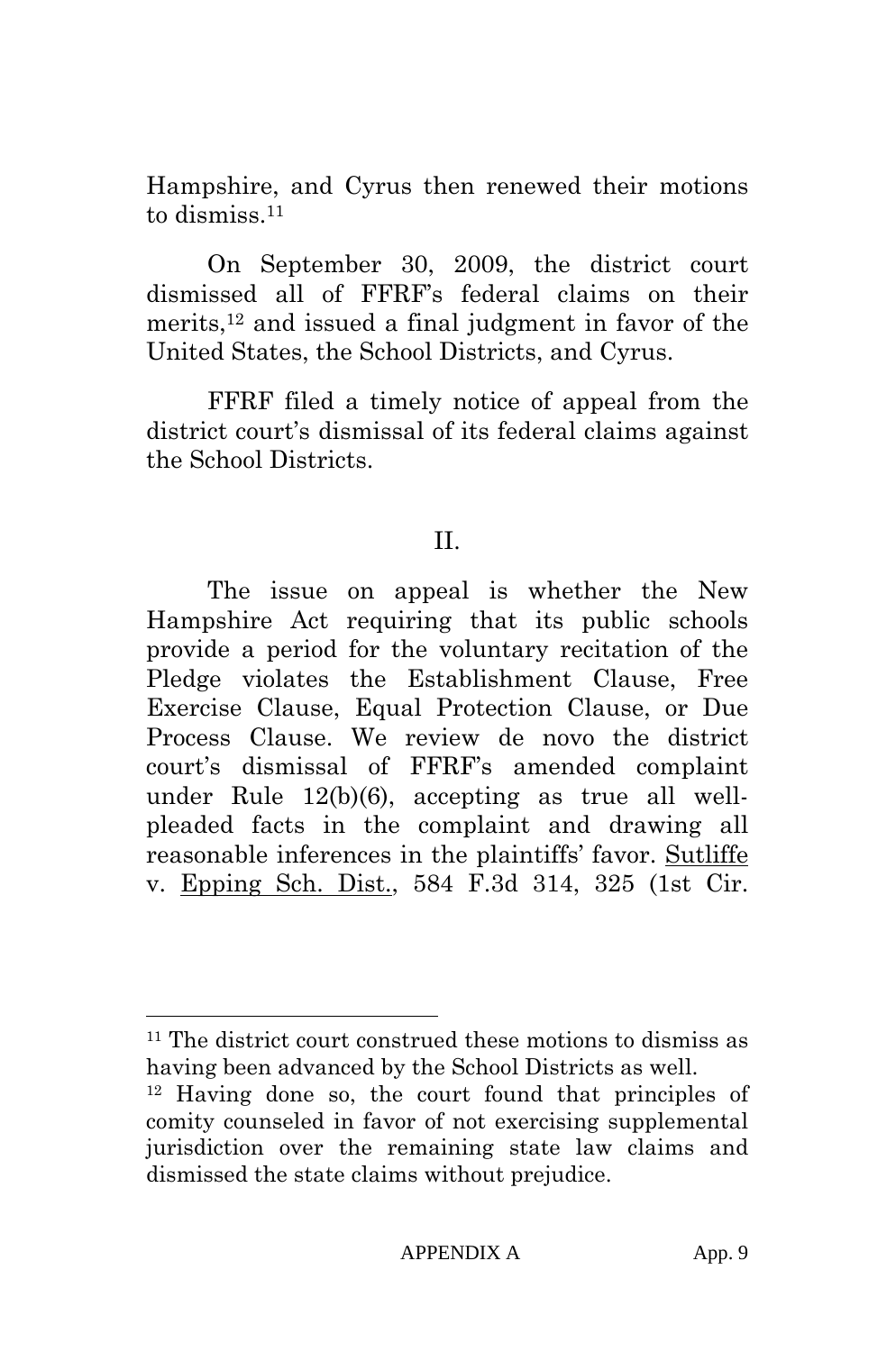Hampshire, and Cyrus then renewed their motions to dismiss.[11]

On September 30, 2009, the district court dismissed all of FFRF's federal claims on their merits,[12] and issued a final judgment in favor of the United States, the School Districts, and Cyrus.

FFRF filed a timely notice of appeal from the district court's dismissal of its federal claims against the School Districts.

## II.

The issue on appeal is whether the New Hampshire Act requiring that its public schools provide a period for the voluntary recitation of the Pledge violates the Establishment Clause, Free Exercise Clause, Equal Protection Clause, or Due Process Clause. We review de novo the district court's dismissal of FFRF's amended complaint under Rule 12(b)(6), accepting as true all well-pleaded facts in the complaint and drawing all reasonable inferences in the plaintiffs' favor. Sutliffe v. Epping Sch. Dist., 584 F.3d 314, 325 (1st Cir.

---

[11] The district court construed these motions to dismiss as having been advanced by the School Districts as well.

[12] Having done so, the court found that principles of comity counseled in favor of not exercising supplemental jurisdiction over the remaining state law claims and dismissed the state claims without prejudice.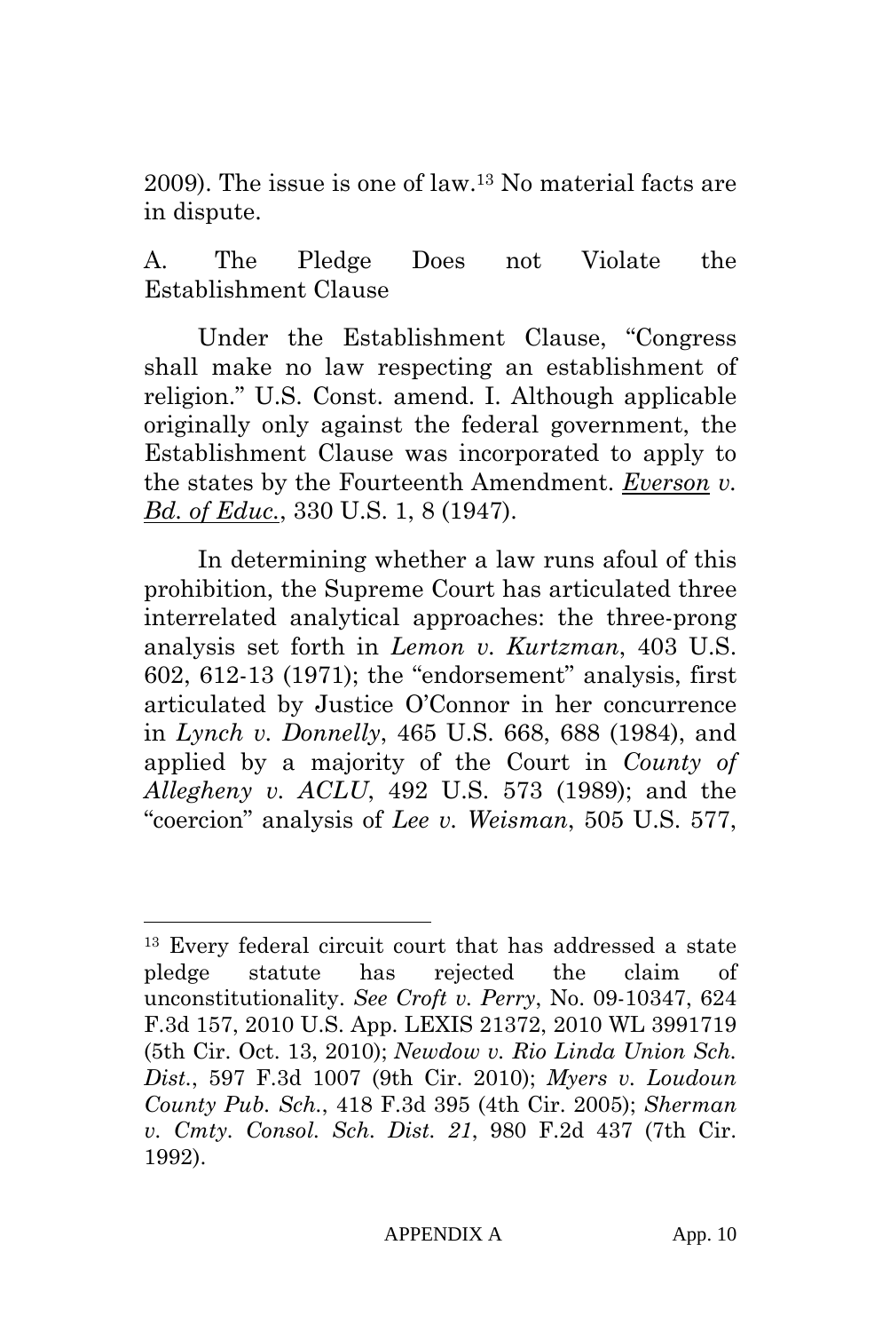2009). The issue is one of law.[13] No material facts are in dispute.

A. The Pledge Does not Violate the Establishment Clause

Under the Establishment Clause, "Congress shall make no law respecting an establishment of religion." U.S. Const. amend. I. Although applicable originally only against the federal government, the Establishment Clause was incorporated to apply to the states by the Fourteenth Amendment. *Everson v. Bd. of Educ.*, 330 U.S. 1, 8 (1947).

In determining whether a law runs afoul of this prohibition, the Supreme Court has articulated three interrelated analytical approaches: the three-prong analysis set forth in *Lemon v. Kurtzman*, 403 U.S. 602, 612-13 (1971); the "endorsement" analysis, first articulated by Justice O'Connor in her concurrence in *Lynch v. Donnelly*, 465 U.S. 668, 688 (1984), and applied by a majority of the Court in *County of Allegheny v. ACLU*, 492 U.S. 573 (1989); and the "coercion" analysis of *Lee v. Weisman*, 505 U.S. 577,

---

[13] Every federal circuit court that has addressed a state pledge statute has rejected the claim of unconstitutionality. *See Croft v. Perry*, No. 09-10347, 624 F.3d 157, 2010 U.S. App. LEXIS 21372, 2010 WL 3991719 (5th Cir. Oct. 13, 2010); *Newdow v. Rio Linda Union Sch. Dist.*, 597 F.3d 1007 (9th Cir. 2010); *Myers v. Loudoun County Pub. Sch.*, 418 F.3d 395 (4th Cir. 2005); *Sherman v. Cmty. Consol. Sch. Dist. 21*, 980 F.2d 437 (7th Cir. 1992).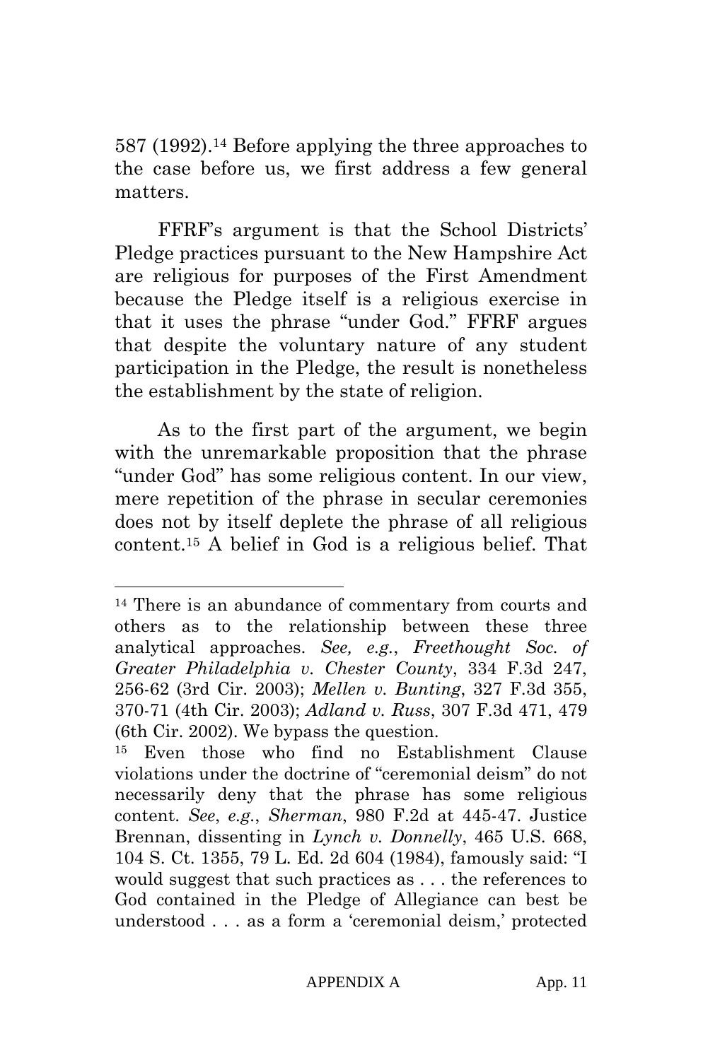587 (1992).[14] Before applying the three approaches to the case before us, we first address a few general matters.

FFRF's argument is that the School Districts' Pledge practices pursuant to the New Hampshire Act are religious for purposes of the First Amendment because the Pledge itself is a religious exercise in that it uses the phrase "under God." FFRF argues that despite the voluntary nature of any student participation in the Pledge, the result is nonetheless the establishment by the state of religion.

As to the first part of the argument, we begin with the unremarkable proposition that the phrase "under God" has some religious content. In our view, mere repetition of the phrase in secular ceremonies does not by itself deplete the phrase of all religious content.[15] A belief in God is a religious belief. That

---

[14] There is an abundance of commentary from courts and others as to the relationship between these three analytical approaches. *See, e.g.*, *Freethought Soc. of Greater Philadelphia v. Chester County*, 334 F.3d 247, 256-62 (3rd Cir. 2003); *Mellen v. Bunting*, 327 F.3d 355, 370-71 (4th Cir. 2003); *Adland v. Russ*, 307 F.3d 471, 479 (6th Cir. 2002). We bypass the question.

[15] Even those who find no Establishment Clause violations under the doctrine of "ceremonial deism" do not necessarily deny that the phrase has some religious content. *See*, *e.g.*, *Sherman*, 980 F.2d at 445-47. Justice Brennan, dissenting in *Lynch v. Donnelly*, 465 U.S. 668, 104 S. Ct. 1355, 79 L. Ed. 2d 604 (1984), famously said: "I would suggest that such practices as . . . the references to God contained in the Pledge of Allegiance can best be understood . . . as a form a 'ceremonial deism,' protected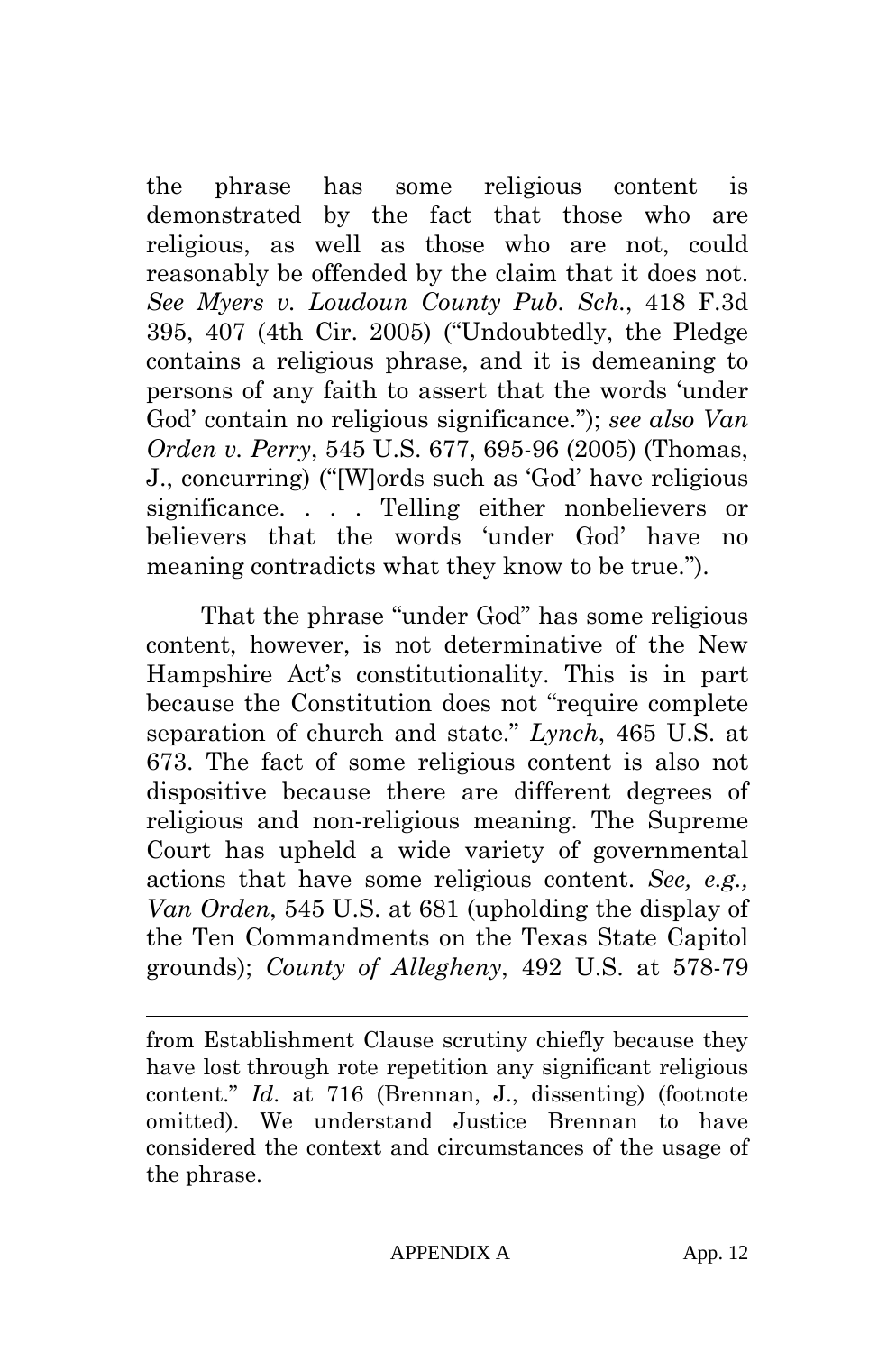the phrase has some religious content is demonstrated by the fact that those who are religious, as well as those who are not, could reasonably be offended by the claim that it does not. *See Myers v. Loudoun County Pub. Sch.*, 418 F.3d 395, 407 (4th Cir. 2005) ("Undoubtedly, the Pledge contains a religious phrase, and it is demeaning to persons of any faith to assert that the words 'under God' contain no religious significance."); *see also Van Orden v. Perry*, 545 U.S. 677, 695-96 (2005) (Thomas, J., concurring) ("[W]ords such as 'God' have religious significance. . . . Telling either nonbelievers or believers that the words 'under God' have no meaning contradicts what they know to be true.").

That the phrase "under God" has some religious content, however, is not determinative of the New Hampshire Act's constitutionality. This is in part because the Constitution does not "require complete separation of church and state." *Lynch*, 465 U.S. at 673. The fact of some religious content is also not dispositive because there are different degrees of religious and non-religious meaning. The Supreme Court has upheld a wide variety of governmental actions that have some religious content. *See, e.g., Van Orden*, 545 U.S. at 681 (upholding the display of the Ten Commandments on the Texas State Capitol grounds); *County of Allegheny*, 492 U.S. at 578-79

---

from Establishment Clause scrutiny chiefly because they have lost through rote repetition any significant religious content." *Id*. at 716 (Brennan, J., dissenting) (footnote omitted). We understand Justice Brennan to have considered the context and circumstances of the usage of the phrase.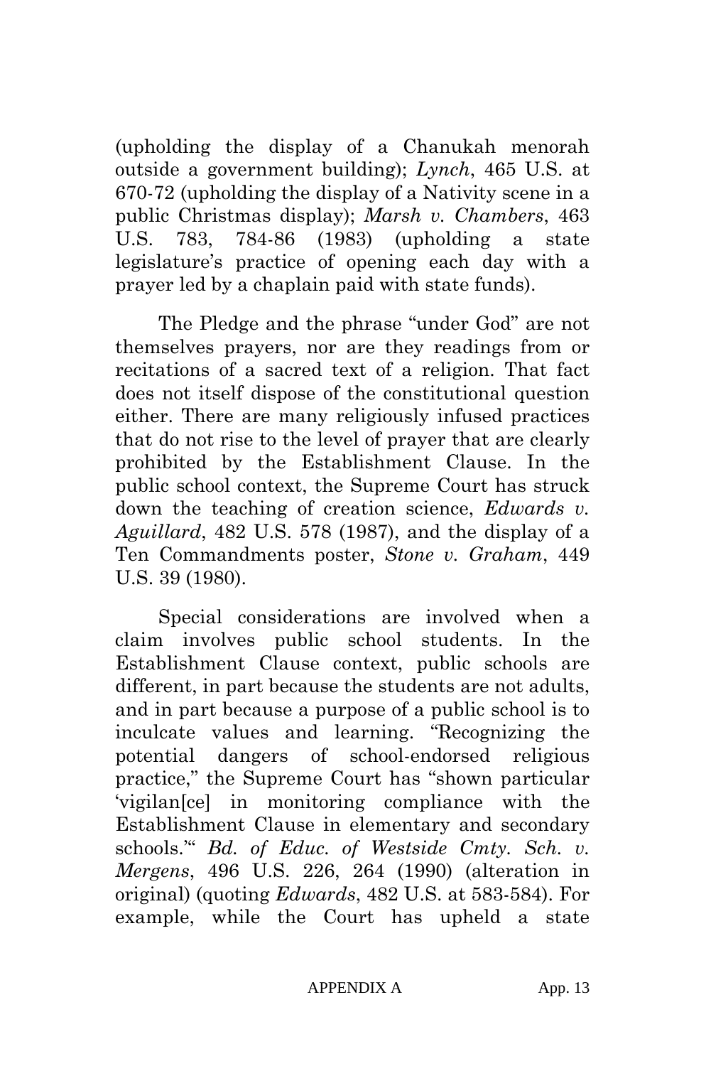(upholding the display of a Chanukah menorah outside a government building); *Lynch*, 465 U.S. at 670-72 (upholding the display of a Nativity scene in a public Christmas display); *Marsh v. Chambers*, 463 U.S. 783, 784-86 (1983) (upholding a state legislature's practice of opening each day with a prayer led by a chaplain paid with state funds).

The Pledge and the phrase "under God" are not themselves prayers, nor are they readings from or recitations of a sacred text of a religion. That fact does not itself dispose of the constitutional question either. There are many religiously infused practices that do not rise to the level of prayer that are clearly prohibited by the Establishment Clause. In the public school context, the Supreme Court has struck down the teaching of creation science, *Edwards v. Aguillard*, 482 U.S. 578 (1987), and the display of a Ten Commandments poster, *Stone v. Graham*, 449 U.S. 39 (1980).

Special considerations are involved when a claim involves public school students. In the Establishment Clause context, public schools are different, in part because the students are not adults, and in part because a purpose of a public school is to inculcate values and learning. "Recognizing the potential dangers of school-endorsed religious practice," the Supreme Court has "shown particular 'vigilan[ce] in monitoring compliance with the Establishment Clause in elementary and secondary schools.'" *Bd. of Educ. of Westside Cmty. Sch. v. Mergens*, 496 U.S. 226, 264 (1990) (alteration in original) (quoting *Edwards*, 482 U.S. at 583-584). For example, while the Court has upheld a state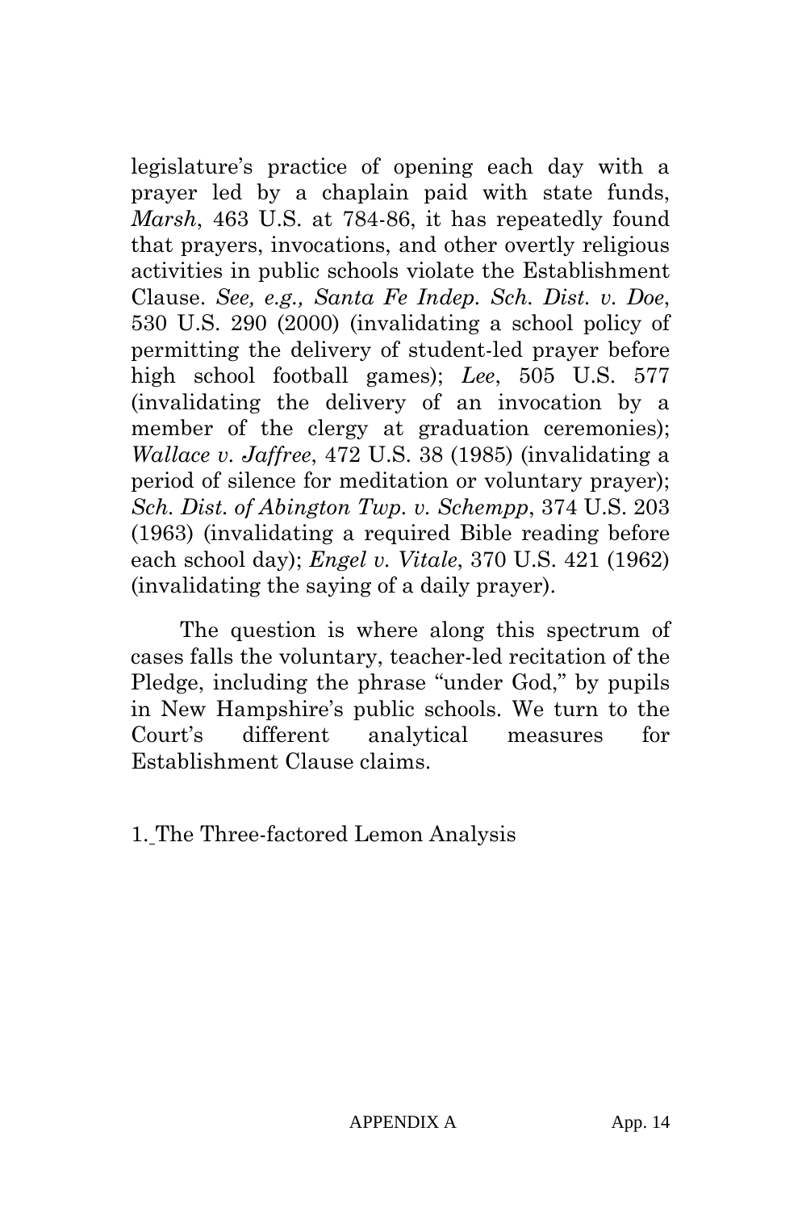legislature's practice of opening each day with a prayer led by a chaplain paid with state funds, *Marsh*, 463 U.S. at 784-86, it has repeatedly found that prayers, invocations, and other overtly religious activities in public schools violate the Establishment Clause. *See, e.g., Santa Fe Indep. Sch. Dist. v. Doe*, 530 U.S. 290 (2000) (invalidating a school policy of permitting the delivery of student-led prayer before high school football games); *Lee*, 505 U.S. 577 (invalidating the delivery of an invocation by a member of the clergy at graduation ceremonies); *Wallace v. Jaffree*, 472 U.S. 38 (1985) (invalidating a period of silence for meditation or voluntary prayer); *Sch. Dist. of Abington Twp. v. Schempp*, 374 U.S. 203 (1963) (invalidating a required Bible reading before each school day); *Engel v. Vitale*, 370 U.S. 421 (1962) (invalidating the saying of a daily prayer).

The question is where along this spectrum of cases falls the voluntary, teacher-led recitation of the Pledge, including the phrase "under God," by pupils in New Hampshire's public schools. We turn to the Court's different analytical measures for Establishment Clause claims.

1. The Three-factored Lemon Analysis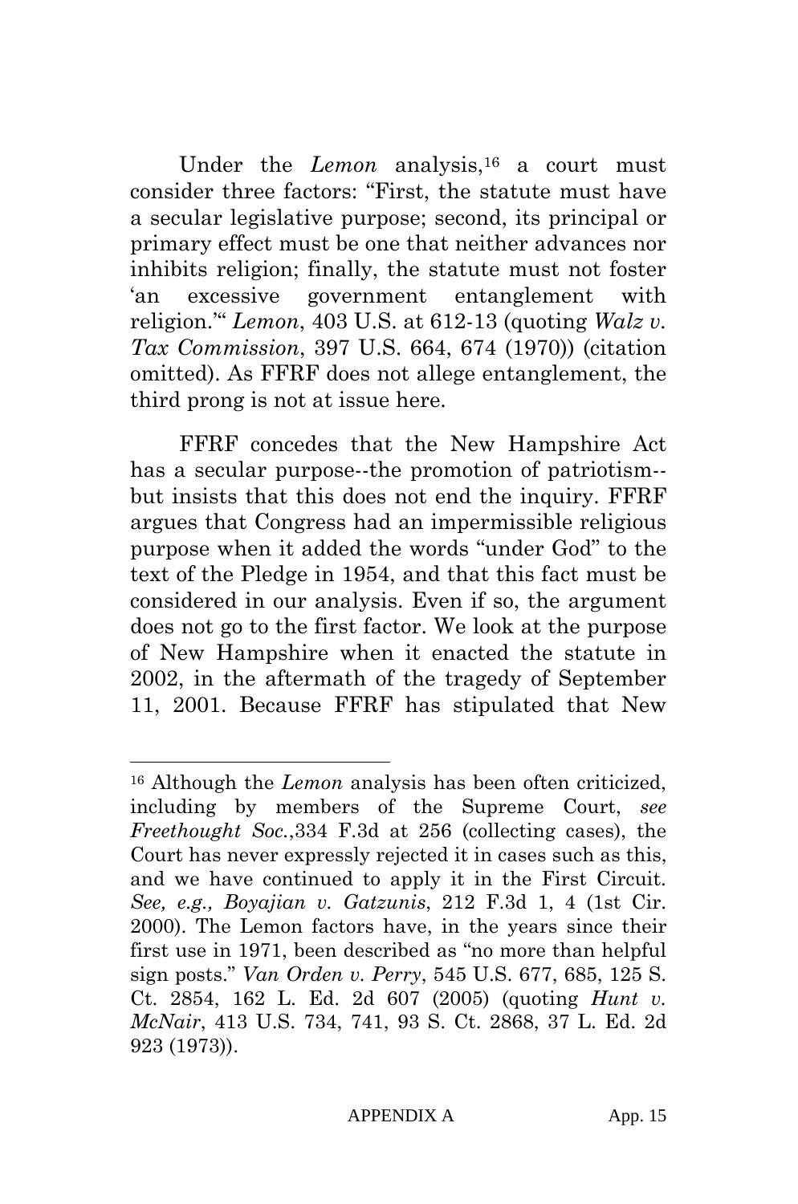Under the *Lemon* analysis,[16] a court must consider three factors: "First, the statute must have a secular legislative purpose; second, its principal or primary effect must be one that neither advances nor inhibits religion; finally, the statute must not foster 'an excessive government entanglement with religion.'" *Lemon*, 403 U.S. at 612-13 (quoting *Walz v. Tax Commission*, 397 U.S. 664, 674 (1970)) (citation omitted). As FFRF does not allege entanglement, the third prong is not at issue here.

FFRF concedes that the New Hampshire Act has a secular purpose--the promotion of patriotism--but insists that this does not end the inquiry. FFRF argues that Congress had an impermissible religious purpose when it added the words "under God" to the text of the Pledge in 1954, and that this fact must be considered in our analysis. Even if so, the argument does not go to the first factor. We look at the purpose of New Hampshire when it enacted the statute in 2002, in the aftermath of the tragedy of September 11, 2001. Because FFRF has stipulated that New

---

[16] Although the *Lemon* analysis has been often criticized, including by members of the Supreme Court, *see Freethought Soc.*,334 F.3d at 256 (collecting cases), the Court has never expressly rejected it in cases such as this, and we have continued to apply it in the First Circuit. *See, e.g., Boyajian v. Gatzunis*, 212 F.3d 1, 4 (1st Cir. 2000). The Lemon factors have, in the years since their first use in 1971, been described as "no more than helpful sign posts." *Van Orden v. Perry*, 545 U.S. 677, 685, 125 S. Ct. 2854, 162 L. Ed. 2d 607 (2005) (quoting *Hunt v. McNair*, 413 U.S. 734, 741, 93 S. Ct. 2868, 37 L. Ed. 2d 923 (1973)).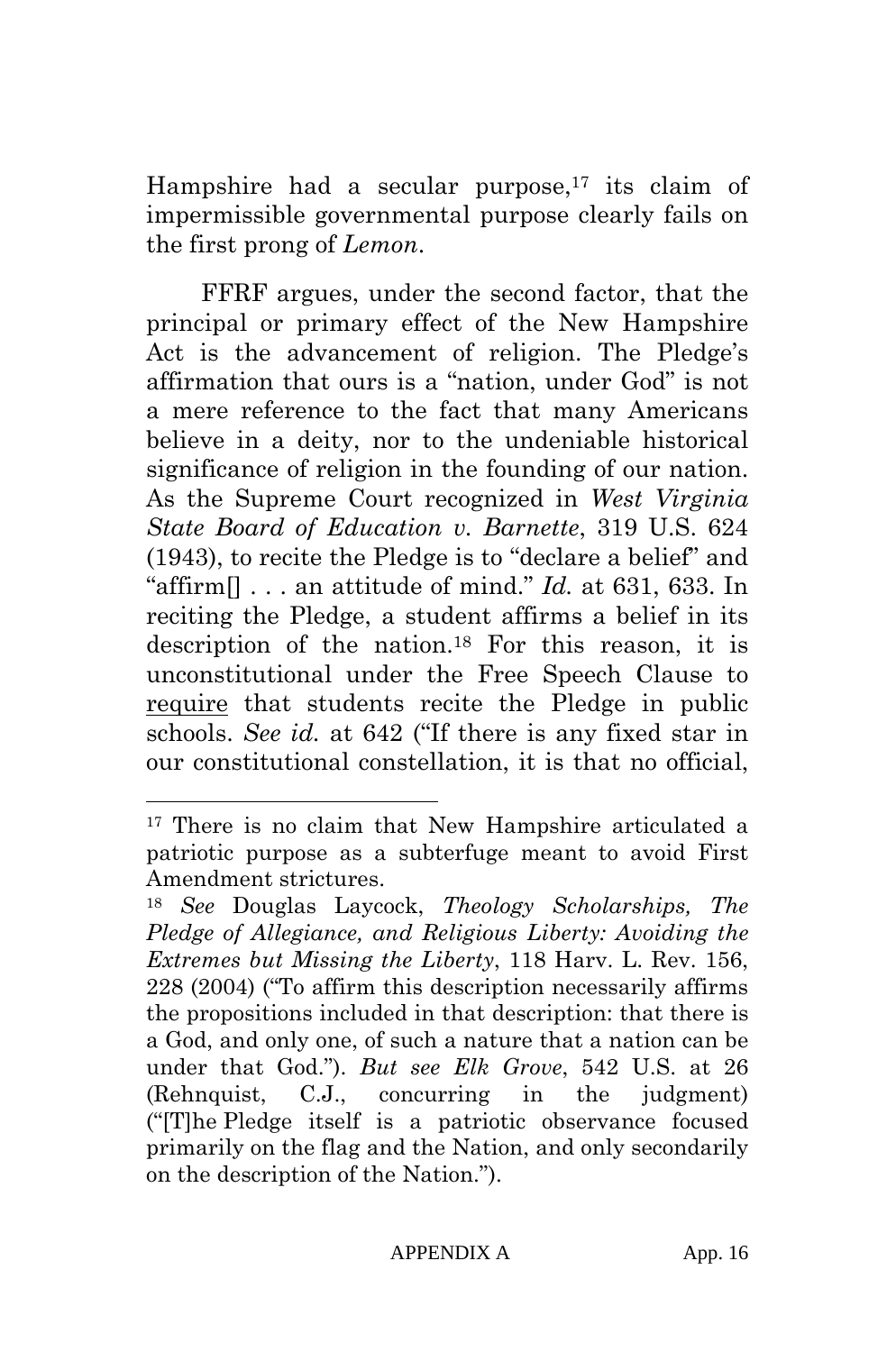Hampshire had a secular purpose,[17] its claim of impermissible governmental purpose clearly fails on the first prong of *Lemon*.

FFRF argues, under the second factor, that the principal or primary effect of the New Hampshire Act is the advancement of religion. The Pledge's affirmation that ours is a "nation, under God" is not a mere reference to the fact that many Americans believe in a deity, nor to the undeniable historical significance of religion in the founding of our nation. As the Supreme Court recognized in *West Virginia State Board of Education v. Barnette*, 319 U.S. 624 (1943), to recite the Pledge is to "declare a belief" and "affirm[] . . . an attitude of mind." *Id.* at 631, 633. In reciting the Pledge, a student affirms a belief in its description of the nation.[18] For this reason, it is unconstitutional under the Free Speech Clause to <u>require</u> that students recite the Pledge in public schools. *See id.* at 642 ("If there is any fixed star in our constitutional constellation, it is that no official,

---

[17] There is no claim that New Hampshire articulated a patriotic purpose as a subterfuge meant to avoid First Amendment strictures.

[18] *See* Douglas Laycock, *Theology Scholarships, The Pledge of Allegiance, and Religious Liberty: Avoiding the Extremes but Missing the Liberty*, 118 Harv. L. Rev. 156, 228 (2004) ("To affirm this description necessarily affirms the propositions included in that description: that there is a God, and only one, of such a nature that a nation can be under that God."). *But see Elk Grove*, 542 U.S. at 26 (Rehnquist, C.J., concurring in the judgment) ("[T]he Pledge itself is a patriotic observance focused primarily on the flag and the Nation, and only secondarily on the description of the Nation.").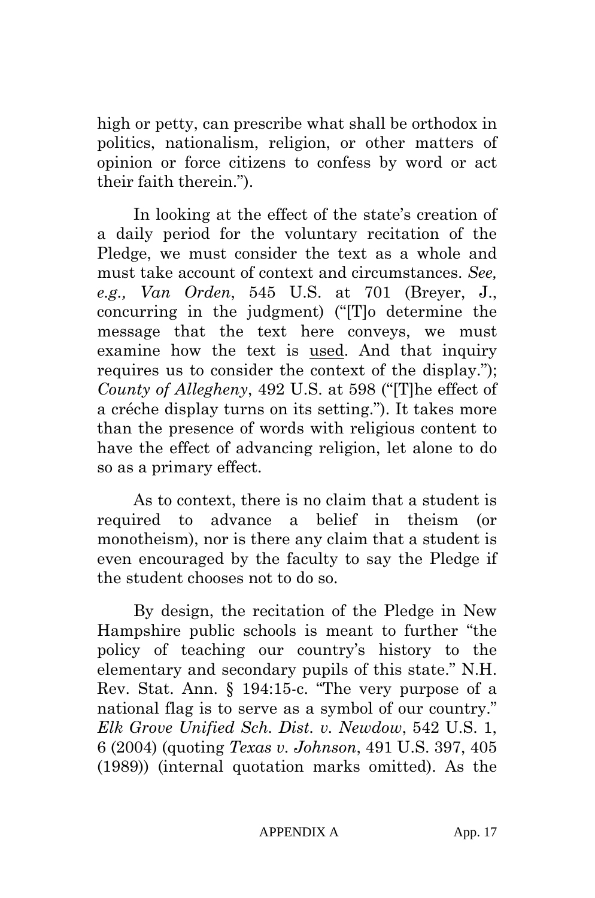high or petty, can prescribe what shall be orthodox in politics, nationalism, religion, or other matters of opinion or force citizens to confess by word or act their faith therein.").

In looking at the effect of the state's creation of a daily period for the voluntary recitation of the Pledge, we must consider the text as a whole and must take account of context and circumstances. *See, e.g., Van Orden*, 545 U.S. at 701 (Breyer, J., concurring in the judgment) ("[T]o determine the message that the text here conveys, we must examine how the text is <u>used</u>. And that inquiry requires us to consider the context of the display."); *County of Allegheny*, 492 U.S. at 598 ("[T]he effect of a créche display turns on its setting."). It takes more than the presence of words with religious content to have the effect of advancing religion, let alone to do so as a primary effect.

As to context, there is no claim that a student is required to advance a belief in theism (or monotheism), nor is there any claim that a student is even encouraged by the faculty to say the Pledge if the student chooses not to do so.

By design, the recitation of the Pledge in New Hampshire public schools is meant to further "the policy of teaching our country's history to the elementary and secondary pupils of this state." N.H. Rev. Stat. Ann. § 194:15-c. "The very purpose of a national flag is to serve as a symbol of our country." *Elk Grove Unified Sch. Dist. v. Newdow*, 542 U.S. 1, 6 (2004) (quoting *Texas v. Johnson*, 491 U.S. 397, 405 (1989)) (internal quotation marks omitted). As the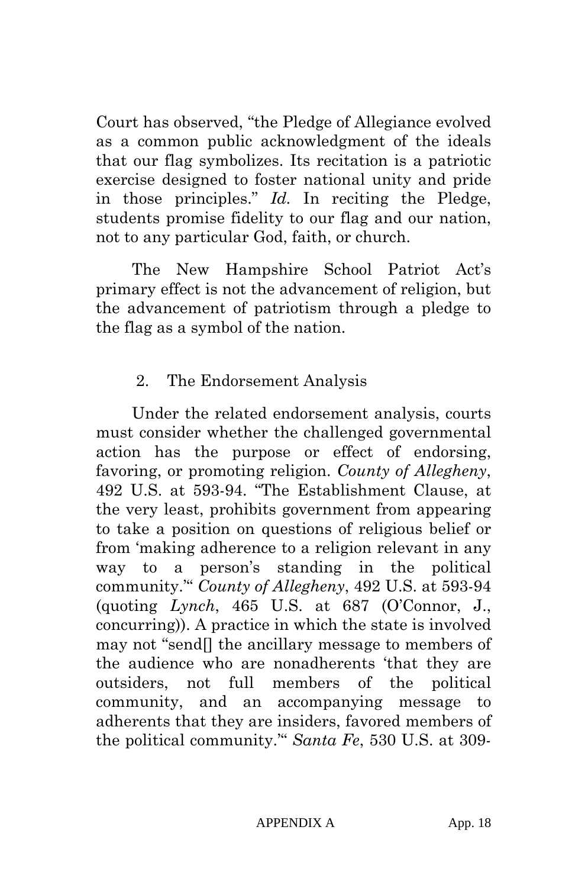Court has observed, "the Pledge of Allegiance evolved as a common public acknowledgment of the ideals that our flag symbolizes. Its recitation is a patriotic exercise designed to foster national unity and pride in those principles." *Id.* In reciting the Pledge, students promise fidelity to our flag and our nation, not to any particular God, faith, or church.

The New Hampshire School Patriot Act's primary effect is not the advancement of religion, but the advancement of patriotism through a pledge to the flag as a symbol of the nation.

2. The Endorsement Analysis

Under the related endorsement analysis, courts must consider whether the challenged governmental action has the purpose or effect of endorsing, favoring, or promoting religion. *County of Allegheny*, 492 U.S. at 593-94. "The Establishment Clause, at the very least, prohibits government from appearing to take a position on questions of religious belief or from 'making adherence to a religion relevant in any way to a person's standing in the political community.'" *County of Allegheny*, 492 U.S. at 593-94 (quoting *Lynch*, 465 U.S. at 687 (O'Connor, J., concurring)). A practice in which the state is involved may not "send[] the ancillary message to members of the audience who are nonadherents 'that they are outsiders, not full members of the political community, and an accompanying message to adherents that they are insiders, favored members of the political community.'" *Santa Fe*, 530 U.S. at 309-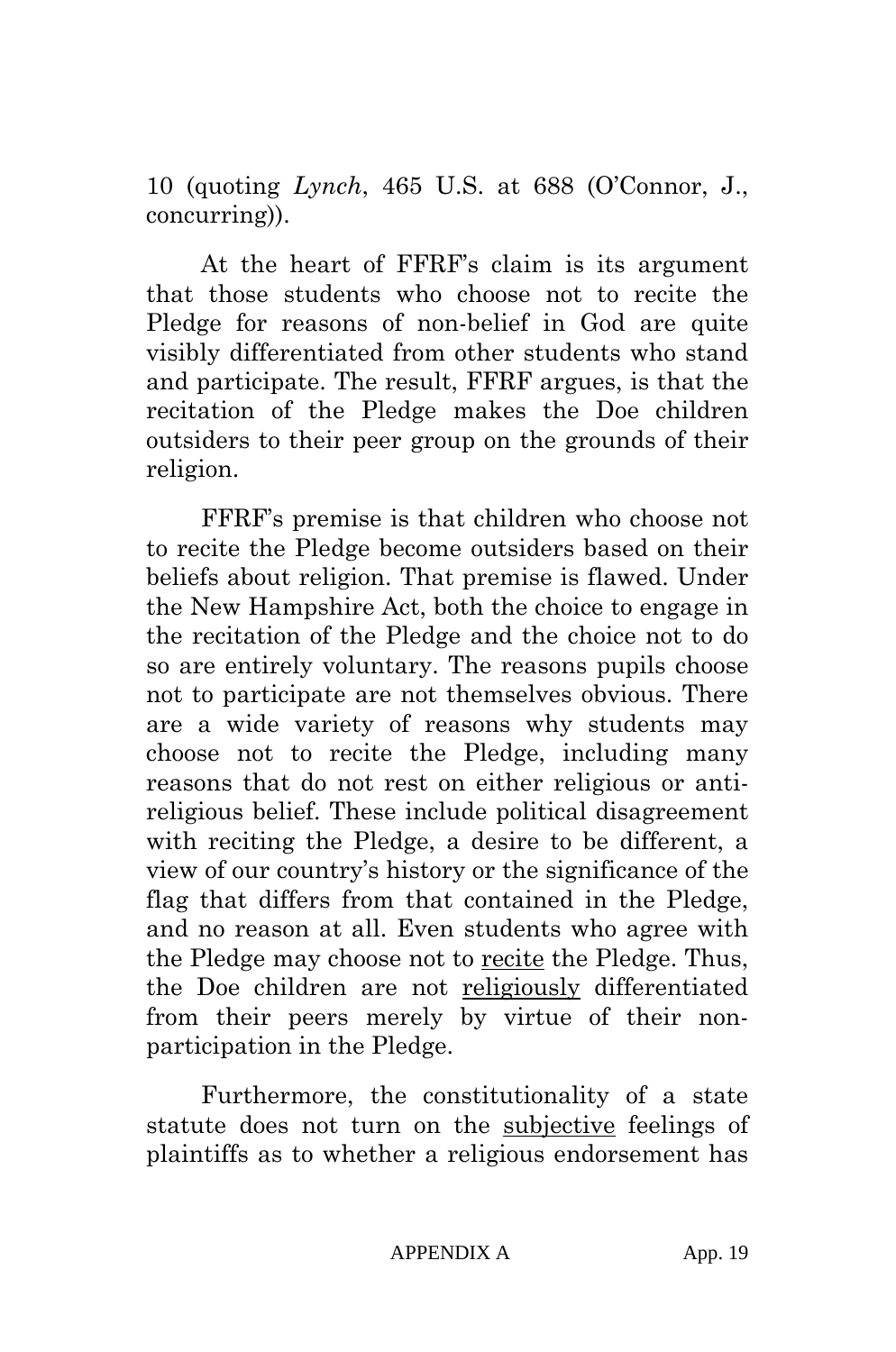10 (quoting *Lynch*, 465 U.S. at 688 (O'Connor, J., concurring)).

At the heart of FFRF's claim is its argument that those students who choose not to recite the Pledge for reasons of non-belief in God are quite visibly differentiated from other students who stand and participate. The result, FFRF argues, is that the recitation of the Pledge makes the Doe children outsiders to their peer group on the grounds of their religion.

FFRF's premise is that children who choose not to recite the Pledge become outsiders based on their beliefs about religion. That premise is flawed. Under the New Hampshire Act, both the choice to engage in the recitation of the Pledge and the choice not to do so are entirely voluntary. The reasons pupils choose not to participate are not themselves obvious. There are a wide variety of reasons why students may choose not to recite the Pledge, including many reasons that do not rest on either religious or anti-religious belief. These include political disagreement with reciting the Pledge, a desire to be different, a view of our country's history or the significance of the flag that differs from that contained in the Pledge, and no reason at all. Even students who agree with the Pledge may choose not to <u>recite</u> the Pledge. Thus, the Doe children are not <u>religiously</u> differentiated from their peers merely by virtue of their non-participation in the Pledge.

Furthermore, the constitutionality of a state statute does not turn on the <u>subjective</u> feelings of plaintiffs as to whether a religious endorsement has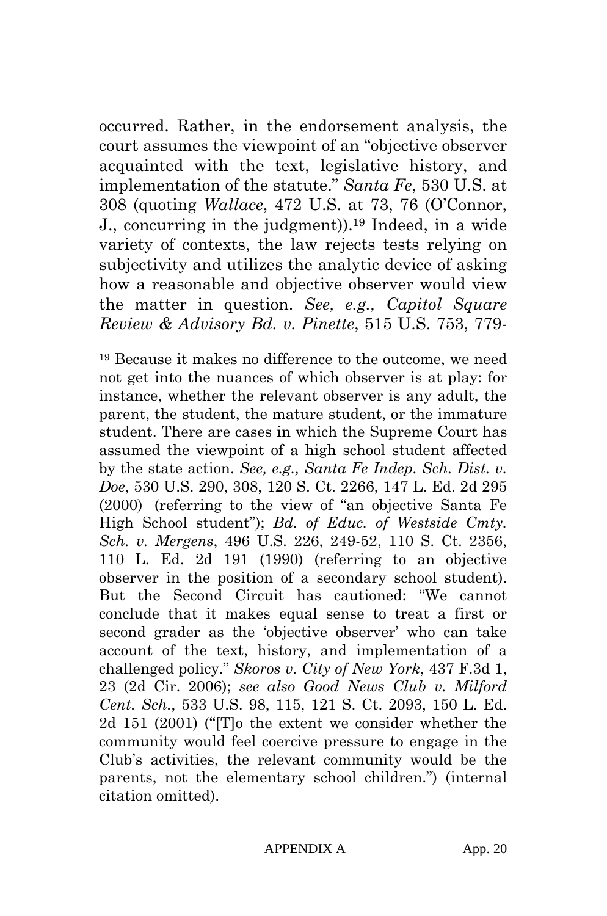occurred. Rather, in the endorsement analysis, the court assumes the viewpoint of an "objective observer acquainted with the text, legislative history, and implementation of the statute." *Santa Fe*, 530 U.S. at 308 (quoting *Wallace*, 472 U.S. at 73, 76 (O'Connor, J., concurring in the judgment)).[19] Indeed, in a wide variety of contexts, the law rejects tests relying on subjectivity and utilizes the analytic device of asking how a reasonable and objective observer would view the matter in question. *See, e.g., Capitol Square Review & Advisory Bd. v. Pinette*, 515 U.S. 753, 779-

---

[19] Because it makes no difference to the outcome, we need not get into the nuances of which observer is at play: for instance, whether the relevant observer is any adult, the parent, the student, the mature student, or the immature student. There are cases in which the Supreme Court has assumed the viewpoint of a high school student affected by the state action. *See, e.g., Santa Fe Indep. Sch. Dist. v. Doe*, 530 U.S. 290, 308, 120 S. Ct. 2266, 147 L. Ed. 2d 295 (2000) (referring to the view of "an objective Santa Fe High School student"); *Bd. of Educ. of Westside Cmty. Sch. v. Mergens*, 496 U.S. 226, 249-52, 110 S. Ct. 2356, 110 L. Ed. 2d 191 (1990) (referring to an objective observer in the position of a secondary school student). But the Second Circuit has cautioned: "We cannot conclude that it makes equal sense to treat a first or second grader as the 'objective observer' who can take account of the text, history, and implementation of a challenged policy." *Skoros v. City of New York*, 437 F.3d 1, 23 (2d Cir. 2006); *see also Good News Club v. Milford Cent. Sch.*, 533 U.S. 98, 115, 121 S. Ct. 2093, 150 L. Ed. 2d 151 (2001) ("[T]o the extent we consider whether the community would feel coercive pressure to engage in the Club's activities, the relevant community would be the parents, not the elementary school children.") (internal citation omitted).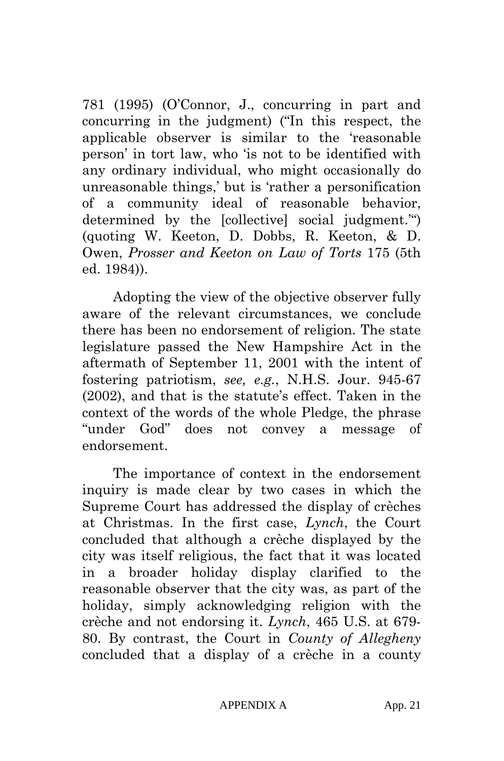781 (1995) (O'Connor, J., concurring in part and concurring in the judgment) ("In this respect, the applicable observer is similar to the 'reasonable person' in tort law, who 'is not to be identified with any ordinary individual, who might occasionally do unreasonable things,' but is 'rather a personification of a community ideal of reasonable behavior, determined by the [collective] social judgment.'") (quoting W. Keeton, D. Dobbs, R. Keeton, & D. Owen, *Prosser and Keeton on Law of Torts* 175 (5th ed. 1984)).

Adopting the view of the objective observer fully aware of the relevant circumstances, we conclude there has been no endorsement of religion. The state legislature passed the New Hampshire Act in the aftermath of September 11, 2001 with the intent of fostering patriotism, *see, e.g.*, N.H.S. Jour. 945-67 (2002), and that is the statute's effect. Taken in the context of the words of the whole Pledge, the phrase "under God" does not convey a message of endorsement.

The importance of context in the endorsement inquiry is made clear by two cases in which the Supreme Court has addressed the display of crèches at Christmas. In the first case, *Lynch*, the Court concluded that although a crèche displayed by the city was itself religious, the fact that it was located in a broader holiday display clarified to the reasonable observer that the city was, as part of the holiday, simply acknowledging religion with the crèche and not endorsing it. *Lynch*, 465 U.S. at 679-80. By contrast, the Court in *County of Allegheny* concluded that a display of a crèche in a county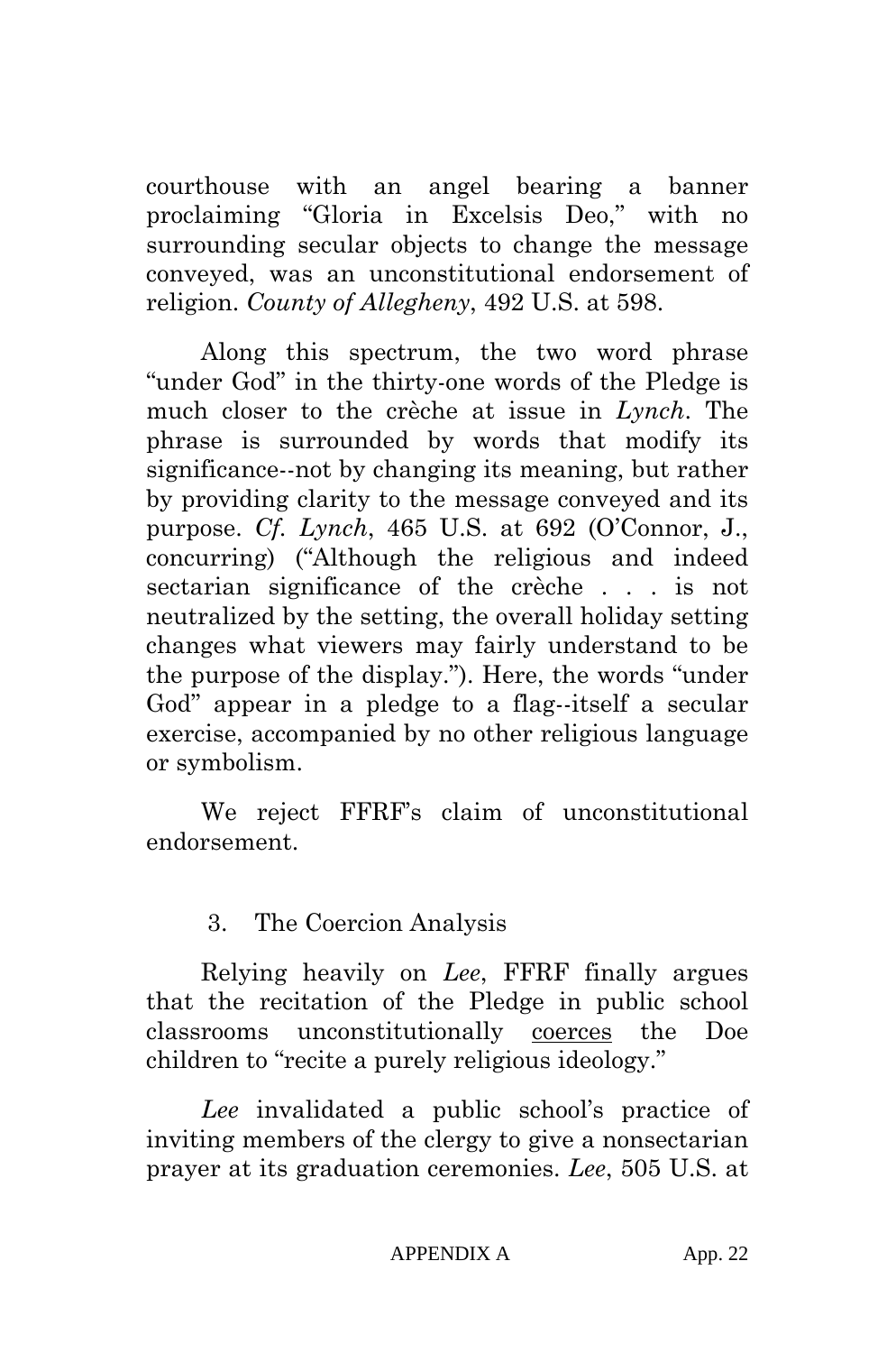courthouse with an angel bearing a banner proclaiming "Gloria in Excelsis Deo," with no surrounding secular objects to change the message conveyed, was an unconstitutional endorsement of religion. *County of Allegheny*, 492 U.S. at 598.

Along this spectrum, the two word phrase "under God" in the thirty-one words of the Pledge is much closer to the crèche at issue in *Lynch*. The phrase is surrounded by words that modify its significance--not by changing its meaning, but rather by providing clarity to the message conveyed and its purpose. *Cf. Lynch*, 465 U.S. at 692 (O'Connor, J., concurring) ("Although the religious and indeed sectarian significance of the crèche . . . is not neutralized by the setting, the overall holiday setting changes what viewers may fairly understand to be the purpose of the display."). Here, the words "under God" appear in a pledge to a flag--itself a secular exercise, accompanied by no other religious language or symbolism.

We reject FFRF's claim of unconstitutional endorsement.

3. The Coercion Analysis

Relying heavily on *Lee*, FFRF finally argues that the recitation of the Pledge in public school classrooms unconstitutionally <u>coerces</u> the Doe children to "recite a purely religious ideology."

*Lee* invalidated a public school's practice of inviting members of the clergy to give a nonsectarian prayer at its graduation ceremonies. *Lee*, 505 U.S. at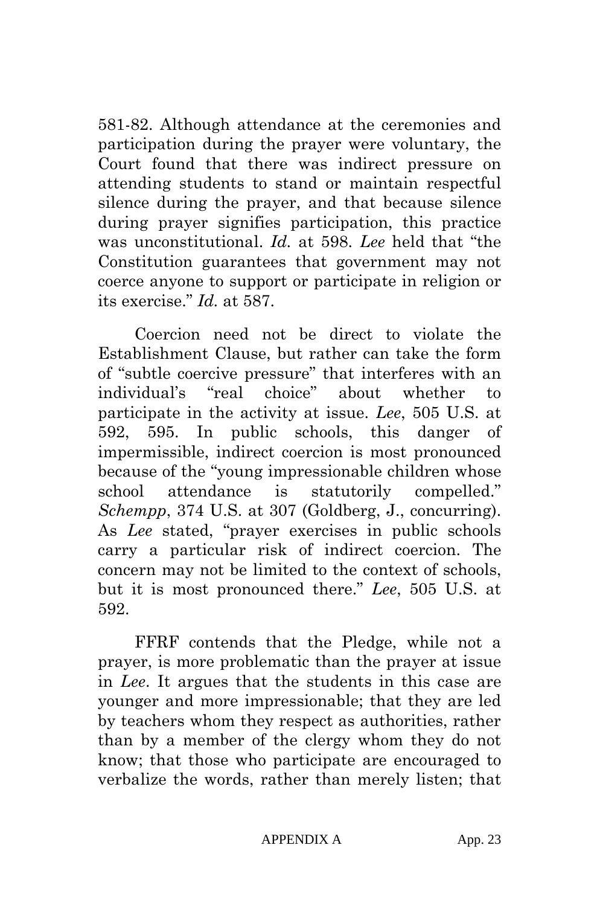581-82. Although attendance at the ceremonies and participation during the prayer were voluntary, the Court found that there was indirect pressure on attending students to stand or maintain respectful silence during the prayer, and that because silence during prayer signifies participation, this practice was unconstitutional. *Id.* at 598. *Lee* held that "the Constitution guarantees that government may not coerce anyone to support or participate in religion or its exercise." *Id.* at 587.

Coercion need not be direct to violate the Establishment Clause, but rather can take the form of "subtle coercive pressure" that interferes with an individual's "real choice" about whether to participate in the activity at issue. *Lee*, 505 U.S. at 592, 595. In public schools, this danger of impermissible, indirect coercion is most pronounced because of the "young impressionable children whose school attendance is statutorily compelled." *Schempp*, 374 U.S. at 307 (Goldberg, J., concurring). As *Lee* stated, "prayer exercises in public schools carry a particular risk of indirect coercion. The concern may not be limited to the context of schools, but it is most pronounced there." *Lee*, 505 U.S. at 592.

FFRF contends that the Pledge, while not a prayer, is more problematic than the prayer at issue in *Lee*. It argues that the students in this case are younger and more impressionable; that they are led by teachers whom they respect as authorities, rather than by a member of the clergy whom they do not know; that those who participate are encouraged to verbalize the words, rather than merely listen; that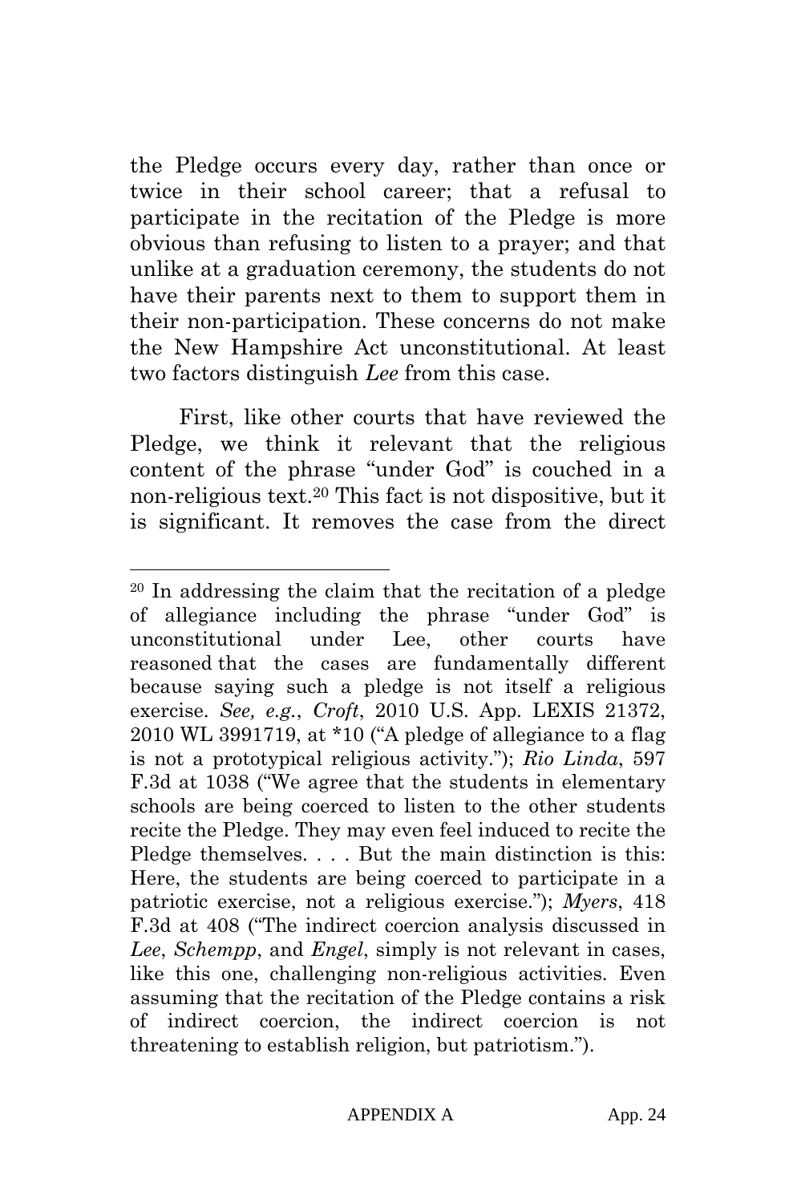the Pledge occurs every day, rather than once or twice in their school career; that a refusal to participate in the recitation of the Pledge is more obvious than refusing to listen to a prayer; and that unlike at a graduation ceremony, the students do not have their parents next to them to support them in their non-participation. These concerns do not make the New Hampshire Act unconstitutional. At least two factors distinguish *Lee* from this case.

First, like other courts that have reviewed the Pledge, we think it relevant that the religious content of the phrase "under God" is couched in a non-religious text.[20] This fact is not dispositive, but it is significant. It removes the case from the direct

---

[20] In addressing the claim that the recitation of a pledge of allegiance including the phrase "under God" is unconstitutional under Lee, other courts have reasoned that the cases are fundamentally different because saying such a pledge is not itself a religious exercise. *See, e.g.*, *Croft*, 2010 U.S. App. LEXIS 21372, 2010 WL 3991719, at *10 ("A pledge of allegiance to a flag is not a prototypical religious activity."); *Rio Linda*, 597 F.3d at 1038 ("We agree that the students in elementary schools are being coerced to listen to the other students recite the Pledge. They may even feel induced to recite the Pledge themselves. . . . But the main distinction is this: Here, the students are being coerced to participate in a patriotic exercise, not a religious exercise."); *Myers*, 418 F.3d at 408 ("The indirect coercion analysis discussed in *Lee*, *Schempp*, and *Engel*, simply is not relevant in cases, like this one, challenging non-religious activities. Even assuming that the recitation of the Pledge contains a risk of indirect coercion, the indirect coercion is not threatening to establish religion, but patriotism.").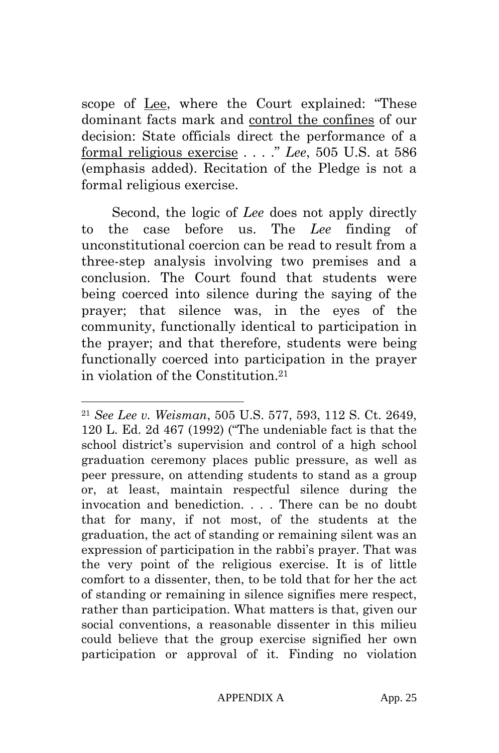scope of <u>Lee</u>, where the Court explained: "These dominant facts mark and <u>control the confines</u> of our decision: State officials direct the performance of a <u>formal religious exercise</u> . . . ." *Lee*, 505 U.S. at 586 (emphasis added). Recitation of the Pledge is not a formal religious exercise.

Second, the logic of *Lee* does not apply directly to the case before us. The *Lee* finding of unconstitutional coercion can be read to result from a three-step analysis involving two premises and a conclusion. The Court found that students were being coerced into silence during the saying of the prayer; that silence was, in the eyes of the community, functionally identical to participation in the prayer; and that therefore, students were being functionally coerced into participation in the prayer in violation of the Constitution.[21]

---

[21] *See Lee v. Weisman*, 505 U.S. 577, 593, 112 S. Ct. 2649, 120 L. Ed. 2d 467 (1992) ("The undeniable fact is that the school district's supervision and control of a high school graduation ceremony places public pressure, as well as peer pressure, on attending students to stand as a group or, at least, maintain respectful silence during the invocation and benediction. . . . There can be no doubt that for many, if not most, of the students at the graduation, the act of standing or remaining silent was an expression of participation in the rabbi's prayer. That was the very point of the religious exercise. It is of little comfort to a dissenter, then, to be told that for her the act of standing or remaining in silence signifies mere respect, rather than participation. What matters is that, given our social conventions, a reasonable dissenter in this milieu could believe that the group exercise signified her own participation or approval of it. Finding no violation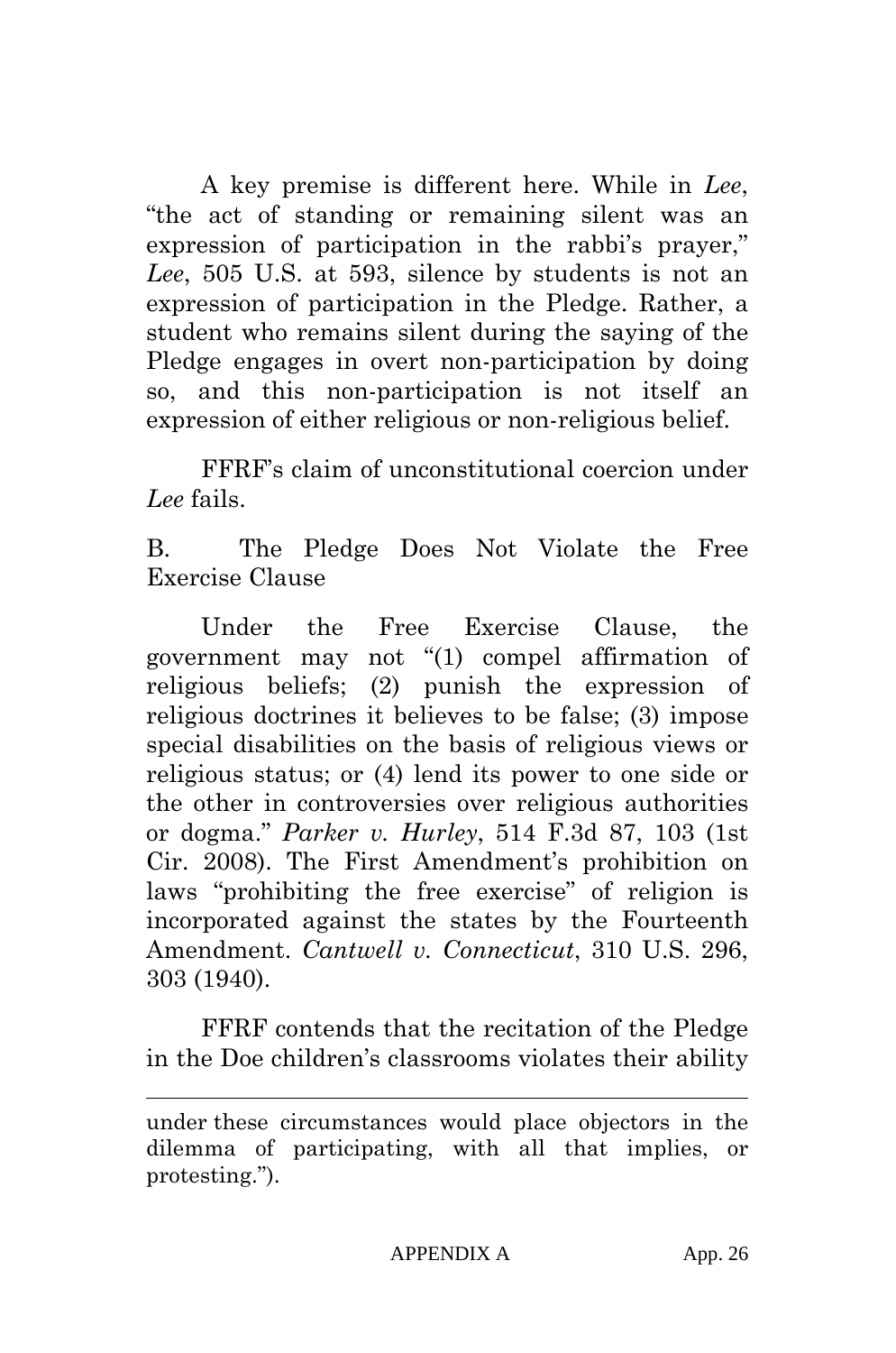A key premise is different here. While in *Lee*, "the act of standing or remaining silent was an expression of participation in the rabbi's prayer," *Lee*, 505 U.S. at 593, silence by students is not an expression of participation in the Pledge. Rather, a student who remains silent during the saying of the Pledge engages in overt non-participation by doing so, and this non-participation is not itself an expression of either religious or non-religious belief.

FFRF's claim of unconstitutional coercion under *Lee* fails.

B. The Pledge Does Not Violate the Free Exercise Clause

Under the Free Exercise Clause, the government may not "(1) compel affirmation of religious beliefs; (2) punish the expression of religious doctrines it believes to be false; (3) impose special disabilities on the basis of religious views or religious status; or (4) lend its power to one side or the other in controversies over religious authorities or dogma." *Parker v. Hurley*, 514 F.3d 87, 103 (1st Cir. 2008). The First Amendment's prohibition on laws "prohibiting the free exercise" of religion is incorporated against the states by the Fourteenth Amendment. *Cantwell v. Connecticut*, 310 U.S. 296, 303 (1940).

FFRF contends that the recitation of the Pledge in the Doe children's classrooms violates their ability

---

under these circumstances would place objectors in the dilemma of participating, with all that implies, or protesting.").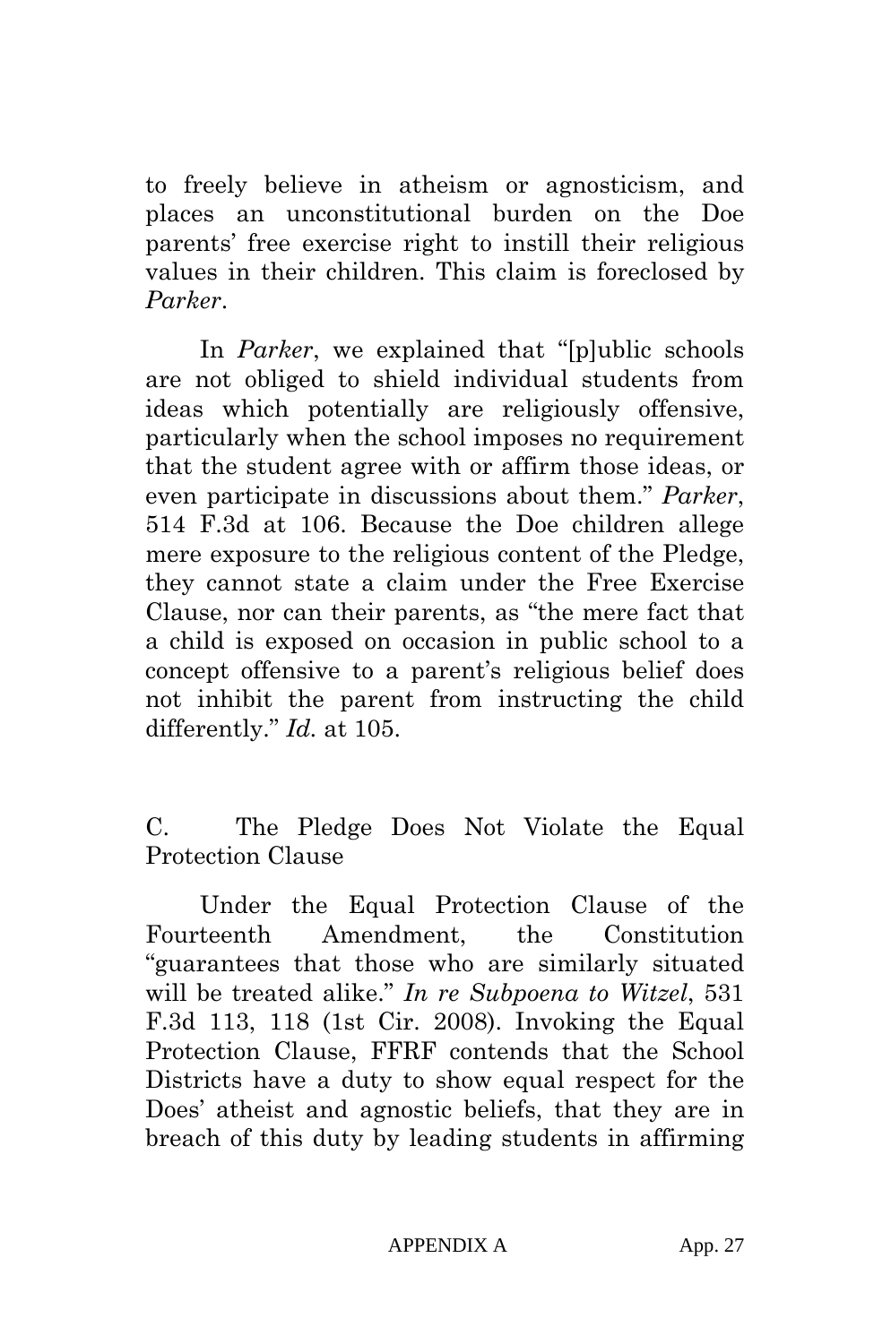to freely believe in atheism or agnosticism, and places an unconstitutional burden on the Doe parents' free exercise right to instill their religious values in their children. This claim is foreclosed by *Parker*.

In *Parker*, we explained that "[p]ublic schools are not obliged to shield individual students from ideas which potentially are religiously offensive, particularly when the school imposes no requirement that the student agree with or affirm those ideas, or even participate in discussions about them." *Parker*, 514 F.3d at 106. Because the Doe children allege mere exposure to the religious content of the Pledge, they cannot state a claim under the Free Exercise Clause, nor can their parents, as "the mere fact that a child is exposed on occasion in public school to a concept offensive to a parent's religious belief does not inhibit the parent from instructing the child differently." *Id.* at 105.

### C. The Pledge Does Not Violate the Equal Protection Clause

Under the Equal Protection Clause of the Fourteenth Amendment, the Constitution "guarantees that those who are similarly situated will be treated alike." *In re Subpoena to Witzel*, 531 F.3d 113, 118 (1st Cir. 2008). Invoking the Equal Protection Clause, FFRF contends that the School Districts have a duty to show equal respect for the Does' atheist and agnostic beliefs, that they are in breach of this duty by leading students in affirming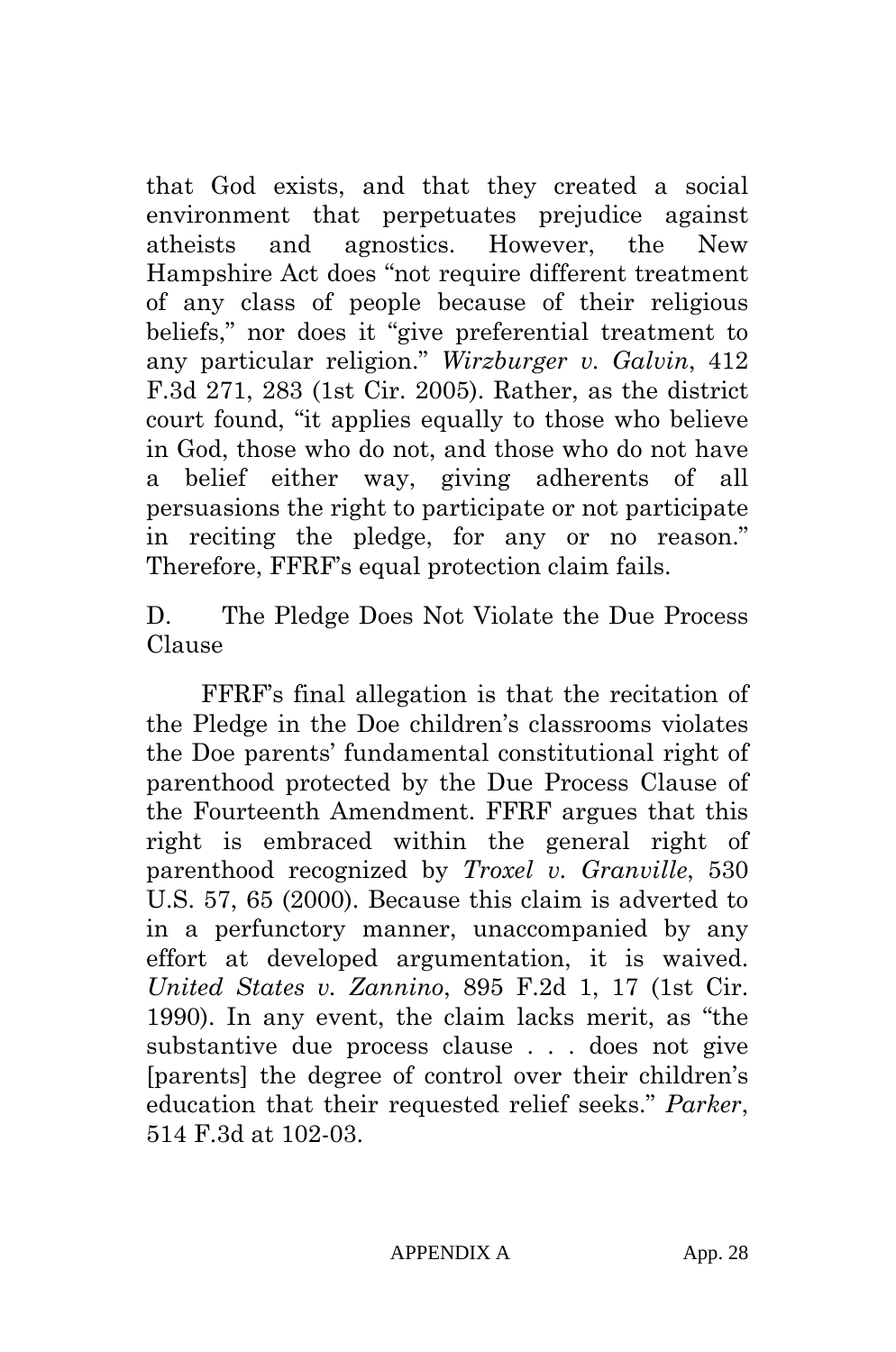that God exists, and that they created a social environment that perpetuates prejudice against atheists and agnostics. However, the New Hampshire Act does "not require different treatment of any class of people because of their religious beliefs," nor does it "give preferential treatment to any particular religion." *Wirzburger v. Galvin*, 412 F.3d 271, 283 (1st Cir. 2005). Rather, as the district court found, "it applies equally to those who believe in God, those who do not, and those who do not have a belief either way, giving adherents of all persuasions the right to participate or not participate in reciting the pledge, for any or no reason." Therefore, FFRF's equal protection claim fails.

D. The Pledge Does Not Violate the Due Process Clause

FFRF's final allegation is that the recitation of the Pledge in the Doe children's classrooms violates the Doe parents' fundamental constitutional right of parenthood protected by the Due Process Clause of the Fourteenth Amendment. FFRF argues that this right is embraced within the general right of parenthood recognized by *Troxel v. Granville*, 530 U.S. 57, 65 (2000). Because this claim is adverted to in a perfunctory manner, unaccompanied by any effort at developed argumentation, it is waived. *United States v. Zannino*, 895 F.2d 1, 17 (1st Cir. 1990). In any event, the claim lacks merit, as "the substantive due process clause . . . does not give [parents] the degree of control over their children's education that their requested relief seeks." *Parker*, 514 F.3d at 102-03.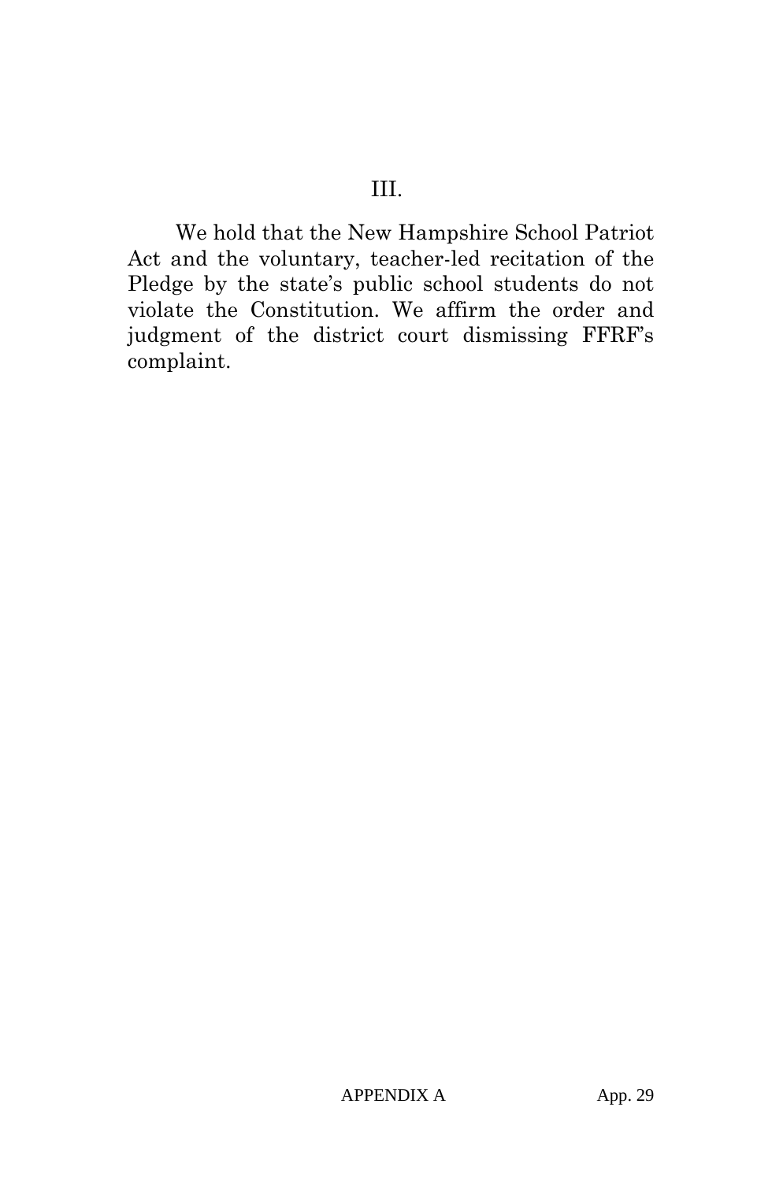## III.

We hold that the New Hampshire School Patriot Act and the voluntary, teacher-led recitation of the Pledge by the state's public school students do not violate the Constitution. We affirm the order and judgment of the district court dismissing FFRF's complaint.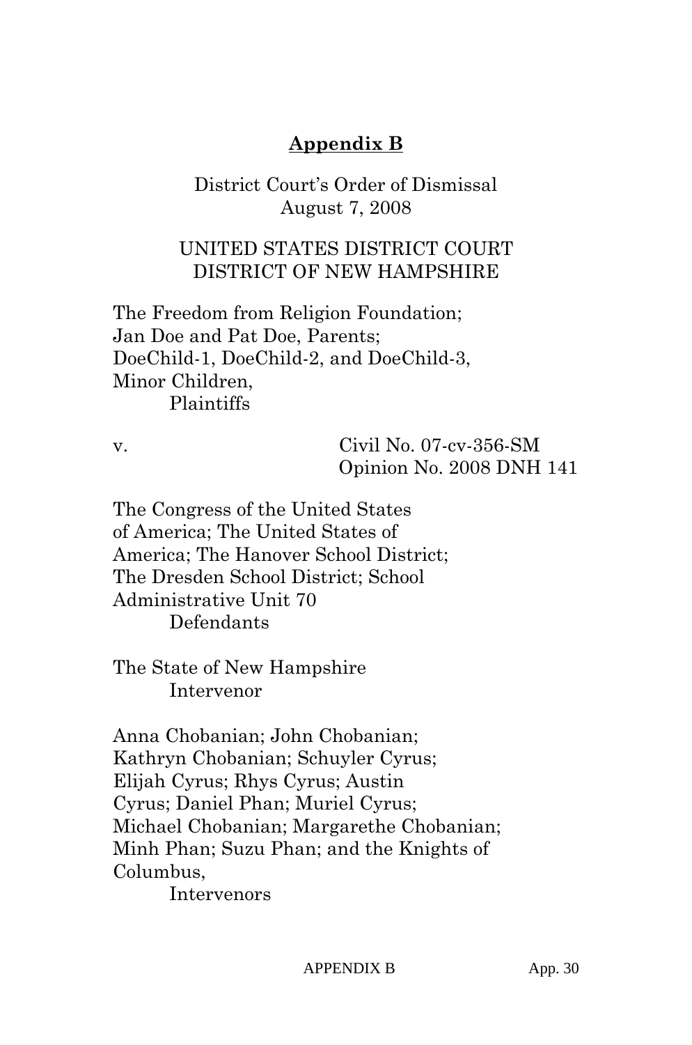## **Appendix B**

District Court's Order of Dismissal
August 7, 2008

UNITED STATES DISTRICT COURT
DISTRICT OF NEW HAMPSHIRE

The Freedom from Religion Foundation;
Jan Doe and Pat Doe, Parents;
DoeChild-1, DoeChild-2, and DoeChild-3,
Minor Children,
Plaintiffs

v. Civil No. 07-cv-356-SM
Opinion No. 2008 DNH 141

The Congress of the United States
of America; The United States of
America; The Hanover School District;
The Dresden School District; School
Administrative Unit 70
Defendants

The State of New Hampshire
Intervenor

Anna Chobanian; John Chobanian;
Kathryn Chobanian; Schuyler Cyrus;
Elijah Cyrus; Rhys Cyrus; Austin
Cyrus; Daniel Phan; Muriel Cyrus;
Michael Chobanian; Margarethe Chobanian;
Minh Phan; Suzu Phan; and the Knights of
Columbus,
Intervenors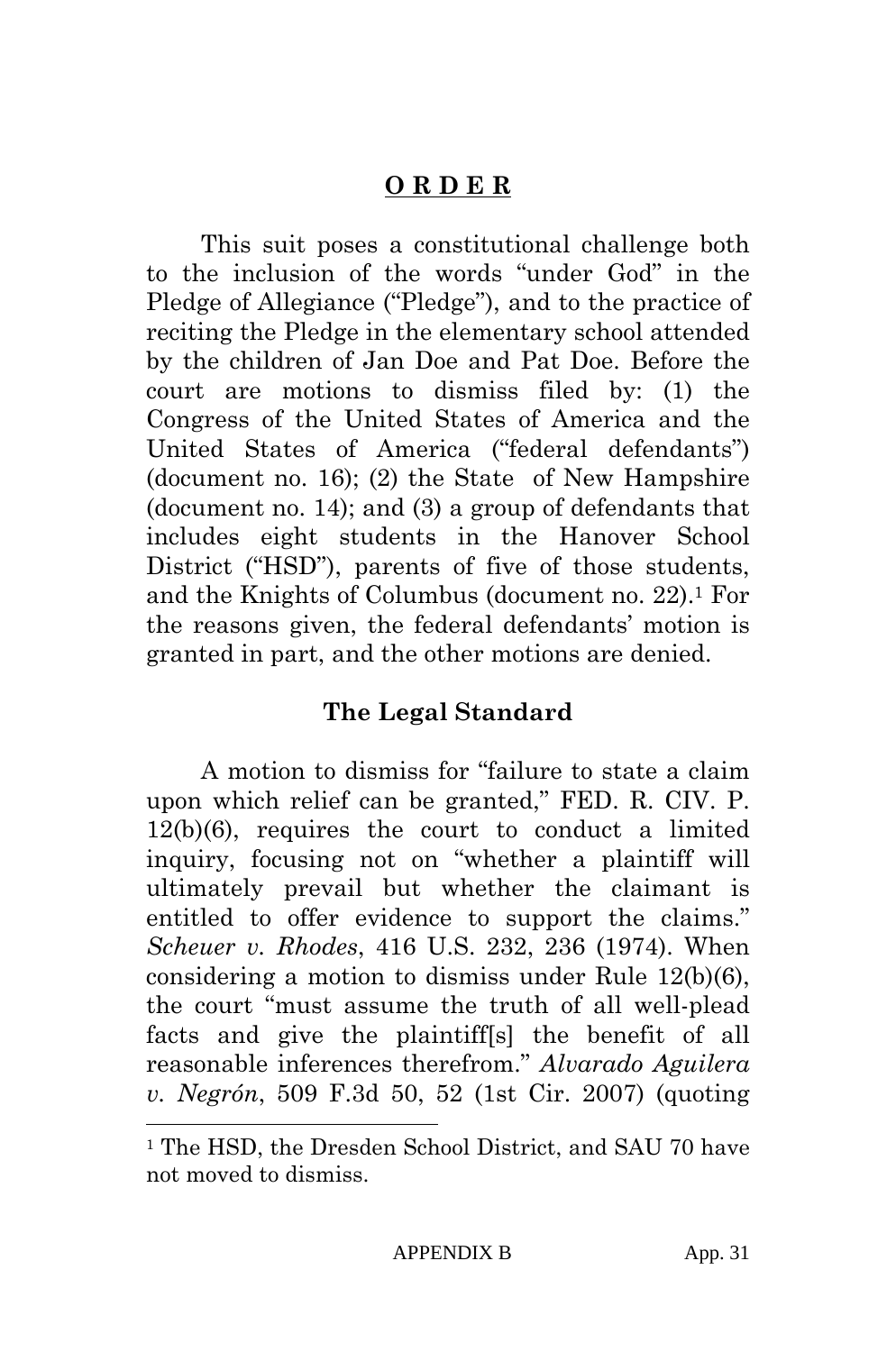## **O R D E R**

This suit poses a constitutional challenge both to the inclusion of the words "under God" in the Pledge of Allegiance ("Pledge"), and to the practice of reciting the Pledge in the elementary school attended by the children of Jan Doe and Pat Doe. Before the court are motions to dismiss filed by: (1) the Congress of the United States of America and the United States of America ("federal defendants") (document no. 16); (2) the State of New Hampshire (document no. 14); and (3) a group of defendants that includes eight students in the Hanover School District ("HSD"), parents of five of those students, and the Knights of Columbus (document no. 22).[1] For the reasons given, the federal defendants' motion is granted in part, and the other motions are denied.

### **The Legal Standard**

A motion to dismiss for "failure to state a claim upon which relief can be granted," FED. R. CIV. P. 12(b)(6), requires the court to conduct a limited inquiry, focusing not on "whether a plaintiff will ultimately prevail but whether the claimant is entitled to offer evidence to support the claims." *Scheuer v. Rhodes*, 416 U.S. 232, 236 (1974). When considering a motion to dismiss under Rule 12(b)(6), the court "must assume the truth of all well-plead facts and give the plaintiff[s] the benefit of all reasonable inferences therefrom." *Alvarado Aguilera v. Negrón*, 509 F.3d 50, 52 (1st Cir. 2007) (quoting

[1] The HSD, the Dresden School District, and SAU 70 have not moved to dismiss.

APPENDIX B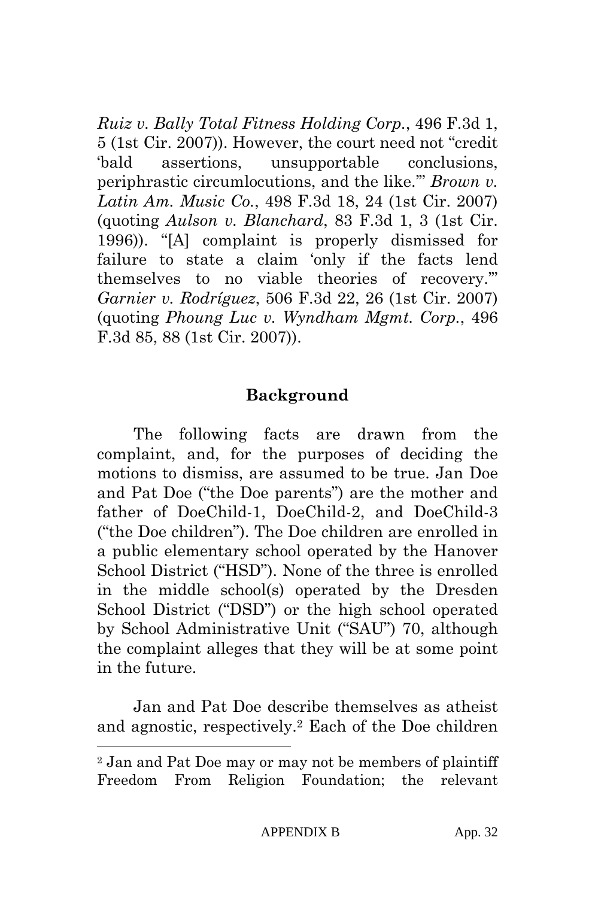*Ruiz v. Bally Total Fitness Holding Corp.*, 496 F.3d 1, 5 (1st Cir. 2007)). However, the court need not "credit 'bald assertions, unsupportable conclusions, periphrastic circumlocutions, and the like.'" *Brown v. Latin Am. Music Co.*, 498 F.3d 18, 24 (1st Cir. 2007) (quoting *Aulson v. Blanchard*, 83 F.3d 1, 3 (1st Cir. 1996)). "[A] complaint is properly dismissed for failure to state a claim 'only if the facts lend themselves to no viable theories of recovery.'" *Garnier v. Rodríguez*, 506 F.3d 22, 26 (1st Cir. 2007) (quoting *Phoung Luc v. Wyndham Mgmt. Corp.*, 496 F.3d 85, 88 (1st Cir. 2007)).

## Background

The following facts are drawn from the complaint, and, for the purposes of deciding the motions to dismiss, are assumed to be true. Jan Doe and Pat Doe ("the Doe parents") are the mother and father of DoeChild-1, DoeChild-2, and DoeChild-3 ("the Doe children"). The Doe children are enrolled in a public elementary school operated by the Hanover School District ("HSD"). None of the three is enrolled in the middle school(s) operated by the Dresden School District ("DSD") or the high school operated by School Administrative Unit ("SAU") 70, although the complaint alleges that they will be at some point in the future.

Jan and Pat Doe describe themselves as atheist and agnostic, respectively.[2] Each of the Doe children

---

[2] Jan and Pat Doe may or may not be members of plaintiff Freedom From Religion Foundation; the relevant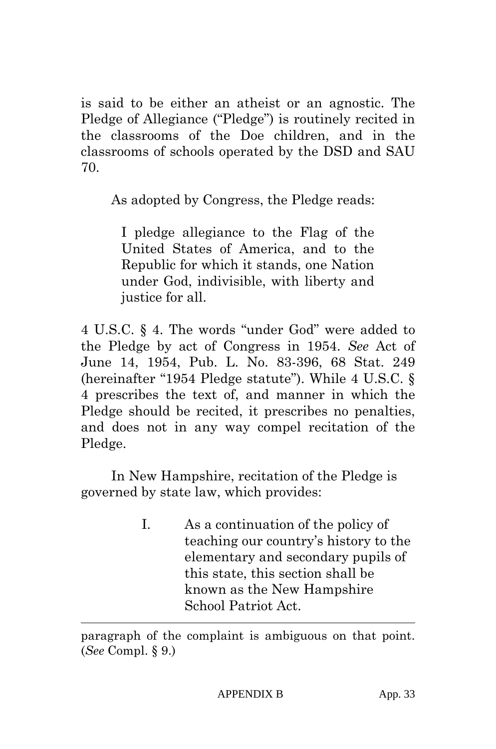is said to be either an atheist or an agnostic. The Pledge of Allegiance ("Pledge") is routinely recited in the classrooms of the Doe children, and in the classrooms of schools operated by the DSD and SAU 70.

As adopted by Congress, the Pledge reads:

> I pledge allegiance to the Flag of the United States of America, and to the Republic for which it stands, one Nation under God, indivisible, with liberty and justice for all.

4 U.S.C. § 4. The words "under God" were added to the Pledge by act of Congress in 1954. *See* Act of June 14, 1954, Pub. L. No. 83-396, 68 Stat. 249 (hereinafter "1954 Pledge statute"). While 4 U.S.C. § 4 prescribes the text of, and manner in which the Pledge should be recited, it prescribes no penalties, and does not in any way compel recitation of the Pledge.

In New Hampshire, recitation of the Pledge is governed by state law, which provides:

> I. As a continuation of the policy of teaching our country's history to the elementary and secondary pupils of this state, this section shall be known as the New Hampshire School Patriot Act.

---

paragraph of the complaint is ambiguous on that point. (*See* Compl. § 9.)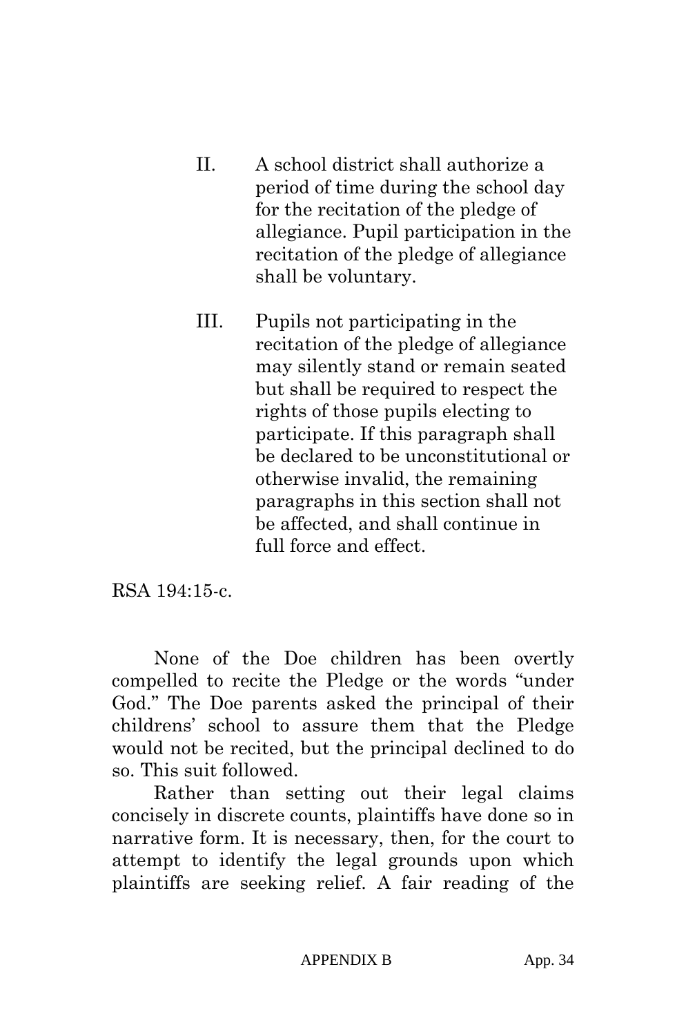> II. A school district shall authorize a period of time during the school day for the recitation of the pledge of allegiance. Pupil participation in the recitation of the pledge of allegiance shall be voluntary.
>
> III. Pupils not participating in the recitation of the pledge of allegiance may silently stand or remain seated but shall be required to respect the rights of those pupils electing to participate. If this paragraph shall be declared to be unconstitutional or otherwise invalid, the remaining paragraphs in this section shall not be affected, and shall continue in full force and effect.

RSA 194:15-c.

None of the Doe children has been overtly compelled to recite the Pledge or the words "under God." The Doe parents asked the principal of their childrens' school to assure them that the Pledge would not be recited, but the principal declined to do so. This suit followed.

Rather than setting out their legal claims concisely in discrete counts, plaintiffs have done so in narrative form. It is necessary, then, for the court to attempt to identify the legal grounds upon which plaintiffs are seeking relief. A fair reading of the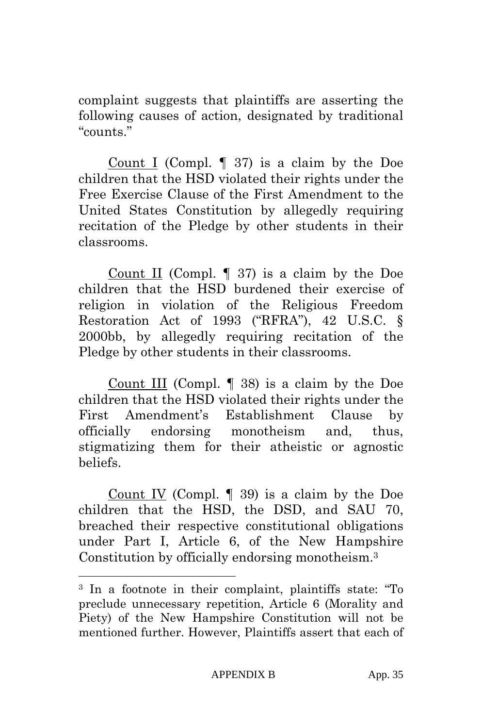complaint suggests that plaintiffs are asserting the following causes of action, designated by traditional "counts."

Count I (Compl. ¶ 37) is a claim by the Doe children that the HSD violated their rights under the Free Exercise Clause of the First Amendment to the United States Constitution by allegedly requiring recitation of the Pledge by other students in their classrooms.

Count II (Compl. ¶ 37) is a claim by the Doe children that the HSD burdened their exercise of religion in violation of the Religious Freedom Restoration Act of 1993 ("RFRA"), 42 U.S.C. § 2000bb, by allegedly requiring recitation of the Pledge by other students in their classrooms.

Count III (Compl. ¶ 38) is a claim by the Doe children that the HSD violated their rights under the First Amendment's Establishment Clause by officially endorsing monotheism and, thus, stigmatizing them for their atheistic or agnostic beliefs.

Count IV (Compl. ¶ 39) is a claim by the Doe children that the HSD, the DSD, and SAU 70, breached their respective constitutional obligations under Part I, Article 6, of the New Hampshire Constitution by officially endorsing monotheism.[3]

---

[3] In a footnote in their complaint, plaintiffs state: "To preclude unnecessary repetition, Article 6 (Morality and Piety) of the New Hampshire Constitution will not be mentioned further. However, Plaintiffs assert that each of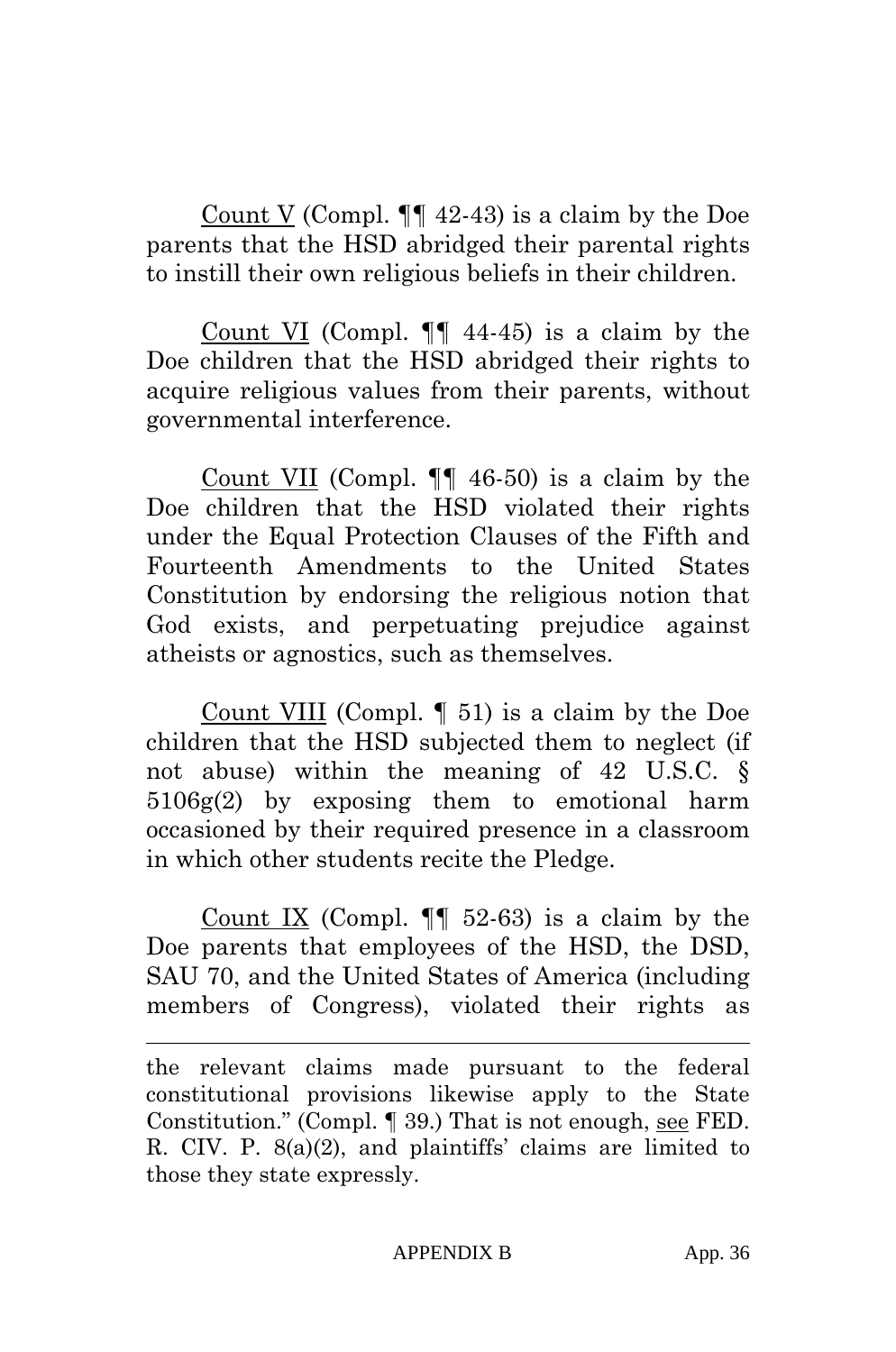Count V (Compl. ¶¶ 42-43) is a claim by the Doe parents that the HSD abridged their parental rights to instill their own religious beliefs in their children.

Count VI (Compl. ¶¶ 44-45) is a claim by the Doe children that the HSD abridged their rights to acquire religious values from their parents, without governmental interference.

Count VII (Compl. ¶¶ 46-50) is a claim by the Doe children that the HSD violated their rights under the Equal Protection Clauses of the Fifth and Fourteenth Amendments to the United States Constitution by endorsing the religious notion that God exists, and perpetuating prejudice against atheists or agnostics, such as themselves.

Count VIII (Compl. ¶ 51) is a claim by the Doe children that the HSD subjected them to neglect (if not abuse) within the meaning of 42 U.S.C. § 5106g(2) by exposing them to emotional harm occasioned by their required presence in a classroom in which other students recite the Pledge.

Count IX (Compl. ¶¶ 52-63) is a claim by the Doe parents that employees of the HSD, the DSD, SAU 70, and the United States of America (including members of Congress), violated their rights as

---

the relevant claims made pursuant to the federal constitutional provisions likewise apply to the State Constitution." (Compl. ¶ 39.) That is not enough, see FED. R. CIV. P. 8(a)(2), and plaintiffs' claims are limited to those they state expressly.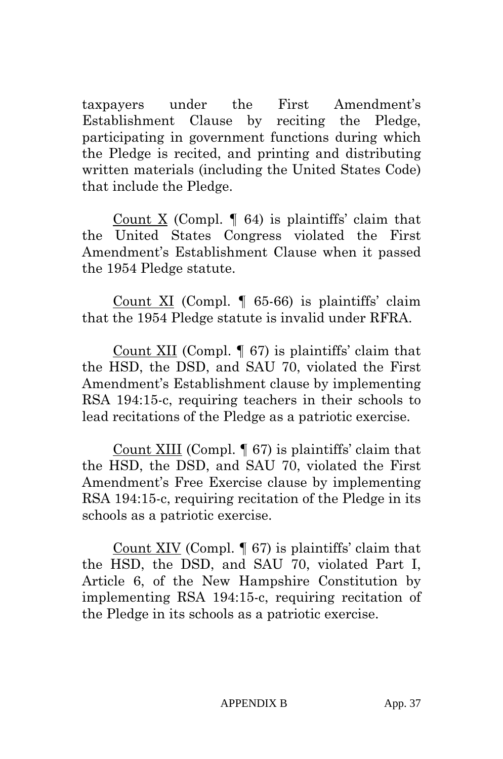taxpayers under the First Amendment's Establishment Clause by reciting the Pledge, participating in government functions during which the Pledge is recited, and printing and distributing written materials (including the United States Code) that include the Pledge.

Count X (Compl. ¶ 64) is plaintiffs' claim that the United States Congress violated the First Amendment's Establishment Clause when it passed the 1954 Pledge statute.

Count XI (Compl. ¶ 65-66) is plaintiffs' claim that the 1954 Pledge statute is invalid under RFRA.

Count XII (Compl. ¶ 67) is plaintiffs' claim that the HSD, the DSD, and SAU 70, violated the First Amendment's Establishment clause by implementing RSA 194:15-c, requiring teachers in their schools to lead recitations of the Pledge as a patriotic exercise.

Count XIII (Compl. ¶ 67) is plaintiffs' claim that the HSD, the DSD, and SAU 70, violated the First Amendment's Free Exercise clause by implementing RSA 194:15-c, requiring recitation of the Pledge in its schools as a patriotic exercise.

Count XIV (Compl. ¶ 67) is plaintiffs' claim that the HSD, the DSD, and SAU 70, violated Part I, Article 6, of the New Hampshire Constitution by implementing RSA 194:15-c, requiring recitation of the Pledge in its schools as a patriotic exercise.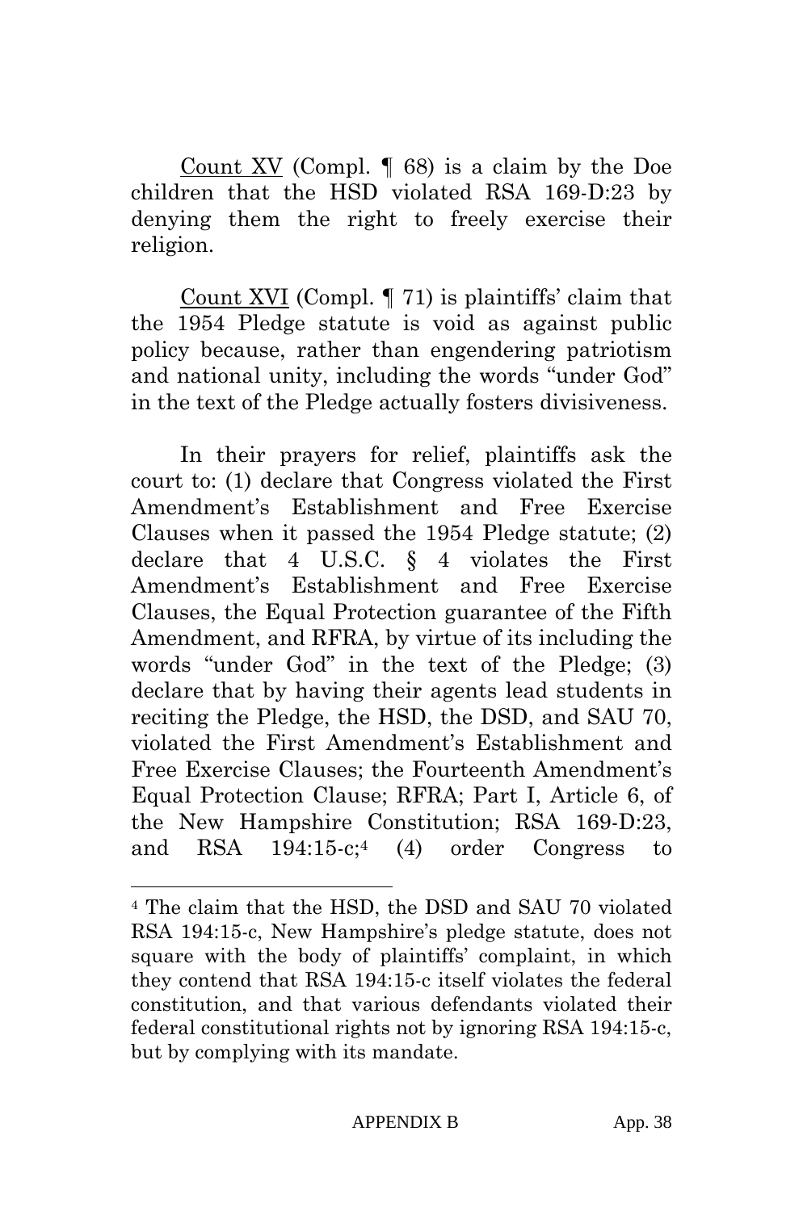Count XV (Compl. ¶ 68) is a claim by the Doe children that the HSD violated RSA 169-D:23 by denying them the right to freely exercise their religion.

Count XVI (Compl. ¶ 71) is plaintiffs' claim that the 1954 Pledge statute is void as against public policy because, rather than engendering patriotism and national unity, including the words "under God" in the text of the Pledge actually fosters divisiveness.

In their prayers for relief, plaintiffs ask the court to: (1) declare that Congress violated the First Amendment's Establishment and Free Exercise Clauses when it passed the 1954 Pledge statute; (2) declare that 4 U.S.C. § 4 violates the First Amendment's Establishment and Free Exercise Clauses, the Equal Protection guarantee of the Fifth Amendment, and RFRA, by virtue of its including the words "under God" in the text of the Pledge; (3) declare that by having their agents lead students in reciting the Pledge, the HSD, the DSD, and SAU 70, violated the First Amendment's Establishment and Free Exercise Clauses; the Fourteenth Amendment's Equal Protection Clause; RFRA; Part I, Article 6, of the New Hampshire Constitution; RSA 169-D:23, and RSA 194:15-c;[4] (4) order Congress to

[4] The claim that the HSD, the DSD and SAU 70 violated RSA 194:15-c, New Hampshire's pledge statute, does not square with the body of plaintiffs' complaint, in which they contend that RSA 194:15-c itself violates the federal constitution, and that various defendants violated their federal constitutional rights not by ignoring RSA 194:15-c, but by complying with its mandate.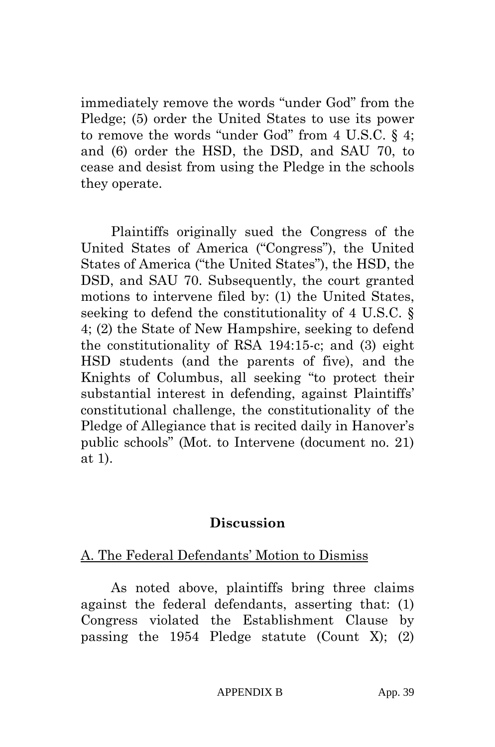immediately remove the words "under God" from the Pledge; (5) order the United States to use its power to remove the words "under God" from 4 U.S.C. § 4; and (6) order the HSD, the DSD, and SAU 70, to cease and desist from using the Pledge in the schools they operate.

Plaintiffs originally sued the Congress of the United States of America ("Congress"), the United States of America ("the United States"), the HSD, the DSD, and SAU 70. Subsequently, the court granted motions to intervene filed by: (1) the United States, seeking to defend the constitutionality of 4 U.S.C. § 4; (2) the State of New Hampshire, seeking to defend the constitutionality of RSA 194:15-c; and (3) eight HSD students (and the parents of five), and the Knights of Columbus, all seeking "to protect their substantial interest in defending, against Plaintiffs' constitutional challenge, the constitutionality of the Pledge of Allegiance that is recited daily in Hanover's public schools" (Mot. to Intervene (document no. 21) at 1).

## Discussion

### A. The Federal Defendants' Motion to Dismiss

As noted above, plaintiffs bring three claims against the federal defendants, asserting that: (1) Congress violated the Establishment Clause by passing the 1954 Pledge statute (Count X); (2)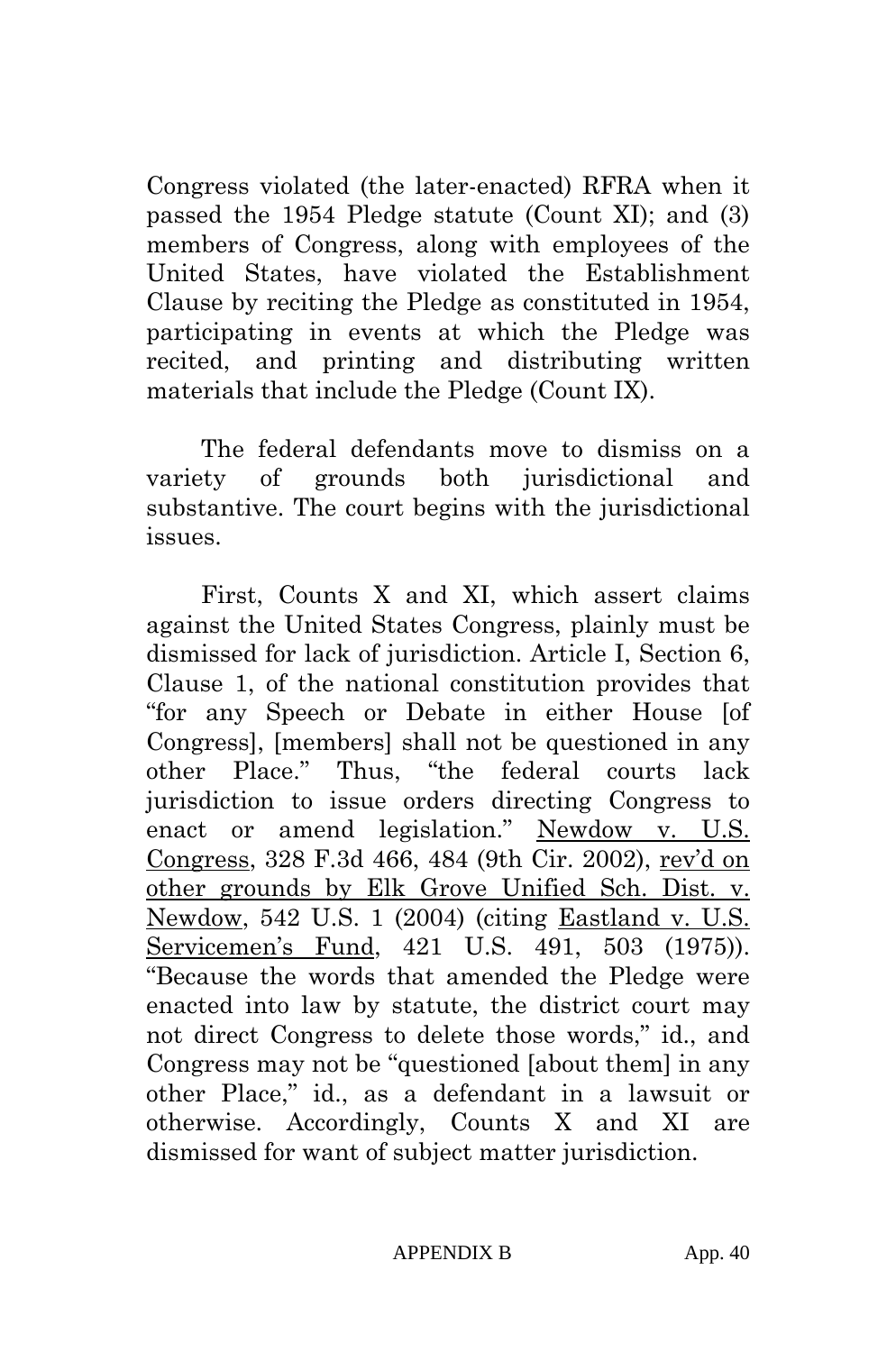Congress violated (the later-enacted) RFRA when it passed the 1954 Pledge statute (Count XI); and (3) members of Congress, along with employees of the United States, have violated the Establishment Clause by reciting the Pledge as constituted in 1954, participating in events at which the Pledge was recited, and printing and distributing written materials that include the Pledge (Count IX).

The federal defendants move to dismiss on a variety of grounds both jurisdictional and substantive. The court begins with the jurisdictional issues.

First, Counts X and XI, which assert claims against the United States Congress, plainly must be dismissed for lack of jurisdiction. Article I, Section 6, Clause 1, of the national constitution provides that "for any Speech or Debate in either House [of Congress], [members] shall not be questioned in any other Place." Thus, "the federal courts lack jurisdiction to issue orders directing Congress to enact or amend legislation." Newdow v. U.S. Congress, 328 F.3d 466, 484 (9th Cir. 2002), rev'd on other grounds by Elk Grove Unified Sch. Dist. v. Newdow, 542 U.S. 1 (2004) (citing Eastland v. U.S. Servicemen's Fund, 421 U.S. 491, 503 (1975)). "Because the words that amended the Pledge were enacted into law by statute, the district court may not direct Congress to delete those words," id., and Congress may not be "questioned [about them] in any other Place," id., as a defendant in a lawsuit or otherwise. Accordingly, Counts X and XI are dismissed for want of subject matter jurisdiction.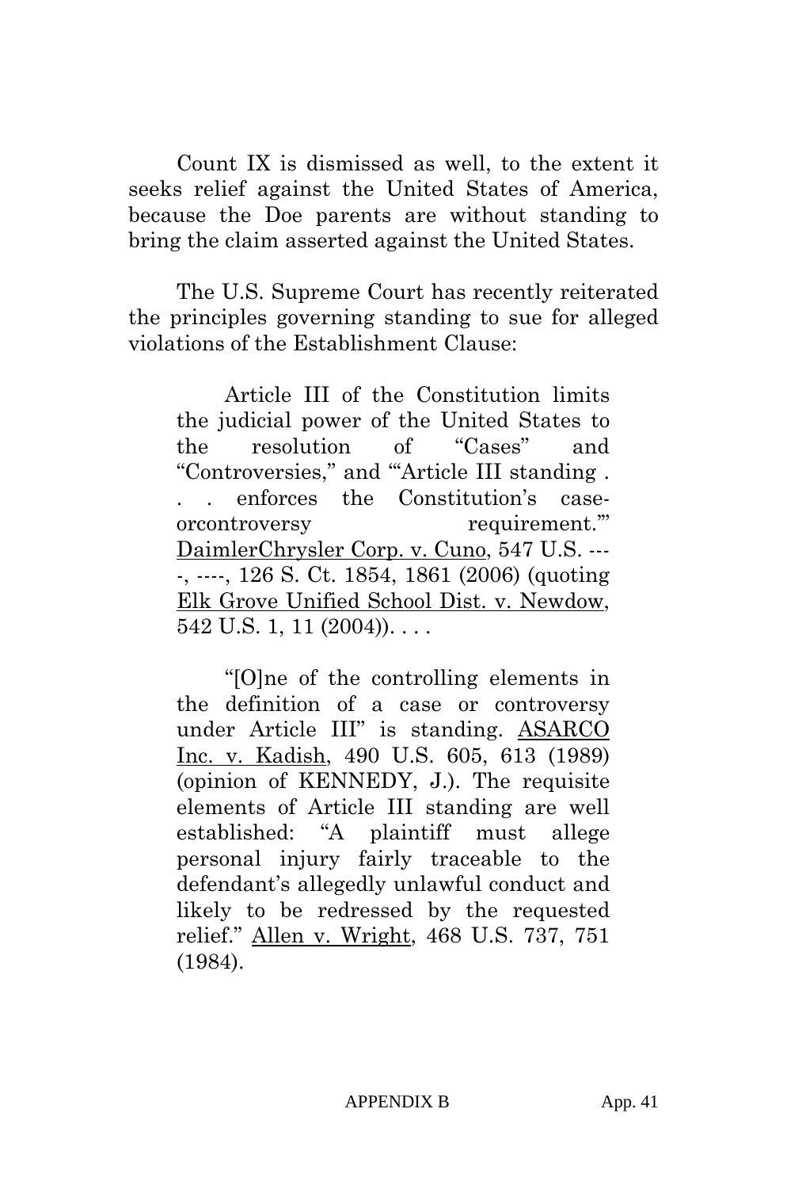Count IX is dismissed as well, to the extent it seeks relief against the United States of America, because the Doe parents are without standing to bring the claim asserted against the United States.

The U.S. Supreme Court has recently reiterated the principles governing standing to sue for alleged violations of the Establishment Clause:

> Article III of the Constitution limits the judicial power of the United States to the resolution of "Cases" and "Controversies," and "'Article III standing . . . enforces the Constitution's case-orcontroversy requirement.'" DaimlerChrysler Corp. v. Cuno, 547 U.S. ----, ----, 126 S. Ct. 1854, 1861 (2006) (quoting Elk Grove Unified School Dist. v. Newdow, 542 U.S. 1, 11 (2004)). . . .
>
> "[O]ne of the controlling elements in the definition of a case or controversy under Article III" is standing. ASARCO Inc. v. Kadish, 490 U.S. 605, 613 (1989) (opinion of KENNEDY, J.). The requisite elements of Article III standing are well established: "A plaintiff must allege personal injury fairly traceable to the defendant's allegedly unlawful conduct and likely to be redressed by the requested relief." Allen v. Wright, 468 U.S. 737, 751 (1984).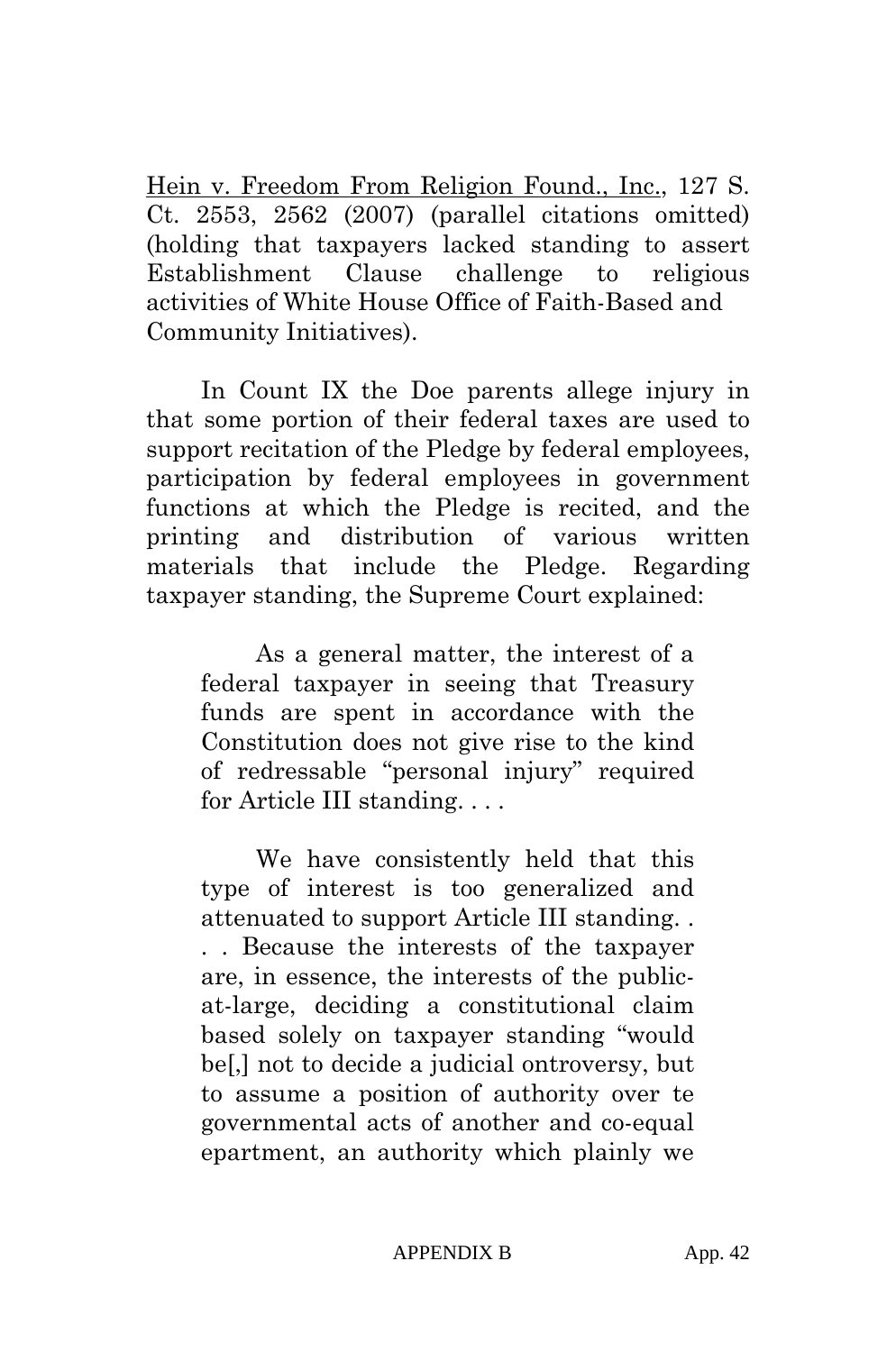Hein v. Freedom From Religion Found., Inc., 127 S. Ct. 2553, 2562 (2007) (parallel citations omitted) (holding that taxpayers lacked standing to assert Establishment Clause challenge to religious activities of White House Office of Faith-Based and Community Initiatives).

In Count IX the Doe parents allege injury in that some portion of their federal taxes are used to support recitation of the Pledge by federal employees, participation by federal employees in government functions at which the Pledge is recited, and the printing and distribution of various written materials that include the Pledge. Regarding taxpayer standing, the Supreme Court explained:

> As a general matter, the interest of a federal taxpayer in seeing that Treasury funds are spent in accordance with the Constitution does not give rise to the kind of redressable "personal injury" required for Article III standing. . . .
>
> We have consistently held that this type of interest is too generalized and attenuated to support Article III standing. . . . Because the interests of the taxpayer are, in essence, the interests of the public-at-large, deciding a constitutional claim based solely on taxpayer standing "would be[,] not to decide a judicial ontroversy, but to assume a position of authority over te governmental acts of another and co-equal epartment, an authority which plainly we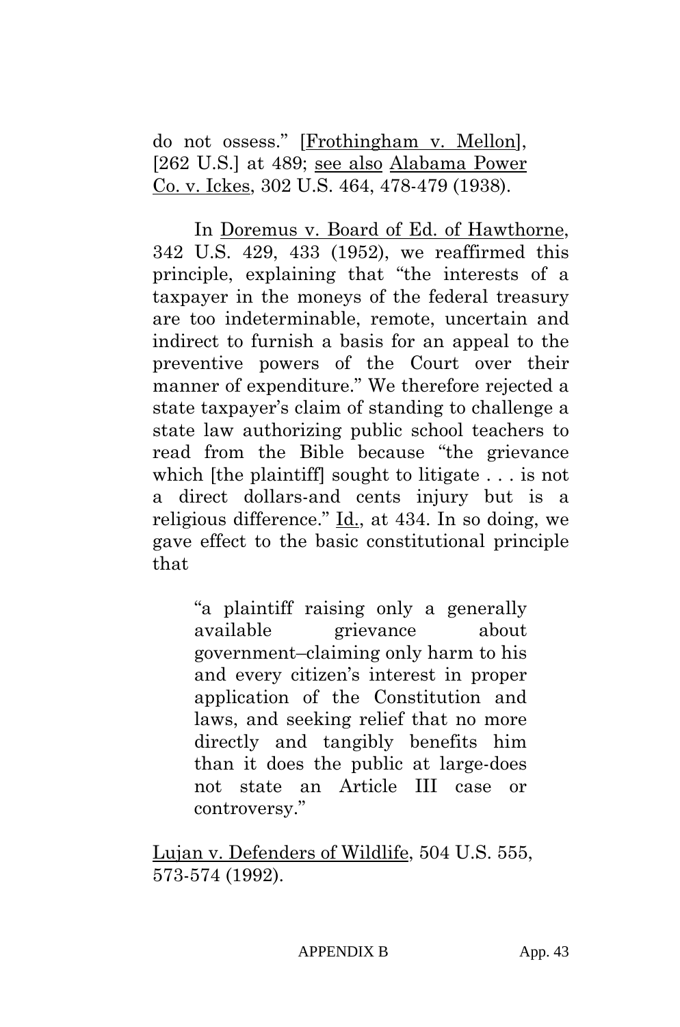do not ossess." [Frothingham v. Mellon], [262 U.S.] at 489; see also Alabama Power Co. v. Ickes, 302 U.S. 464, 478-479 (1938).

In Doremus v. Board of Ed. of Hawthorne, 342 U.S. 429, 433 (1952), we reaffirmed this principle, explaining that "the interests of a taxpayer in the moneys of the federal treasury are too indeterminable, remote, uncertain and indirect to furnish a basis for an appeal to the preventive powers of the Court over their manner of expenditure." We therefore rejected a state taxpayer's claim of standing to challenge a state law authorizing public school teachers to read from the Bible because "the grievance which [the plaintiff] sought to litigate . . . is not a direct dollars-and cents injury but is a religious difference." Id., at 434. In so doing, we gave effect to the basic constitutional principle that

> "a plaintiff raising only a generally available grievance about government–claiming only harm to his and every citizen's interest in proper application of the Constitution and laws, and seeking relief that no more directly and tangibly benefits him than it does the public at large-does not state an Article III case or controversy."

Lujan v. Defenders of Wildlife, 504 U.S. 555, 573-574 (1992).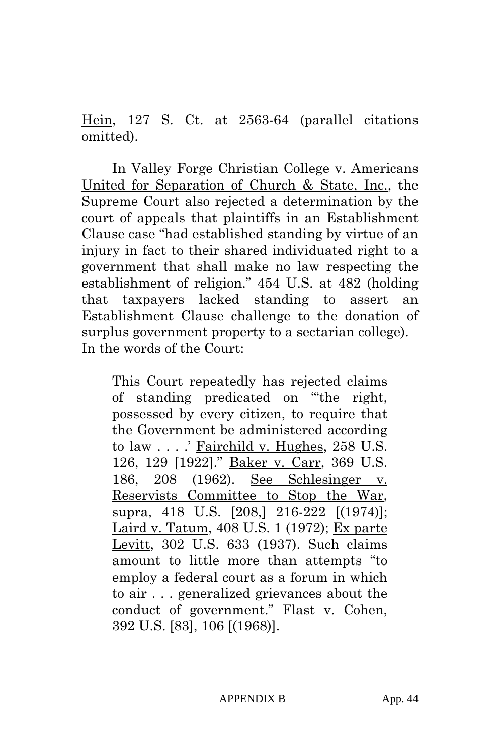Hein, 127 S. Ct. at 2563-64 (parallel citations omitted).

In Valley Forge Christian College v. Americans United for Separation of Church & State, Inc., the Supreme Court also rejected a determination by the court of appeals that plaintiffs in an Establishment Clause case "had established standing by virtue of an injury in fact to their shared individuated right to a government that shall make no law respecting the establishment of religion." 454 U.S. at 482 (holding that taxpayers lacked standing to assert an Establishment Clause challenge to the donation of surplus government property to a sectarian college). In the words of the Court:

> This Court repeatedly has rejected claims of standing predicated on "'the right, possessed by every citizen, to require that the Government be administered according to law . . . .' Fairchild v. Hughes, 258 U.S. 126, 129 [1922]." Baker v. Carr, 369 U.S. 186, 208 (1962). See Schlesinger v. Reservists Committee to Stop the War, supra, 418 U.S. [208,] 216-222 [(1974)]; Laird v. Tatum, 408 U.S. 1 (1972); Ex parte Levitt, 302 U.S. 633 (1937). Such claims amount to little more than attempts "to employ a federal court as a forum in which to air . . . generalized grievances about the conduct of government." Flast v. Cohen, 392 U.S. [83], 106 [(1968)].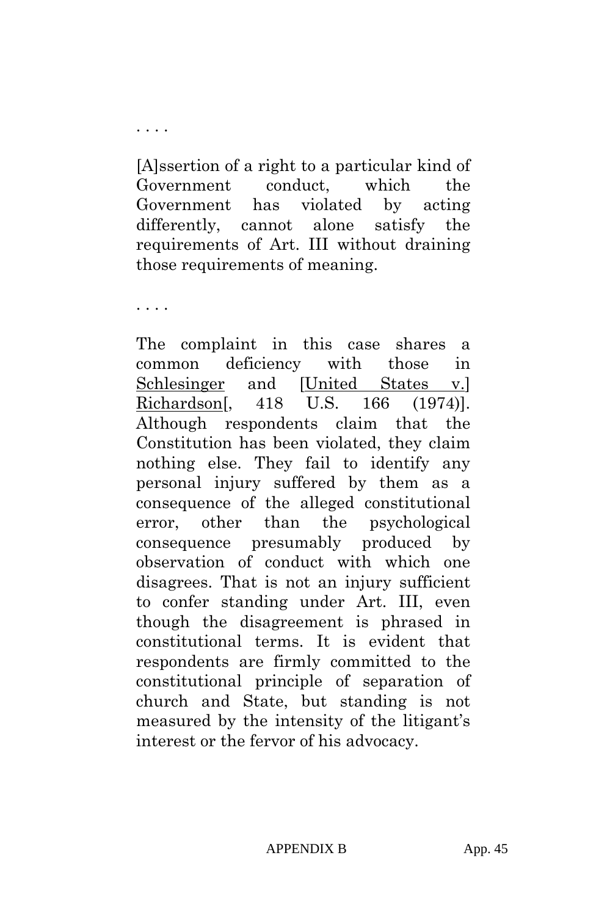. . . .

[A]ssertion of a right to a particular kind of Government conduct, which the Government has violated by acting differently, cannot alone satisfy the requirements of Art. III without draining those requirements of meaning.

. . . .

The complaint in this case shares a common deficiency with those in Schlesinger and [United States v.] Richardson[, 418 U.S. 166 (1974)]. Although respondents claim that the Constitution has been violated, they claim nothing else. They fail to identify any personal injury suffered by them as a consequence of the alleged constitutional error, other than the psychological consequence presumably produced by observation of conduct with which one disagrees. That is not an injury sufficient to confer standing under Art. III, even though the disagreement is phrased in constitutional terms. It is evident that respondents are firmly committed to the constitutional principle of separation of church and State, but standing is not measured by the intensity of the litigant's interest or the fervor of his advocacy.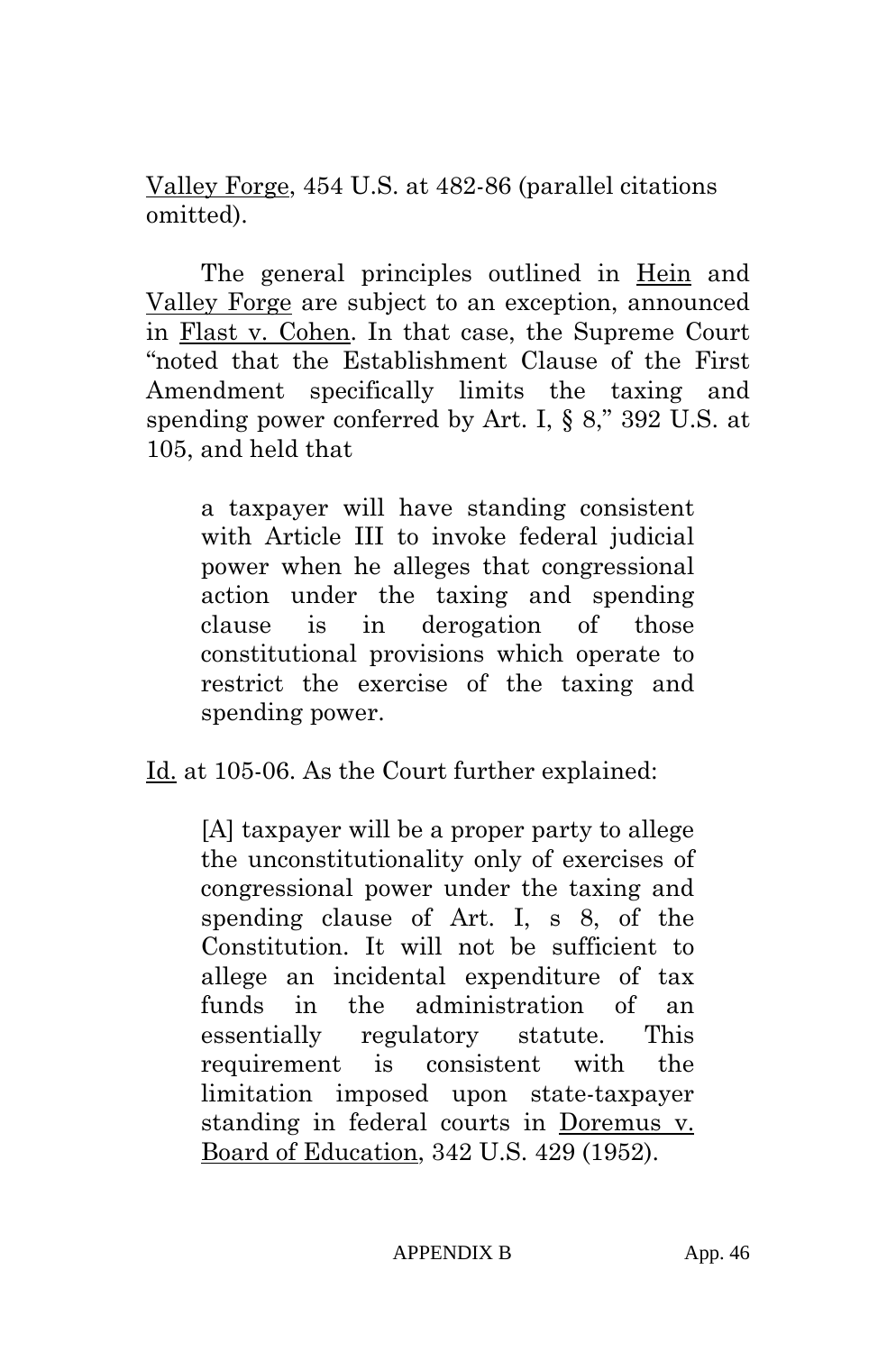Valley Forge, 454 U.S. at 482-86 (parallel citations omitted).

The general principles outlined in Hein and Valley Forge are subject to an exception, announced in Flast v. Cohen. In that case, the Supreme Court "noted that the Establishment Clause of the First Amendment specifically limits the taxing and spending power conferred by Art. I, § 8," 392 U.S. at 105, and held that

> a taxpayer will have standing consistent with Article III to invoke federal judicial power when he alleges that congressional action under the taxing and spending clause is in derogation of those constitutional provisions which operate to restrict the exercise of the taxing and spending power.

Id. at 105-06. As the Court further explained:

> [A] taxpayer will be a proper party to allege the unconstitutionality only of exercises of congressional power under the taxing and spending clause of Art. I, s 8, of the Constitution. It will not be sufficient to allege an incidental expenditure of tax funds in the administration of an essentially regulatory statute. This requirement is consistent with the limitation imposed upon state-taxpayer standing in federal courts in Doremus v. Board of Education, 342 U.S. 429 (1952).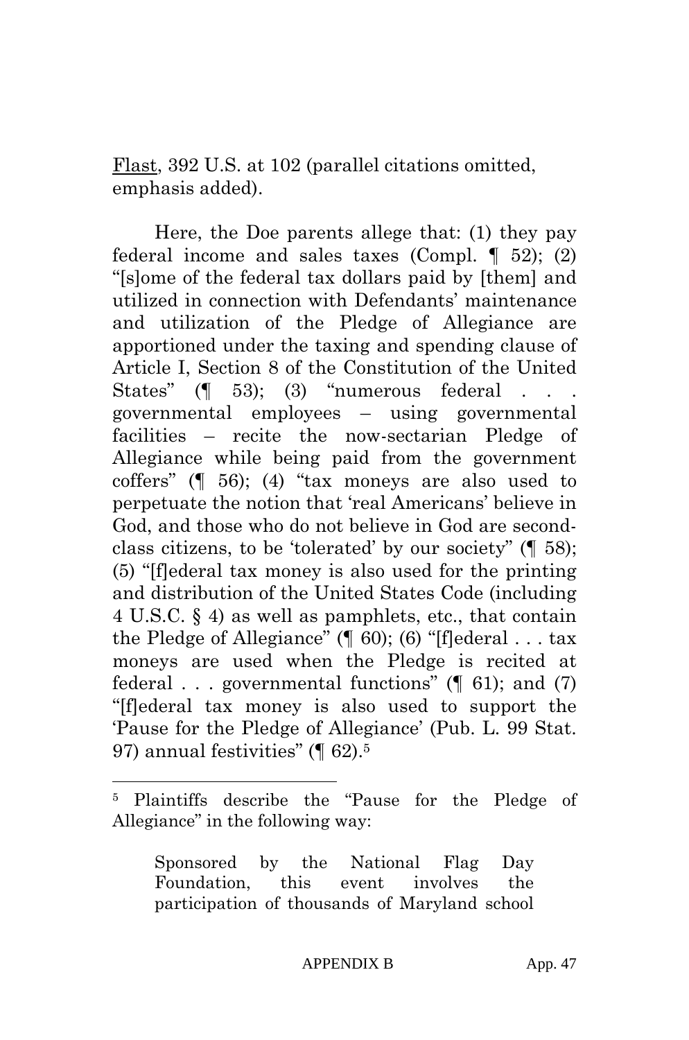Flast, 392 U.S. at 102 (parallel citations omitted, emphasis added).

Here, the Doe parents allege that: (1) they pay federal income and sales taxes (Compl. ¶ 52); (2) "[s]ome of the federal tax dollars paid by [them] and utilized in connection with Defendants' maintenance and utilization of the Pledge of Allegiance are apportioned under the taxing and spending clause of Article I, Section 8 of the Constitution of the United States" (¶ 53); (3) "numerous federal . . . governmental employees – using governmental facilities – recite the now-sectarian Pledge of Allegiance while being paid from the government coffers" (¶ 56); (4) "tax moneys are also used to perpetuate the notion that 'real Americans' believe in God, and those who do not believe in God are second-class citizens, to be 'tolerated' by our society" (¶ 58); (5) "[f]ederal tax money is also used for the printing and distribution of the United States Code (including 4 U.S.C. § 4) as well as pamphlets, etc., that contain the Pledge of Allegiance" (¶ 60); (6) "[f]ederal . . . tax moneys are used when the Pledge is recited at federal . . . governmental functions" (¶ 61); and (7) "[f]ederal tax money is also used to support the 'Pause for the Pledge of Allegiance' (Pub. L. 99 Stat. 97) annual festivities" (¶ 62).[5]

---

[5] Plaintiffs describe the "Pause for the Pledge of Allegiance" in the following way:

> Sponsored by the National Flag Day Foundation, this event involves the participation of thousands of Maryland school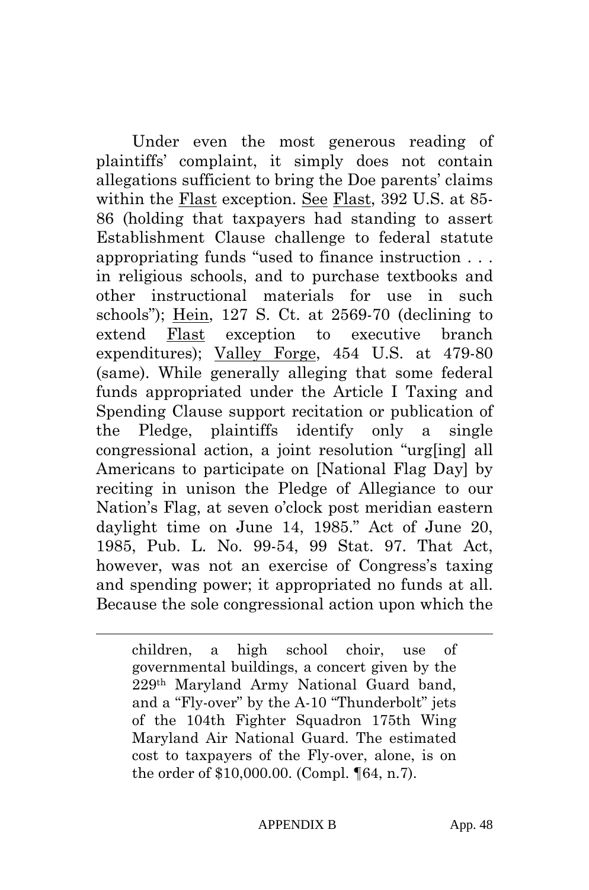Under even the most generous reading of plaintiffs' complaint, it simply does not contain allegations sufficient to bring the Doe parents' claims within the Flast exception. See Flast, 392 U.S. at 85-86 (holding that taxpayers had standing to assert Establishment Clause challenge to federal statute appropriating funds "used to finance instruction . . . in religious schools, and to purchase textbooks and other instructional materials for use in such schools"); Hein, 127 S. Ct. at 2569-70 (declining to extend Flast exception to executive branch expenditures); Valley Forge, 454 U.S. at 479-80 (same). While generally alleging that some federal funds appropriated under the Article I Taxing and Spending Clause support recitation or publication of the Pledge, plaintiffs identify only a single congressional action, a joint resolution "urg[ing] all Americans to participate on [National Flag Day] by reciting in unison the Pledge of Allegiance to our Nation's Flag, at seven o'clock post meridian eastern daylight time on June 14, 1985." Act of June 20, 1985, Pub. L. No. 99-54, 99 Stat. 97. That Act, however, was not an exercise of Congress's taxing and spending power; it appropriated no funds at all. Because the sole congressional action upon which the

---

children, a high school choir, use of governmental buildings, a concert given by the 229th Maryland Army National Guard band, and a "Fly-over" by the A-10 "Thunderbolt" jets of the 104th Fighter Squadron 175th Wing Maryland Air National Guard. The estimated cost to taxpayers of the Fly-over, alone, is on the order of $10,000.00. (Compl. ¶64, n.7).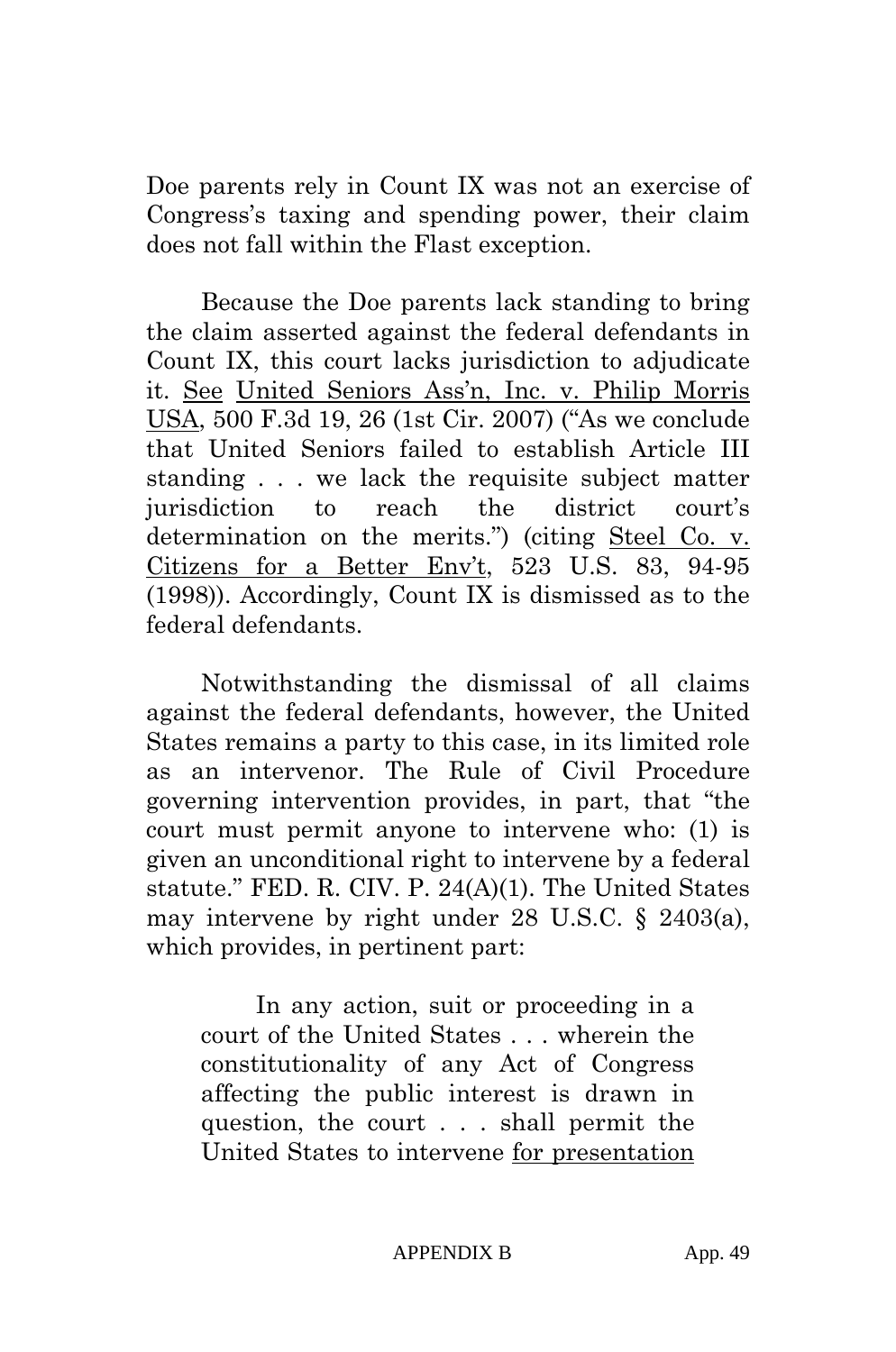Doe parents rely in Count IX was not an exercise of Congress's taxing and spending power, their claim does not fall within the Flast exception.

Because the Doe parents lack standing to bring the claim asserted against the federal defendants in Count IX, this court lacks jurisdiction to adjudicate it. See United Seniors Ass'n, Inc. v. Philip Morris USA, 500 F.3d 19, 26 (1st Cir. 2007) ("As we conclude that United Seniors failed to establish Article III standing . . . we lack the requisite subject matter jurisdiction to reach the district court's determination on the merits.") (citing Steel Co. v. Citizens for a Better Env't, 523 U.S. 83, 94-95 (1998)). Accordingly, Count IX is dismissed as to the federal defendants.

Notwithstanding the dismissal of all claims against the federal defendants, however, the United States remains a party to this case, in its limited role as an intervenor. The Rule of Civil Procedure governing intervention provides, in part, that "the court must permit anyone to intervene who: (1) is given an unconditional right to intervene by a federal statute." FED. R. CIV. P. 24(A)(1). The United States may intervene by right under 28 U.S.C. § 2403(a), which provides, in pertinent part:

> In any action, suit or proceeding in a court of the United States . . . wherein the constitutionality of any Act of Congress affecting the public interest is drawn in question, the court . . . shall permit the United States to intervene <u>for presentation</u>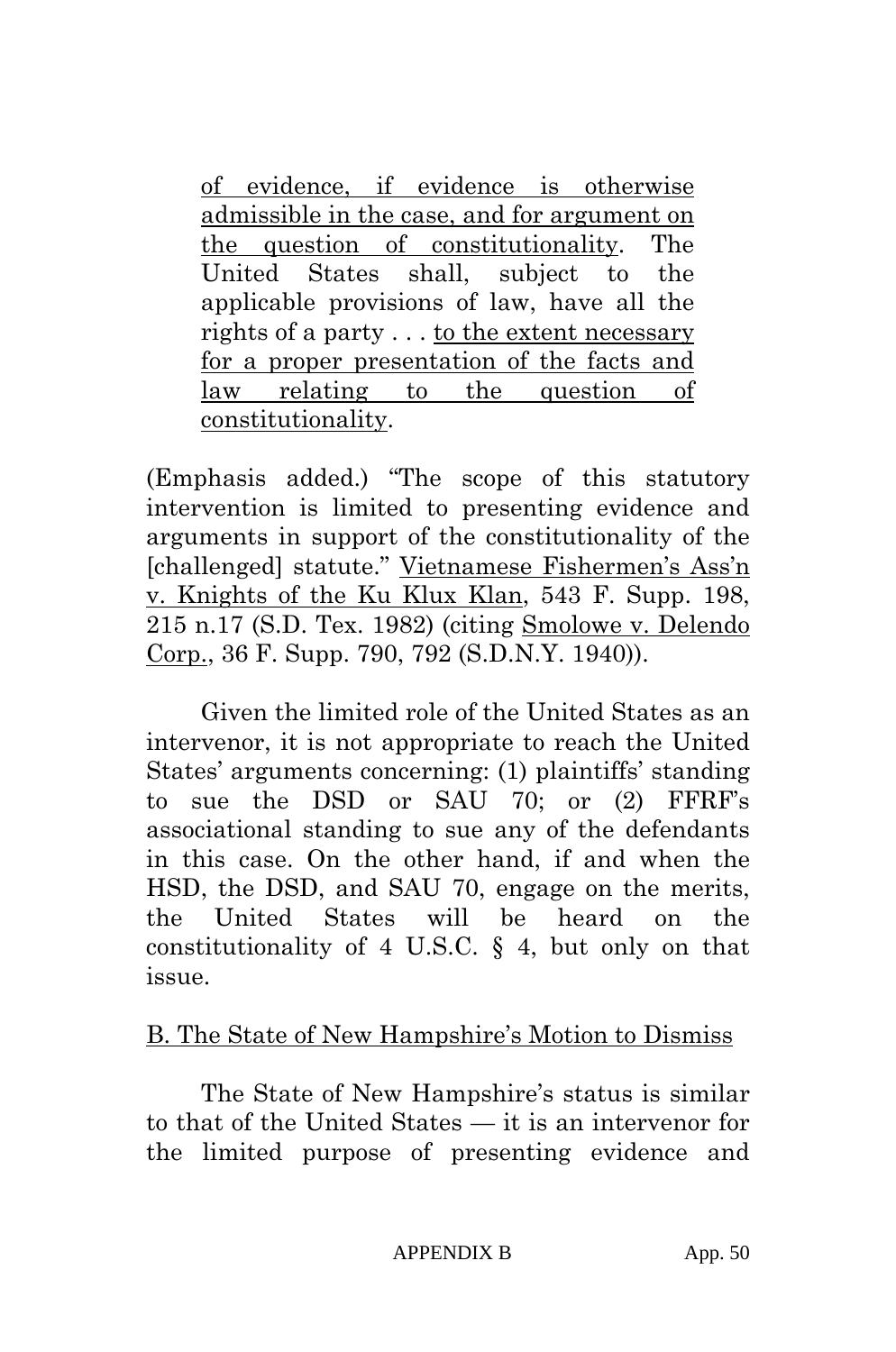> of evidence, if evidence is otherwise admissible in the case, and for argument on the question of constitutionality. The United States shall, subject to the applicable provisions of law, have all the rights of a party . . . to the extent necessary for a proper presentation of the facts and law relating to the question of constitutionality.

(Emphasis added.) "The scope of this statutory intervention is limited to presenting evidence and arguments in support of the constitutionality of the [challenged] statute." Vietnamese Fishermen's Ass'n v. Knights of the Ku Klux Klan, 543 F. Supp. 198, 215 n.17 (S.D. Tex. 1982) (citing Smolowe v. Delendo Corp., 36 F. Supp. 790, 792 (S.D.N.Y. 1940)).

Given the limited role of the United States as an intervenor, it is not appropriate to reach the United States' arguments concerning: (1) plaintiffs' standing to sue the DSD or SAU 70; or (2) FFRF's associational standing to sue any of the defendants in this case. On the other hand, if and when the HSD, the DSD, and SAU 70, engage on the merits, the United States will be heard on the constitutionality of 4 U.S.C. § 4, but only on that issue.

B. The State of New Hampshire's Motion to Dismiss

The State of New Hampshire's status is similar to that of the United States — it is an intervenor for the limited purpose of presenting evidence and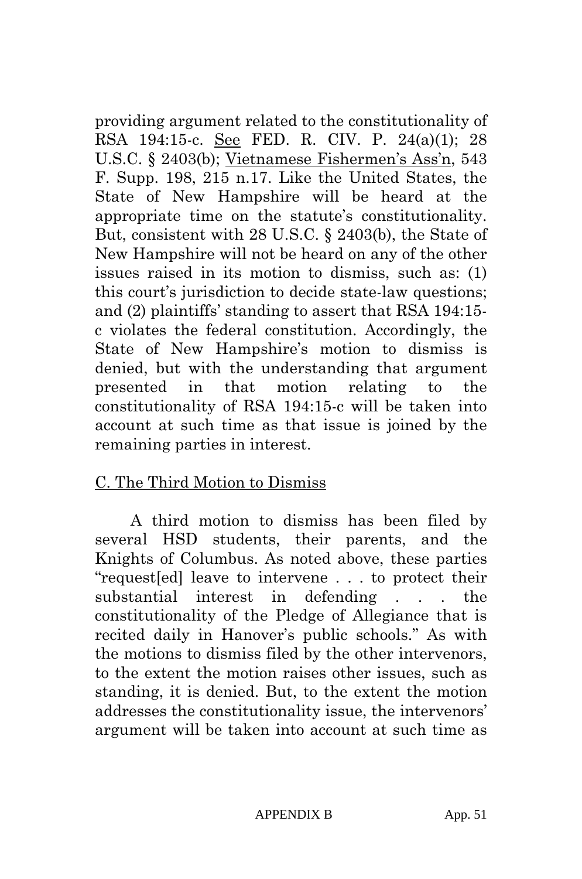providing argument related to the constitutionality of RSA 194:15-c. See FED. R. CIV. P. 24(a)(1); 28 U.S.C. § 2403(b); Vietnamese Fishermen's Ass'n, 543 F. Supp. 198, 215 n.17. Like the United States, the State of New Hampshire will be heard at the appropriate time on the statute's constitutionality. But, consistent with 28 U.S.C. § 2403(b), the State of New Hampshire will not be heard on any of the other issues raised in its motion to dismiss, such as: (1) this court's jurisdiction to decide state-law questions; and (2) plaintiffs' standing to assert that RSA 194:15-c violates the federal constitution. Accordingly, the State of New Hampshire's motion to dismiss is denied, but with the understanding that argument presented in that motion relating to the constitutionality of RSA 194:15-c will be taken into account at such time as that issue is joined by the remaining parties in interest.

C. The Third Motion to Dismiss

A third motion to dismiss has been filed by several HSD students, their parents, and the Knights of Columbus. As noted above, these parties "request[ed] leave to intervene . . . to protect their substantial interest in defending . . . the constitutionality of the Pledge of Allegiance that is recited daily in Hanover's public schools." As with the motions to dismiss filed by the other intervenors, to the extent the motion raises other issues, such as standing, it is denied. But, to the extent the motion addresses the constitutionality issue, the intervenors' argument will be taken into account at such time as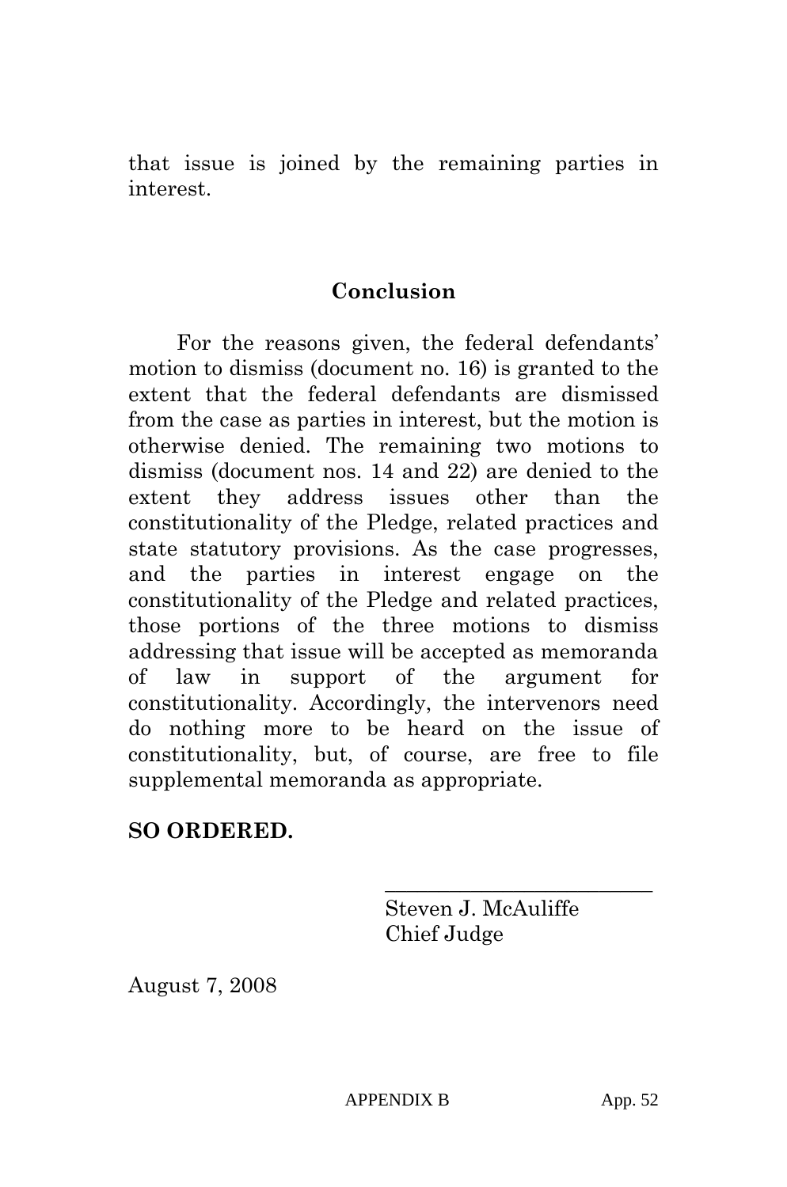that issue is joined by the remaining parties in interest.

## Conclusion

For the reasons given, the federal defendants' motion to dismiss (document no. 16) is granted to the extent that the federal defendants are dismissed from the case as parties in interest, but the motion is otherwise denied. The remaining two motions to dismiss (document nos. 14 and 22) are denied to the extent they address issues other than the constitutionality of the Pledge, related practices and state statutory provisions. As the case progresses, and the parties in interest engage on the constitutionality of the Pledge and related practices, those portions of the three motions to dismiss addressing that issue will be accepted as memoranda of law in support of the argument for constitutionality. Accordingly, the intervenors need do nothing more to be heard on the issue of constitutionality, but, of course, are free to file supplemental memoranda as appropriate.

**SO ORDERED.**

\_\_\_\_\_\_\_\_\_\_\_\_\_\_\_\_\_\_\_\_\_\_\_\_\_\_
Steven J. McAuliffe
Chief Judge

August 7, 2008

APPENDIX B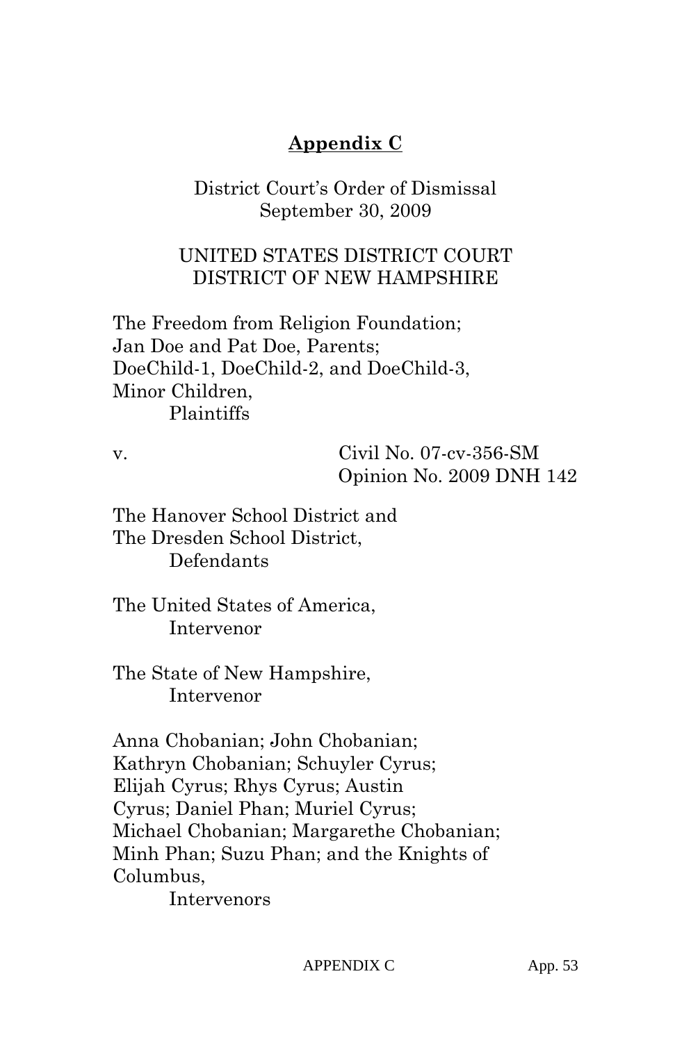## **Appendix C**

District Court's Order of Dismissal
September 30, 2009

UNITED STATES DISTRICT COURT
DISTRICT OF NEW HAMPSHIRE

The Freedom from Religion Foundation;
Jan Doe and Pat Doe, Parents;
DoeChild-1, DoeChild-2, and DoeChild-3,
Minor Children,
Plaintiffs

v. Civil No. 07-cv-356-SM
Opinion No. 2009 DNH 142

The Hanover School District and
The Dresden School District,
Defendants

The United States of America,
Intervenor

The State of New Hampshire,
Intervenor

Anna Chobanian; John Chobanian;
Kathryn Chobanian; Schuyler Cyrus;
Elijah Cyrus; Rhys Cyrus; Austin
Cyrus; Daniel Phan; Muriel Cyrus;
Michael Chobanian; Margarethe Chobanian;
Minh Phan; Suzu Phan; and the Knights of
Columbus,
Intervenors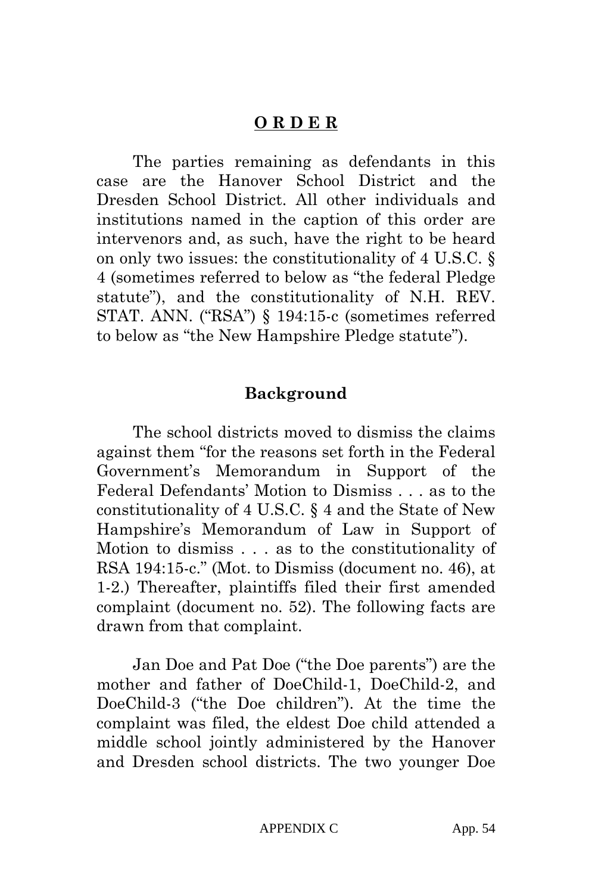## **O R D E R**

The parties remaining as defendants in this case are the Hanover School District and the Dresden School District. All other individuals and institutions named in the caption of this order are intervenors and, as such, have the right to be heard on only two issues: the constitutionality of 4 U.S.C. § 4 (sometimes referred to below as "the federal Pledge statute"), and the constitutionality of N.H. REV. STAT. ANN. ("RSA") § 194:15-c (sometimes referred to below as "the New Hampshire Pledge statute").

### **Background**

The school districts moved to dismiss the claims against them "for the reasons set forth in the Federal Government's Memorandum in Support of the Federal Defendants' Motion to Dismiss . . . as to the constitutionality of 4 U.S.C. § 4 and the State of New Hampshire's Memorandum of Law in Support of Motion to dismiss . . . as to the constitutionality of RSA 194:15-c." (Mot. to Dismiss (document no. 46), at 1-2.) Thereafter, plaintiffs filed their first amended complaint (document no. 52). The following facts are drawn from that complaint.

Jan Doe and Pat Doe ("the Doe parents") are the mother and father of DoeChild-1, DoeChild-2, and DoeChild-3 ("the Doe children"). At the time the complaint was filed, the eldest Doe child attended a middle school jointly administered by the Hanover and Dresden school districts. The two younger Doe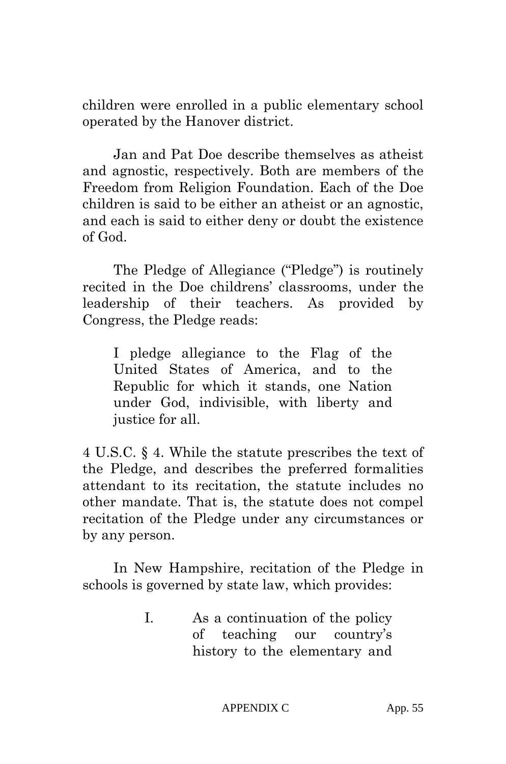children were enrolled in a public elementary school operated by the Hanover district.

Jan and Pat Doe describe themselves as atheist and agnostic, respectively. Both are members of the Freedom from Religion Foundation. Each of the Doe children is said to be either an atheist or an agnostic, and each is said to either deny or doubt the existence of God.

The Pledge of Allegiance ("Pledge") is routinely recited in the Doe childrens' classrooms, under the leadership of their teachers. As provided by Congress, the Pledge reads:

> I pledge allegiance to the Flag of the United States of America, and to the Republic for which it stands, one Nation under God, indivisible, with liberty and justice for all.

4 U.S.C. § 4. While the statute prescribes the text of the Pledge, and describes the preferred formalities attendant to its recitation, the statute includes no other mandate. That is, the statute does not compel recitation of the Pledge under any circumstances or by any person.

In New Hampshire, recitation of the Pledge in schools is governed by state law, which provides:

> I. As a continuation of the policy of teaching our country's history to the elementary and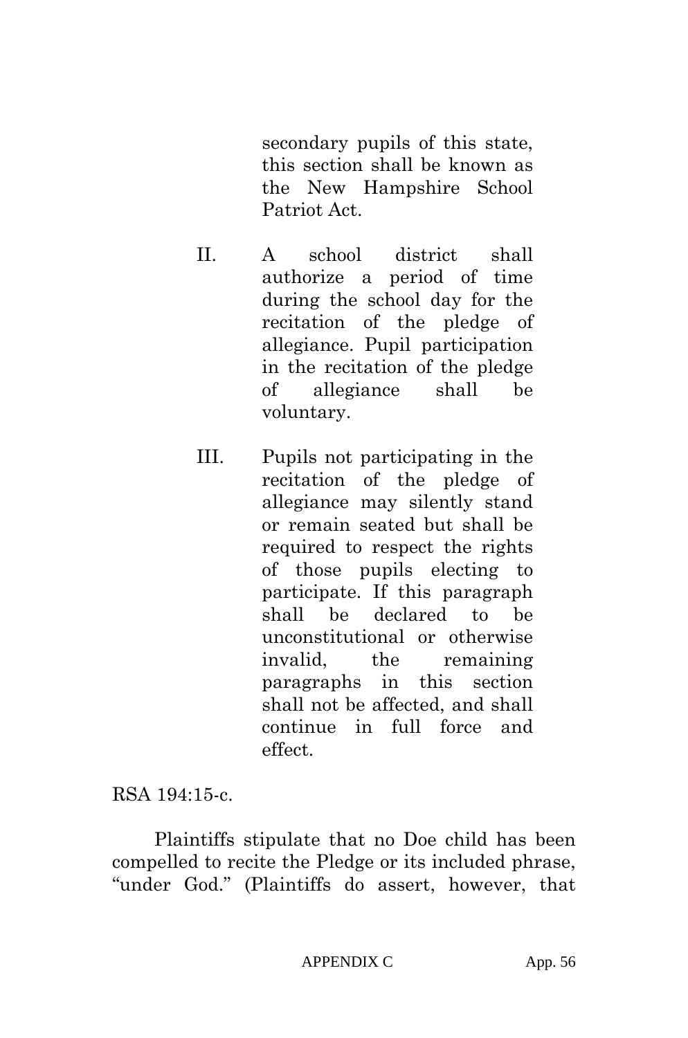> secondary pupils of this state, this section shall be known as the New Hampshire School Patriot Act.
>
> II. A school district shall authorize a period of time during the school day for the recitation of the pledge of allegiance. Pupil participation in the recitation of the pledge of allegiance shall be voluntary.
>
> III. Pupils not participating in the recitation of the pledge of allegiance may silently stand or remain seated but shall be required to respect the rights of those pupils electing to participate. If this paragraph shall be declared to be unconstitutional or otherwise invalid, the remaining paragraphs in this section shall not be affected, and shall continue in full force and effect.

RSA 194:15-c.

Plaintiffs stipulate that no Doe child has been compelled to recite the Pledge or its included phrase, "under God." (Plaintiffs do assert, however, that

APPENDIX C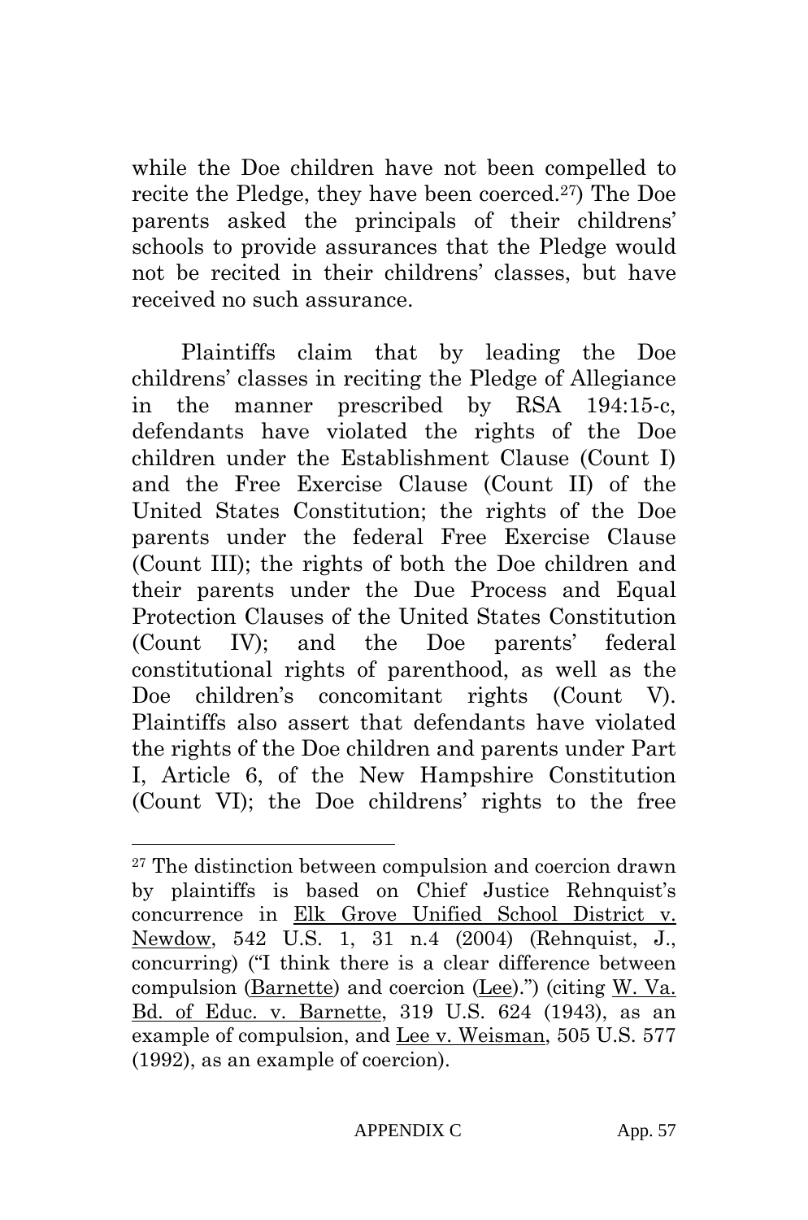while the Doe children have not been compelled to recite the Pledge, they have been coerced.[27]) The Doe parents asked the principals of their childrens' schools to provide assurances that the Pledge would not be recited in their childrens' classes, but have received no such assurance.

Plaintiffs claim that by leading the Doe childrens' classes in reciting the Pledge of Allegiance in the manner prescribed by RSA 194:15-c, defendants have violated the rights of the Doe children under the Establishment Clause (Count I) and the Free Exercise Clause (Count II) of the United States Constitution; the rights of the Doe parents under the federal Free Exercise Clause (Count III); the rights of both the Doe children and their parents under the Due Process and Equal Protection Clauses of the United States Constitution (Count IV); and the Doe parents' federal constitutional rights of parenthood, as well as the Doe children's concomitant rights (Count V). Plaintiffs also assert that defendants have violated the rights of the Doe children and parents under Part I, Article 6, of the New Hampshire Constitution (Count VI); the Doe childrens' rights to the free

---

[27] The distinction between compulsion and coercion drawn by plaintiffs is based on Chief Justice Rehnquist's concurrence in Elk Grove Unified School District v. Newdow, 542 U.S. 1, 31 n.4 (2004) (Rehnquist, J., concurring) ("I think there is a clear difference between compulsion (Barnette) and coercion (Lee).") (citing W. Va. Bd. of Educ. v. Barnette, 319 U.S. 624 (1943), as an example of compulsion, and Lee v. Weisman, 505 U.S. 577 (1992), as an example of coercion).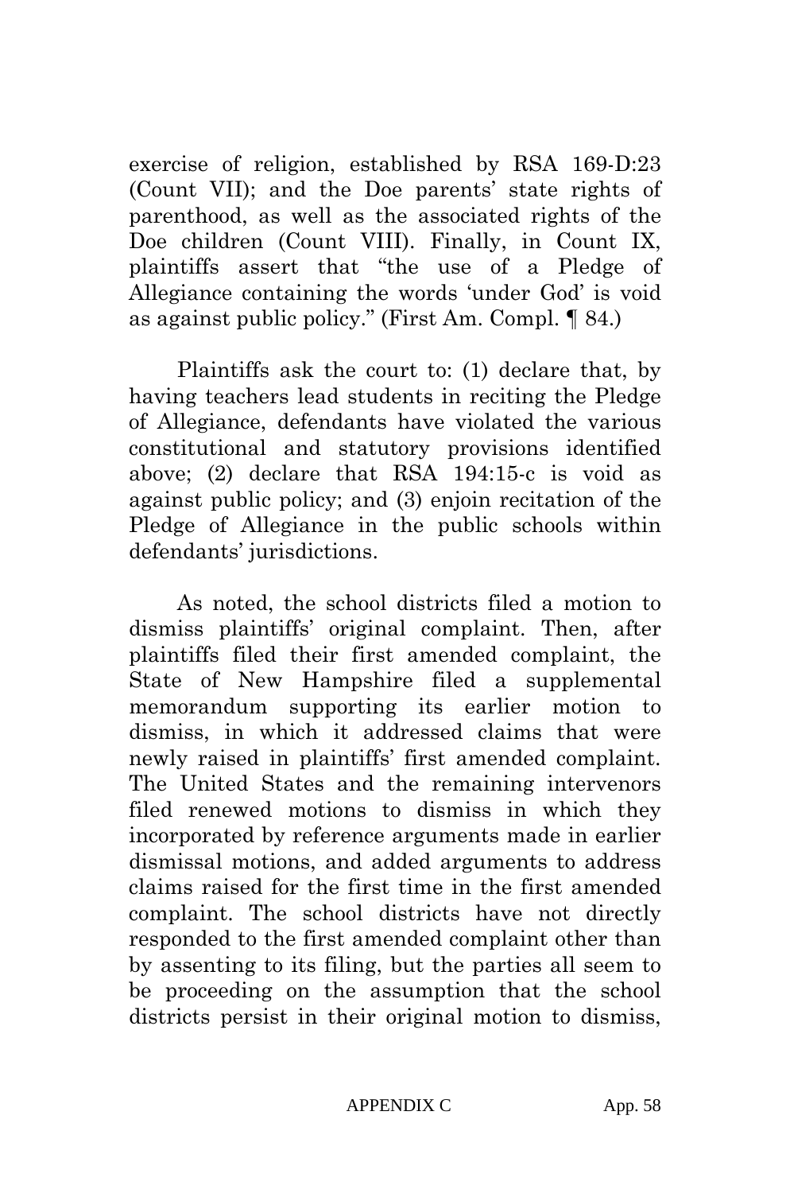exercise of religion, established by RSA 169-D:23 (Count VII); and the Doe parents' state rights of parenthood, as well as the associated rights of the Doe children (Count VIII). Finally, in Count IX, plaintiffs assert that "the use of a Pledge of Allegiance containing the words 'under God' is void as against public policy." (First Am. Compl. ¶ 84.)

Plaintiffs ask the court to: (1) declare that, by having teachers lead students in reciting the Pledge of Allegiance, defendants have violated the various constitutional and statutory provisions identified above; (2) declare that RSA 194:15-c is void as against public policy; and (3) enjoin recitation of the Pledge of Allegiance in the public schools within defendants' jurisdictions.

As noted, the school districts filed a motion to dismiss plaintiffs' original complaint. Then, after plaintiffs filed their first amended complaint, the State of New Hampshire filed a supplemental memorandum supporting its earlier motion to dismiss, in which it addressed claims that were newly raised in plaintiffs' first amended complaint. The United States and the remaining intervenors filed renewed motions to dismiss in which they incorporated by reference arguments made in earlier dismissal motions, and added arguments to address claims raised for the first time in the first amended complaint. The school districts have not directly responded to the first amended complaint other than by assenting to its filing, but the parties all seem to be proceeding on the assumption that the school districts persist in their original motion to dismiss,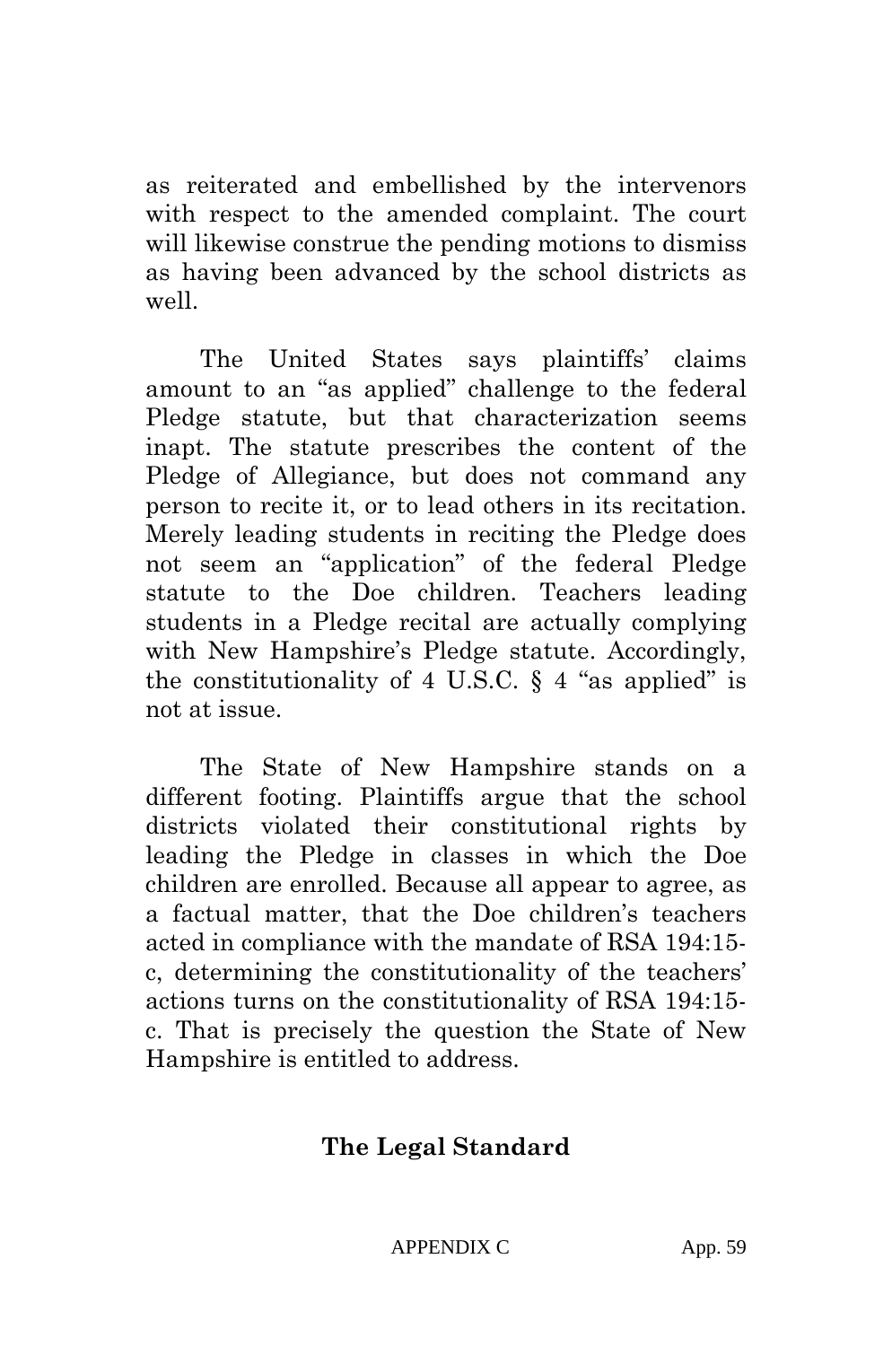as reiterated and embellished by the intervenors with respect to the amended complaint. The court will likewise construe the pending motions to dismiss as having been advanced by the school districts as well.

The United States says plaintiffs' claims amount to an "as applied" challenge to the federal Pledge statute, but that characterization seems inapt. The statute prescribes the content of the Pledge of Allegiance, but does not command any person to recite it, or to lead others in its recitation. Merely leading students in reciting the Pledge does not seem an "application" of the federal Pledge statute to the Doe children. Teachers leading students in a Pledge recital are actually complying with New Hampshire's Pledge statute. Accordingly, the constitutionality of 4 U.S.C. § 4 "as applied" is not at issue.

The State of New Hampshire stands on a different footing. Plaintiffs argue that the school districts violated their constitutional rights by leading the Pledge in classes in which the Doe children are enrolled. Because all appear to agree, as a factual matter, that the Doe children's teachers acted in compliance with the mandate of RSA 194:15-c, determining the constitutionality of the teachers' actions turns on the constitutionality of RSA 194:15-c. That is precisely the question the State of New Hampshire is entitled to address.

## The Legal Standard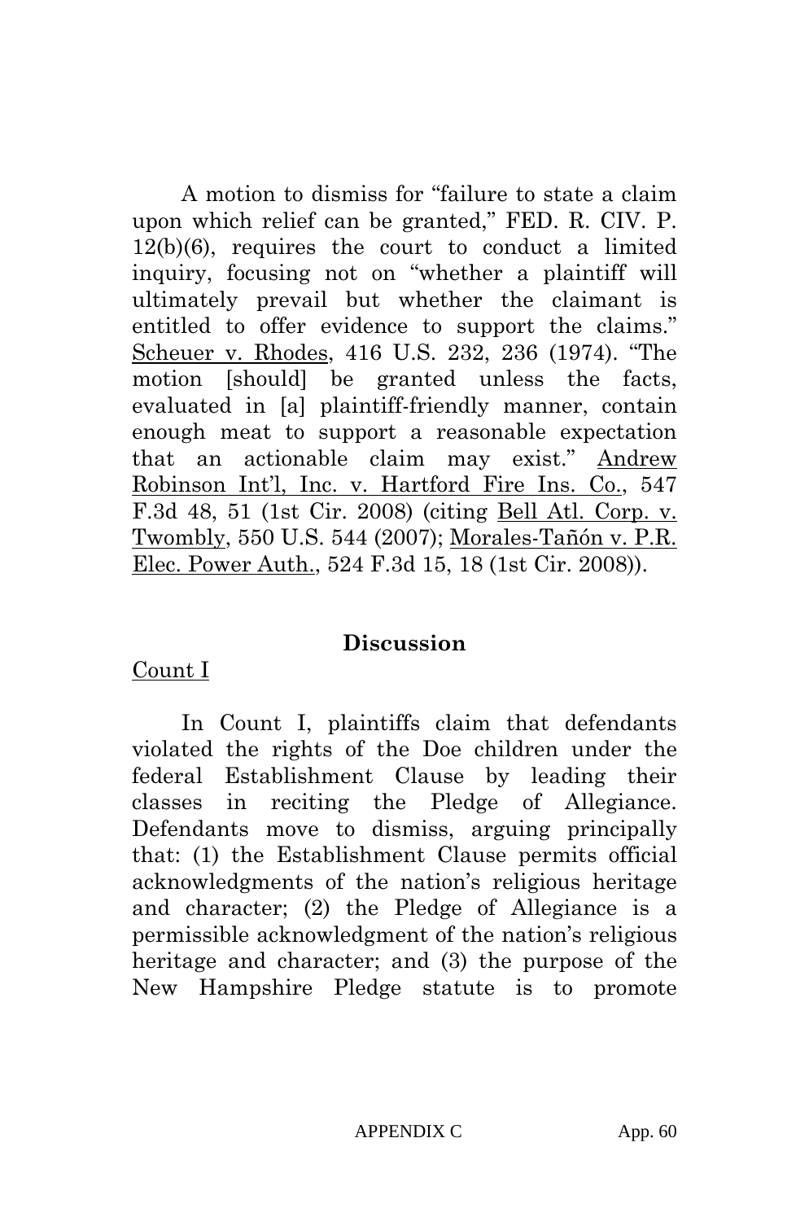A motion to dismiss for "failure to state a claim upon which relief can be granted," FED. R. CIV. P. 12(b)(6), requires the court to conduct a limited inquiry, focusing not on "whether a plaintiff will ultimately prevail but whether the claimant is entitled to offer evidence to support the claims." Scheuer v. Rhodes, 416 U.S. 232, 236 (1974). "The motion [should] be granted unless the facts, evaluated in [a] plaintiff-friendly manner, contain enough meat to support a reasonable expectation that an actionable claim may exist." Andrew Robinson Int'l, Inc. v. Hartford Fire Ins. Co., 547 F.3d 48, 51 (1st Cir. 2008) (citing Bell Atl. Corp. v. Twombly, 550 U.S. 544 (2007); Morales-Tañón v. P.R. Elec. Power Auth., 524 F.3d 15, 18 (1st Cir. 2008)).

## Discussion

Count I

In Count I, plaintiffs claim that defendants violated the rights of the Doe children under the federal Establishment Clause by leading their classes in reciting the Pledge of Allegiance. Defendants move to dismiss, arguing principally that: (1) the Establishment Clause permits official acknowledgments of the nation's religious heritage and character; (2) the Pledge of Allegiance is a permissible acknowledgment of the nation's religious heritage and character; and (3) the purpose of the New Hampshire Pledge statute is to promote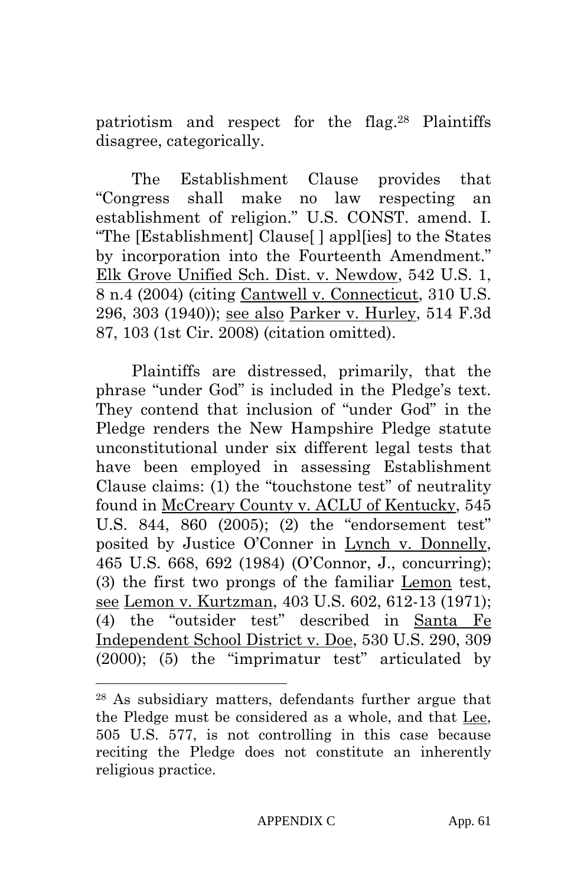patriotism and respect for the flag.[28] Plaintiffs disagree, categorically.

The Establishment Clause provides that "Congress shall make no law respecting an establishment of religion." U.S. CONST. amend. I. "The [Establishment] Clause[ ] appl[ies] to the States by incorporation into the Fourteenth Amendment." Elk Grove Unified Sch. Dist. v. Newdow, 542 U.S. 1, 8 n.4 (2004) (citing Cantwell v. Connecticut, 310 U.S. 296, 303 (1940)); see also Parker v. Hurley, 514 F.3d 87, 103 (1st Cir. 2008) (citation omitted).

Plaintiffs are distressed, primarily, that the phrase "under God" is included in the Pledge's text. They contend that inclusion of "under God" in the Pledge renders the New Hampshire Pledge statute unconstitutional under six different legal tests that have been employed in assessing Establishment Clause claims: (1) the "touchstone test" of neutrality found in McCreary County v. ACLU of Kentucky, 545 U.S. 844, 860 (2005); (2) the "endorsement test" posited by Justice O'Conner in Lynch v. Donnelly, 465 U.S. 668, 692 (1984) (O'Connor, J., concurring); (3) the first two prongs of the familiar Lemon test, see Lemon v. Kurtzman, 403 U.S. 602, 612-13 (1971); (4) the "outsider test" described in Santa Fe Independent School District v. Doe, 530 U.S. 290, 309 (2000); (5) the "imprimatur test" articulated by

[28] As subsidiary matters, defendants further argue that the Pledge must be considered as a whole, and that Lee, 505 U.S. 577, is not controlling in this case because reciting the Pledge does not constitute an inherently religious practice.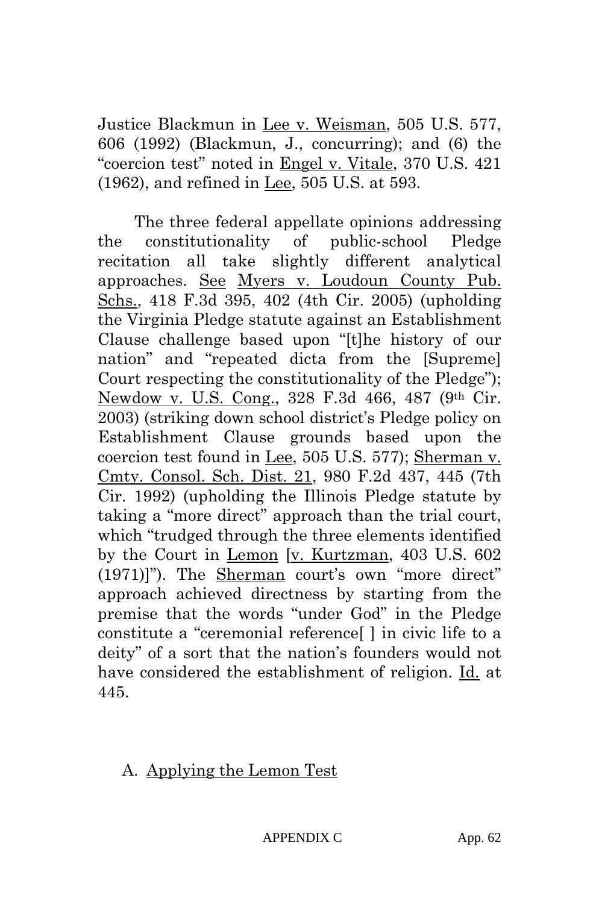Justice Blackmun in Lee v. Weisman, 505 U.S. 577, 606 (1992) (Blackmun, J., concurring); and (6) the "coercion test" noted in Engel v. Vitale, 370 U.S. 421 (1962), and refined in Lee, 505 U.S. at 593.

The three federal appellate opinions addressing the constitutionality of public-school Pledge recitation all take slightly different analytical approaches. See Myers v. Loudoun County Pub. Schs., 418 F.3d 395, 402 (4th Cir. 2005) (upholding the Virginia Pledge statute against an Establishment Clause challenge based upon "[t]he history of our nation" and "repeated dicta from the [Supreme] Court respecting the constitutionality of the Pledge"); Newdow v. U.S. Cong., 328 F.3d 466, 487 (9th Cir. 2003) (striking down school district's Pledge policy on Establishment Clause grounds based upon the coercion test found in Lee, 505 U.S. 577); Sherman v. Cmty. Consol. Sch. Dist. 21, 980 F.2d 437, 445 (7th Cir. 1992) (upholding the Illinois Pledge statute by taking a "more direct" approach than the trial court, which "trudged through the three elements identified by the Court in Lemon [v. Kurtzman, 403 U.S. 602 (1971)]"). The Sherman court's own "more direct" approach achieved directness by starting from the premise that the words "under God" in the Pledge constitute a "ceremonial reference[ ] in civic life to a deity" of a sort that the nation's founders would not have considered the establishment of religion. Id. at 445.

### A. Applying the Lemon Test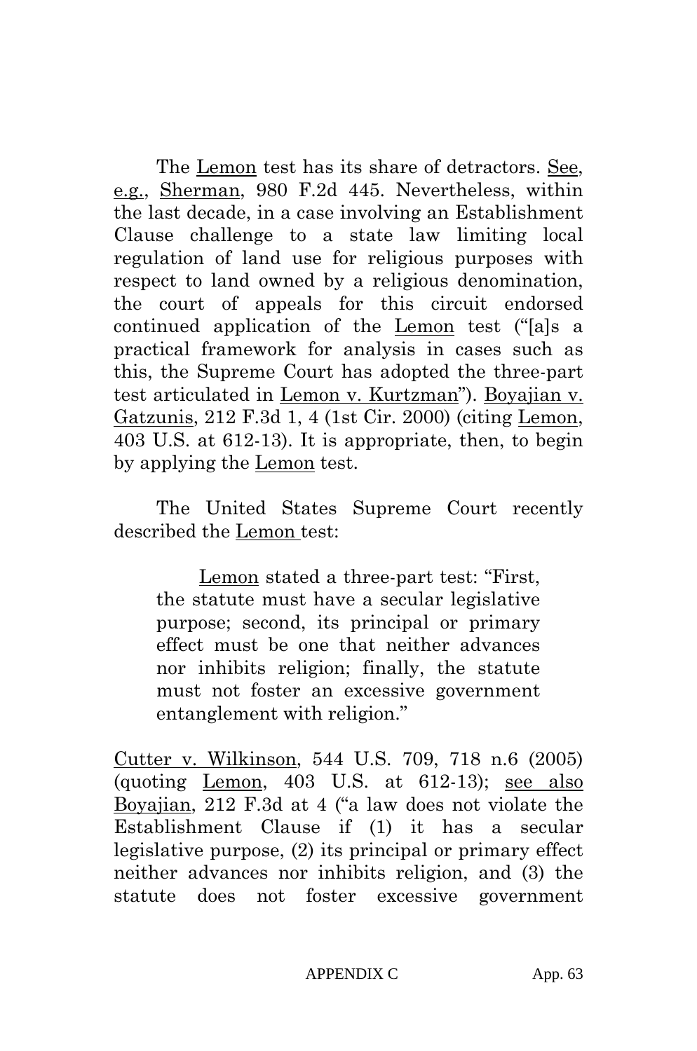The Lemon test has its share of detractors. See, e.g., Sherman, 980 F.2d 445. Nevertheless, within the last decade, in a case involving an Establishment Clause challenge to a state law limiting local regulation of land use for religious purposes with respect to land owned by a religious denomination, the court of appeals for this circuit endorsed continued application of the Lemon test ("[a]s a practical framework for analysis in cases such as this, the Supreme Court has adopted the three-part test articulated in Lemon v. Kurtzman"). Boyajian v. Gatzunis, 212 F.3d 1, 4 (1st Cir. 2000) (citing Lemon, 403 U.S. at 612-13). It is appropriate, then, to begin by applying the Lemon test.

The United States Supreme Court recently described the Lemon test:

> Lemon stated a three-part test: "First, the statute must have a secular legislative purpose; second, its principal or primary effect must be one that neither advances nor inhibits religion; finally, the statute must not foster an excessive government entanglement with religion."

Cutter v. Wilkinson, 544 U.S. 709, 718 n.6 (2005) (quoting Lemon, 403 U.S. at 612-13); see also Boyajian, 212 F.3d at 4 ("a law does not violate the Establishment Clause if (1) it has a secular legislative purpose, (2) its principal or primary effect neither advances nor inhibits religion, and (3) the statute does not foster excessive government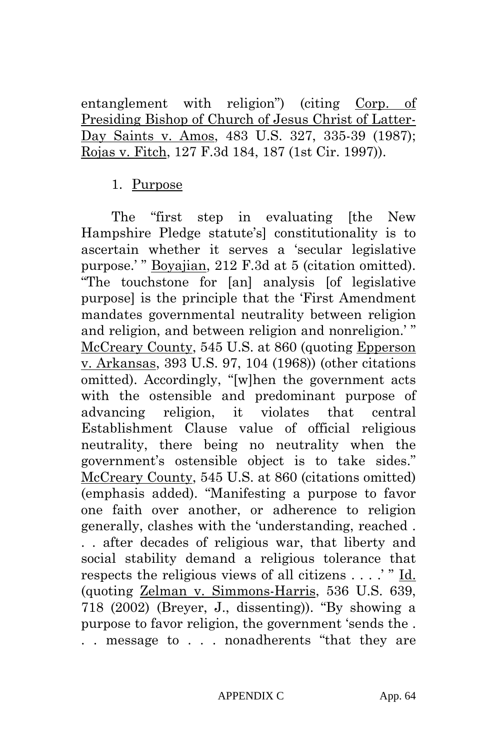entanglement with religion") (citing Corp. of Presiding Bishop of Church of Jesus Christ of Latter-Day Saints v. Amos, 483 U.S. 327, 335-39 (1987); Rojas v. Fitch, 127 F.3d 184, 187 (1st Cir. 1997)).

1. Purpose

The "first step in evaluating [the New Hampshire Pledge statute's] constitutionality is to ascertain whether it serves a 'secular legislative purpose.' " Boyajian, 212 F.3d at 5 (citation omitted). "The touchstone for [an] analysis [of legislative purpose] is the principle that the 'First Amendment mandates governmental neutrality between religion and religion, and between religion and nonreligion.' " McCreary County, 545 U.S. at 860 (quoting Epperson v. Arkansas, 393 U.S. 97, 104 (1968)) (other citations omitted). Accordingly, "[w]hen the government acts with the ostensible and predominant purpose of advancing religion, it violates that central Establishment Clause value of official religious neutrality, there being no neutrality when the government's ostensible object is to take sides." McCreary County, 545 U.S. at 860 (citations omitted) (emphasis added). "Manifesting a purpose to favor one faith over another, or adherence to religion generally, clashes with the 'understanding, reached . . . after decades of religious war, that liberty and social stability demand a religious tolerance that respects the religious views of all citizens . . . .' " Id. (quoting Zelman v. Simmons-Harris, 536 U.S. 639, 718 (2002) (Breyer, J., dissenting)). "By showing a purpose to favor religion, the government 'sends the . . . message to . . . nonadherents "that they are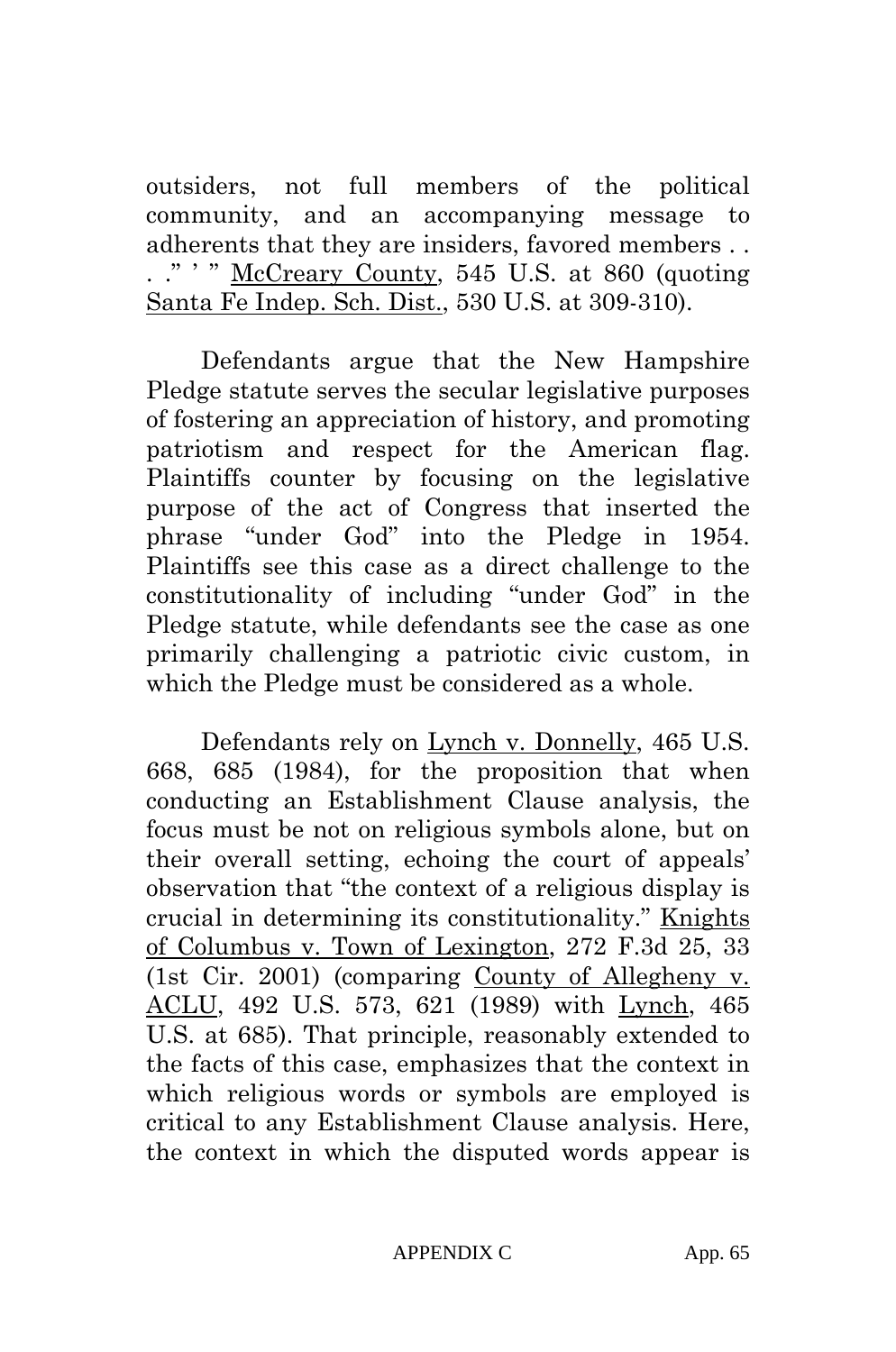outsiders, not full members of the political community, and an accompanying message to adherents that they are insiders, favored members . . . ." ' " McCreary County, 545 U.S. at 860 (quoting Santa Fe Indep. Sch. Dist., 530 U.S. at 309-310).

Defendants argue that the New Hampshire Pledge statute serves the secular legislative purposes of fostering an appreciation of history, and promoting patriotism and respect for the American flag. Plaintiffs counter by focusing on the legislative purpose of the act of Congress that inserted the phrase "under God" into the Pledge in 1954. Plaintiffs see this case as a direct challenge to the constitutionality of including "under God" in the Pledge statute, while defendants see the case as one primarily challenging a patriotic civic custom, in which the Pledge must be considered as a whole.

Defendants rely on Lynch v. Donnelly, 465 U.S. 668, 685 (1984), for the proposition that when conducting an Establishment Clause analysis, the focus must be not on religious symbols alone, but on their overall setting, echoing the court of appeals' observation that "the context of a religious display is crucial in determining its constitutionality." Knights of Columbus v. Town of Lexington, 272 F.3d 25, 33 (1st Cir. 2001) (comparing County of Allegheny v. ACLU, 492 U.S. 573, 621 (1989) with Lynch, 465 U.S. at 685). That principle, reasonably extended to the facts of this case, emphasizes that the context in which religious words or symbols are employed is critical to any Establishment Clause analysis. Here, the context in which the disputed words appear is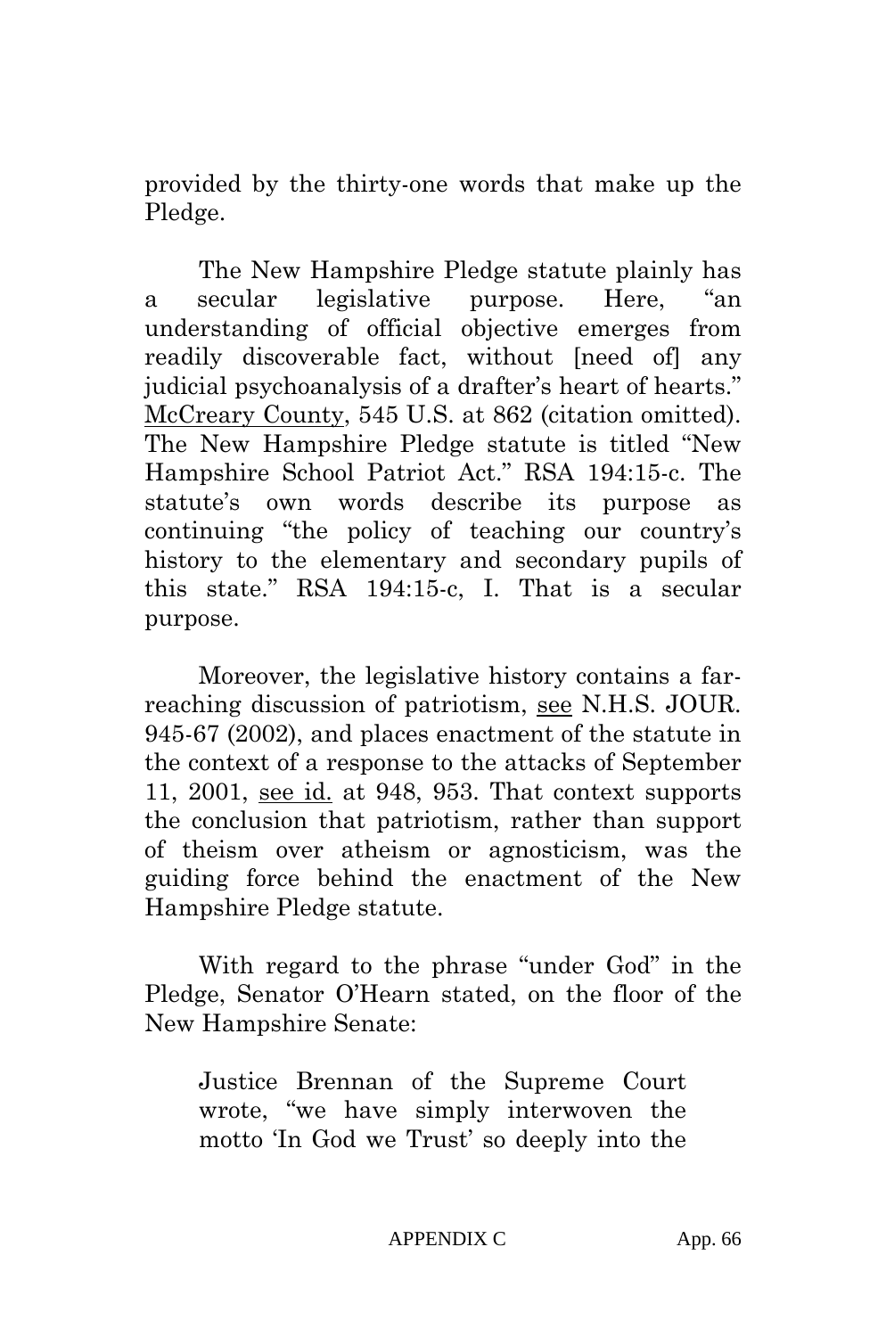provided by the thirty-one words that make up the Pledge.

The New Hampshire Pledge statute plainly has a secular legislative purpose. Here, "an understanding of official objective emerges from readily discoverable fact, without [need of] any judicial psychoanalysis of a drafter's heart of hearts." McCreary County, 545 U.S. at 862 (citation omitted). The New Hampshire Pledge statute is titled "New Hampshire School Patriot Act." RSA 194:15-c. The statute's own words describe its purpose as continuing "the policy of teaching our country's history to the elementary and secondary pupils of this state." RSA 194:15-c, I. That is a secular purpose.

Moreover, the legislative history contains a far-reaching discussion of patriotism, see N.H.S. JOUR. 945-67 (2002), and places enactment of the statute in the context of a response to the attacks of September 11, 2001, see id. at 948, 953. That context supports the conclusion that patriotism, rather than support of theism over atheism or agnosticism, was the guiding force behind the enactment of the New Hampshire Pledge statute.

With regard to the phrase "under God" in the Pledge, Senator O'Hearn stated, on the floor of the New Hampshire Senate:

> Justice Brennan of the Supreme Court wrote, "we have simply interwoven the motto 'In God we Trust' so deeply into the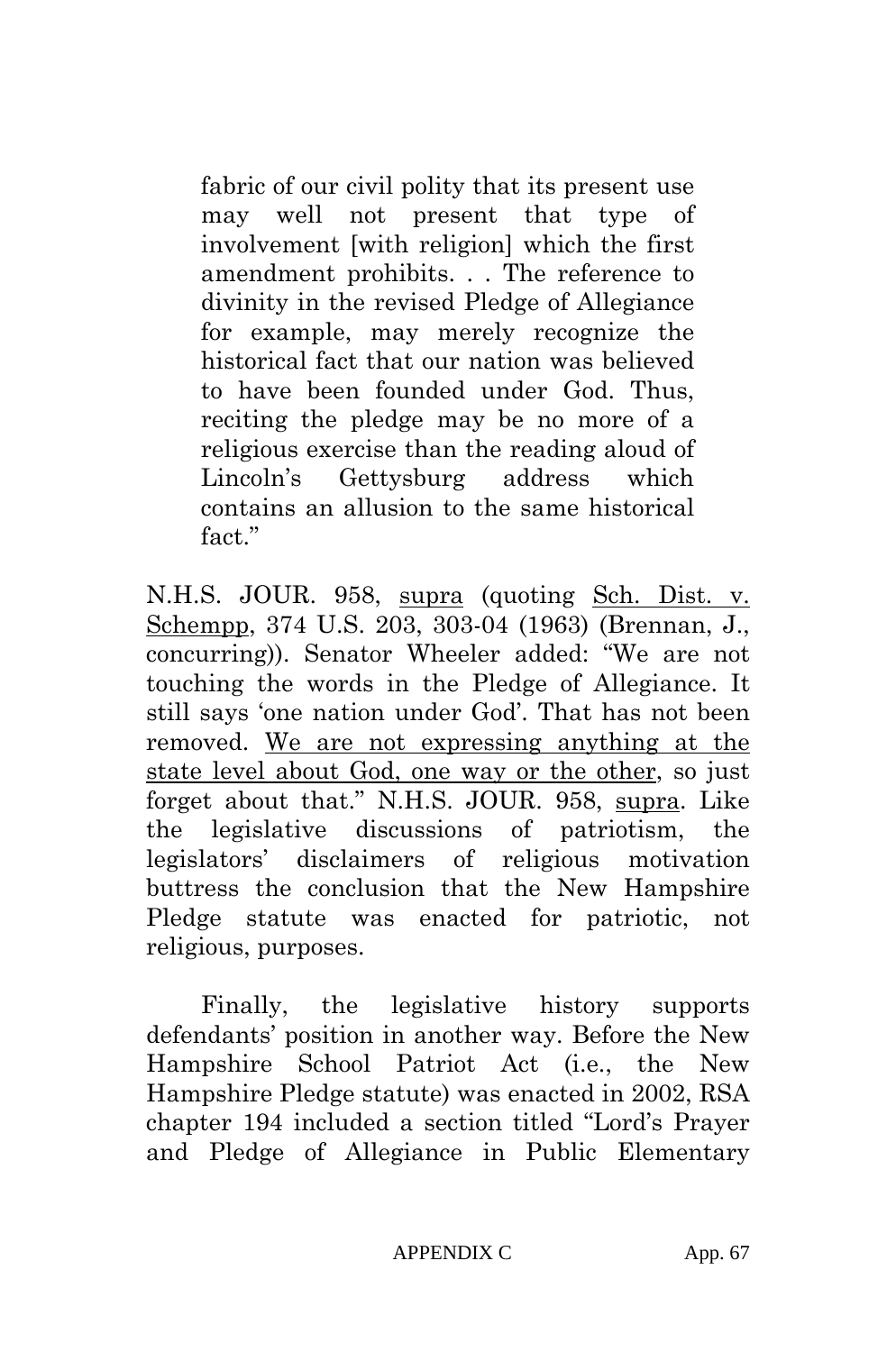> fabric of our civil polity that its present use may well not present that type of involvement [with religion] which the first amendment prohibits. . . The reference to divinity in the revised Pledge of Allegiance for example, may merely recognize the historical fact that our nation was believed to have been founded under God. Thus, reciting the pledge may be no more of a religious exercise than the reading aloud of Lincoln's Gettysburg address which contains an allusion to the same historical fact."

N.H.S. JOUR. 958, <u>supra</u> (quoting <u>Sch. Dist. v. Schempp</u>, 374 U.S. 203, 303-04 (1963) (Brennan, J., concurring)). Senator Wheeler added: "We are not touching the words in the Pledge of Allegiance. It still says 'one nation under God'. That has not been removed. <u>We are not expressing anything at the state level about God, one way or the other</u>, so just forget about that." N.H.S. JOUR. 958, <u>supra</u>. Like the legislative discussions of patriotism, the legislators' disclaimers of religious motivation buttress the conclusion that the New Hampshire Pledge statute was enacted for patriotic, not religious, purposes.

Finally, the legislative history supports defendants' position in another way. Before the New Hampshire School Patriot Act (i.e., the New Hampshire Pledge statute) was enacted in 2002, RSA chapter 194 included a section titled "Lord's Prayer and Pledge of Allegiance in Public Elementary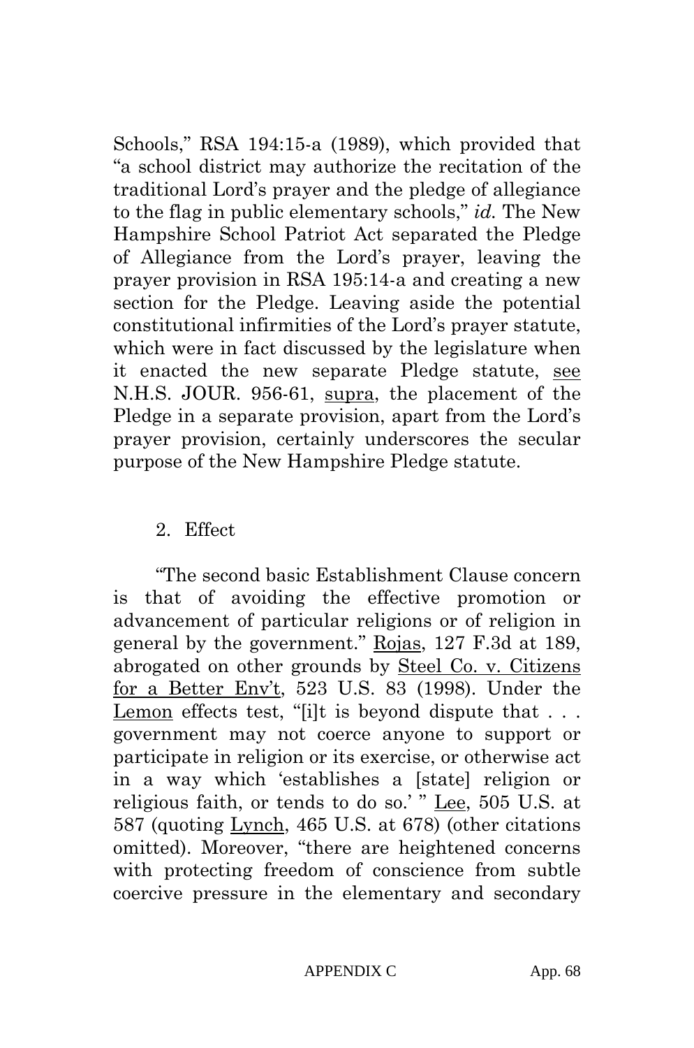Schools," RSA 194:15-a (1989), which provided that "a school district may authorize the recitation of the traditional Lord's prayer and the pledge of allegiance to the flag in public elementary schools," *id.* The New Hampshire School Patriot Act separated the Pledge of Allegiance from the Lord's prayer, leaving the prayer provision in RSA 195:14-a and creating a new section for the Pledge. Leaving aside the potential constitutional infirmities of the Lord's prayer statute, which were in fact discussed by the legislature when it enacted the new separate Pledge statute, see N.H.S. JOUR. 956-61, supra, the placement of the Pledge in a separate provision, apart from the Lord's prayer provision, certainly underscores the secular purpose of the New Hampshire Pledge statute.

2. Effect

"The second basic Establishment Clause concern is that of avoiding the effective promotion or advancement of particular religions or of religion in general by the government." Rojas, 127 F.3d at 189, abrogated on other grounds by Steel Co. v. Citizens for a Better Env't, 523 U.S. 83 (1998). Under the Lemon effects test, "[i]t is beyond dispute that . . . government may not coerce anyone to support or participate in religion or its exercise, or otherwise act in a way which 'establishes a [state] religion or religious faith, or tends to do so.' " Lee, 505 U.S. at 587 (quoting Lynch, 465 U.S. at 678) (other citations omitted). Moreover, "there are heightened concerns with protecting freedom of conscience from subtle coercive pressure in the elementary and secondary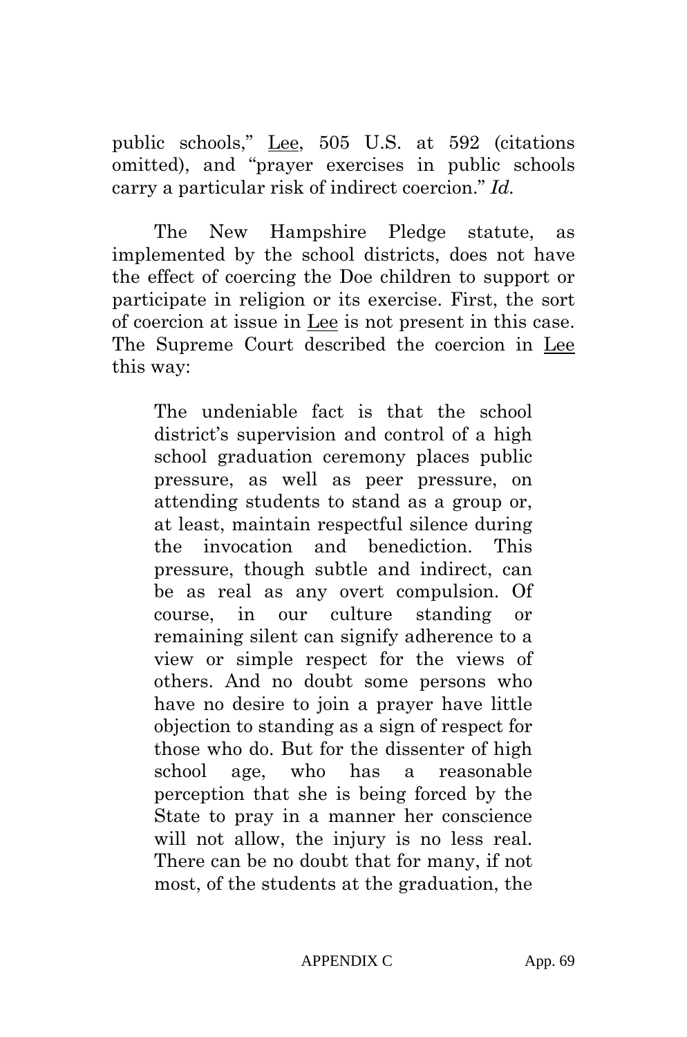public schools," Lee, 505 U.S. at 592 (citations omitted), and "prayer exercises in public schools carry a particular risk of indirect coercion." *Id.*

The New Hampshire Pledge statute, as implemented by the school districts, does not have the effect of coercing the Doe children to support or participate in religion or its exercise. First, the sort of coercion at issue in Lee is not present in this case. The Supreme Court described the coercion in Lee this way:

> The undeniable fact is that the school district's supervision and control of a high school graduation ceremony places public pressure, as well as peer pressure, on attending students to stand as a group or, at least, maintain respectful silence during the invocation and benediction. This pressure, though subtle and indirect, can be as real as any overt compulsion. Of course, in our culture standing or remaining silent can signify adherence to a view or simple respect for the views of others. And no doubt some persons who have no desire to join a prayer have little objection to standing as a sign of respect for those who do. But for the dissenter of high school age, who has a reasonable perception that she is being forced by the State to pray in a manner her conscience will not allow, the injury is no less real. There can be no doubt that for many, if not most, of the students at the graduation, the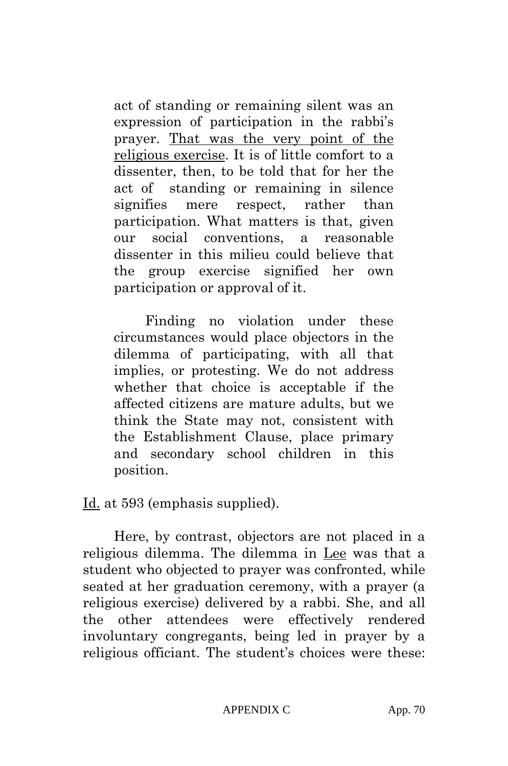> act of standing or remaining silent was an expression of participation in the rabbi's prayer. <u>That was the very point of the religious exercise</u>. It is of little comfort to a dissenter, then, to be told that for her the act of standing or remaining in silence signifies mere respect, rather than participation. What matters is that, given our social conventions, a reasonable dissenter in this milieu could believe that the group exercise signified her own participation or approval of it.
>
> Finding no violation under these circumstances would place objectors in the dilemma of participating, with all that implies, or protesting. We do not address whether that choice is acceptable if the affected citizens are mature adults, but we think the State may not, consistent with the Establishment Clause, place primary and secondary school children in this position.

<u>Id.</u> at 593 (emphasis supplied).

Here, by contrast, objectors are not placed in a religious dilemma. The dilemma in <u>Lee</u> was that a student who objected to prayer was confronted, while seated at her graduation ceremony, with a prayer (a religious exercise) delivered by a rabbi. She, and all the other attendees were effectively rendered involuntary congregants, being led in prayer by a religious officiant. The student's choices were these: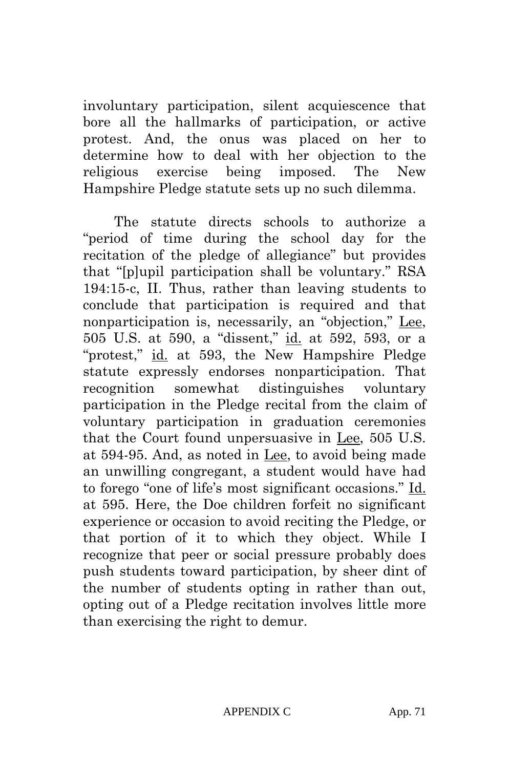involuntary participation, silent acquiescence that bore all the hallmarks of participation, or active protest. And, the onus was placed on her to determine how to deal with her objection to the religious exercise being imposed. The New Hampshire Pledge statute sets up no such dilemma.

The statute directs schools to authorize a "period of time during the school day for the recitation of the pledge of allegiance" but provides that "[p]upil participation shall be voluntary." RSA 194:15-c, II. Thus, rather than leaving students to conclude that participation is required and that nonparticipation is, necessarily, an "objection," Lee, 505 U.S. at 590, a "dissent," id. at 592, 593, or a "protest," id. at 593, the New Hampshire Pledge statute expressly endorses nonparticipation. That recognition somewhat distinguishes voluntary participation in the Pledge recital from the claim of voluntary participation in graduation ceremonies that the Court found unpersuasive in Lee, 505 U.S. at 594-95. And, as noted in Lee, to avoid being made an unwilling congregant, a student would have had to forego "one of life's most significant occasions." Id. at 595. Here, the Doe children forfeit no significant experience or occasion to avoid reciting the Pledge, or that portion of it to which they object. While I recognize that peer or social pressure probably does push students toward participation, by sheer dint of the number of students opting in rather than out, opting out of a Pledge recitation involves little more than exercising the right to demur.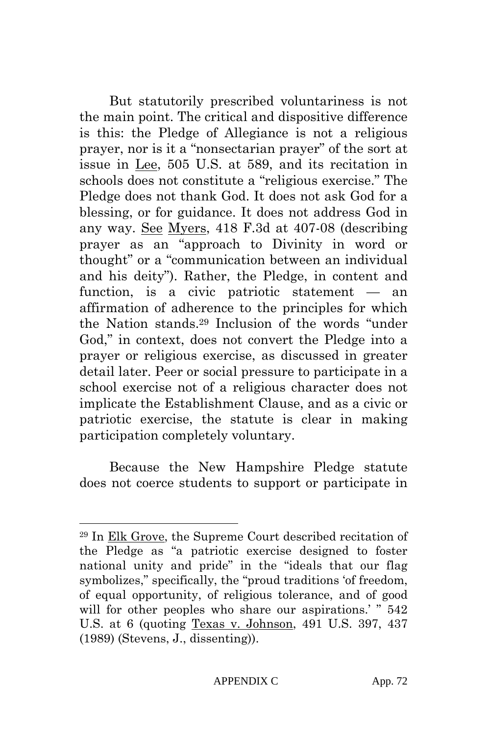But statutorily prescribed voluntariness is not the main point. The critical and dispositive difference is this: the Pledge of Allegiance is not a religious prayer, nor is it a "nonsectarian prayer" of the sort at issue in Lee, 505 U.S. at 589, and its recitation in schools does not constitute a "religious exercise." The Pledge does not thank God. It does not ask God for a blessing, or for guidance. It does not address God in any way. See Myers, 418 F.3d at 407-08 (describing prayer as an "approach to Divinity in word or thought" or a "communication between an individual and his deity"). Rather, the Pledge, in content and function, is a civic patriotic statement — an affirmation of adherence to the principles for which the Nation stands.[29] Inclusion of the words "under God," in context, does not convert the Pledge into a prayer or religious exercise, as discussed in greater detail later. Peer or social pressure to participate in a school exercise not of a religious character does not implicate the Establishment Clause, and as a civic or patriotic exercise, the statute is clear in making participation completely voluntary.

Because the New Hampshire Pledge statute does not coerce students to support or participate in

---

[29] In Elk Grove, the Supreme Court described recitation of the Pledge as "a patriotic exercise designed to foster national unity and pride" in the "ideals that our flag symbolizes," specifically, the "proud traditions 'of freedom, of equal opportunity, of religious tolerance, and of good will for other peoples who share our aspirations.' " 542 U.S. at 6 (quoting Texas v. Johnson, 491 U.S. 397, 437 (1989) (Stevens, J., dissenting)).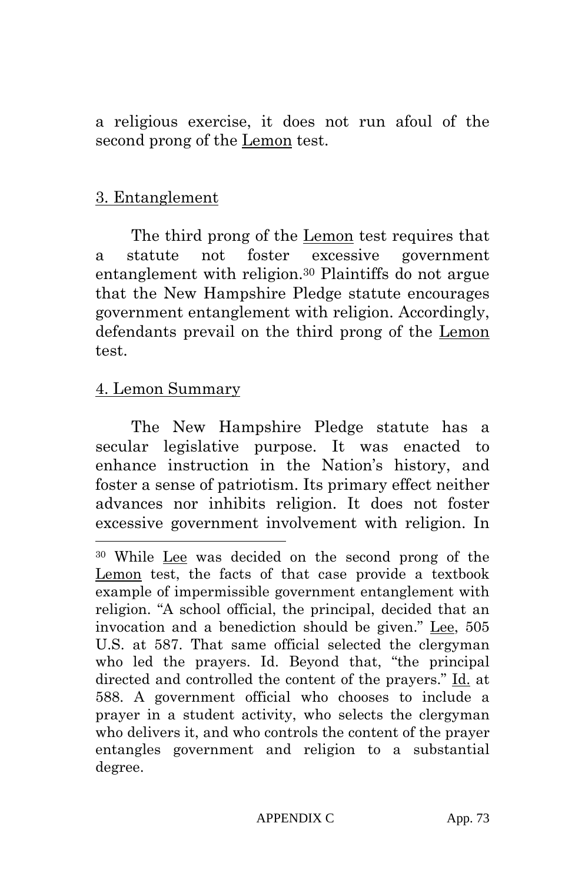a religious exercise, it does not run afoul of the second prong of the Lemon test.

3. Entanglement

The third prong of the Lemon test requires that a statute not foster excessive government entanglement with religion.[30] Plaintiffs do not argue that the New Hampshire Pledge statute encourages government entanglement with religion. Accordingly, defendants prevail on the third prong of the Lemon test.

4. Lemon Summary

The New Hampshire Pledge statute has a secular legislative purpose. It was enacted to enhance instruction in the Nation's history, and foster a sense of patriotism. Its primary effect neither advances nor inhibits religion. It does not foster excessive government involvement with religion. In

---

[30] While Lee was decided on the second prong of the Lemon test, the facts of that case provide a textbook example of impermissible government entanglement with religion. "A school official, the principal, decided that an invocation and a benediction should be given." Lee, 505 U.S. at 587. That same official selected the clergyman who led the prayers. Id. Beyond that, "the principal directed and controlled the content of the prayers." Id. at 588. A government official who chooses to include a prayer in a student activity, who selects the clergyman who delivers it, and who controls the content of the prayer entangles government and religion to a substantial degree.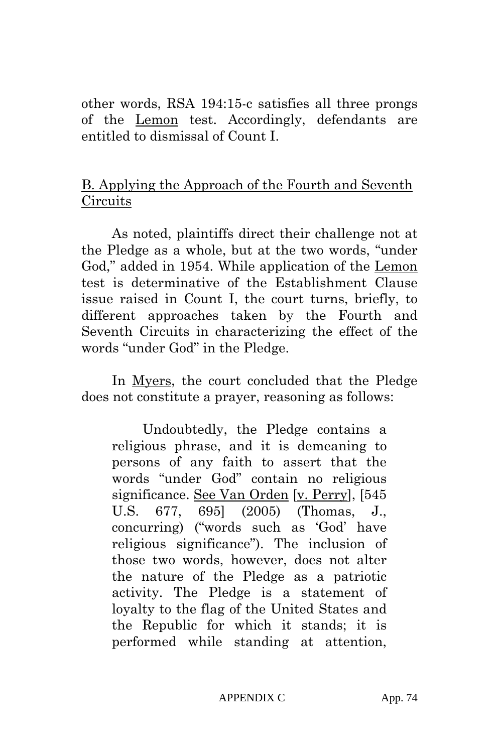other words, RSA 194:15-c satisfies all three prongs of the Lemon test. Accordingly, defendants are entitled to dismissal of Count I.

B. Applying the Approach of the Fourth and Seventh Circuits

As noted, plaintiffs direct their challenge not at the Pledge as a whole, but at the two words, "under God," added in 1954. While application of the Lemon test is determinative of the Establishment Clause issue raised in Count I, the court turns, briefly, to different approaches taken by the Fourth and Seventh Circuits in characterizing the effect of the words "under God" in the Pledge.

In Myers, the court concluded that the Pledge does not constitute a prayer, reasoning as follows:

> Undoubtedly, the Pledge contains a religious phrase, and it is demeaning to persons of any faith to assert that the words "under God" contain no religious significance. See Van Orden [v. Perry], [545 U.S. 677, 695] (2005) (Thomas, J., concurring) ("words such as 'God' have religious significance"). The inclusion of those two words, however, does not alter the nature of the Pledge as a patriotic activity. The Pledge is a statement of loyalty to the flag of the United States and the Republic for which it stands; it is performed while standing at attention,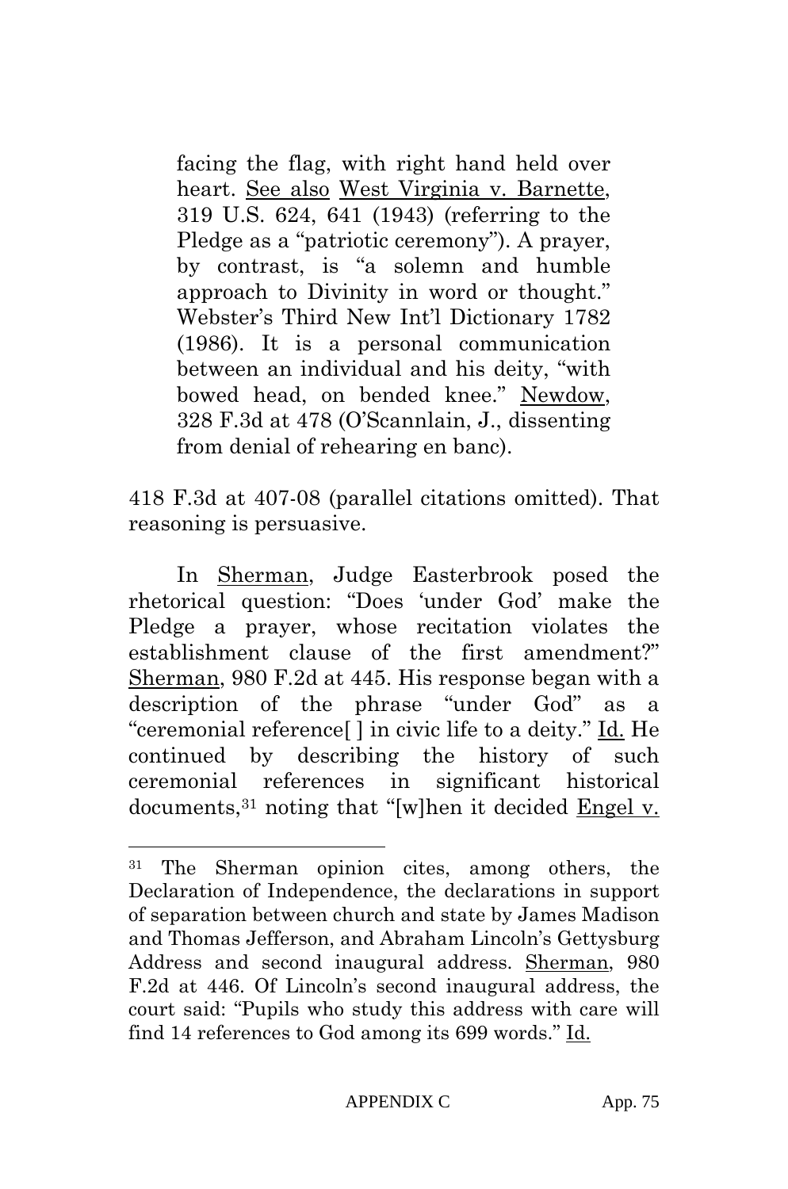> facing the flag, with right hand held over heart. See also West Virginia v. Barnette, 319 U.S. 624, 641 (1943) (referring to the Pledge as a "patriotic ceremony"). A prayer, by contrast, is "a solemn and humble approach to Divinity in word or thought." Webster's Third New Int'l Dictionary 1782 (1986). It is a personal communication between an individual and his deity, "with bowed head, on bended knee." Newdow, 328 F.3d at 478 (O'Scannlain, J., dissenting from denial of rehearing en banc).

418 F.3d at 407-08 (parallel citations omitted). That reasoning is persuasive.

In Sherman, Judge Easterbrook posed the rhetorical question: "Does 'under God' make the Pledge a prayer, whose recitation violates the establishment clause of the first amendment?" Sherman, 980 F.2d at 445. His response began with a description of the phrase "under God" as a "ceremonial reference[ ] in civic life to a deity." Id. He continued by describing the history of such ceremonial references in significant historical documents,[31] noting that "[w]hen it decided Engel v.

---

[31] The Sherman opinion cites, among others, the Declaration of Independence, the declarations in support of separation between church and state by James Madison and Thomas Jefferson, and Abraham Lincoln's Gettysburg Address and second inaugural address. Sherman, 980 F.2d at 446. Of Lincoln's second inaugural address, the court said: "Pupils who study this address with care will find 14 references to God among its 699 words." Id.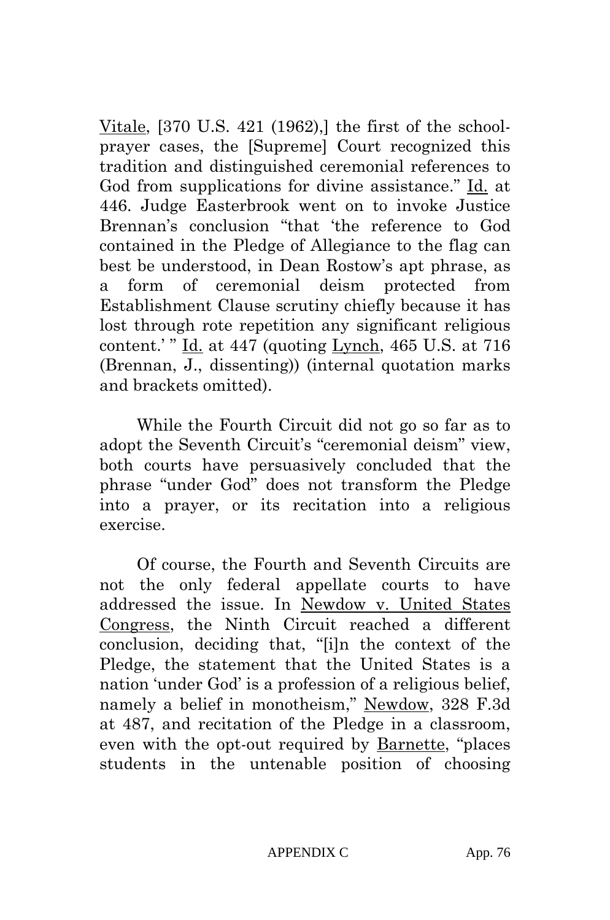Vitale, [370 U.S. 421 (1962),] the first of the school-prayer cases, the [Supreme] Court recognized this tradition and distinguished ceremonial references to God from supplications for divine assistance." Id. at 446. Judge Easterbrook went on to invoke Justice Brennan's conclusion "that 'the reference to God contained in the Pledge of Allegiance to the flag can best be understood, in Dean Rostow's apt phrase, as a form of ceremonial deism protected from Establishment Clause scrutiny chiefly because it has lost through rote repetition any significant religious content.' " Id. at 447 (quoting Lynch, 465 U.S. at 716 (Brennan, J., dissenting)) (internal quotation marks and brackets omitted).

While the Fourth Circuit did not go so far as to adopt the Seventh Circuit's "ceremonial deism" view, both courts have persuasively concluded that the phrase "under God" does not transform the Pledge into a prayer, or its recitation into a religious exercise.

Of course, the Fourth and Seventh Circuits are not the only federal appellate courts to have addressed the issue. In Newdow v. United States Congress, the Ninth Circuit reached a different conclusion, deciding that, "[i]n the context of the Pledge, the statement that the United States is a nation 'under God' is a profession of a religious belief, namely a belief in monotheism," Newdow, 328 F.3d at 487, and recitation of the Pledge in a classroom, even with the opt-out required by Barnette, "places students in the untenable position of choosing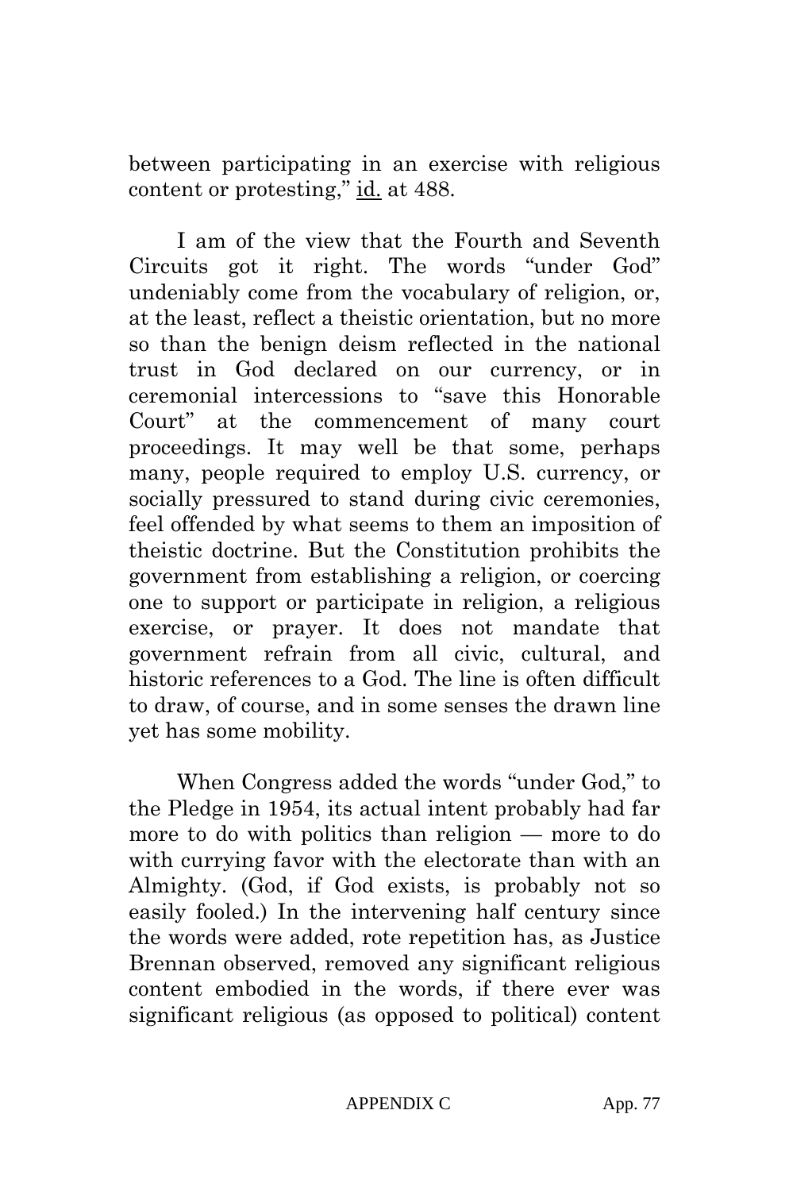between participating in an exercise with religious content or protesting," id. at 488.

I am of the view that the Fourth and Seventh Circuits got it right. The words "under God" undeniably come from the vocabulary of religion, or, at the least, reflect a theistic orientation, but no more so than the benign deism reflected in the national trust in God declared on our currency, or in ceremonial intercessions to "save this Honorable Court" at the commencement of many court proceedings. It may well be that some, perhaps many, people required to employ U.S. currency, or socially pressured to stand during civic ceremonies, feel offended by what seems to them an imposition of theistic doctrine. But the Constitution prohibits the government from establishing a religion, or coercing one to support or participate in religion, a religious exercise, or prayer. It does not mandate that government refrain from all civic, cultural, and historic references to a God. The line is often difficult to draw, of course, and in some senses the drawn line yet has some mobility.

When Congress added the words "under God," to the Pledge in 1954, its actual intent probably had far more to do with politics than religion — more to do with currying favor with the electorate than with an Almighty. (God, if God exists, is probably not so easily fooled.) In the intervening half century since the words were added, rote repetition has, as Justice Brennan observed, removed any significant religious content embodied in the words, if there ever was significant religious (as opposed to political) content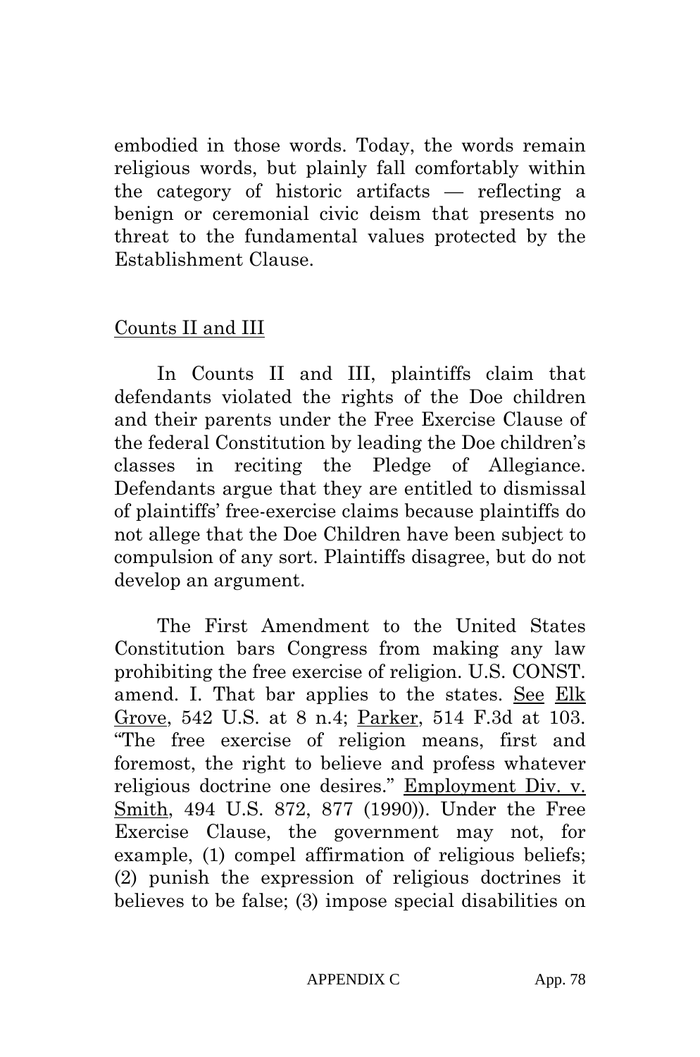embodied in those words. Today, the words remain religious words, but plainly fall comfortably within the category of historic artifacts — reflecting a benign or ceremonial civic deism that presents no threat to the fundamental values protected by the Establishment Clause.

Counts II and III

In Counts II and III, plaintiffs claim that defendants violated the rights of the Doe children and their parents under the Free Exercise Clause of the federal Constitution by leading the Doe children's classes in reciting the Pledge of Allegiance. Defendants argue that they are entitled to dismissal of plaintiffs' free-exercise claims because plaintiffs do not allege that the Doe Children have been subject to compulsion of any sort. Plaintiffs disagree, but do not develop an argument.

The First Amendment to the United States Constitution bars Congress from making any law prohibiting the free exercise of religion. U.S. CONST. amend. I. That bar applies to the states. See Elk Grove, 542 U.S. at 8 n.4; Parker, 514 F.3d at 103. "The free exercise of religion means, first and foremost, the right to believe and profess whatever religious doctrine one desires." Employment Div. v. Smith, 494 U.S. 872, 877 (1990)). Under the Free Exercise Clause, the government may not, for example, (1) compel affirmation of religious beliefs; (2) punish the expression of religious doctrines it believes to be false; (3) impose special disabilities on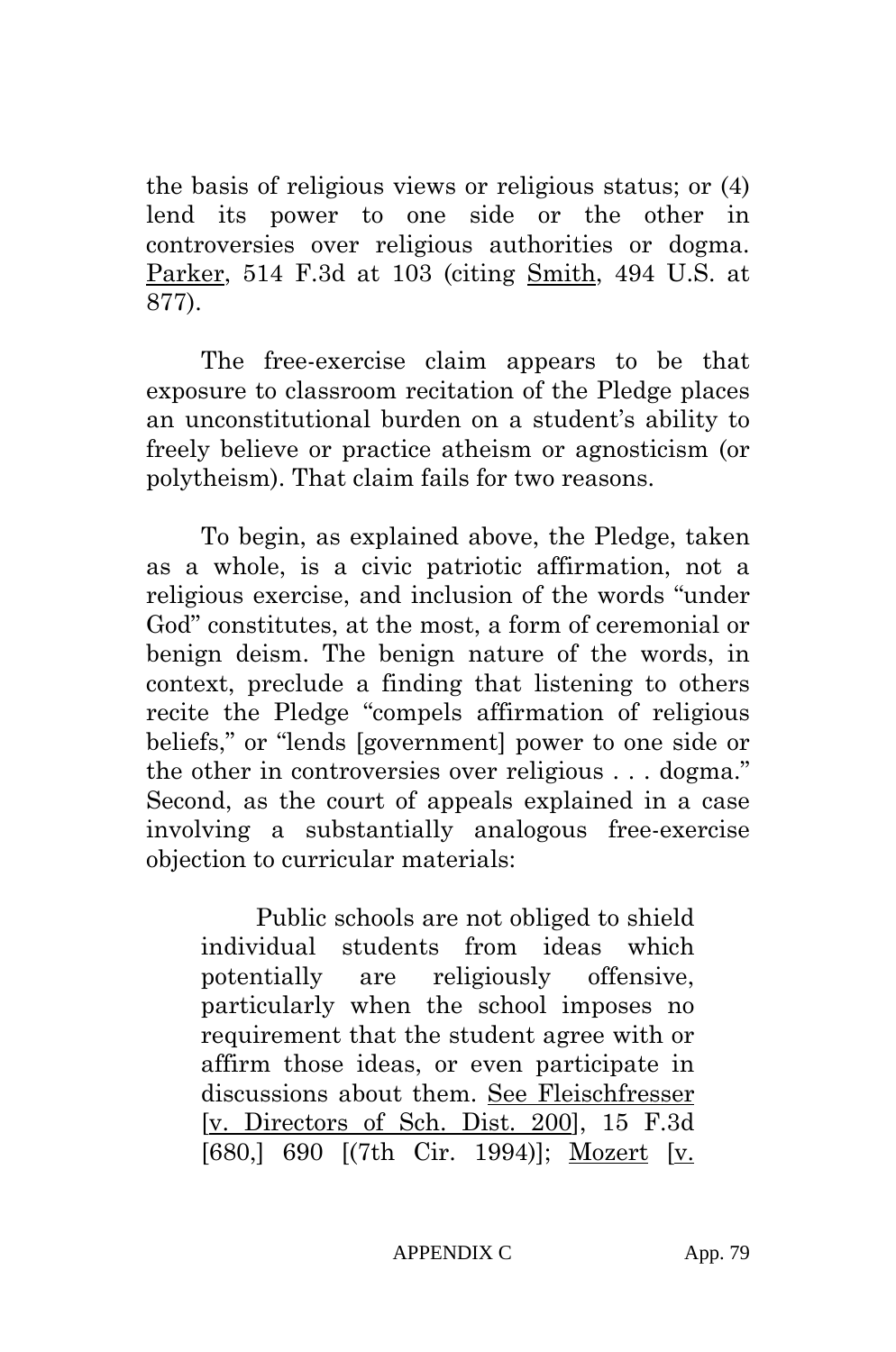the basis of religious views or religious status; or (4) lend its power to one side or the other in controversies over religious authorities or dogma. Parker, 514 F.3d at 103 (citing Smith, 494 U.S. at 877).

The free-exercise claim appears to be that exposure to classroom recitation of the Pledge places an unconstitutional burden on a student's ability to freely believe or practice atheism or agnosticism (or polytheism). That claim fails for two reasons.

To begin, as explained above, the Pledge, taken as a whole, is a civic patriotic affirmation, not a religious exercise, and inclusion of the words "under God" constitutes, at the most, a form of ceremonial or benign deism. The benign nature of the words, in context, preclude a finding that listening to others recite the Pledge "compels affirmation of religious beliefs," or "lends [government] power to one side or the other in controversies over religious . . . dogma." Second, as the court of appeals explained in a case involving a substantially analogous free-exercise objection to curricular materials:

> Public schools are not obliged to shield individual students from ideas which potentially are religiously offensive, particularly when the school imposes no requirement that the student agree with or affirm those ideas, or even participate in discussions about them. See Fleischfresser [v. Directors of Sch. Dist. 200], 15 F.3d [680,] 690 [(7th Cir. 1994)]; Mozert [v.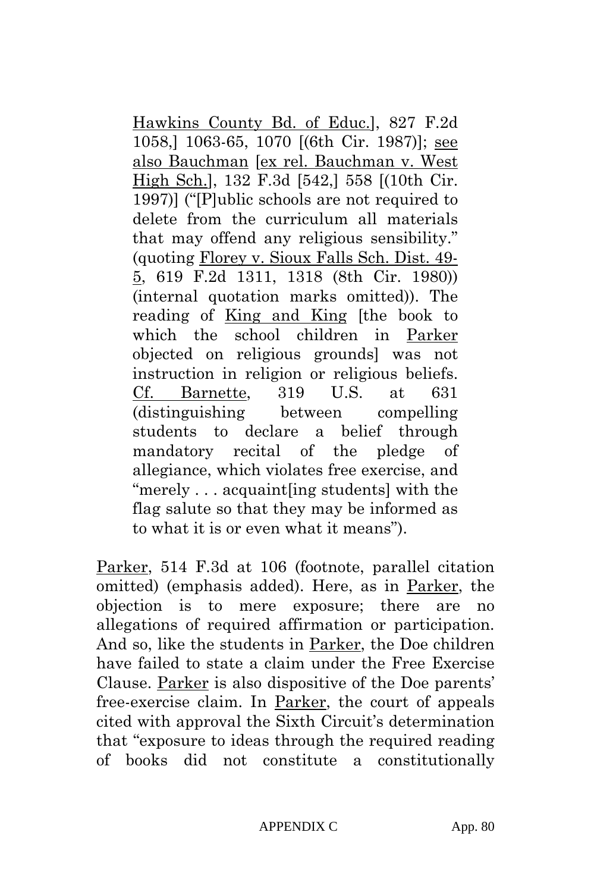> Hawkins County Bd. of Educ.], 827 F.2d 1058,] 1063-65, 1070 [(6th Cir. 1987)]; see also Bauchman [ex rel. Bauchman v. West High Sch.], 132 F.3d [542,] 558 [(10th Cir. 1997)] ("[P]ublic schools are not required to delete from the curriculum all materials that may offend any religious sensibility." (quoting Florey v. Sioux Falls Sch. Dist. 49-5, 619 F.2d 1311, 1318 (8th Cir. 1980)) (internal quotation marks omitted)). The reading of King and King [the book to which the school children in Parker objected on religious grounds] was not instruction in religion or religious beliefs. Cf. Barnette, 319 U.S. at 631 (distinguishing between compelling students to declare a belief through mandatory recital of the pledge of allegiance, which violates free exercise, and "merely . . . acquaint[ing students] with the flag salute so that they may be informed as to what it is or even what it means").

Parker, 514 F.3d at 106 (footnote, parallel citation omitted) (emphasis added). Here, as in Parker, the objection is to mere exposure; there are no allegations of required affirmation or participation. And so, like the students in Parker, the Doe children have failed to state a claim under the Free Exercise Clause. Parker is also dispositive of the Doe parents' free-exercise claim. In Parker, the court of appeals cited with approval the Sixth Circuit's determination that "exposure to ideas through the required reading of books did not constitute a constitutionally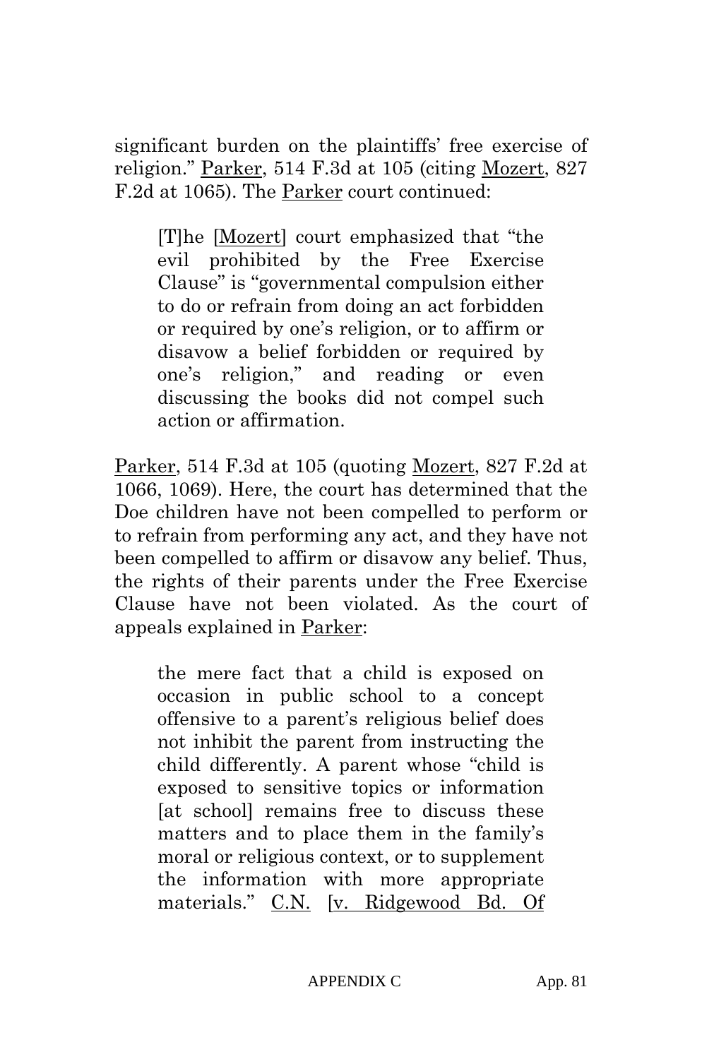significant burden on the plaintiffs' free exercise of religion." Parker, 514 F.3d at 105 (citing Mozert, 827 F.2d at 1065). The Parker court continued:

> [T]he [Mozert] court emphasized that "the evil prohibited by the Free Exercise Clause" is "governmental compulsion either to do or refrain from doing an act forbidden or required by one's religion, or to affirm or disavow a belief forbidden or required by one's religion," and reading or even discussing the books did not compel such action or affirmation.

Parker, 514 F.3d at 105 (quoting Mozert, 827 F.2d at 1066, 1069). Here, the court has determined that the Doe children have not been compelled to perform or to refrain from performing any act, and they have not been compelled to affirm or disavow any belief. Thus, the rights of their parents under the Free Exercise Clause have not been violated. As the court of appeals explained in Parker:

> the mere fact that a child is exposed on occasion in public school to a concept offensive to a parent's religious belief does not inhibit the parent from instructing the child differently. A parent whose "child is exposed to sensitive topics or information [at school] remains free to discuss these matters and to place them in the family's moral or religious context, or to supplement the information with more appropriate materials." C.N. [v. Ridgewood Bd. Of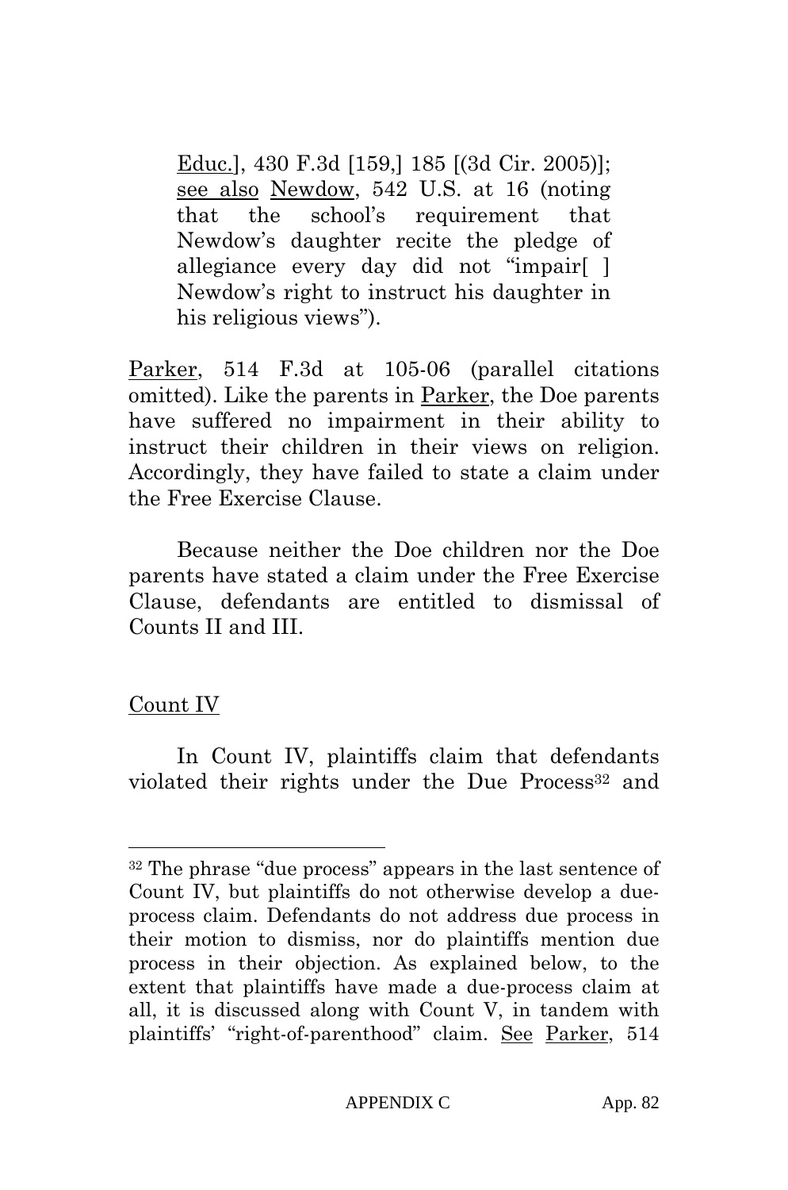Educ.], 430 F.3d [159,] 185 [(3d Cir. 2005)]; see also Newdow, 542 U.S. at 16 (noting that the school's requirement that Newdow's daughter recite the pledge of allegiance every day did not "impair[ ] Newdow's right to instruct his daughter in his religious views").

Parker, 514 F.3d at 105-06 (parallel citations omitted). Like the parents in Parker, the Doe parents have suffered no impairment in their ability to instruct their children in their views on religion. Accordingly, they have failed to state a claim under the Free Exercise Clause.

Because neither the Doe children nor the Doe parents have stated a claim under the Free Exercise Clause, defendants are entitled to dismissal of Counts II and III.

Count IV

In Count IV, plaintiffs claim that defendants violated their rights under the Due Process[32] and

---

[32] The phrase "due process" appears in the last sentence of Count IV, but plaintiffs do not otherwise develop a due-process claim. Defendants do not address due process in their motion to dismiss, nor do plaintiffs mention due process in their objection. As explained below, to the extent that plaintiffs have made a due-process claim at all, it is discussed along with Count V, in tandem with plaintiffs' "right-of-parenthood" claim. See Parker, 514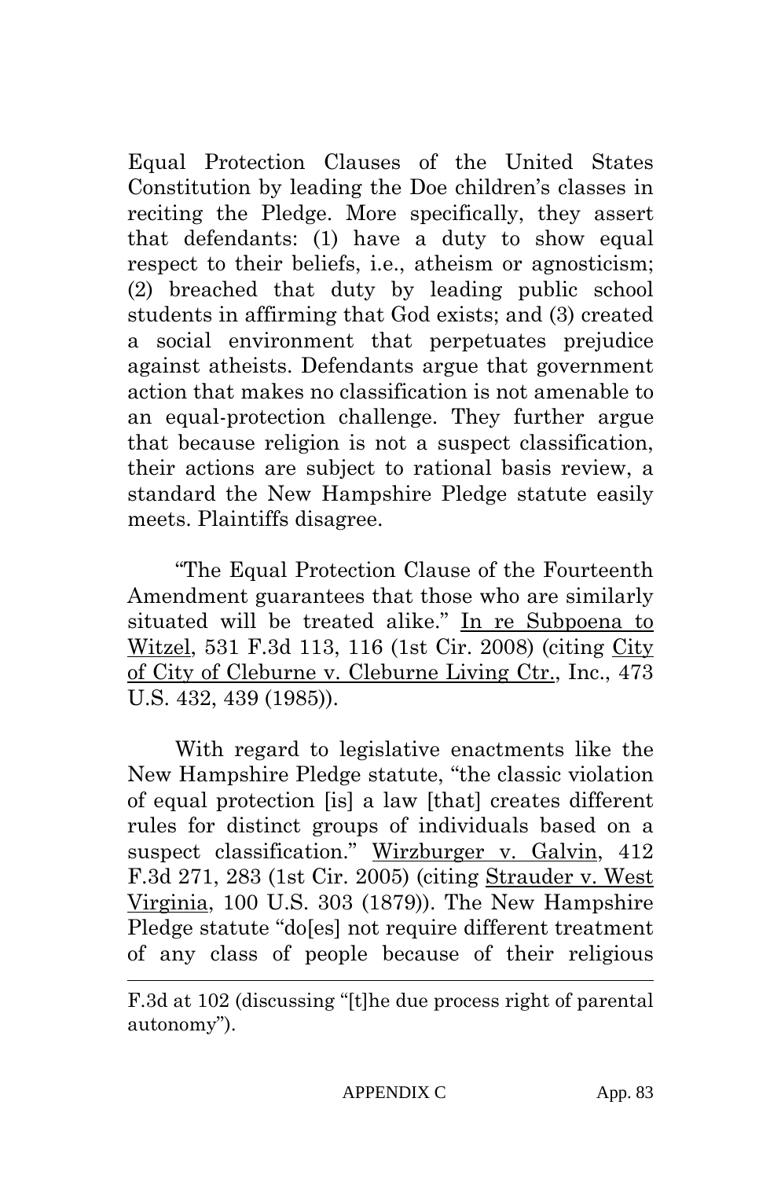Equal Protection Clauses of the United States Constitution by leading the Doe children's classes in reciting the Pledge. More specifically, they assert that defendants: (1) have a duty to show equal respect to their beliefs, i.e., atheism or agnosticism; (2) breached that duty by leading public school students in affirming that God exists; and (3) created a social environment that perpetuates prejudice against atheists. Defendants argue that government action that makes no classification is not amenable to an equal-protection challenge. They further argue that because religion is not a suspect classification, their actions are subject to rational basis review, a standard the New Hampshire Pledge statute easily meets. Plaintiffs disagree.

"The Equal Protection Clause of the Fourteenth Amendment guarantees that those who are similarly situated will be treated alike." In re Subpoena to Witzel, 531 F.3d 113, 116 (1st Cir. 2008) (citing City of City of Cleburne v. Cleburne Living Ctr., Inc., 473 U.S. 432, 439 (1985)).

With regard to legislative enactments like the New Hampshire Pledge statute, "the classic violation of equal protection [is] a law [that] creates different rules for distinct groups of individuals based on a suspect classification." Wirzburger v. Galvin, 412 F.3d 271, 283 (1st Cir. 2005) (citing Strauder v. West Virginia, 100 U.S. 303 (1879)). The New Hampshire Pledge statute "do[es] not require different treatment of any class of people because of their religious

---

F.3d at 102 (discussing "[t]he due process right of parental autonomy").

APPENDIX C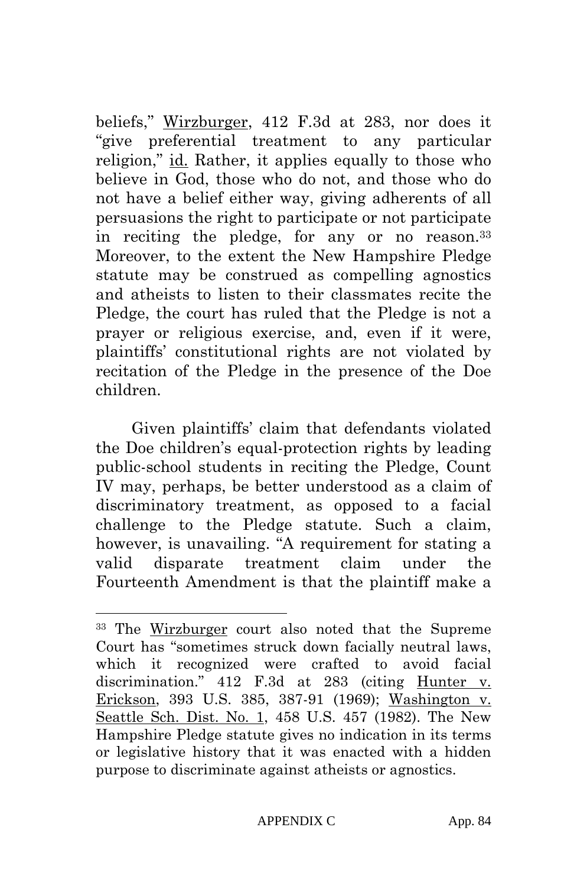beliefs," Wirzburger, 412 F.3d at 283, nor does it "give preferential treatment to any particular religion," id. Rather, it applies equally to those who believe in God, those who do not, and those who do not have a belief either way, giving adherents of all persuasions the right to participate or not participate in reciting the pledge, for any or no reason.[33] Moreover, to the extent the New Hampshire Pledge statute may be construed as compelling agnostics and atheists to listen to their classmates recite the Pledge, the court has ruled that the Pledge is not a prayer or religious exercise, and, even if it were, plaintiffs' constitutional rights are not violated by recitation of the Pledge in the presence of the Doe children.

Given plaintiffs' claim that defendants violated the Doe children's equal-protection rights by leading public-school students in reciting the Pledge, Count IV may, perhaps, be better understood as a claim of discriminatory treatment, as opposed to a facial challenge to the Pledge statute. Such a claim, however, is unavailing. "A requirement for stating a valid disparate treatment claim under the Fourteenth Amendment is that the plaintiff make a

---

[33] The Wirzburger court also noted that the Supreme Court has "sometimes struck down facially neutral laws, which it recognized were crafted to avoid facial discrimination." 412 F.3d at 283 (citing Hunter v. Erickson, 393 U.S. 385, 387-91 (1969); Washington v. Seattle Sch. Dist. No. 1, 458 U.S. 457 (1982). The New Hampshire Pledge statute gives no indication in its terms or legislative history that it was enacted with a hidden purpose to discriminate against atheists or agnostics.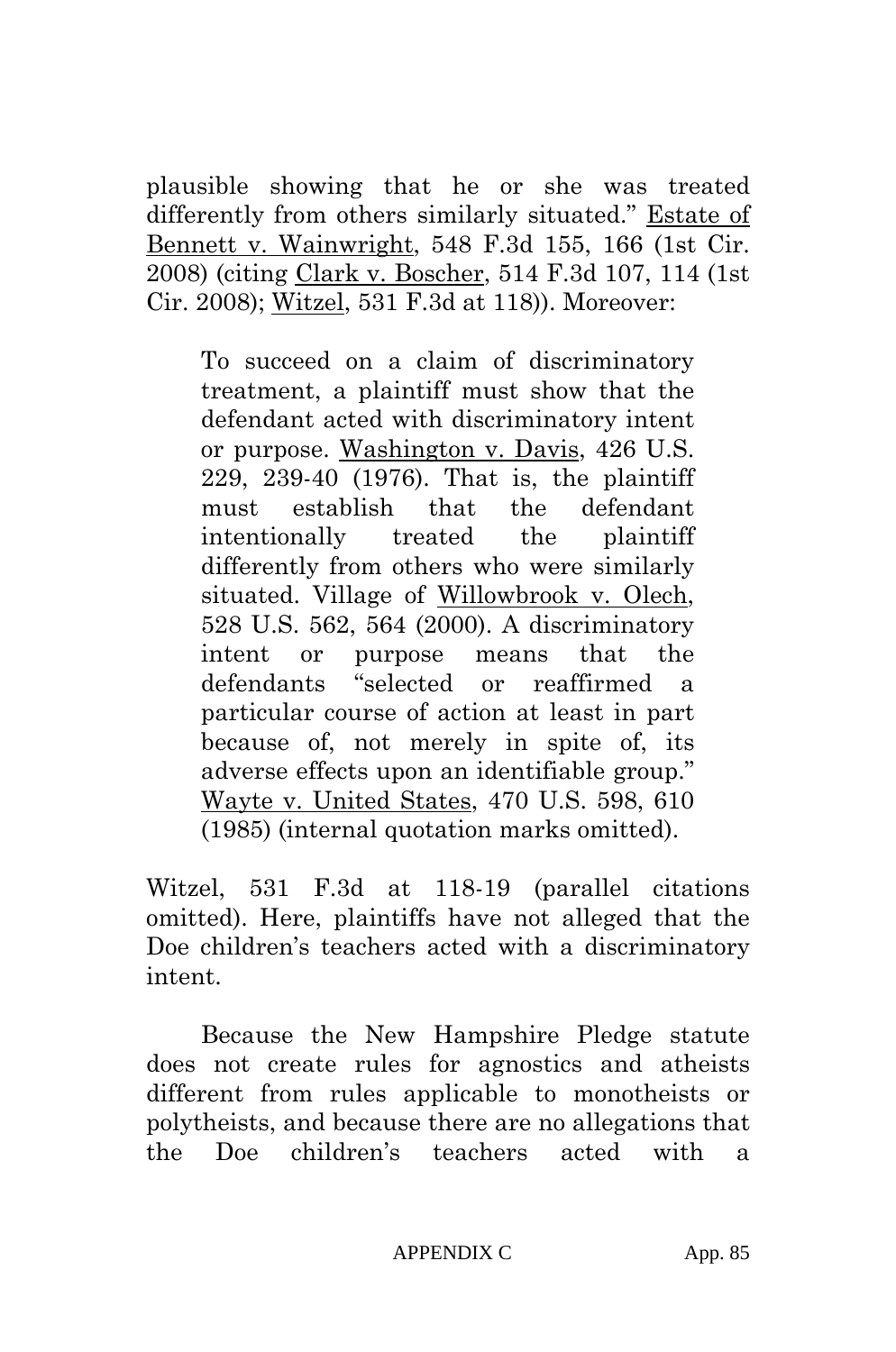plausible showing that he or she was treated differently from others similarly situated." Estate of Bennett v. Wainwright, 548 F.3d 155, 166 (1st Cir. 2008) (citing Clark v. Boscher, 514 F.3d 107, 114 (1st Cir. 2008); Witzel, 531 F.3d at 118)). Moreover:

> To succeed on a claim of discriminatory treatment, a plaintiff must show that the defendant acted with discriminatory intent or purpose. Washington v. Davis, 426 U.S. 229, 239-40 (1976). That is, the plaintiff must establish that the defendant intentionally treated the plaintiff differently from others who were similarly situated. Village of Willowbrook v. Olech, 528 U.S. 562, 564 (2000). A discriminatory intent or purpose means that the defendants "selected or reaffirmed a particular course of action at least in part because of, not merely in spite of, its adverse effects upon an identifiable group." Wayte v. United States, 470 U.S. 598, 610 (1985) (internal quotation marks omitted).

Witzel, 531 F.3d at 118-19 (parallel citations omitted). Here, plaintiffs have not alleged that the Doe children's teachers acted with a discriminatory intent.

Because the New Hampshire Pledge statute does not create rules for agnostics and atheists different from rules applicable to monotheists or polytheists, and because there are no allegations that the Doe children's teachers acted with a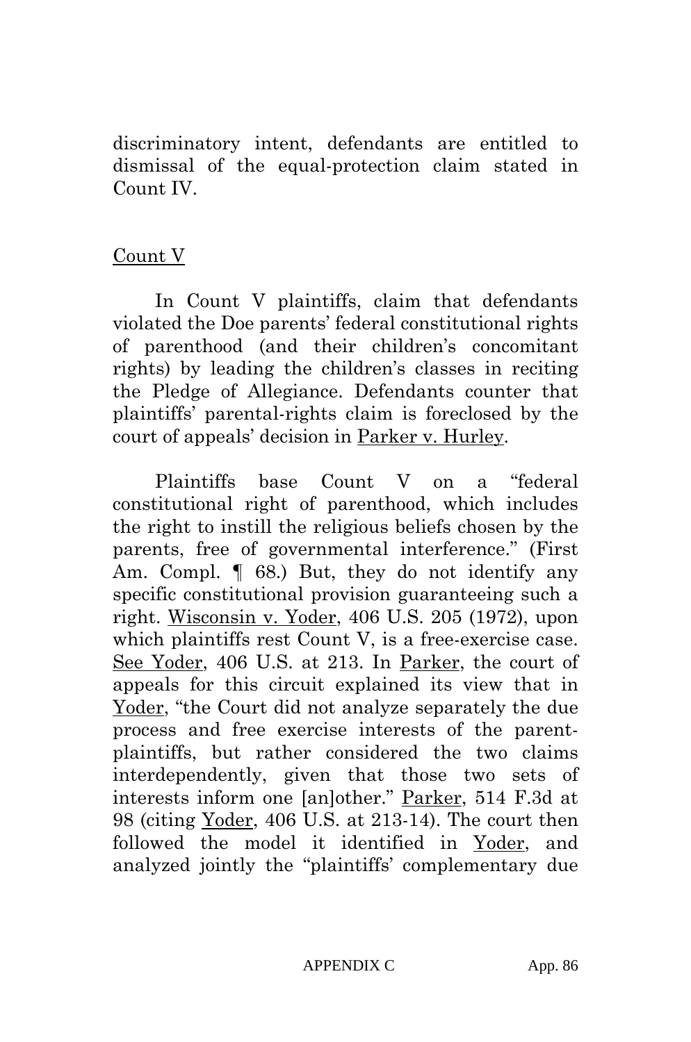discriminatory intent, defendants are entitled to dismissal of the equal-protection claim stated in Count IV.

Count V

In Count V plaintiffs, claim that defendants violated the Doe parents' federal constitutional rights of parenthood (and their children's concomitant rights) by leading the children's classes in reciting the Pledge of Allegiance. Defendants counter that plaintiffs' parental-rights claim is foreclosed by the court of appeals' decision in Parker v. Hurley.

Plaintiffs base Count V on a "federal constitutional right of parenthood, which includes the right to instill the religious beliefs chosen by the parents, free of governmental interference." (First Am. Compl. ¶ 68.) But, they do not identify any specific constitutional provision guaranteeing such a right. Wisconsin v. Yoder, 406 U.S. 205 (1972), upon which plaintiffs rest Count V, is a free-exercise case. See Yoder, 406 U.S. at 213. In Parker, the court of appeals for this circuit explained its view that in Yoder, "the Court did not analyze separately the due process and free exercise interests of the parent-plaintiffs, but rather considered the two claims interdependently, given that those two sets of interests inform one [an]other." Parker, 514 F.3d at 98 (citing Yoder, 406 U.S. at 213-14). The court then followed the model it identified in Yoder, and analyzed jointly the "plaintiffs' complementary due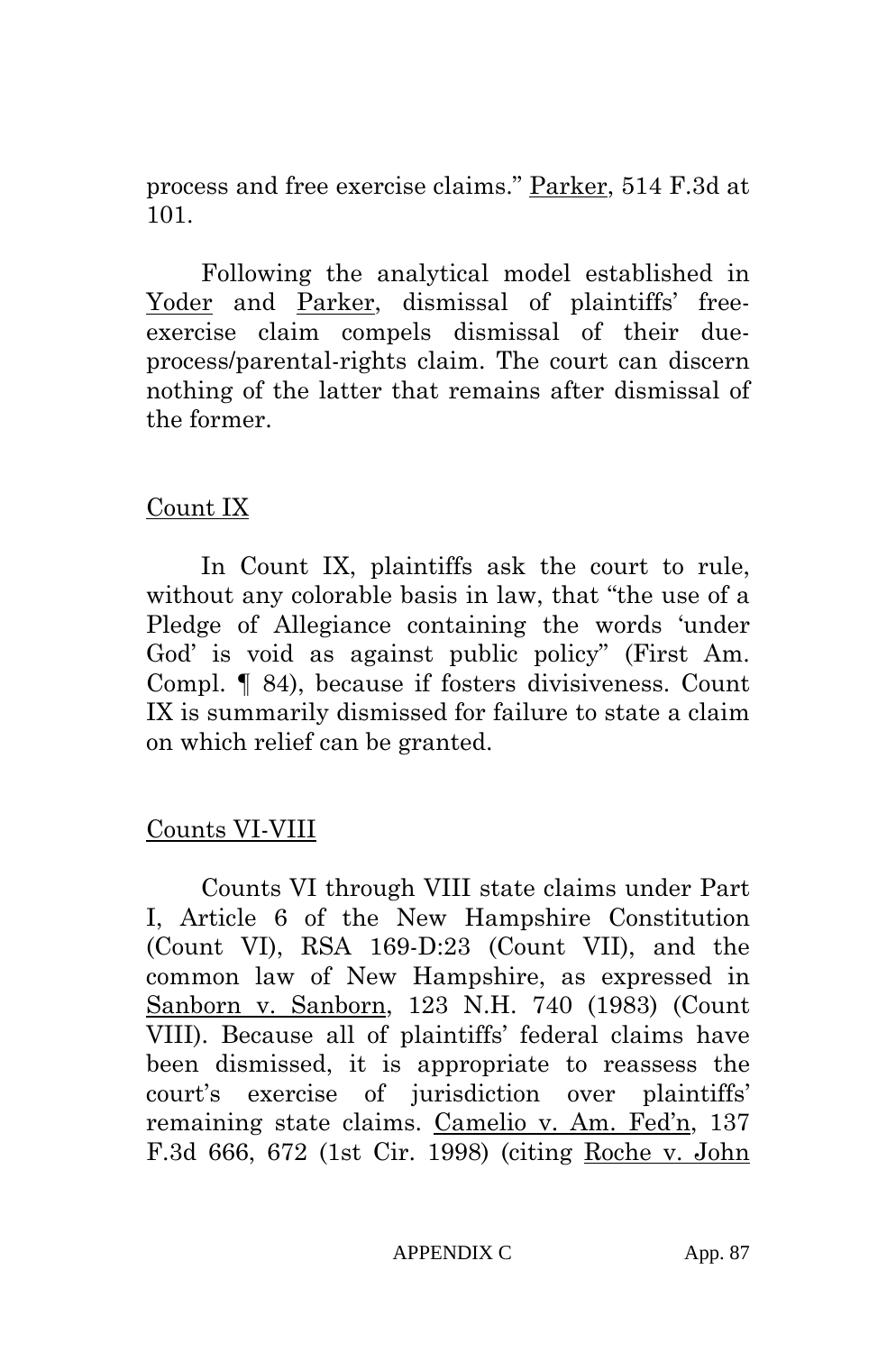process and free exercise claims." Parker, 514 F.3d at 101.

Following the analytical model established in Yoder and Parker, dismissal of plaintiffs' free-exercise claim compels dismissal of their due-process/parental-rights claim. The court can discern nothing of the latter that remains after dismissal of the former.

Count IX

In Count IX, plaintiffs ask the court to rule, without any colorable basis in law, that "the use of a Pledge of Allegiance containing the words 'under God' is void as against public policy" (First Am. Compl. ¶ 84), because if fosters divisiveness. Count IX is summarily dismissed for failure to state a claim on which relief can be granted.

Counts VI-VIII

Counts VI through VIII state claims under Part I, Article 6 of the New Hampshire Constitution (Count VI), RSA 169-D:23 (Count VII), and the common law of New Hampshire, as expressed in Sanborn v. Sanborn, 123 N.H. 740 (1983) (Count VIII). Because all of plaintiffs' federal claims have been dismissed, it is appropriate to reassess the court's exercise of jurisdiction over plaintiffs' remaining state claims. Camelio v. Am. Fed'n, 137 F.3d 666, 672 (1st Cir. 1998) (citing Roche v. John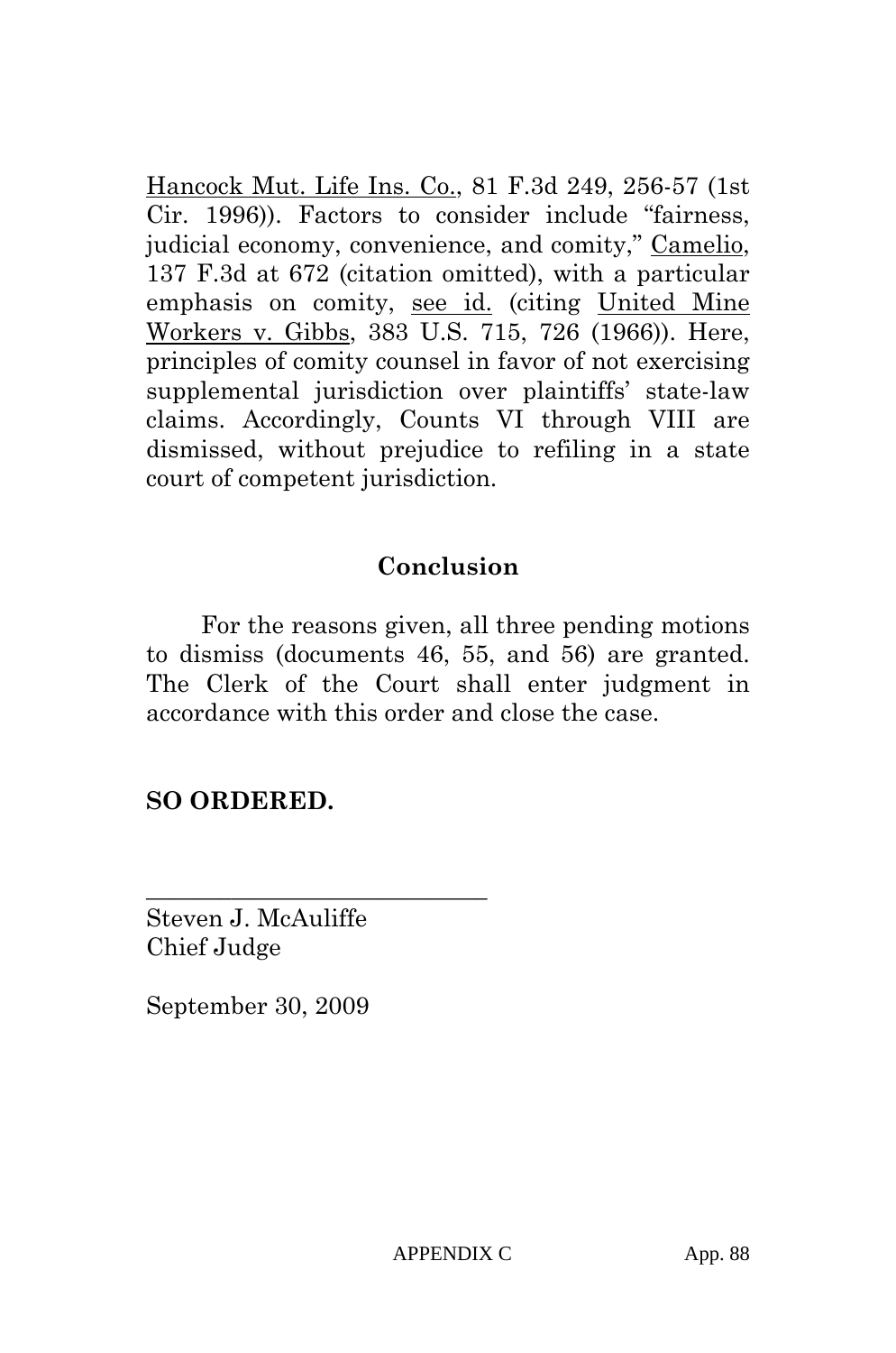Hancock Mut. Life Ins. Co., 81 F.3d 249, 256-57 (1st Cir. 1996)). Factors to consider include "fairness, judicial economy, convenience, and comity," Camelio, 137 F.3d at 672 (citation omitted), with a particular emphasis on comity, see id. (citing United Mine Workers v. Gibbs, 383 U.S. 715, 726 (1966)). Here, principles of comity counsel in favor of not exercising supplemental jurisdiction over plaintiffs' state-law claims. Accordingly, Counts VI through VIII are dismissed, without prejudice to refiling in a state court of competent jurisdiction.

## Conclusion

For the reasons given, all three pending motions to dismiss (documents 46, 55, and 56) are granted. The Clerk of the Court shall enter judgment in accordance with this order and close the case.

**SO ORDERED.**

\_\_\_\_\_\_\_\_\_\_\_\_\_\_\_\_\_\_\_\_\_\_\_\_\_\_\_\_

Steven J. McAuliffe
Chief Judge

September 30, 2009

APPENDIX C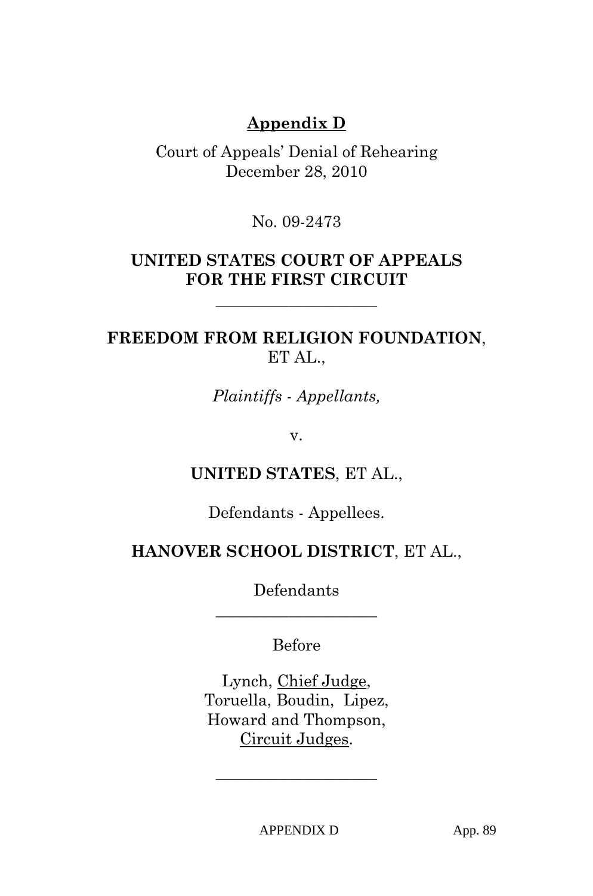**Appendix D**

Court of Appeals' Denial of Rehearing
December 28, 2010

No. 09-2473

**UNITED STATES COURT OF APPEALS**
**FOR THE FIRST CIRCUIT**

\_\_\_\_\_\_\_\_\_\_\_\_\_\_\_\_\_\_\_\_

**FREEDOM FROM RELIGION FOUNDATION**, ET AL.,

*Plaintiffs - Appellants,*

v.

**UNITED STATES**, ET AL.,

Defendants - Appellees.

**HANOVER SCHOOL DISTRICT**, ET AL.,

Defendants

\_\_\_\_\_\_\_\_\_\_\_\_\_\_\_\_\_\_\_\_

Before

Lynch, Chief Judge,
Toruella, Boudin, Lipez,
Howard and Thompson,
Circuit Judges.

\_\_\_\_\_\_\_\_\_\_\_\_\_\_\_\_\_\_\_\_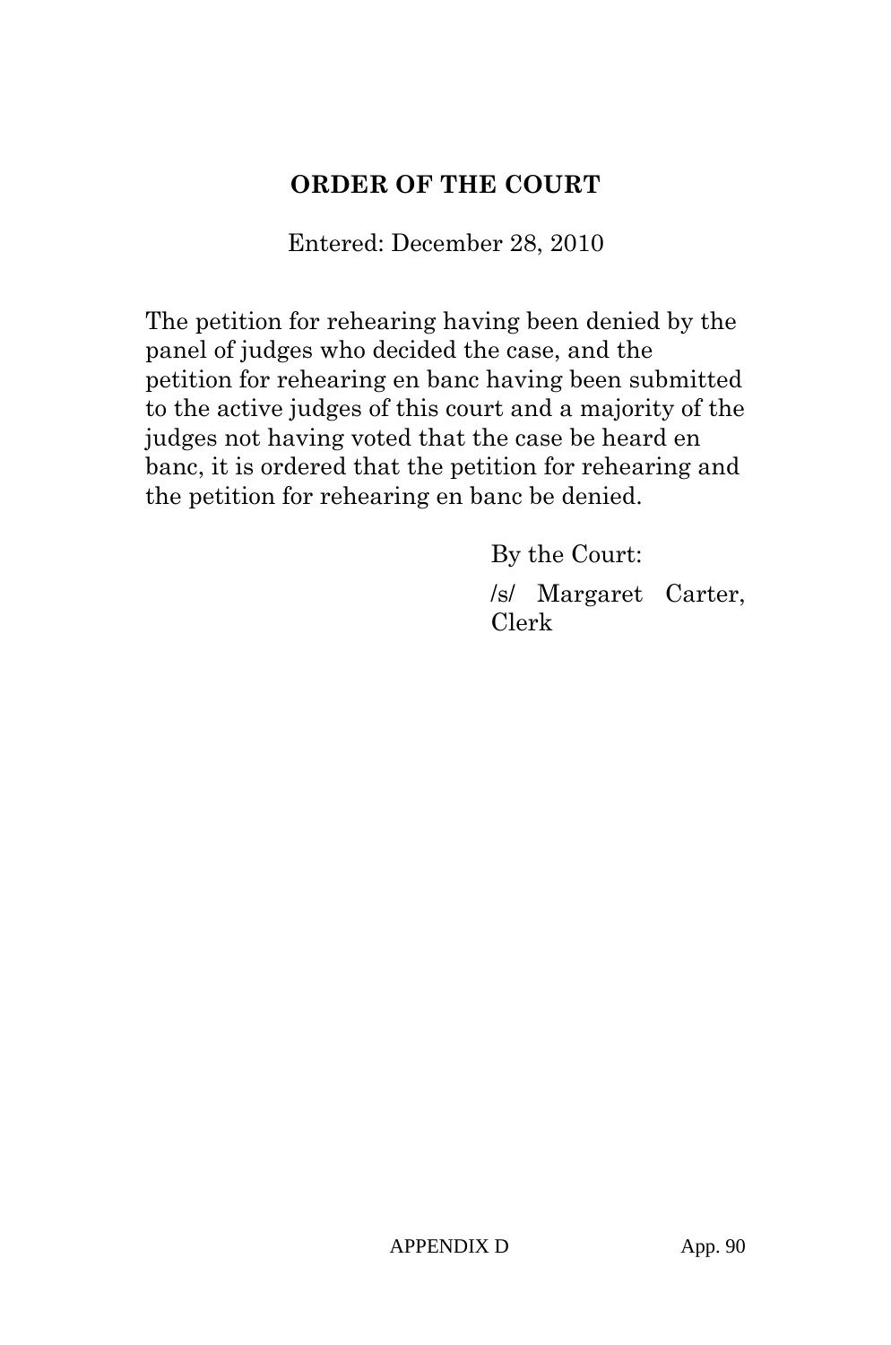## ORDER OF THE COURT

Entered: December 28, 2010

The petition for rehearing having been denied by the panel of judges who decided the case, and the petition for rehearing en banc having been submitted to the active judges of this court and a majority of the judges not having voted that the case be heard en banc, it is ordered that the petition for rehearing and the petition for rehearing en banc be denied.

By the Court:

/s/ Margaret Carter, Clerk

APPENDIX D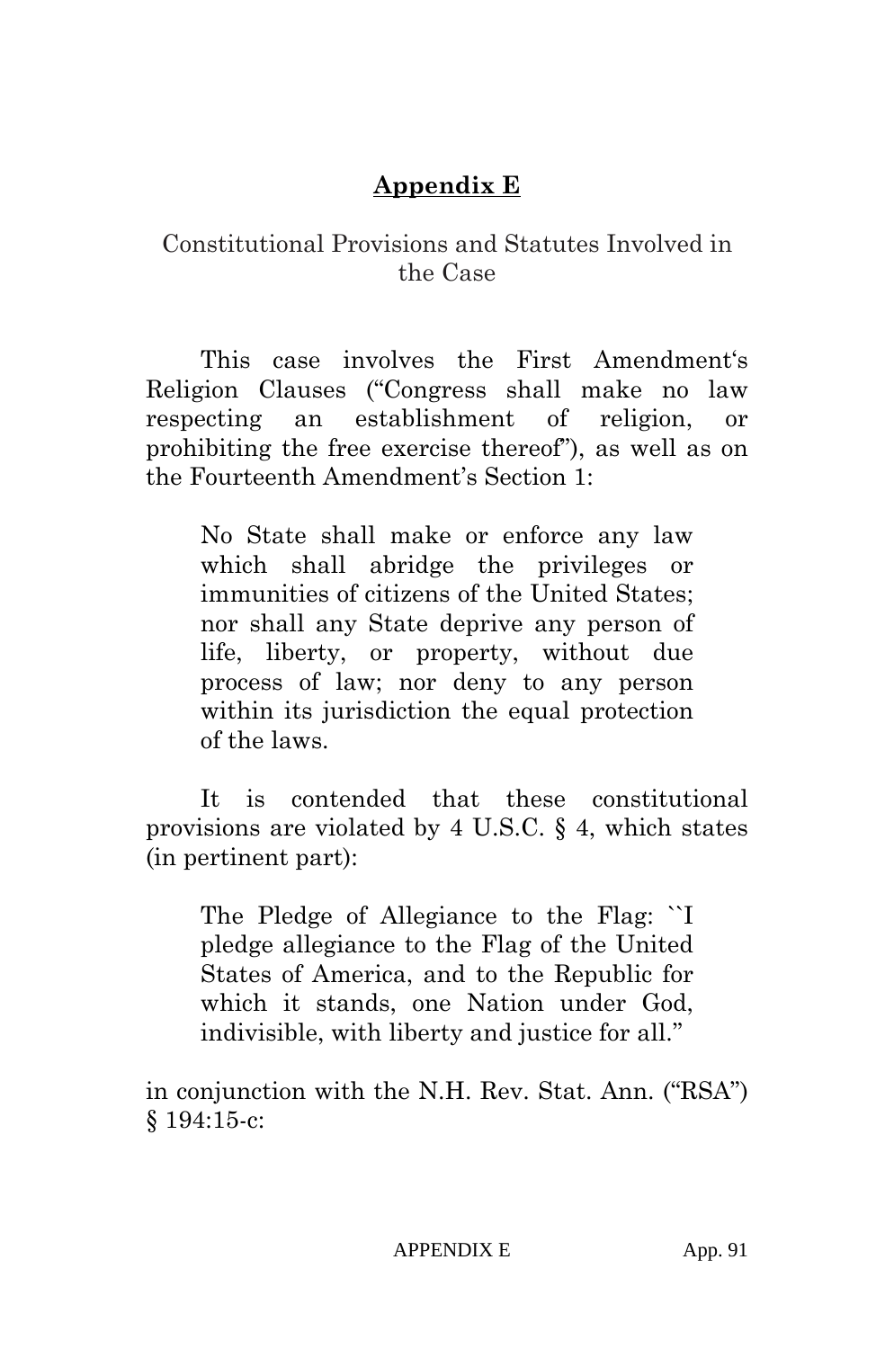# **Appendix E**

Constitutional Provisions and Statutes Involved in the Case

This case involves the First Amendment's Religion Clauses ("Congress shall make no law respecting an establishment of religion, or prohibiting the free exercise thereof"), as well as on the Fourteenth Amendment's Section 1:

> No State shall make or enforce any law which shall abridge the privileges or immunities of citizens of the United States; nor shall any State deprive any person of life, liberty, or property, without due process of law; nor deny to any person within its jurisdiction the equal protection of the laws.

It is contended that these constitutional provisions are violated by 4 U.S.C. § 4, which states (in pertinent part):

> The Pledge of Allegiance to the Flag: ``I pledge allegiance to the Flag of the United States of America, and to the Republic for which it stands, one Nation under God, indivisible, with liberty and justice for all."

in conjunction with the N.H. Rev. Stat. Ann. ("RSA") § 194:15-c: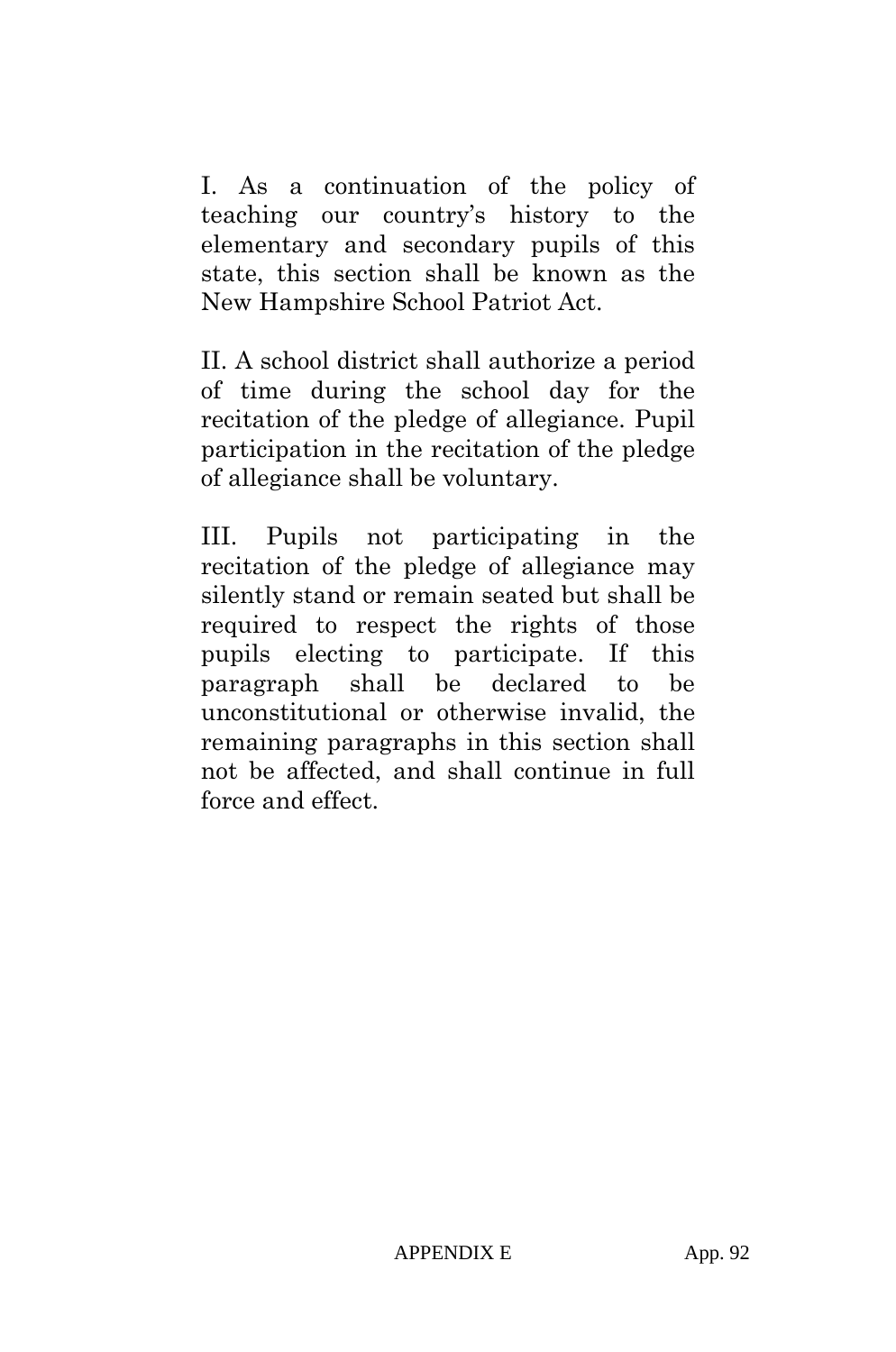I. As a continuation of the policy of teaching our country's history to the elementary and secondary pupils of this state, this section shall be known as the New Hampshire School Patriot Act.

II. A school district shall authorize a period of time during the school day for the recitation of the pledge of allegiance. Pupil participation in the recitation of the pledge of allegiance shall be voluntary.

III. Pupils not participating in the recitation of the pledge of allegiance may silently stand or remain seated but shall be required to respect the rights of those pupils electing to participate. If this paragraph shall be declared to be unconstitutional or otherwise invalid, the remaining paragraphs in this section shall not be affected, and shall continue in full force and effect.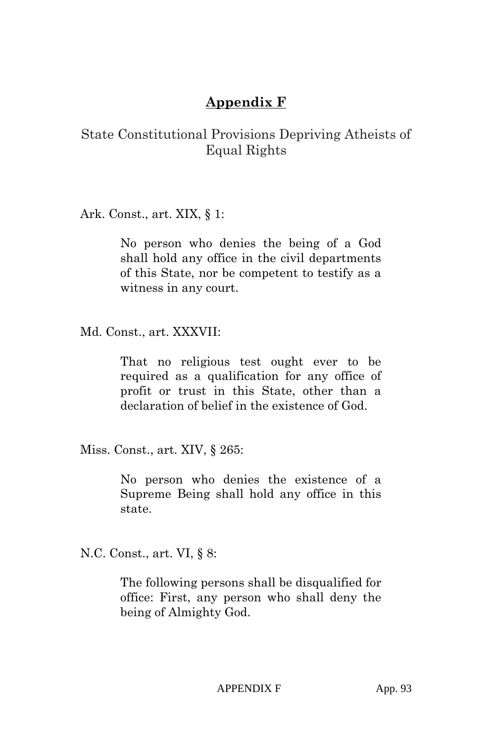# **Appendix F**

State Constitutional Provisions Depriving Atheists of Equal Rights

Ark. Const., art. XIX, § 1:

> No person who denies the being of a God shall hold any office in the civil departments of this State, nor be competent to testify as a witness in any court.

Md. Const., art. XXXVII:

> That no religious test ought ever to be required as a qualification for any office of profit or trust in this State, other than a declaration of belief in the existence of God.

Miss. Const., art. XIV, § 265:

> No person who denies the existence of a Supreme Being shall hold any office in this state.

N.C. Const., art. VI, § 8:

> The following persons shall be disqualified for office: First, any person who shall deny the being of Almighty God.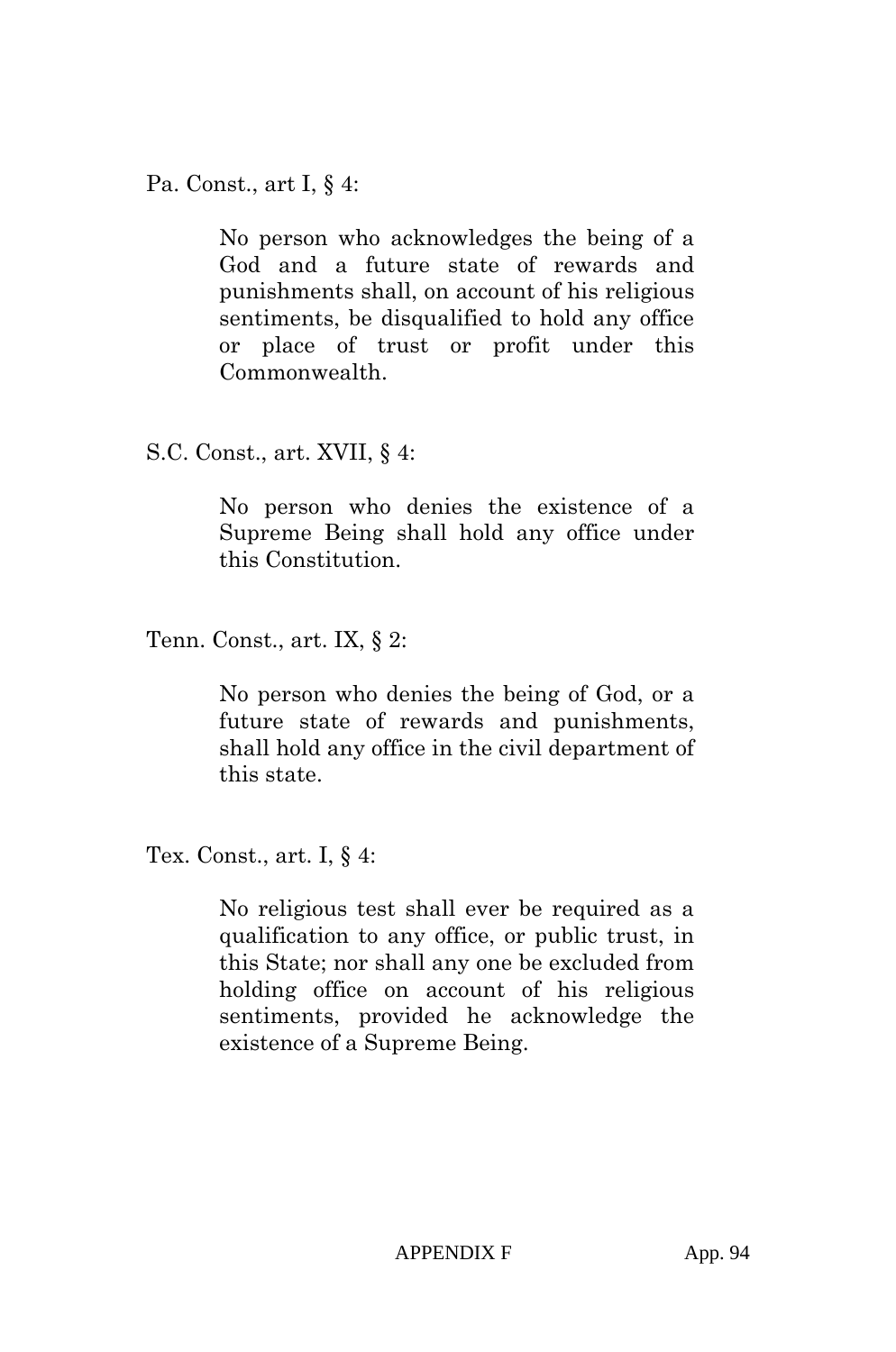Pa. Const., art I, § 4:

> No person who acknowledges the being of a God and a future state of rewards and punishments shall, on account of his religious sentiments, be disqualified to hold any office or place of trust or profit under this Commonwealth.

S.C. Const., art. XVII, § 4:

> No person who denies the existence of a Supreme Being shall hold any office under this Constitution.

Tenn. Const., art. IX, § 2:

> No person who denies the being of God, or a future state of rewards and punishments, shall hold any office in the civil department of this state.

Tex. Const., art. I, § 4:

> No religious test shall ever be required as a qualification to any office, or public trust, in this State; nor shall any one be excluded from holding office on account of his religious sentiments, provided he acknowledge the existence of a Supreme Being.